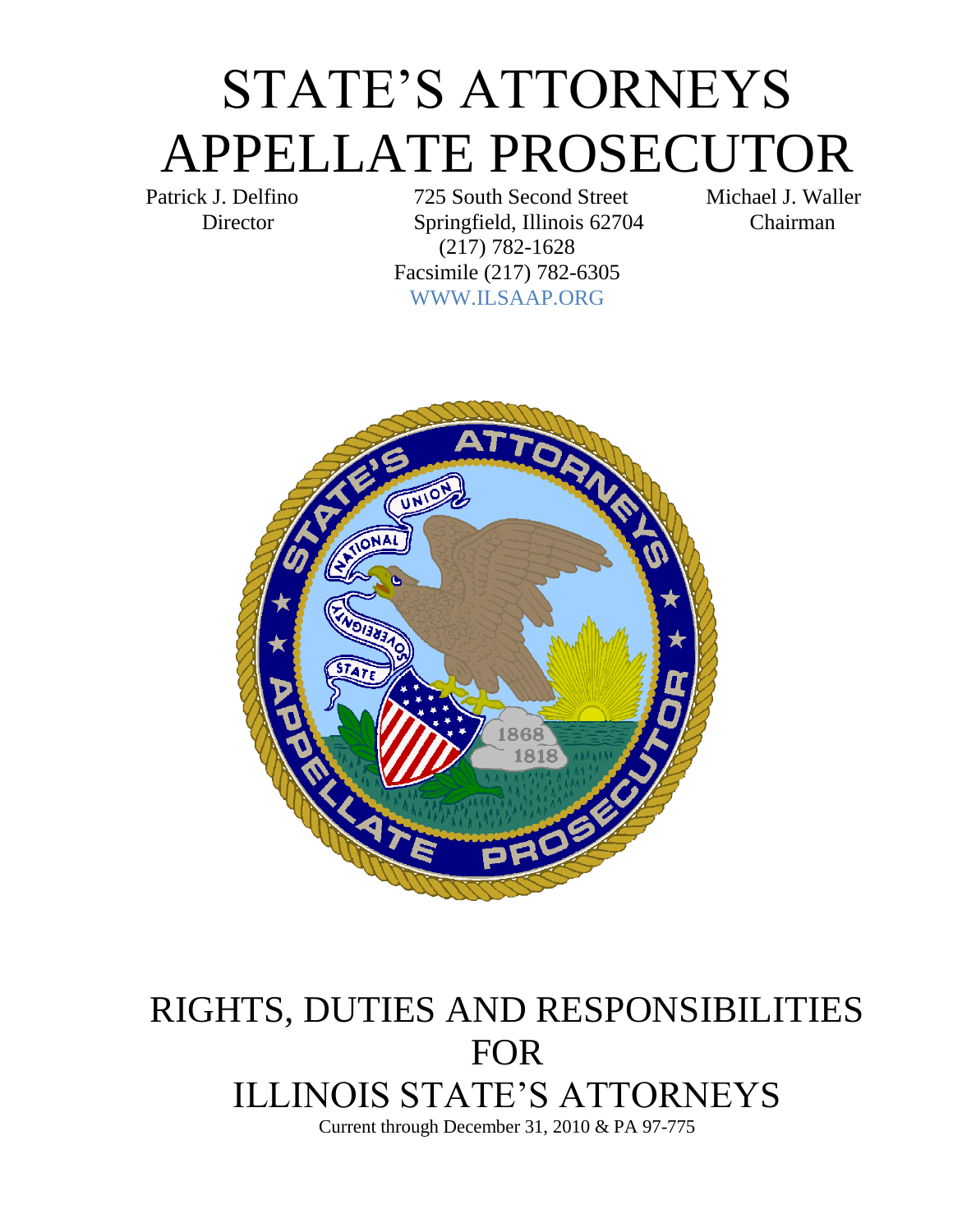# STATE'S ATTORNEYS APPELLATE PROSECUTOR

Patrick J. Delfino
Director

725 South Second Street
Springfield, Illinois 62704
(217) 782-1628
Facsimile (217) 782-6305
WWW.ILSAAP.ORG

Michael J. Waller
Chairman

# RIGHTS, DUTIES AND RESPONSIBILITIES FOR ILLINOIS STATE'S ATTORNEYS

Current through December 31, 2010 & PA 97-775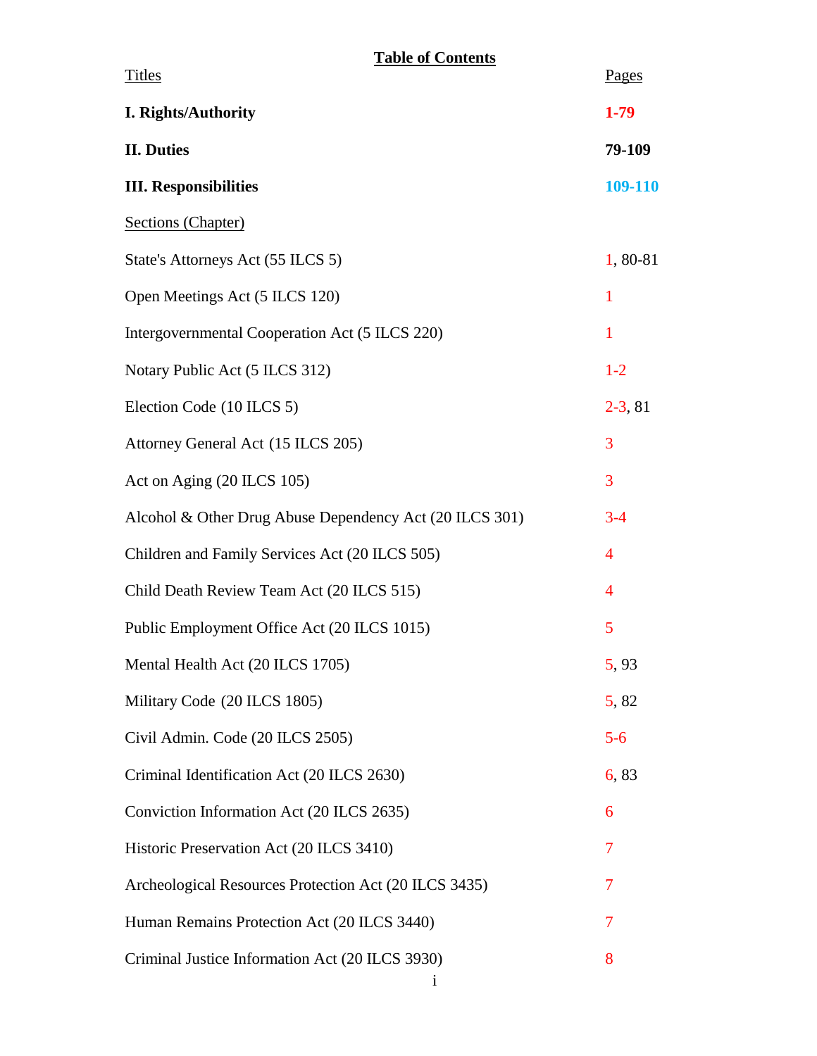# Table of Contents

| Titles | Pages |
|---|---|
| **I. Rights/Authority** | **1-79** |
| **II. Duties** | **79-109** |
| **III. Responsibilities** | **109-110** |
| Sections (Chapter) | |
| State's Attorneys Act (55 ILCS 5) | 1, 80-81 |
| Open Meetings Act (5 ILCS 120) | 1 |
| Intergovernmental Cooperation Act (5 ILCS 220) | 1 |
| Notary Public Act (5 ILCS 312) | 1-2 |
| Election Code (10 ILCS 5) | 2-3, 81 |
| Attorney General Act (15 ILCS 205) | 3 |
| Act on Aging (20 ILCS 105) | 3 |
| Alcohol & Other Drug Abuse Dependency Act (20 ILCS 301) | 3-4 |
| Children and Family Services Act (20 ILCS 505) | 4 |
| Child Death Review Team Act (20 ILCS 515) | 4 |
| Public Employment Office Act (20 ILCS 1015) | 5 |
| Mental Health Act (20 ILCS 1705) | 5, 93 |
| Military Code (20 ILCS 1805) | 5, 82 |
| Civil Admin. Code (20 ILCS 2505) | 5-6 |
| Criminal Identification Act (20 ILCS 2630) | 6, 83 |
| Conviction Information Act (20 ILCS 2635) | 6 |
| Historic Preservation Act (20 ILCS 3410) | 7 |
| Archeological Resources Protection Act (20 ILCS 3435) | 7 |
| Human Remains Protection Act (20 ILCS 3440) | 7 |
| Criminal Justice Information Act (20 ILCS 3930) | 8 |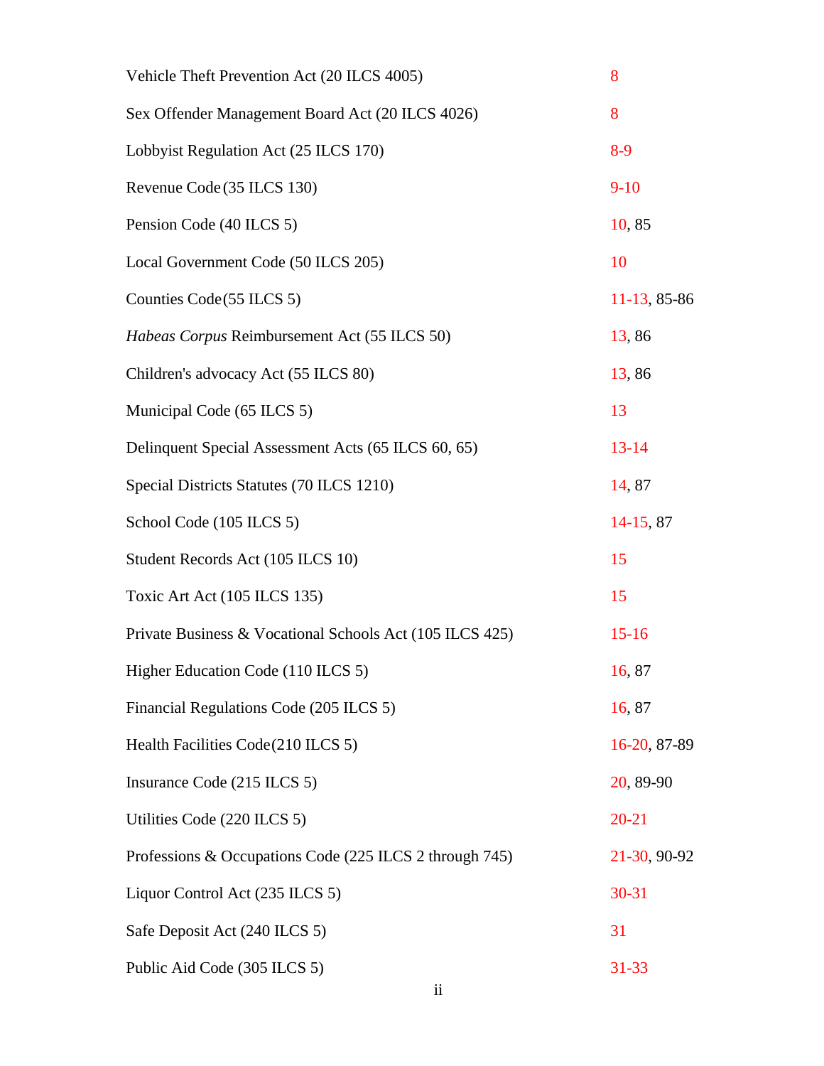| | |
|---|---|
| Vehicle Theft Prevention Act (20 ILCS 4005) | 8 |
| Sex Offender Management Board Act (20 ILCS 4026) | 8 |
| Lobbyist Regulation Act (25 ILCS 170) | 8-9 |
| Revenue Code (35 ILCS 130) | 9-10 |
| Pension Code (40 ILCS 5) | 10, 85 |
| Local Government Code (50 ILCS 205) | 10 |
| Counties Code (55 ILCS 5) | 11-13, 85-86 |
| *Habeas Corpus* Reimbursement Act (55 ILCS 50) | 13, 86 |
| Children's advocacy Act (55 ILCS 80) | 13, 86 |
| Municipal Code (65 ILCS 5) | 13 |
| Delinquent Special Assessment Acts (65 ILCS 60, 65) | 13-14 |
| Special Districts Statutes (70 ILCS 1210) | 14, 87 |
| School Code (105 ILCS 5) | 14-15, 87 |
| Student Records Act (105 ILCS 10) | 15 |
| Toxic Art Act (105 ILCS 135) | 15 |
| Private Business & Vocational Schools Act (105 ILCS 425) | 15-16 |
| Higher Education Code (110 ILCS 5) | 16, 87 |
| Financial Regulations Code (205 ILCS 5) | 16, 87 |
| Health Facilities Code (210 ILCS 5) | 16-20, 87-89 |
| Insurance Code (215 ILCS 5) | 20, 89-90 |
| Utilities Code (220 ILCS 5) | 20-21 |
| Professions & Occupations Code (225 ILCS 2 through 745) | 21-30, 90-92 |
| Liquor Control Act (235 ILCS 5) | 30-31 |
| Safe Deposit Act (240 ILCS 5) | 31 |
| Public Aid Code (305 ILCS 5) | 31-33 |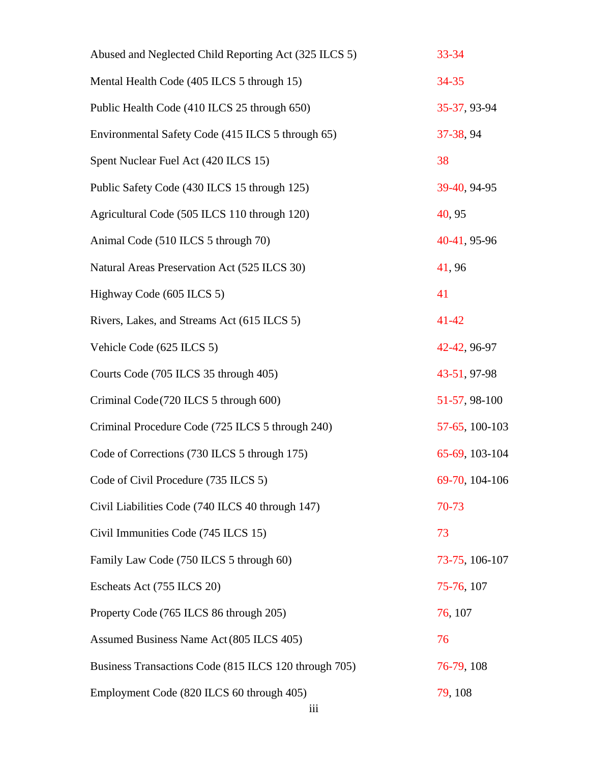| | |
|---|---|
| Abused and Neglected Child Reporting Act (325 ILCS 5) | 33-34 |
| Mental Health Code (405 ILCS 5 through 15) | 34-35 |
| Public Health Code (410 ILCS 25 through 650) | 35-37, 93-94 |
| Environmental Safety Code (415 ILCS 5 through 65) | 37-38, 94 |
| Spent Nuclear Fuel Act (420 ILCS 15) | 38 |
| Public Safety Code (430 ILCS 15 through 125) | 39-40, 94-95 |
| Agricultural Code (505 ILCS 110 through 120) | 40, 95 |
| Animal Code (510 ILCS 5 through 70) | 40-41, 95-96 |
| Natural Areas Preservation Act (525 ILCS 30) | 41, 96 |
| Highway Code (605 ILCS 5) | 41 |
| Rivers, Lakes, and Streams Act (615 ILCS 5) | 41-42 |
| Vehicle Code (625 ILCS 5) | 42-42, 96-97 |
| Courts Code (705 ILCS 35 through 405) | 43-51, 97-98 |
| Criminal Code (720 ILCS 5 through 600) | 51-57, 98-100 |
| Criminal Procedure Code (725 ILCS 5 through 240) | 57-65, 100-103 |
| Code of Corrections (730 ILCS 5 through 175) | 65-69, 103-104 |
| Code of Civil Procedure (735 ILCS 5) | 69-70, 104-106 |
| Civil Liabilities Code (740 ILCS 40 through 147) | 70-73 |
| Civil Immunities Code (745 ILCS 15) | 73 |
| Family Law Code (750 ILCS 5 through 60) | 73-75, 106-107 |
| Escheats Act (755 ILCS 20) | 75-76, 107 |
| Property Code (765 ILCS 86 through 205) | 76, 107 |
| Assumed Business Name Act (805 ILCS 405) | 76 |
| Business Transactions Code (815 ILCS 120 through 705) | 76-79, 108 |
| Employment Code (820 ILCS 60 through 405) | 79, 108 |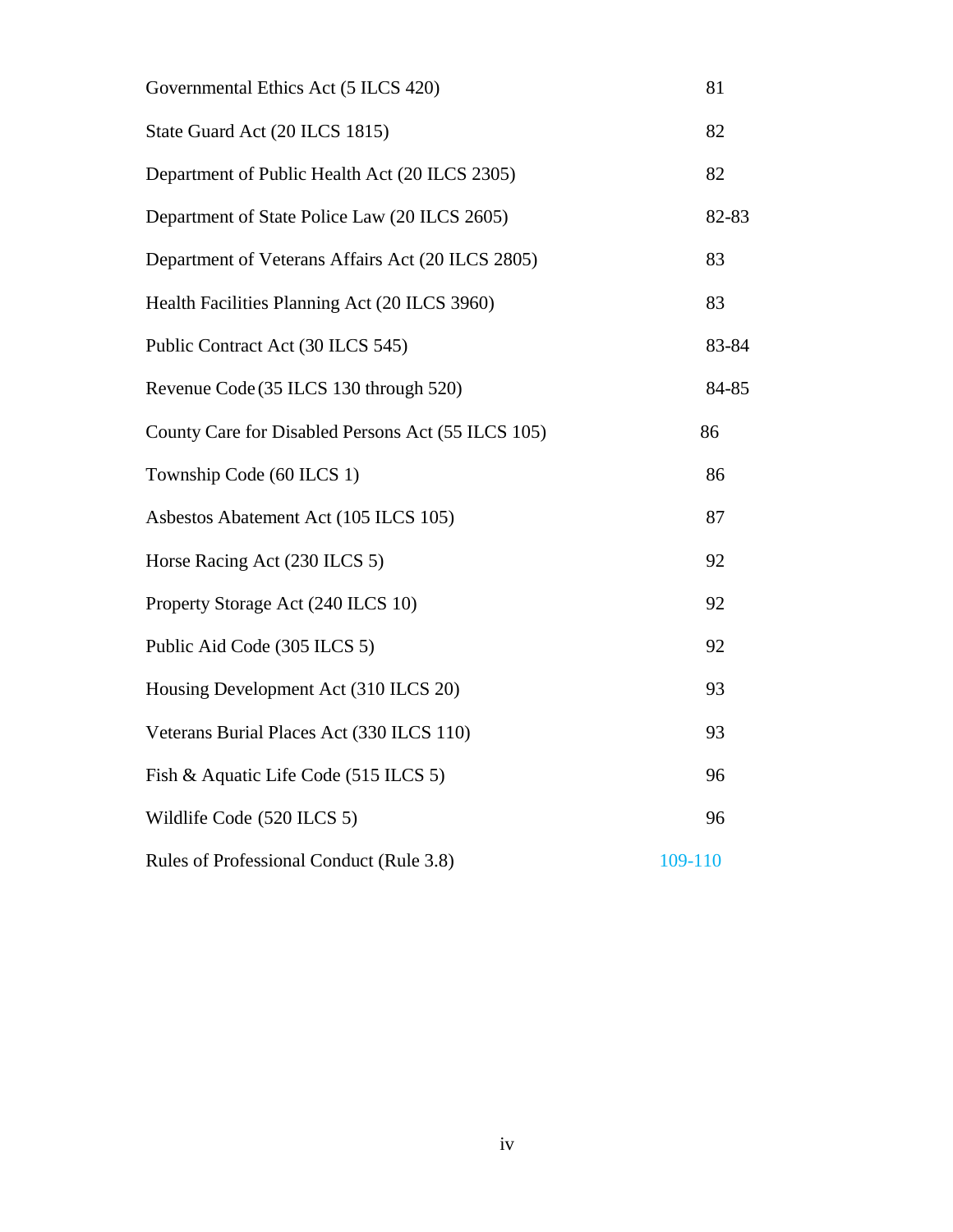| | |
|---|---|
| Governmental Ethics Act (5 ILCS 420) | 81 |
| State Guard Act (20 ILCS 1815) | 82 |
| Department of Public Health Act (20 ILCS 2305) | 82 |
| Department of State Police Law (20 ILCS 2605) | 82-83 |
| Department of Veterans Affairs Act (20 ILCS 2805) | 83 |
| Health Facilities Planning Act (20 ILCS 3960) | 83 |
| Public Contract Act (30 ILCS 545) | 83-84 |
| Revenue Code (35 ILCS 130 through 520) | 84-85 |
| County Care for Disabled Persons Act (55 ILCS 105) | 86 |
| Township Code (60 ILCS 1) | 86 |
| Asbestos Abatement Act (105 ILCS 105) | 87 |
| Horse Racing Act (230 ILCS 5) | 92 |
| Property Storage Act (240 ILCS 10) | 92 |
| Public Aid Code (305 ILCS 5) | 92 |
| Housing Development Act (310 ILCS 20) | 93 |
| Veterans Burial Places Act (330 ILCS 110) | 93 |
| Fish & Aquatic Life Code (515 ILCS 5) | 96 |
| Wildlife Code (520 ILCS 5) | 96 |
| Rules of Professional Conduct (Rule 3.8) | 109-110 |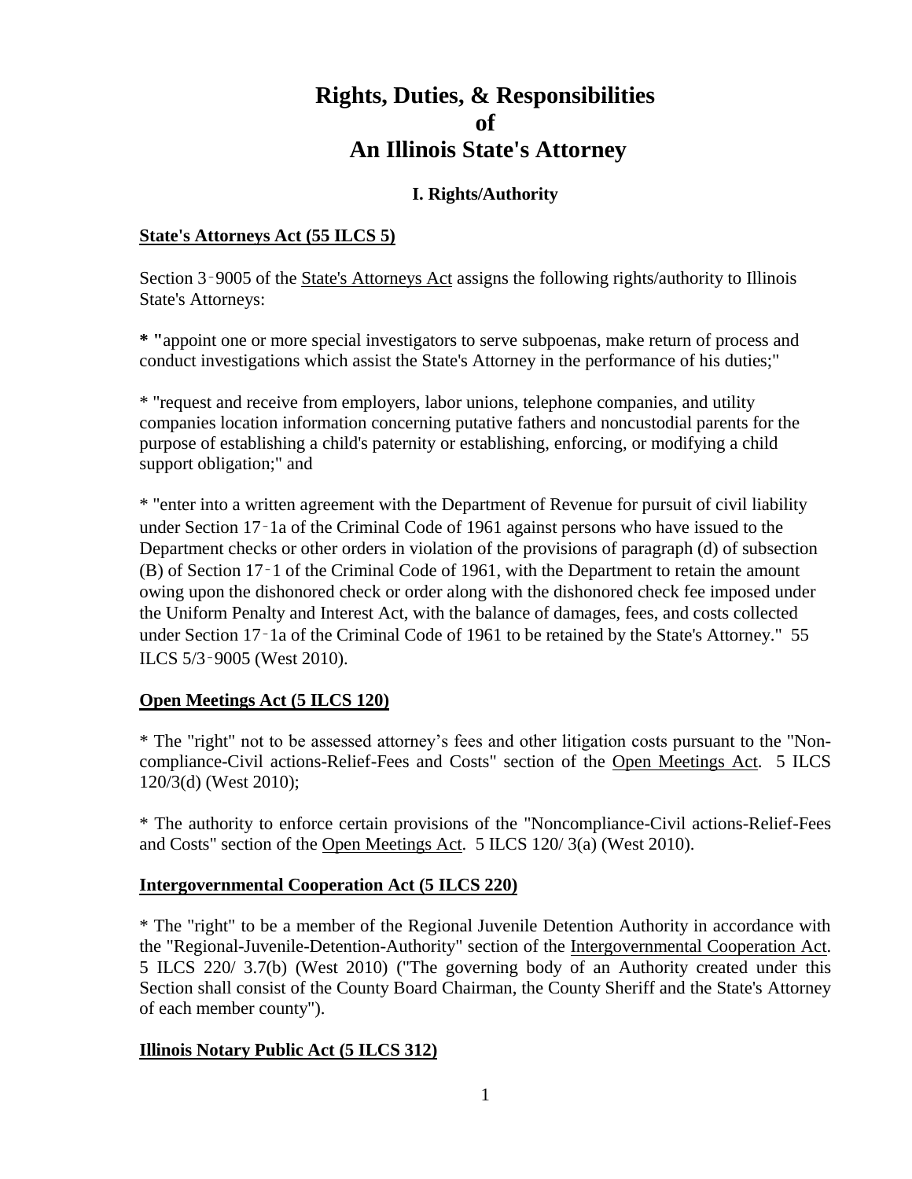# Rights, Duties, & Responsibilities of An Illinois State's Attorney

## I. Rights/Authority

**State's Attorneys Act (55 ILCS 5)**

Section 3‑9005 of the State's Attorneys Act assigns the following rights/authority to Illinois State's Attorneys:

**\* "**appoint one or more special investigators to serve subpoenas, make return of process and conduct investigations which assist the State's Attorney in the performance of his duties;"

\* "request and receive from employers, labor unions, telephone companies, and utility companies location information concerning putative fathers and noncustodial parents for the purpose of establishing a child's paternity or establishing, enforcing, or modifying a child support obligation;" and

\* "enter into a written agreement with the Department of Revenue for pursuit of civil liability under Section 17‑1a of the Criminal Code of 1961 against persons who have issued to the Department checks or other orders in violation of the provisions of paragraph (d) of subsection (B) of Section 17‑1 of the Criminal Code of 1961, with the Department to retain the amount owing upon the dishonored check or order along with the dishonored check fee imposed under the Uniform Penalty and Interest Act, with the balance of damages, fees, and costs collected under Section 17‑1a of the Criminal Code of 1961 to be retained by the State's Attorney." 55 ILCS 5/3‑9005 (West 2010).

**Open Meetings Act (5 ILCS 120)**

\* The "right" not to be assessed attorney's fees and other litigation costs pursuant to the "Non-compliance-Civil actions-Relief-Fees and Costs" section of the Open Meetings Act. 5 ILCS 120/3(d) (West 2010);

\* The authority to enforce certain provisions of the "Noncompliance-Civil actions-Relief-Fees and Costs" section of the Open Meetings Act. 5 ILCS 120/ 3(a) (West 2010).

**Intergovernmental Cooperation Act (5 ILCS 220)**

\* The "right" to be a member of the Regional Juvenile Detention Authority in accordance with the "Regional-Juvenile-Detention-Authority" section of the Intergovernmental Cooperation Act. 5 ILCS 220/ 3.7(b) (West 2010) ("The governing body of an Authority created under this Section shall consist of the County Board Chairman, the County Sheriff and the State's Attorney of each member county").

**Illinois Notary Public Act (5 ILCS 312)**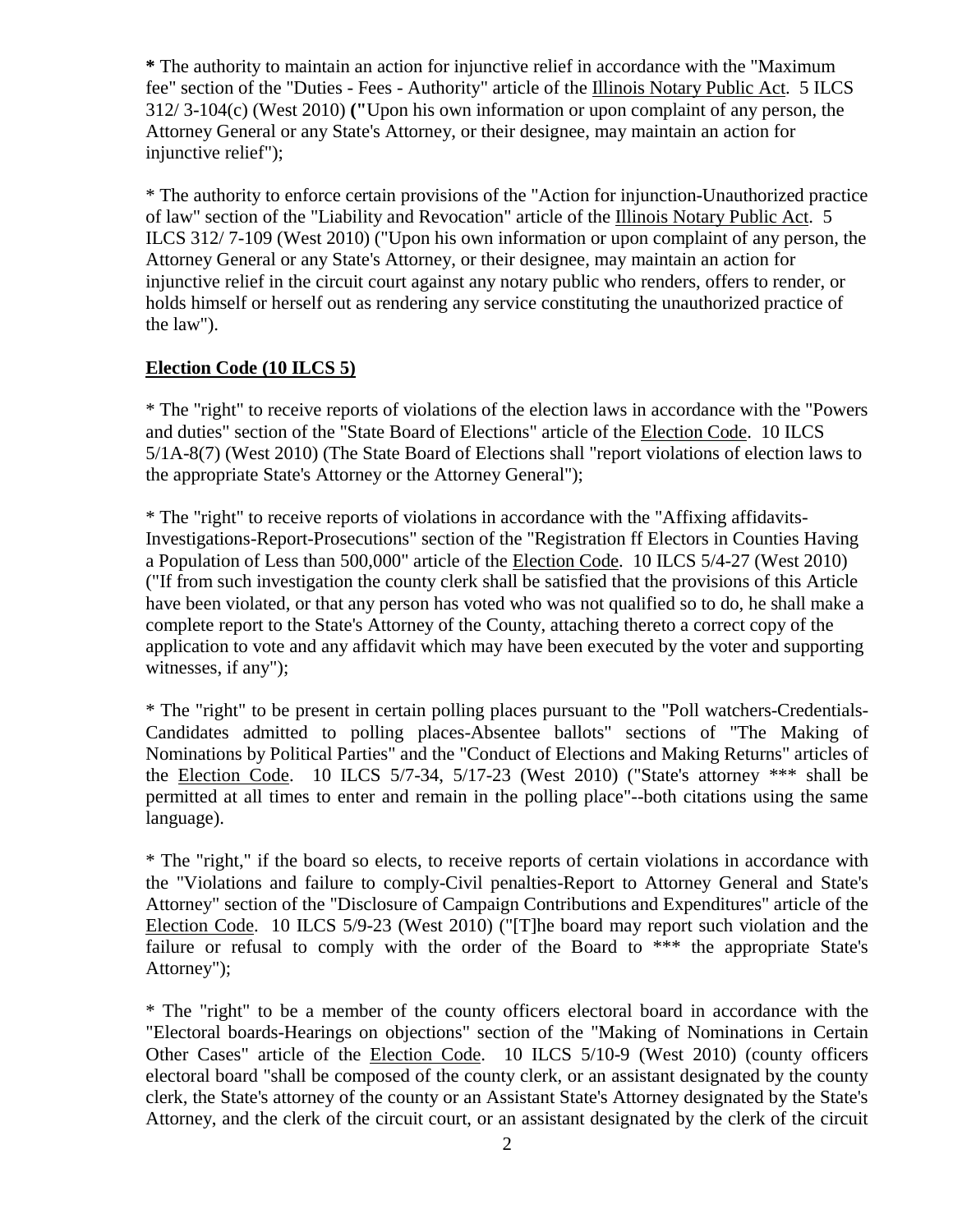**\*** The authority to maintain an action for injunctive relief in accordance with the "Maximum fee" section of the "Duties - Fees - Authority" article of the Illinois Notary Public Act. 5 ILCS 312/ 3-104(c) (West 2010) **("**Upon his own information or upon complaint of any person, the Attorney General or any State's Attorney, or their designee, may maintain an action for injunctive relief");

* The authority to enforce certain provisions of the "Action for injunction-Unauthorized practice of law" section of the "Liability and Revocation" article of the Illinois Notary Public Act. 5 ILCS 312/ 7-109 (West 2010) ("Upon his own information or upon complaint of any person, the Attorney General or any State's Attorney, or their designee, may maintain an action for injunctive relief in the circuit court against any notary public who renders, offers to render, or holds himself or herself out as rendering any service constituting the unauthorized practice of the law").

**Election Code (10 ILCS 5)**

* The "right" to receive reports of violations of the election laws in accordance with the "Powers and duties" section of the "State Board of Elections" article of the Election Code. 10 ILCS 5/1A-8(7) (West 2010) (The State Board of Elections shall "report violations of election laws to the appropriate State's Attorney or the Attorney General");

* The "right" to receive reports of violations in accordance with the "Affixing affidavits-Investigations-Report-Prosecutions" section of the "Registration ff Electors in Counties Having a Population of Less than 500,000" article of the Election Code. 10 ILCS 5/4-27 (West 2010) ("If from such investigation the county clerk shall be satisfied that the provisions of this Article have been violated, or that any person has voted who was not qualified so to do, he shall make a complete report to the State's Attorney of the County, attaching thereto a correct copy of the application to vote and any affidavit which may have been executed by the voter and supporting witnesses, if any");

* The "right" to be present in certain polling places pursuant to the "Poll watchers-Credentials-Candidates admitted to polling places-Absentee ballots" sections of "The Making of Nominations by Political Parties" and the "Conduct of Elections and Making Returns" articles of the Election Code. 10 ILCS 5/7-34, 5/17-23 (West 2010) ("State's attorney *** shall be permitted at all times to enter and remain in the polling place"--both citations using the same language).

* The "right," if the board so elects, to receive reports of certain violations in accordance with the "Violations and failure to comply-Civil penalties-Report to Attorney General and State's Attorney" section of the "Disclosure of Campaign Contributions and Expenditures" article of the Election Code. 10 ILCS 5/9-23 (West 2010) ("[T]he board may report such violation and the failure or refusal to comply with the order of the Board to *** the appropriate State's Attorney");

* The "right" to be a member of the county officers electoral board in accordance with the "Electoral boards-Hearings on objections" section of the "Making of Nominations in Certain Other Cases" article of the Election Code. 10 ILCS 5/10-9 (West 2010) (county officers electoral board "shall be composed of the county clerk, or an assistant designated by the county clerk, the State's attorney of the county or an Assistant State's Attorney designated by the State's Attorney, and the clerk of the circuit court, or an assistant designated by the clerk of the circuit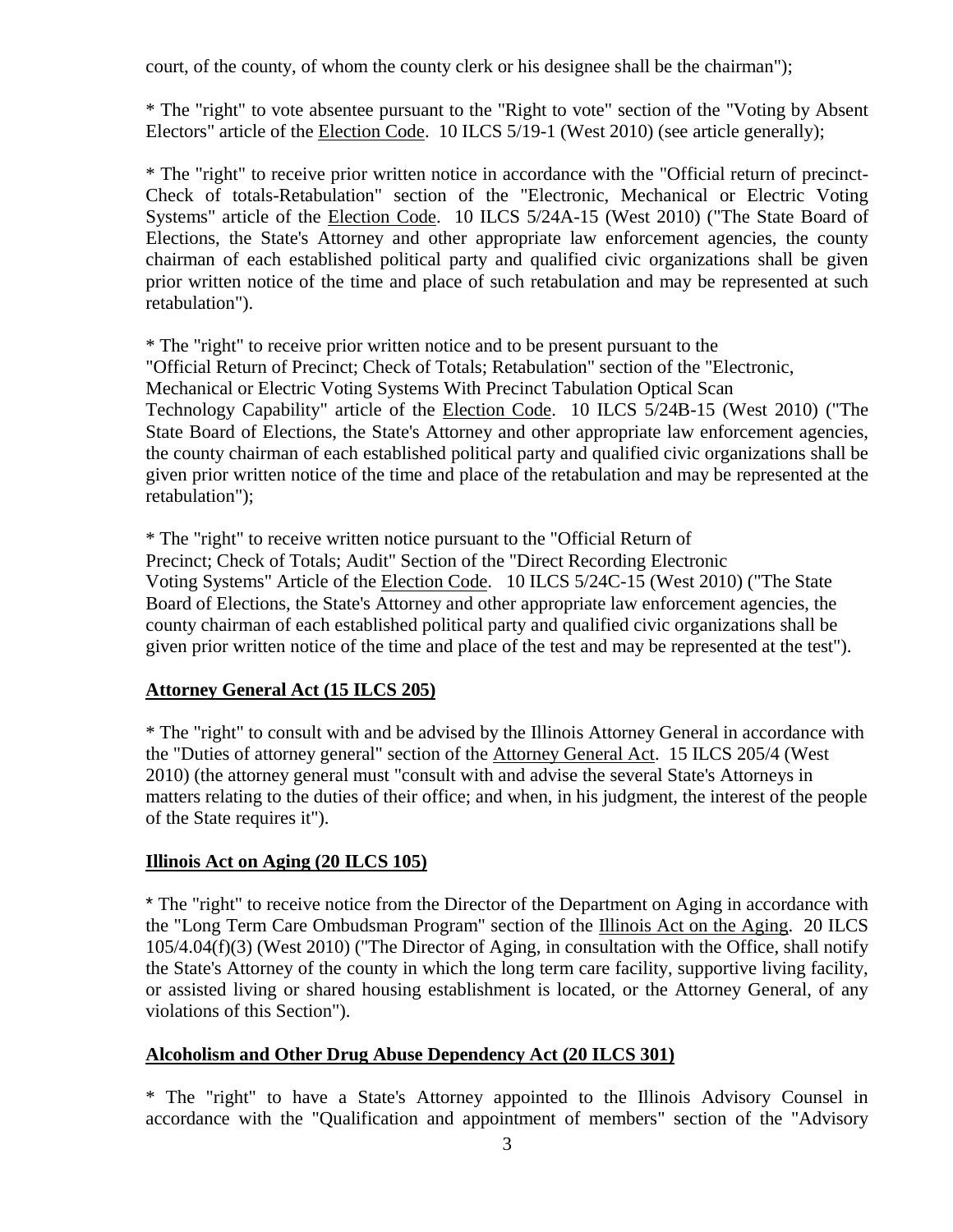court, of the county, of whom the county clerk or his designee shall be the chairman");

* The "right" to vote absentee pursuant to the "Right to vote" section of the "Voting by Absent Electors" article of the Election Code. 10 ILCS 5/19-1 (West 2010) (see article generally);

* The "right" to receive prior written notice in accordance with the "Official return of precinct-Check of totals-Retabulation" section of the "Electronic, Mechanical or Electric Voting Systems" article of the Election Code. 10 ILCS 5/24A-15 (West 2010) ("The State Board of Elections, the State's Attorney and other appropriate law enforcement agencies, the county chairman of each established political party and qualified civic organizations shall be given prior written notice of the time and place of such retabulation and may be represented at such retabulation").

* The "right" to receive prior written notice and to be present pursuant to the "Official Return of Precinct; Check of Totals; Retabulation" section of the "Electronic, Mechanical or Electric Voting Systems With Precinct Tabulation Optical Scan Technology Capability" article of the Election Code. 10 ILCS 5/24B-15 (West 2010) ("The State Board of Elections, the State's Attorney and other appropriate law enforcement agencies, the county chairman of each established political party and qualified civic organizations shall be given prior written notice of the time and place of the retabulation and may be represented at the retabulation");

* The "right" to receive written notice pursuant to the "Official Return of Precinct; Check of Totals; Audit" Section of the "Direct Recording Electronic Voting Systems" Article of the Election Code. 10 ILCS 5/24C-15 (West 2010) ("The State Board of Elections, the State's Attorney and other appropriate law enforcement agencies, the county chairman of each established political party and qualified civic organizations shall be given prior written notice of the time and place of the test and may be represented at the test").

**Attorney General Act (15 ILCS 205)**

* The "right" to consult with and be advised by the Illinois Attorney General in accordance with the "Duties of attorney general" section of the Attorney General Act. 15 ILCS 205/4 (West 2010) (the attorney general must "consult with and advise the several State's Attorneys in matters relating to the duties of their office; and when, in his judgment, the interest of the people of the State requires it").

**Illinois Act on Aging (20 ILCS 105)**

* The "right" to receive notice from the Director of the Department on Aging in accordance with the "Long Term Care Ombudsman Program" section of the Illinois Act on the Aging. 20 ILCS 105/4.04(f)(3) (West 2010) ("The Director of Aging, in consultation with the Office, shall notify the State's Attorney of the county in which the long term care facility, supportive living facility, or assisted living or shared housing establishment is located, or the Attorney General, of any violations of this Section").

**Alcoholism and Other Drug Abuse Dependency Act (20 ILCS 301)**

* The "right" to have a State's Attorney appointed to the Illinois Advisory Counsel in accordance with the "Qualification and appointment of members" section of the "Advisory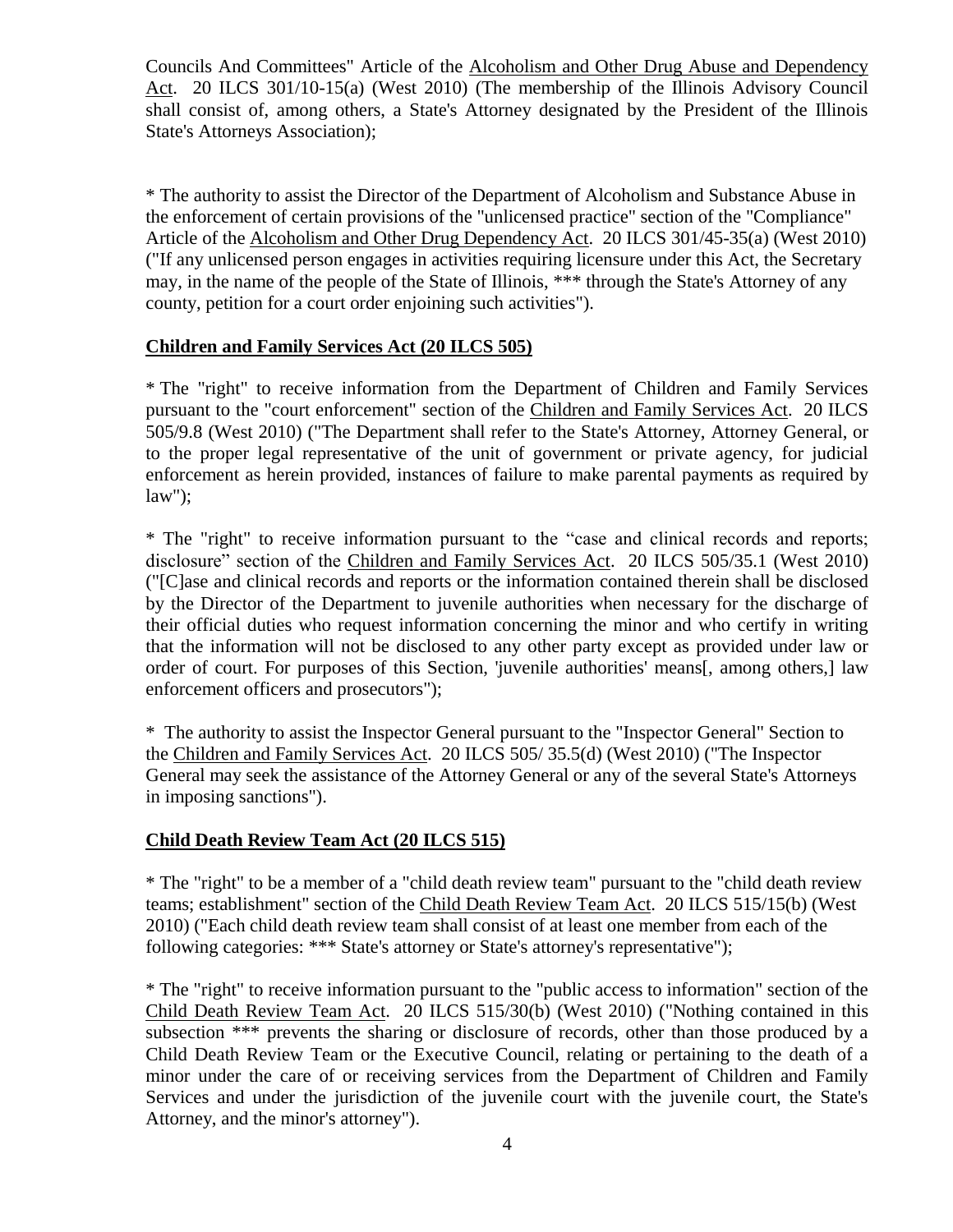Councils And Committees" Article of the Alcoholism and Other Drug Abuse and Dependency Act. 20 ILCS 301/10-15(a) (West 2010) (The membership of the Illinois Advisory Council shall consist of, among others, a State's Attorney designated by the President of the Illinois State's Attorneys Association);

* The authority to assist the Director of the Department of Alcoholism and Substance Abuse in the enforcement of certain provisions of the "unlicensed practice" section of the "Compliance" Article of the Alcoholism and Other Drug Dependency Act. 20 ILCS 301/45-35(a) (West 2010) ("If any unlicensed person engages in activities requiring licensure under this Act, the Secretary may, in the name of the people of the State of Illinois, *** through the State's Attorney of any county, petition for a court order enjoining such activities").

**Children and Family Services Act (20 ILCS 505)**

* The "right" to receive information from the Department of Children and Family Services pursuant to the "court enforcement" section of the Children and Family Services Act. 20 ILCS 505/9.8 (West 2010) ("The Department shall refer to the State's Attorney, Attorney General, or to the proper legal representative of the unit of government or private agency, for judicial enforcement as herein provided, instances of failure to make parental payments as required by law");

* The "right" to receive information pursuant to the "case and clinical records and reports; disclosure" section of the Children and Family Services Act. 20 ILCS 505/35.1 (West 2010) ("[C]ase and clinical records and reports or the information contained therein shall be disclosed by the Director of the Department to juvenile authorities when necessary for the discharge of their official duties who request information concerning the minor and who certify in writing that the information will not be disclosed to any other party except as provided under law or order of court. For purposes of this Section, 'juvenile authorities' means[, among others,] law enforcement officers and prosecutors");

* The authority to assist the Inspector General pursuant to the "Inspector General" Section to the Children and Family Services Act. 20 ILCS 505/ 35.5(d) (West 2010) ("The Inspector General may seek the assistance of the Attorney General or any of the several State's Attorneys in imposing sanctions").

**Child Death Review Team Act (20 ILCS 515)**

* The "right" to be a member of a "child death review team" pursuant to the "child death review teams; establishment" section of the Child Death Review Team Act. 20 ILCS 515/15(b) (West 2010) ("Each child death review team shall consist of at least one member from each of the following categories: *** State's attorney or State's attorney's representative");

* The "right" to receive information pursuant to the "public access to information" section of the Child Death Review Team Act. 20 ILCS 515/30(b) (West 2010) ("Nothing contained in this subsection *** prevents the sharing or disclosure of records, other than those produced by a Child Death Review Team or the Executive Council, relating or pertaining to the death of a minor under the care of or receiving services from the Department of Children and Family Services and under the jurisdiction of the juvenile court with the juvenile court, the State's Attorney, and the minor's attorney").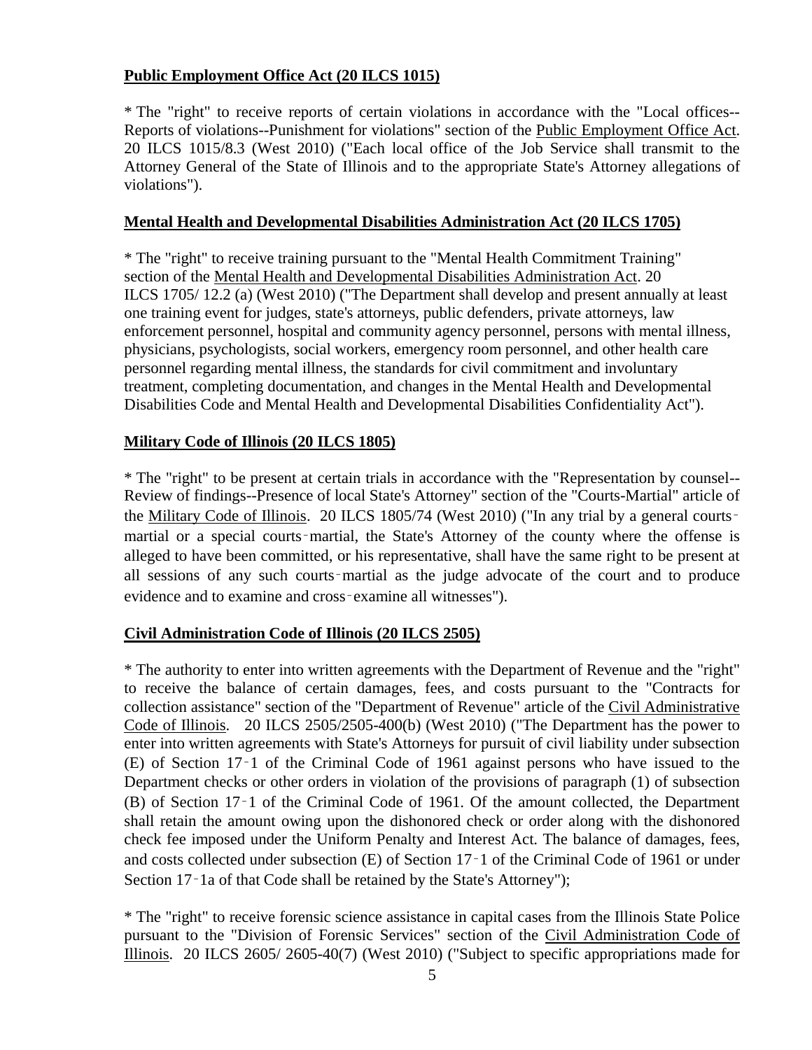**Public Employment Office Act (20 ILCS 1015)**

* The "right" to receive reports of certain violations in accordance with the "Local offices--Reports of violations--Punishment for violations" section of the Public Employment Office Act. 20 ILCS 1015/8.3 (West 2010) ("Each local office of the Job Service shall transmit to the Attorney General of the State of Illinois and to the appropriate State's Attorney allegations of violations").

**Mental Health and Developmental Disabilities Administration Act (20 ILCS 1705)**

* The "right" to receive training pursuant to the "Mental Health Commitment Training" section of the Mental Health and Developmental Disabilities Administration Act. 20 ILCS 1705/ 12.2 (a) (West 2010) ("The Department shall develop and present annually at least one training event for judges, state's attorneys, public defenders, private attorneys, law enforcement personnel, hospital and community agency personnel, persons with mental illness, physicians, psychologists, social workers, emergency room personnel, and other health care personnel regarding mental illness, the standards for civil commitment and involuntary treatment, completing documentation, and changes in the Mental Health and Developmental Disabilities Code and Mental Health and Developmental Disabilities Confidentiality Act").

**Military Code of Illinois (20 ILCS 1805)**

* The "right" to be present at certain trials in accordance with the "Representation by counsel--Review of findings--Presence of local State's Attorney" section of the "Courts-Martial" article of the Military Code of Illinois. 20 ILCS 1805/74 (West 2010) ("In any trial by a general courts‑martial or a special courts‑martial, the State's Attorney of the county where the offense is alleged to have been committed, or his representative, shall have the same right to be present at all sessions of any such courts‑martial as the judge advocate of the court and to produce evidence and to examine and cross‑examine all witnesses").

**Civil Administration Code of Illinois (20 ILCS 2505)**

* The authority to enter into written agreements with the Department of Revenue and the "right" to receive the balance of certain damages, fees, and costs pursuant to the "Contracts for collection assistance" section of the "Department of Revenue" article of the Civil Administrative Code of Illinois. 20 ILCS 2505/2505-400(b) (West 2010) ("The Department has the power to enter into written agreements with State's Attorneys for pursuit of civil liability under subsection (E) of Section 17‑1 of the Criminal Code of 1961 against persons who have issued to the Department checks or other orders in violation of the provisions of paragraph (1) of subsection (B) of Section 17‑1 of the Criminal Code of 1961. Of the amount collected, the Department shall retain the amount owing upon the dishonored check or order along with the dishonored check fee imposed under the Uniform Penalty and Interest Act. The balance of damages, fees, and costs collected under subsection (E) of Section 17‑1 of the Criminal Code of 1961 or under Section 17‑1a of that Code shall be retained by the State's Attorney");

* The "right" to receive forensic science assistance in capital cases from the Illinois State Police pursuant to the "Division of Forensic Services" section of the Civil Administration Code of Illinois. 20 ILCS 2605/ 2605-40(7) (West 2010) ("Subject to specific appropriations made for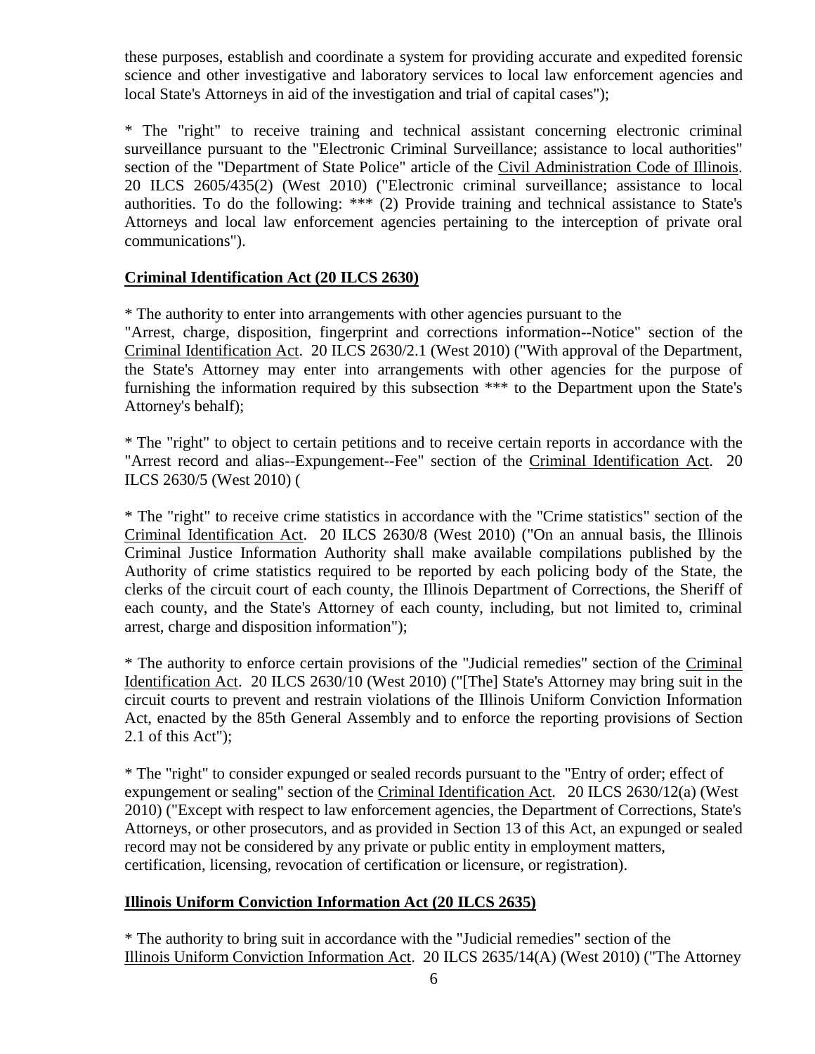these purposes, establish and coordinate a system for providing accurate and expedited forensic science and other investigative and laboratory services to local law enforcement agencies and local State's Attorneys in aid of the investigation and trial of capital cases");

* The "right" to receive training and technical assistant concerning electronic criminal surveillance pursuant to the "Electronic Criminal Surveillance; assistance to local authorities" section of the "Department of State Police" article of the Civil Administration Code of Illinois. 20 ILCS 2605/435(2) (West 2010) ("Electronic criminal surveillance; assistance to local authorities. To do the following: *** (2) Provide training and technical assistance to State's Attorneys and local law enforcement agencies pertaining to the interception of private oral communications").

**Criminal Identification Act (20 ILCS 2630)**

* The authority to enter into arrangements with other agencies pursuant to the "Arrest, charge, disposition, fingerprint and corrections information--Notice" section of the Criminal Identification Act. 20 ILCS 2630/2.1 (West 2010) ("With approval of the Department, the State's Attorney may enter into arrangements with other agencies for the purpose of furnishing the information required by this subsection *** to the Department upon the State's Attorney's behalf);

* The "right" to object to certain petitions and to receive certain reports in accordance with the "Arrest record and alias--Expungement--Fee" section of the Criminal Identification Act. 20 ILCS 2630/5 (West 2010) (

* The "right" to receive crime statistics in accordance with the "Crime statistics" section of the Criminal Identification Act. 20 ILCS 2630/8 (West 2010) ("On an annual basis, the Illinois Criminal Justice Information Authority shall make available compilations published by the Authority of crime statistics required to be reported by each policing body of the State, the clerks of the circuit court of each county, the Illinois Department of Corrections, the Sheriff of each county, and the State's Attorney of each county, including, but not limited to, criminal arrest, charge and disposition information");

* The authority to enforce certain provisions of the "Judicial remedies" section of the Criminal Identification Act. 20 ILCS 2630/10 (West 2010) ("[The] State's Attorney may bring suit in the circuit courts to prevent and restrain violations of the Illinois Uniform Conviction Information Act, enacted by the 85th General Assembly and to enforce the reporting provisions of Section 2.1 of this Act");

* The "right" to consider expunged or sealed records pursuant to the "Entry of order; effect of expungement or sealing" section of the Criminal Identification Act. 20 ILCS 2630/12(a) (West 2010) ("Except with respect to law enforcement agencies, the Department of Corrections, State's Attorneys, or other prosecutors, and as provided in Section 13 of this Act, an expunged or sealed record may not be considered by any private or public entity in employment matters, certification, licensing, revocation of certification or licensure, or registration).

**Illinois Uniform Conviction Information Act (20 ILCS 2635)**

* The authority to bring suit in accordance with the "Judicial remedies" section of the Illinois Uniform Conviction Information Act. 20 ILCS 2635/14(A) (West 2010) ("The Attorney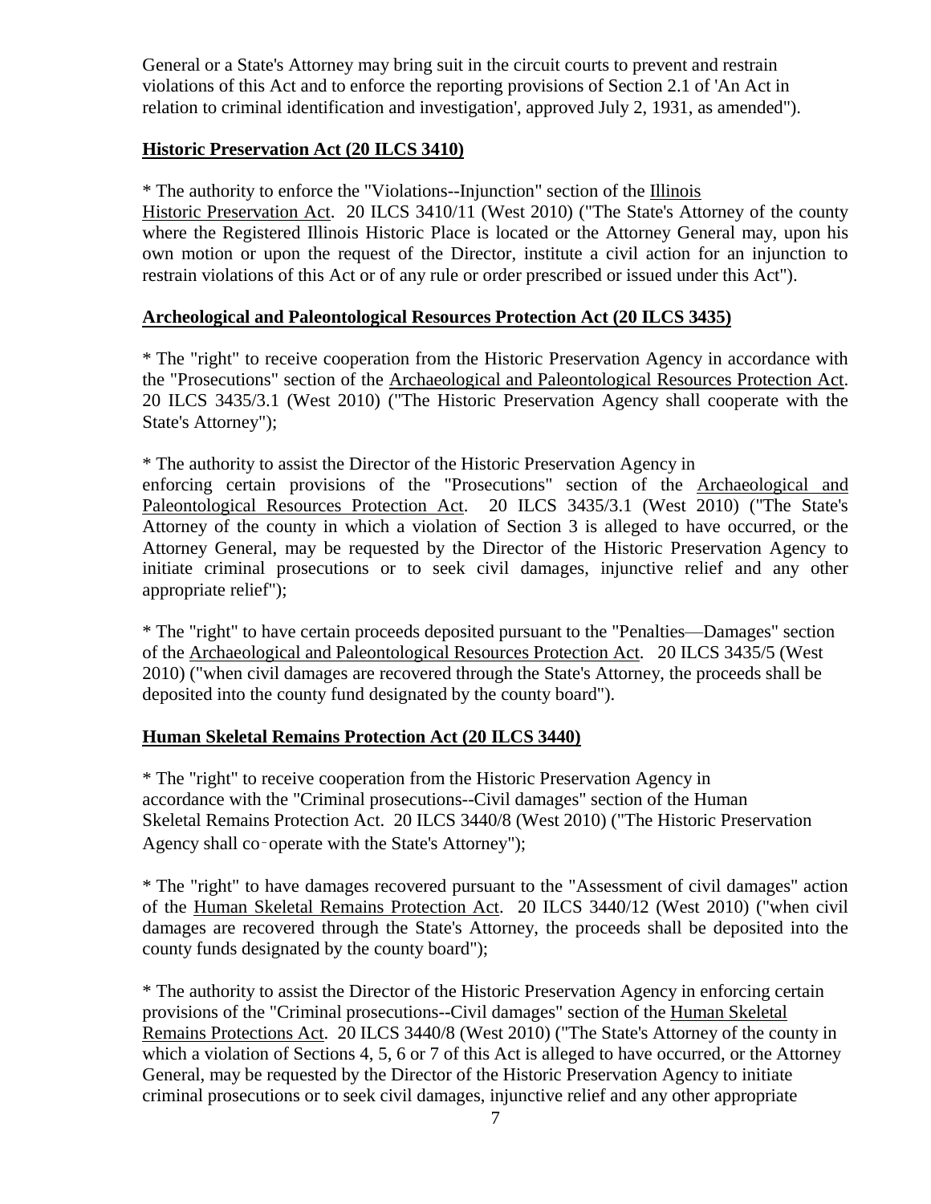General or a State's Attorney may bring suit in the circuit courts to prevent and restrain violations of this Act and to enforce the reporting provisions of Section 2.1 of 'An Act in relation to criminal identification and investigation', approved July 2, 1931, as amended").

**Historic Preservation Act (20 ILCS 3410)**

* The authority to enforce the "Violations--Injunction" section of the Illinois Historic Preservation Act. 20 ILCS 3410/11 (West 2010) ("The State's Attorney of the county where the Registered Illinois Historic Place is located or the Attorney General may, upon his own motion or upon the request of the Director, institute a civil action for an injunction to restrain violations of this Act or of any rule or order prescribed or issued under this Act").

**Archeological and Paleontological Resources Protection Act (20 ILCS 3435)**

* The "right" to receive cooperation from the Historic Preservation Agency in accordance with the "Prosecutions" section of the Archaeological and Paleontological Resources Protection Act. 20 ILCS 3435/3.1 (West 2010) ("The Historic Preservation Agency shall cooperate with the State's Attorney");

* The authority to assist the Director of the Historic Preservation Agency in enforcing certain provisions of the "Prosecutions" section of the Archaeological and Paleontological Resources Protection Act. 20 ILCS 3435/3.1 (West 2010) ("The State's Attorney of the county in which a violation of Section 3 is alleged to have occurred, or the Attorney General, may be requested by the Director of the Historic Preservation Agency to initiate criminal prosecutions or to seek civil damages, injunctive relief and any other appropriate relief");

* The "right" to have certain proceeds deposited pursuant to the "Penalties—Damages" section of the Archaeological and Paleontological Resources Protection Act. 20 ILCS 3435/5 (West 2010) ("when civil damages are recovered through the State's Attorney, the proceeds shall be deposited into the county fund designated by the county board").

**Human Skeletal Remains Protection Act (20 ILCS 3440)**

* The "right" to receive cooperation from the Historic Preservation Agency in accordance with the "Criminal prosecutions--Civil damages" section of the Human Skeletal Remains Protection Act. 20 ILCS 3440/8 (West 2010) ("The Historic Preservation Agency shall co-operate with the State's Attorney");

* The "right" to have damages recovered pursuant to the "Assessment of civil damages" action of the Human Skeletal Remains Protection Act. 20 ILCS 3440/12 (West 2010) ("when civil damages are recovered through the State's Attorney, the proceeds shall be deposited into the county funds designated by the county board");

* The authority to assist the Director of the Historic Preservation Agency in enforcing certain provisions of the "Criminal prosecutions--Civil damages" section of the Human Skeletal Remains Protections Act. 20 ILCS 3440/8 (West 2010) ("The State's Attorney of the county in which a violation of Sections 4, 5, 6 or 7 of this Act is alleged to have occurred, or the Attorney General, may be requested by the Director of the Historic Preservation Agency to initiate criminal prosecutions or to seek civil damages, injunctive relief and any other appropriate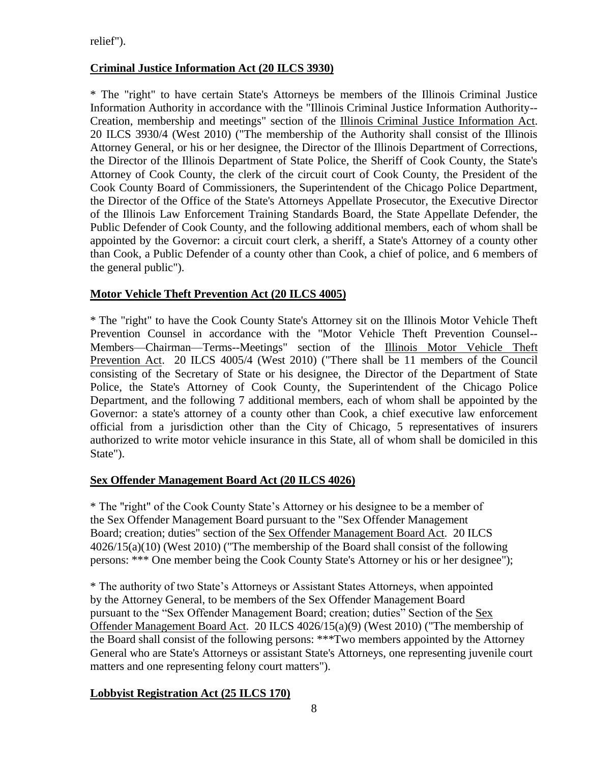relief").

**Criminal Justice Information Act (20 ILCS 3930)**

* The "right" to have certain State's Attorneys be members of the Illinois Criminal Justice Information Authority in accordance with the "Illinois Criminal Justice Information Authority--Creation, membership and meetings" section of the Illinois Criminal Justice Information Act. 20 ILCS 3930/4 (West 2010) ("The membership of the Authority shall consist of the Illinois Attorney General, or his or her designee, the Director of the Illinois Department of Corrections, the Director of the Illinois Department of State Police, the Sheriff of Cook County, the State's Attorney of Cook County, the clerk of the circuit court of Cook County, the President of the Cook County Board of Commissioners, the Superintendent of the Chicago Police Department, the Director of the Office of the State's Attorneys Appellate Prosecutor, the Executive Director of the Illinois Law Enforcement Training Standards Board, the State Appellate Defender, the Public Defender of Cook County, and the following additional members, each of whom shall be appointed by the Governor: a circuit court clerk, a sheriff, a State's Attorney of a county other than Cook, a Public Defender of a county other than Cook, a chief of police, and 6 members of the general public").

**Motor Vehicle Theft Prevention Act (20 ILCS 4005)**

* The "right" to have the Cook County State's Attorney sit on the Illinois Motor Vehicle Theft Prevention Counsel in accordance with the "Motor Vehicle Theft Prevention Counsel--Members—Chairman—Terms--Meetings" section of the Illinois Motor Vehicle Theft Prevention Act. 20 ILCS 4005/4 (West 2010) ("There shall be 11 members of the Council consisting of the Secretary of State or his designee, the Director of the Department of State Police, the State's Attorney of Cook County, the Superintendent of the Chicago Police Department, and the following 7 additional members, each of whom shall be appointed by the Governor: a state's attorney of a county other than Cook, a chief executive law enforcement official from a jurisdiction other than the City of Chicago, 5 representatives of insurers authorized to write motor vehicle insurance in this State, all of whom shall be domiciled in this State").

**Sex Offender Management Board Act (20 ILCS 4026)**

* The "right" of the Cook County State's Attorney or his designee to be a member of the Sex Offender Management Board pursuant to the "Sex Offender Management Board; creation; duties" section of the Sex Offender Management Board Act. 20 ILCS 4026/15(a)(10) (West 2010) ("The membership of the Board shall consist of the following persons: *** One member being the Cook County State's Attorney or his or her designee");

* The authority of two State's Attorneys or Assistant States Attorneys, when appointed by the Attorney General, to be members of the Sex Offender Management Board pursuant to the "Sex Offender Management Board; creation; duties" Section of the Sex Offender Management Board Act. 20 ILCS 4026/15(a)(9) (West 2010) ("The membership of the Board shall consist of the following persons: ***Two members appointed by the Attorney General who are State's Attorneys or assistant State's Attorneys, one representing juvenile court matters and one representing felony court matters").

**Lobbyist Registration Act (25 ILCS 170)**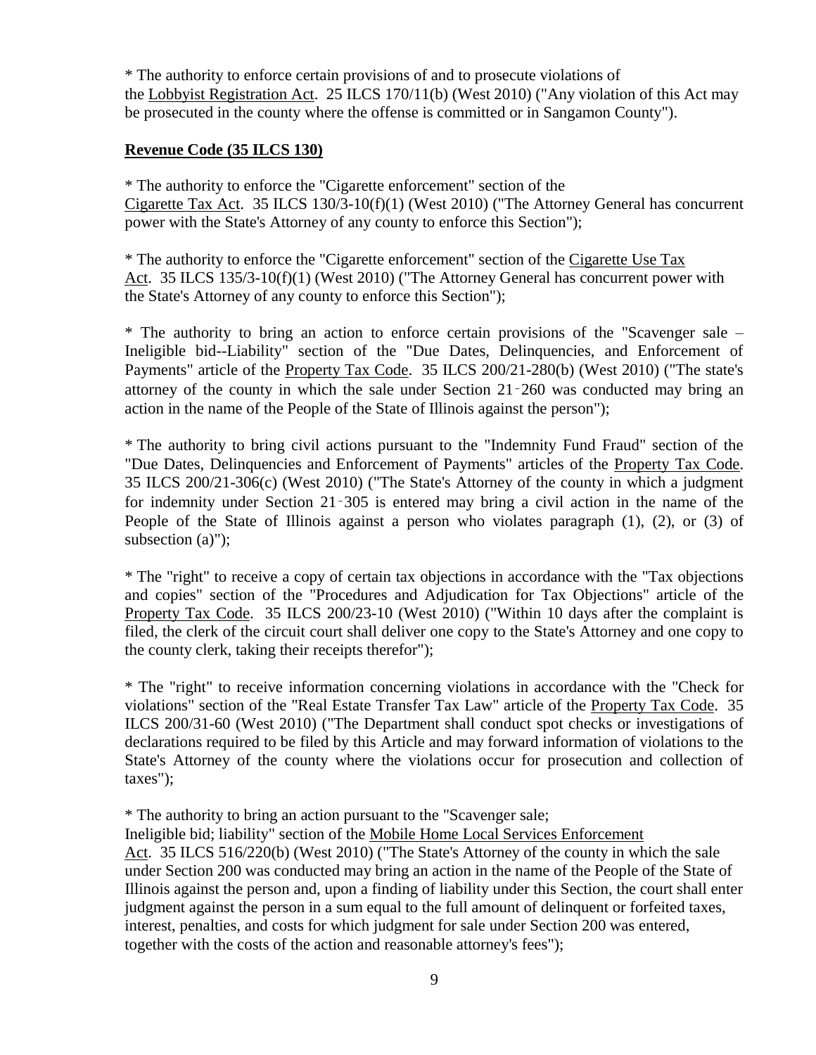* The authority to enforce certain provisions of and to prosecute violations of the Lobbyist Registration Act. 25 ILCS 170/11(b) (West 2010) ("Any violation of this Act may be prosecuted in the county where the offense is committed or in Sangamon County").

**Revenue Code (35 ILCS 130)**

* The authority to enforce the "Cigarette enforcement" section of the Cigarette Tax Act. 35 ILCS 130/3-10(f)(1) (West 2010) ("The Attorney General has concurrent power with the State's Attorney of any county to enforce this Section");

* The authority to enforce the "Cigarette enforcement" section of the Cigarette Use Tax Act. 35 ILCS 135/3-10(f)(1) (West 2010) ("The Attorney General has concurrent power with the State's Attorney of any county to enforce this Section");

* The authority to bring an action to enforce certain provisions of the "Scavenger sale – Ineligible bid--Liability" section of the "Due Dates, Delinquencies, and Enforcement of Payments" article of the Property Tax Code. 35 ILCS 200/21-280(b) (West 2010) ("The state's attorney of the county in which the sale under Section 21‑260 was conducted may bring an action in the name of the People of the State of Illinois against the person");

* The authority to bring civil actions pursuant to the "Indemnity Fund Fraud" section of the "Due Dates, Delinquencies and Enforcement of Payments" articles of the Property Tax Code. 35 ILCS 200/21-306(c) (West 2010) ("The State's Attorney of the county in which a judgment for indemnity under Section 21‑305 is entered may bring a civil action in the name of the People of the State of Illinois against a person who violates paragraph (1), (2), or (3) of subsection (a)");

* The "right" to receive a copy of certain tax objections in accordance with the "Tax objections and copies" section of the "Procedures and Adjudication for Tax Objections" article of the Property Tax Code. 35 ILCS 200/23-10 (West 2010) ("Within 10 days after the complaint is filed, the clerk of the circuit court shall deliver one copy to the State's Attorney and one copy to the county clerk, taking their receipts therefor");

* The "right" to receive information concerning violations in accordance with the "Check for violations" section of the "Real Estate Transfer Tax Law" article of the Property Tax Code. 35 ILCS 200/31-60 (West 2010) ("The Department shall conduct spot checks or investigations of declarations required to be filed by this Article and may forward information of violations to the State's Attorney of the county where the violations occur for prosecution and collection of taxes");

* The authority to bring an action pursuant to the "Scavenger sale; Ineligible bid; liability" section of the Mobile Home Local Services Enforcement Act. 35 ILCS 516/220(b) (West 2010) ("The State's Attorney of the county in which the sale under Section 200 was conducted may bring an action in the name of the People of the State of Illinois against the person and, upon a finding of liability under this Section, the court shall enter judgment against the person in a sum equal to the full amount of delinquent or forfeited taxes, interest, penalties, and costs for which judgment for sale under Section 200 was entered, together with the costs of the action and reasonable attorney's fees");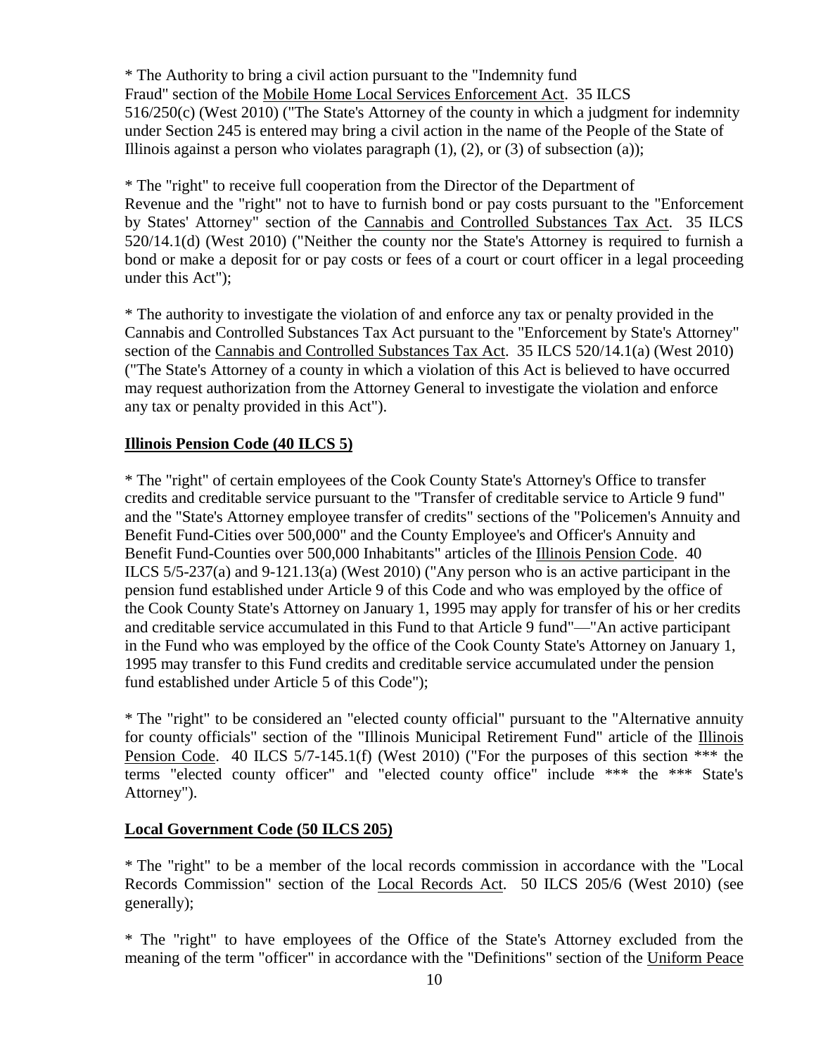* The Authority to bring a civil action pursuant to the "Indemnity fund Fraud" section of the Mobile Home Local Services Enforcement Act. 35 ILCS 516/250(c) (West 2010) ("The State's Attorney of the county in which a judgment for indemnity under Section 245 is entered may bring a civil action in the name of the People of the State of Illinois against a person who violates paragraph (1), (2), or (3) of subsection (a));

* The "right" to receive full cooperation from the Director of the Department of Revenue and the "right" not to have to furnish bond or pay costs pursuant to the "Enforcement by States' Attorney" section of the Cannabis and Controlled Substances Tax Act. 35 ILCS 520/14.1(d) (West 2010) ("Neither the county nor the State's Attorney is required to furnish a bond or make a deposit for or pay costs or fees of a court or court officer in a legal proceeding under this Act");

* The authority to investigate the violation of and enforce any tax or penalty provided in the Cannabis and Controlled Substances Tax Act pursuant to the "Enforcement by State's Attorney" section of the Cannabis and Controlled Substances Tax Act. 35 ILCS 520/14.1(a) (West 2010) ("The State's Attorney of a county in which a violation of this Act is believed to have occurred may request authorization from the Attorney General to investigate the violation and enforce any tax or penalty provided in this Act").

**Illinois Pension Code (40 ILCS 5)**

* The "right" of certain employees of the Cook County State's Attorney's Office to transfer credits and creditable service pursuant to the "Transfer of creditable service to Article 9 fund" and the "State's Attorney employee transfer of credits" sections of the "Policemen's Annuity and Benefit Fund-Cities over 500,000" and the County Employee's and Officer's Annuity and Benefit Fund-Counties over 500,000 Inhabitants" articles of the Illinois Pension Code. 40 ILCS 5/5-237(a) and 9-121.13(a) (West 2010) ("Any person who is an active participant in the pension fund established under Article 9 of this Code and who was employed by the office of the Cook County State's Attorney on January 1, 1995 may apply for transfer of his or her credits and creditable service accumulated in this Fund to that Article 9 fund"—"An active participant in the Fund who was employed by the office of the Cook County State's Attorney on January 1, 1995 may transfer to this Fund credits and creditable service accumulated under the pension fund established under Article 5 of this Code");

* The "right" to be considered an "elected county official" pursuant to the "Alternative annuity for county officials" section of the "Illinois Municipal Retirement Fund" article of the Illinois Pension Code. 40 ILCS 5/7-145.1(f) (West 2010) ("For the purposes of this section *** the terms "elected county officer" and "elected county office" include *** the *** State's Attorney").

**Local Government Code (50 ILCS 205)**

* The "right" to be a member of the local records commission in accordance with the "Local Records Commission" section of the Local Records Act. 50 ILCS 205/6 (West 2010) (see generally);

* The "right" to have employees of the Office of the State's Attorney excluded from the meaning of the term "officer" in accordance with the "Definitions" section of the Uniform Peace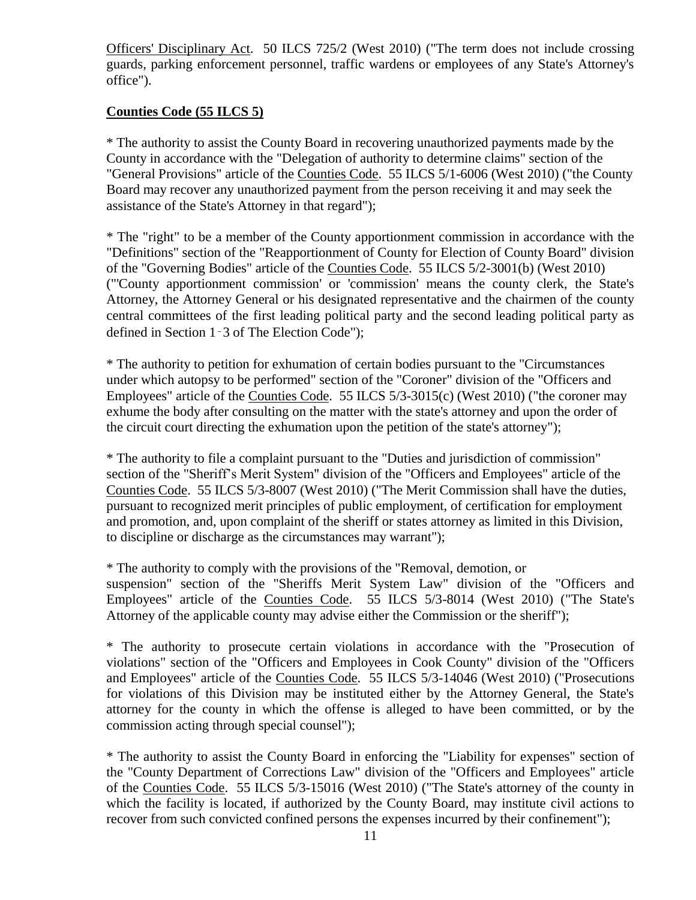Officers' Disciplinary Act. 50 ILCS 725/2 (West 2010) ("The term does not include crossing guards, parking enforcement personnel, traffic wardens or employees of any State's Attorney's office").

**Counties Code (55 ILCS 5)**

* The authority to assist the County Board in recovering unauthorized payments made by the County in accordance with the "Delegation of authority to determine claims" section of the "General Provisions" article of the Counties Code. 55 ILCS 5/1-6006 (West 2010) ("the County Board may recover any unauthorized payment from the person receiving it and may seek the assistance of the State's Attorney in that regard");

* The "right" to be a member of the County apportionment commission in accordance with the "Definitions" section of the "Reapportionment of County for Election of County Board" division of the "Governing Bodies" article of the Counties Code. 55 ILCS 5/2-3001(b) (West 2010) ("'County apportionment commission' or 'commission' means the county clerk, the State's Attorney, the Attorney General or his designated representative and the chairmen of the county central committees of the first leading political party and the second leading political party as defined in Section 1‑3 of The Election Code");

* The authority to petition for exhumation of certain bodies pursuant to the "Circumstances under which autopsy to be performed" section of the "Coroner" division of the "Officers and Employees" article of the Counties Code. 55 ILCS 5/3-3015(c) (West 2010) ("the coroner may exhume the body after consulting on the matter with the state's attorney and upon the order of the circuit court directing the exhumation upon the petition of the state's attorney");

* The authority to file a complaint pursuant to the "Duties and jurisdiction of commission" section of the "Sheriff's Merit System" division of the "Officers and Employees" article of the Counties Code. 55 ILCS 5/3-8007 (West 2010) ("The Merit Commission shall have the duties, pursuant to recognized merit principles of public employment, of certification for employment and promotion, and, upon complaint of the sheriff or states attorney as limited in this Division, to discipline or discharge as the circumstances may warrant");

* The authority to comply with the provisions of the "Removal, demotion, or suspension" section of the "Sheriffs Merit System Law" division of the "Officers and Employees" article of the Counties Code. 55 ILCS 5/3-8014 (West 2010) ("The State's Attorney of the applicable county may advise either the Commission or the sheriff");

* The authority to prosecute certain violations in accordance with the "Prosecution of violations" section of the "Officers and Employees in Cook County" division of the "Officers and Employees" article of the Counties Code. 55 ILCS 5/3-14046 (West 2010) ("Prosecutions for violations of this Division may be instituted either by the Attorney General, the State's attorney for the county in which the offense is alleged to have been committed, or by the commission acting through special counsel");

* The authority to assist the County Board in enforcing the "Liability for expenses" section of the "County Department of Corrections Law" division of the "Officers and Employees" article of the Counties Code. 55 ILCS 5/3-15016 (West 2010) ("The State's attorney of the county in which the facility is located, if authorized by the County Board, may institute civil actions to recover from such convicted confined persons the expenses incurred by their confinement");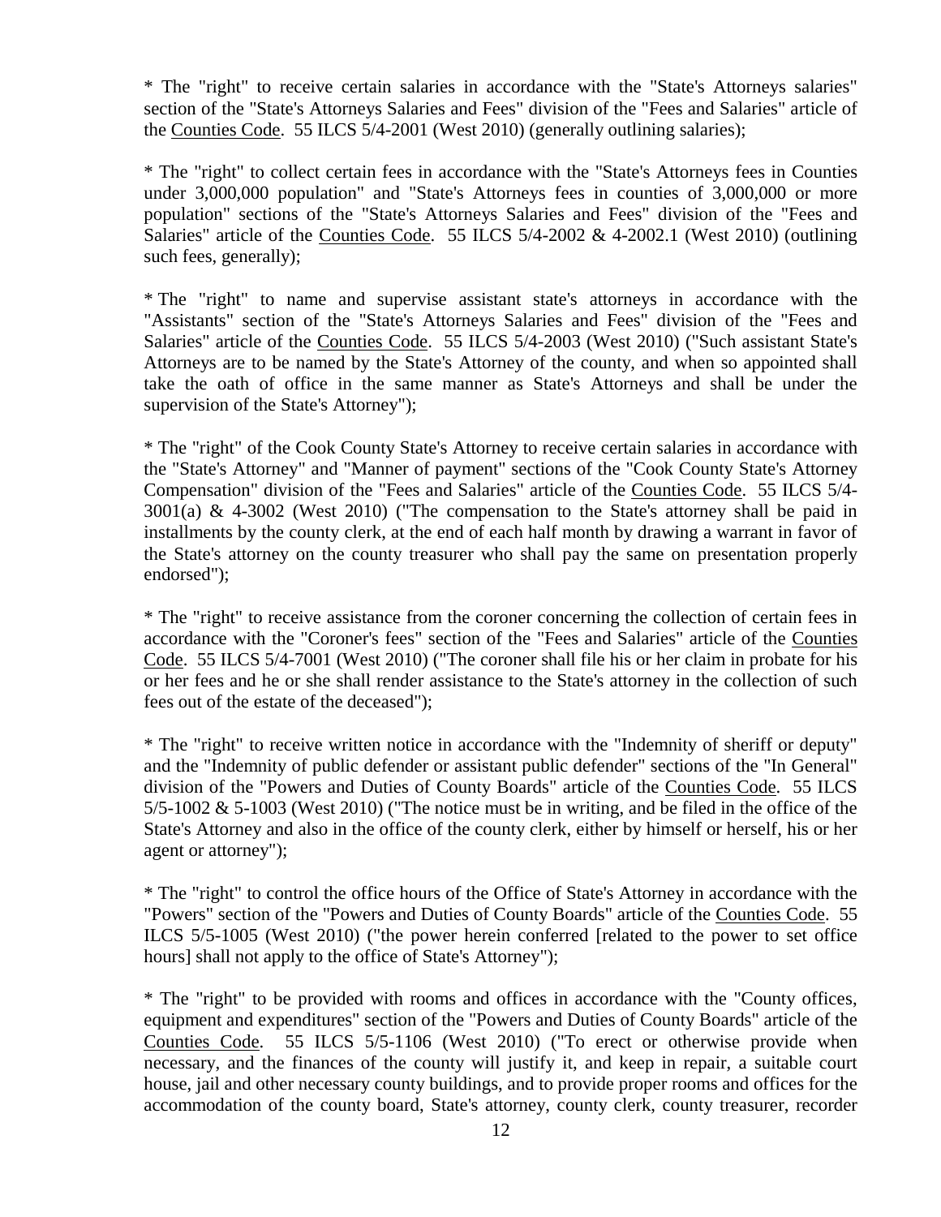* The "right" to receive certain salaries in accordance with the "State's Attorneys salaries" section of the "State's Attorneys Salaries and Fees" division of the "Fees and Salaries" article of the Counties Code. 55 ILCS 5/4-2001 (West 2010) (generally outlining salaries);

* The "right" to collect certain fees in accordance with the "State's Attorneys fees in Counties under 3,000,000 population" and "State's Attorneys fees in counties of 3,000,000 or more population" sections of the "State's Attorneys Salaries and Fees" division of the "Fees and Salaries" article of the Counties Code. 55 ILCS 5/4-2002 & 4-2002.1 (West 2010) (outlining such fees, generally);

* The "right" to name and supervise assistant state's attorneys in accordance with the "Assistants" section of the "State's Attorneys Salaries and Fees" division of the "Fees and Salaries" article of the Counties Code. 55 ILCS 5/4-2003 (West 2010) ("Such assistant State's Attorneys are to be named by the State's Attorney of the county, and when so appointed shall take the oath of office in the same manner as State's Attorneys and shall be under the supervision of the State's Attorney");

* The "right" of the Cook County State's Attorney to receive certain salaries in accordance with the "State's Attorney" and "Manner of payment" sections of the "Cook County State's Attorney Compensation" division of the "Fees and Salaries" article of the Counties Code. 55 ILCS 5/4-3001(a) & 4-3002 (West 2010) ("The compensation to the State's attorney shall be paid in installments by the county clerk, at the end of each half month by drawing a warrant in favor of the State's attorney on the county treasurer who shall pay the same on presentation properly endorsed");

* The "right" to receive assistance from the coroner concerning the collection of certain fees in accordance with the "Coroner's fees" section of the "Fees and Salaries" article of the Counties Code. 55 ILCS 5/4-7001 (West 2010) ("The coroner shall file his or her claim in probate for his or her fees and he or she shall render assistance to the State's attorney in the collection of such fees out of the estate of the deceased");

* The "right" to receive written notice in accordance with the "Indemnity of sheriff or deputy" and the "Indemnity of public defender or assistant public defender" sections of the "In General" division of the "Powers and Duties of County Boards" article of the Counties Code. 55 ILCS 5/5-1002 & 5-1003 (West 2010) ("The notice must be in writing, and be filed in the office of the State's Attorney and also in the office of the county clerk, either by himself or herself, his or her agent or attorney");

* The "right" to control the office hours of the Office of State's Attorney in accordance with the "Powers" section of the "Powers and Duties of County Boards" article of the Counties Code. 55 ILCS 5/5-1005 (West 2010) ("the power herein conferred [related to the power to set office hours] shall not apply to the office of State's Attorney");

* The "right" to be provided with rooms and offices in accordance with the "County offices, equipment and expenditures" section of the "Powers and Duties of County Boards" article of the Counties Code. 55 ILCS 5/5-1106 (West 2010) ("To erect or otherwise provide when necessary, and the finances of the county will justify it, and keep in repair, a suitable court house, jail and other necessary county buildings, and to provide proper rooms and offices for the accommodation of the county board, State's attorney, county clerk, county treasurer, recorder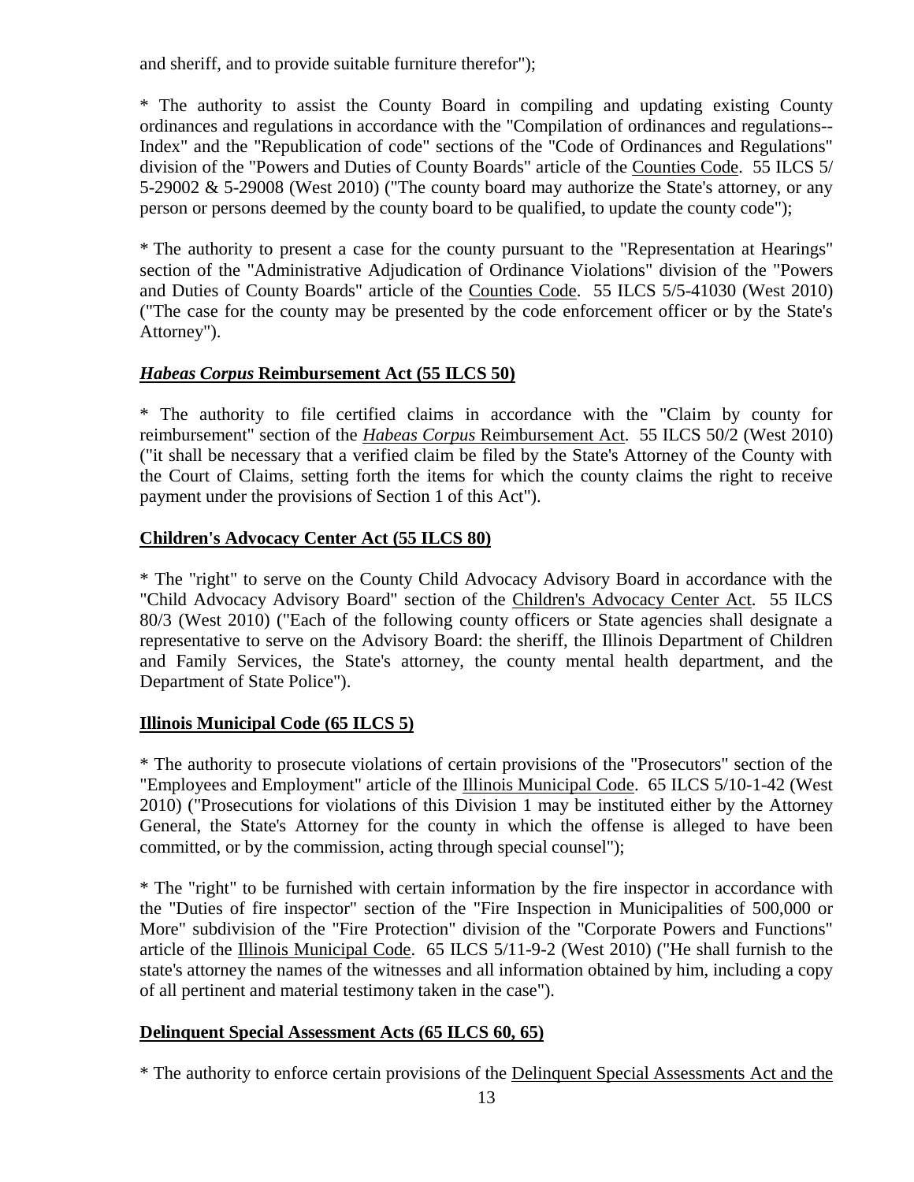and sheriff, and to provide suitable furniture therefor");

* The authority to assist the County Board in compiling and updating existing County ordinances and regulations in accordance with the "Compilation of ordinances and regulations--Index" and the "Republication of code" sections of the "Code of Ordinances and Regulations" division of the "Powers and Duties of County Boards" article of the Counties Code. 55 ILCS 5/ 5-29002 & 5-29008 (West 2010) ("The county board may authorize the State's attorney, or any person or persons deemed by the county board to be qualified, to update the county code");

* The authority to present a case for the county pursuant to the "Representation at Hearings" section of the "Administrative Adjudication of Ordinance Violations" division of the "Powers and Duties of County Boards" article of the Counties Code. 55 ILCS 5/5-41030 (West 2010) ("The case for the county may be presented by the code enforcement officer or by the State's Attorney").

**_Habeas Corpus_ Reimbursement Act (55 ILCS 50)**

* The authority to file certified claims in accordance with the "Claim by county for reimbursement" section of the *Habeas Corpus* Reimbursement Act. 55 ILCS 50/2 (West 2010) ("it shall be necessary that a verified claim be filed by the State's Attorney of the County with the Court of Claims, setting forth the items for which the county claims the right to receive payment under the provisions of Section 1 of this Act").

**Children's Advocacy Center Act (55 ILCS 80)**

* The "right" to serve on the County Child Advocacy Advisory Board in accordance with the "Child Advocacy Advisory Board" section of the Children's Advocacy Center Act. 55 ILCS 80/3 (West 2010) ("Each of the following county officers or State agencies shall designate a representative to serve on the Advisory Board: the sheriff, the Illinois Department of Children and Family Services, the State's attorney, the county mental health department, and the Department of State Police").

**Illinois Municipal Code (65 ILCS 5)**

* The authority to prosecute violations of certain provisions of the "Prosecutors" section of the "Employees and Employment" article of the Illinois Municipal Code. 65 ILCS 5/10-1-42 (West 2010) ("Prosecutions for violations of this Division 1 may be instituted either by the Attorney General, the State's Attorney for the county in which the offense is alleged to have been committed, or by the commission, acting through special counsel");

* The "right" to be furnished with certain information by the fire inspector in accordance with the "Duties of fire inspector" section of the "Fire Inspection in Municipalities of 500,000 or More" subdivision of the "Fire Protection" division of the "Corporate Powers and Functions" article of the Illinois Municipal Code. 65 ILCS 5/11-9-2 (West 2010) ("He shall furnish to the state's attorney the names of the witnesses and all information obtained by him, including a copy of all pertinent and material testimony taken in the case").

**Delinquent Special Assessment Acts (65 ILCS 60, 65)**

* The authority to enforce certain provisions of the Delinquent Special Assessments Act and the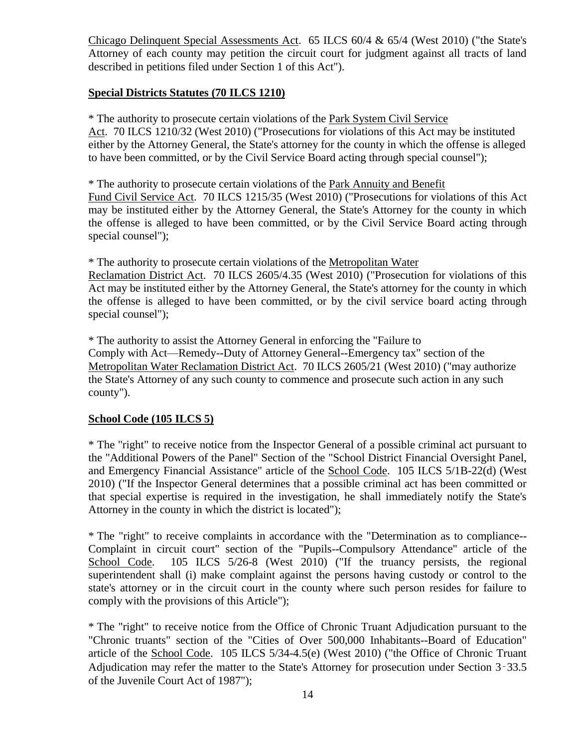Chicago Delinquent Special Assessments Act. 65 ILCS 60/4 & 65/4 (West 2010) ("the State's Attorney of each county may petition the circuit court for judgment against all tracts of land described in petitions filed under Section 1 of this Act").

**Special Districts Statutes (70 ILCS 1210)**

* The authority to prosecute certain violations of the Park System Civil Service Act. 70 ILCS 1210/32 (West 2010) ("Prosecutions for violations of this Act may be instituted either by the Attorney General, the State's attorney for the county in which the offense is alleged to have been committed, or by the Civil Service Board acting through special counsel");

* The authority to prosecute certain violations of the Park Annuity and Benefit Fund Civil Service Act. 70 ILCS 1215/35 (West 2010) ("Prosecutions for violations of this Act may be instituted either by the Attorney General, the State's Attorney for the county in which the offense is alleged to have been committed, or by the Civil Service Board acting through special counsel");

* The authority to prosecute certain violations of the Metropolitan Water Reclamation District Act. 70 ILCS 2605/4.35 (West 2010) ("Prosecution for violations of this Act may be instituted either by the Attorney General, the State's attorney for the county in which the offense is alleged to have been committed, or by the civil service board acting through special counsel");

* The authority to assist the Attorney General in enforcing the "Failure to Comply with Act—Remedy--Duty of Attorney General--Emergency tax" section of the Metropolitan Water Reclamation District Act. 70 ILCS 2605/21 (West 2010) ("may authorize the State's Attorney of any such county to commence and prosecute such action in any such county").

**School Code (105 ILCS 5)**

* The "right" to receive notice from the Inspector General of a possible criminal act pursuant to the "Additional Powers of the Panel" Section of the "School District Financial Oversight Panel, and Emergency Financial Assistance" article of the School Code. 105 ILCS 5/1B-22(d) (West 2010) ("If the Inspector General determines that a possible criminal act has been committed or that special expertise is required in the investigation, he shall immediately notify the State's Attorney in the county in which the district is located");

* The "right" to receive complaints in accordance with the "Determination as to compliance--Complaint in circuit court" section of the "Pupils--Compulsory Attendance" article of the School Code. 105 ILCS 5/26-8 (West 2010) ("If the truancy persists, the regional superintendent shall (i) make complaint against the persons having custody or control to the state's attorney or in the circuit court in the county where such person resides for failure to comply with the provisions of this Article");

* The "right" to receive notice from the Office of Chronic Truant Adjudication pursuant to the "Chronic truants" section of the "Cities of Over 500,000 Inhabitants--Board of Education" article of the School Code. 105 ILCS 5/34-4.5(e) (West 2010) ("the Office of Chronic Truant Adjudication may refer the matter to the State's Attorney for prosecution under Section 3‑33.5 of the Juvenile Court Act of 1987");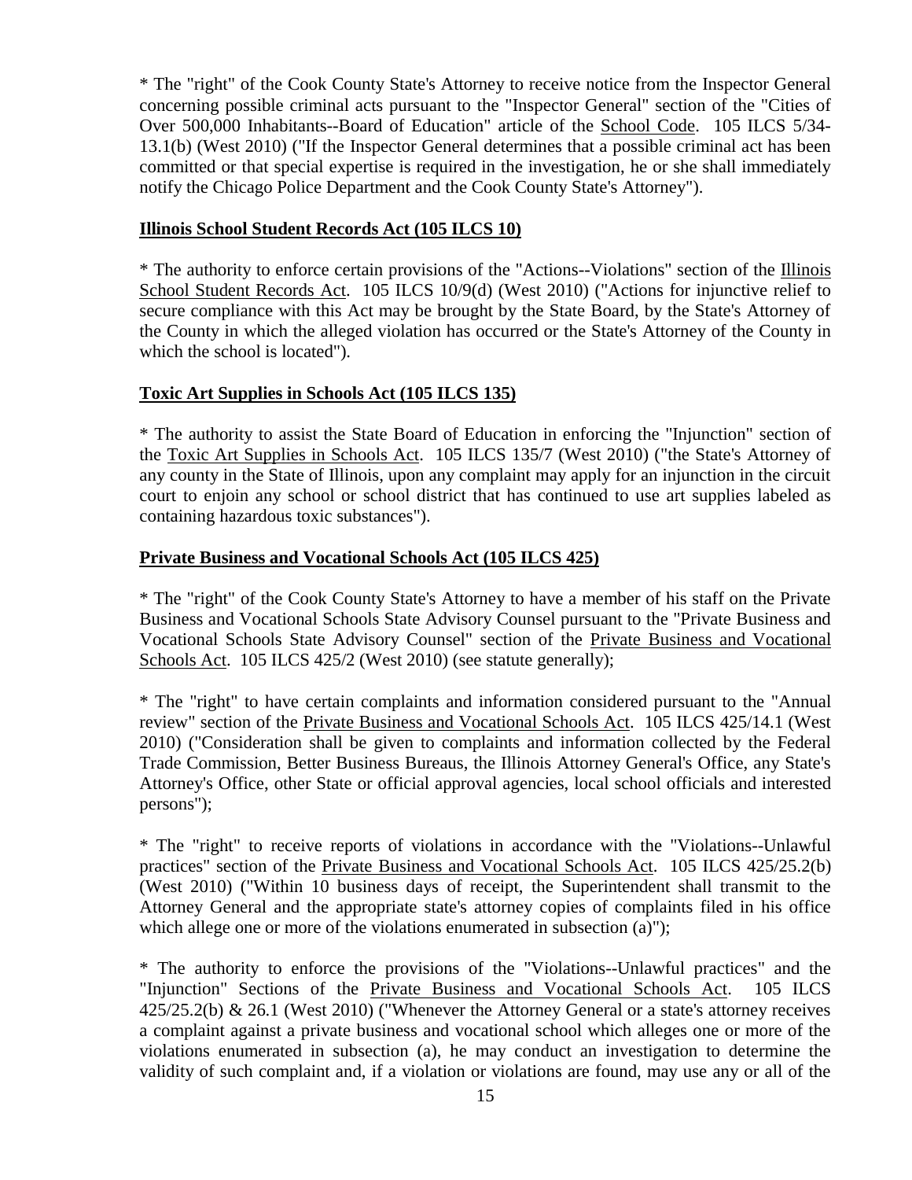* The "right" of the Cook County State's Attorney to receive notice from the Inspector General concerning possible criminal acts pursuant to the "Inspector General" section of the "Cities of Over 500,000 Inhabitants--Board of Education" article of the School Code. 105 ILCS 5/34-13.1(b) (West 2010) ("If the Inspector General determines that a possible criminal act has been committed or that special expertise is required in the investigation, he or she shall immediately notify the Chicago Police Department and the Cook County State's Attorney").

**Illinois School Student Records Act (105 ILCS 10)**

* The authority to enforce certain provisions of the "Actions--Violations" section of the Illinois School Student Records Act. 105 ILCS 10/9(d) (West 2010) ("Actions for injunctive relief to secure compliance with this Act may be brought by the State Board, by the State's Attorney of the County in which the alleged violation has occurred or the State's Attorney of the County in which the school is located").

**Toxic Art Supplies in Schools Act (105 ILCS 135)**

* The authority to assist the State Board of Education in enforcing the "Injunction" section of the Toxic Art Supplies in Schools Act. 105 ILCS 135/7 (West 2010) ("the State's Attorney of any county in the State of Illinois, upon any complaint may apply for an injunction in the circuit court to enjoin any school or school district that has continued to use art supplies labeled as containing hazardous toxic substances").

**Private Business and Vocational Schools Act (105 ILCS 425)**

* The "right" of the Cook County State's Attorney to have a member of his staff on the Private Business and Vocational Schools State Advisory Counsel pursuant to the "Private Business and Vocational Schools State Advisory Counsel" section of the Private Business and Vocational Schools Act. 105 ILCS 425/2 (West 2010) (see statute generally);

* The "right" to have certain complaints and information considered pursuant to the "Annual review" section of the Private Business and Vocational Schools Act. 105 ILCS 425/14.1 (West 2010) ("Consideration shall be given to complaints and information collected by the Federal Trade Commission, Better Business Bureaus, the Illinois Attorney General's Office, any State's Attorney's Office, other State or official approval agencies, local school officials and interested persons");

* The "right" to receive reports of violations in accordance with the "Violations--Unlawful practices" section of the Private Business and Vocational Schools Act. 105 ILCS 425/25.2(b) (West 2010) ("Within 10 business days of receipt, the Superintendent shall transmit to the Attorney General and the appropriate state's attorney copies of complaints filed in his office which allege one or more of the violations enumerated in subsection (a)");

* The authority to enforce the provisions of the "Violations--Unlawful practices" and the "Injunction" Sections of the Private Business and Vocational Schools Act. 105 ILCS 425/25.2(b) & 26.1 (West 2010) ("Whenever the Attorney General or a state's attorney receives a complaint against a private business and vocational school which alleges one or more of the violations enumerated in subsection (a), he may conduct an investigation to determine the validity of such complaint and, if a violation or violations are found, may use any or all of the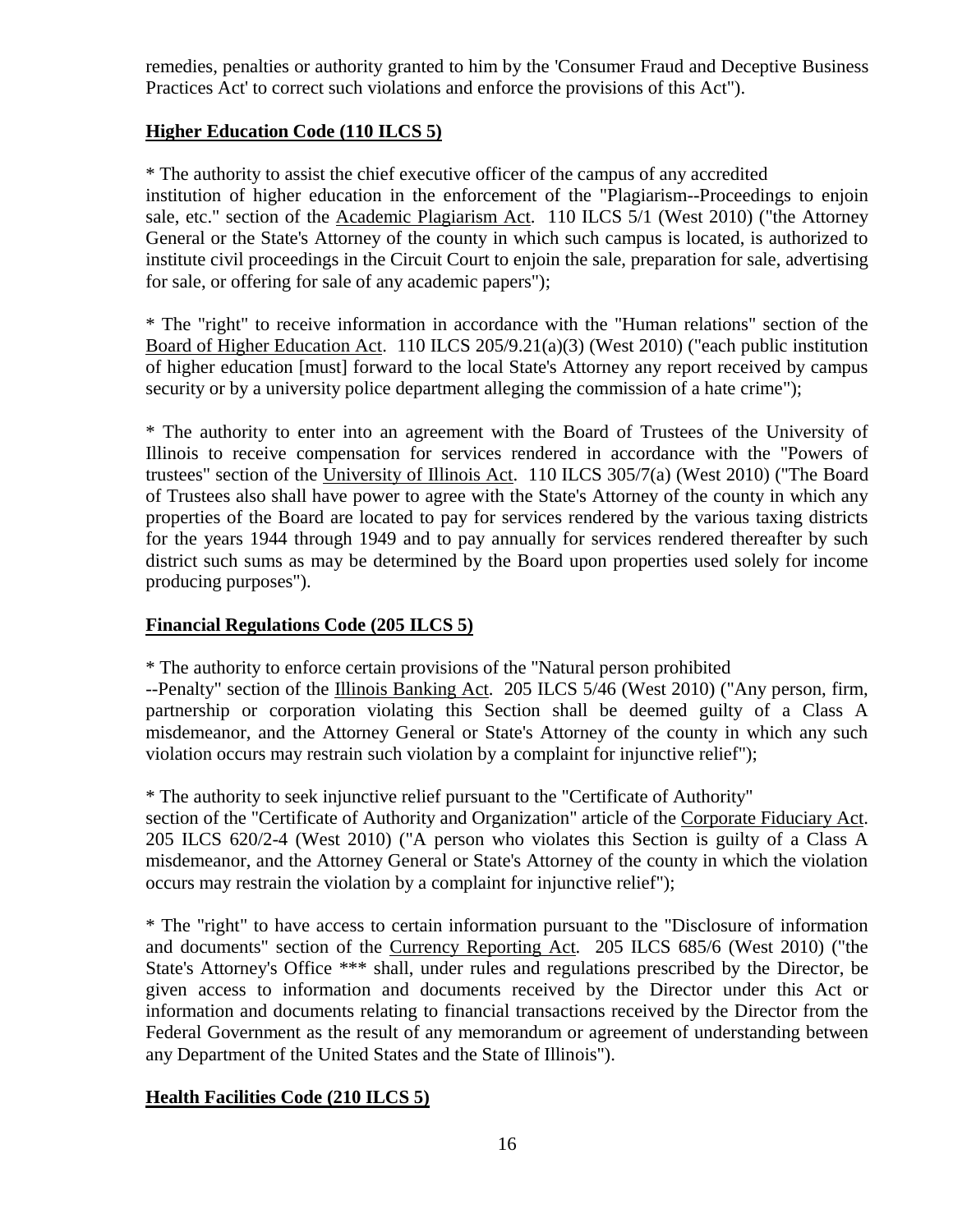remedies, penalties or authority granted to him by the 'Consumer Fraud and Deceptive Business Practices Act' to correct such violations and enforce the provisions of this Act").

**Higher Education Code (110 ILCS 5)**

* The authority to assist the chief executive officer of the campus of any accredited institution of higher education in the enforcement of the "Plagiarism--Proceedings to enjoin sale, etc." section of the Academic Plagiarism Act. 110 ILCS 5/1 (West 2010) ("the Attorney General or the State's Attorney of the county in which such campus is located, is authorized to institute civil proceedings in the Circuit Court to enjoin the sale, preparation for sale, advertising for sale, or offering for sale of any academic papers");

* The "right" to receive information in accordance with the "Human relations" section of the Board of Higher Education Act. 110 ILCS 205/9.21(a)(3) (West 2010) ("each public institution of higher education [must] forward to the local State's Attorney any report received by campus security or by a university police department alleging the commission of a hate crime");

* The authority to enter into an agreement with the Board of Trustees of the University of Illinois to receive compensation for services rendered in accordance with the "Powers of trustees" section of the University of Illinois Act. 110 ILCS 305/7(a) (West 2010) ("The Board of Trustees also shall have power to agree with the State's Attorney of the county in which any properties of the Board are located to pay for services rendered by the various taxing districts for the years 1944 through 1949 and to pay annually for services rendered thereafter by such district such sums as may be determined by the Board upon properties used solely for income producing purposes").

**Financial Regulations Code (205 ILCS 5)**

* The authority to enforce certain provisions of the "Natural person prohibited --Penalty" section of the Illinois Banking Act. 205 ILCS 5/46 (West 2010) ("Any person, firm, partnership or corporation violating this Section shall be deemed guilty of a Class A misdemeanor, and the Attorney General or State's Attorney of the county in which any such violation occurs may restrain such violation by a complaint for injunctive relief");

* The authority to seek injunctive relief pursuant to the "Certificate of Authority" section of the "Certificate of Authority and Organization" article of the Corporate Fiduciary Act. 205 ILCS 620/2-4 (West 2010) ("A person who violates this Section is guilty of a Class A misdemeanor, and the Attorney General or State's Attorney of the county in which the violation occurs may restrain the violation by a complaint for injunctive relief");

* The "right" to have access to certain information pursuant to the "Disclosure of information and documents" section of the Currency Reporting Act. 205 ILCS 685/6 (West 2010) ("the State's Attorney's Office *** shall, under rules and regulations prescribed by the Director, be given access to information and documents received by the Director under this Act or information and documents relating to financial transactions received by the Director from the Federal Government as the result of any memorandum or agreement of understanding between any Department of the United States and the State of Illinois").

**Health Facilities Code (210 ILCS 5)**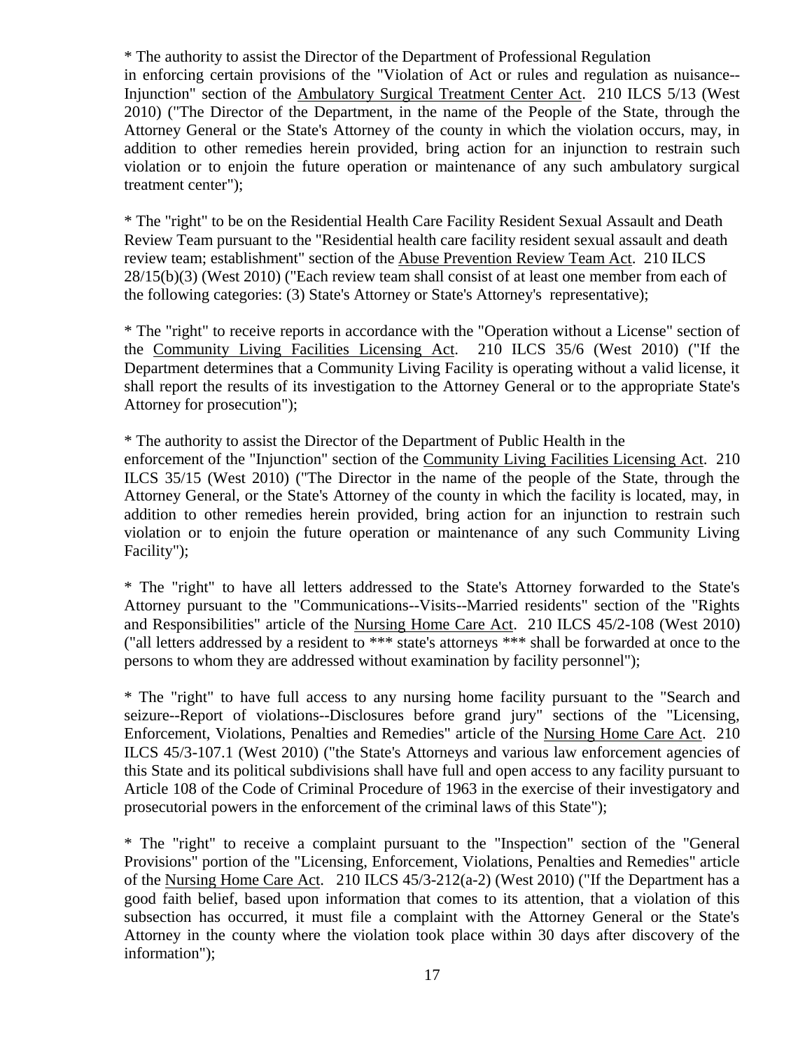* The authority to assist the Director of the Department of Professional Regulation in enforcing certain provisions of the "Violation of Act or rules and regulation as nuisance--Injunction" section of the Ambulatory Surgical Treatment Center Act. 210 ILCS 5/13 (West 2010) ("The Director of the Department, in the name of the People of the State, through the Attorney General or the State's Attorney of the county in which the violation occurs, may, in addition to other remedies herein provided, bring action for an injunction to restrain such violation or to enjoin the future operation or maintenance of any such ambulatory surgical treatment center");

* The "right" to be on the Residential Health Care Facility Resident Sexual Assault and Death Review Team pursuant to the "Residential health care facility resident sexual assault and death review team; establishment" section of the Abuse Prevention Review Team Act. 210 ILCS 28/15(b)(3) (West 2010) ("Each review team shall consist of at least one member from each of the following categories: (3) State's Attorney or State's Attorney's representative);

* The "right" to receive reports in accordance with the "Operation without a License" section of the Community Living Facilities Licensing Act. 210 ILCS 35/6 (West 2010) ("If the Department determines that a Community Living Facility is operating without a valid license, it shall report the results of its investigation to the Attorney General or to the appropriate State's Attorney for prosecution");

* The authority to assist the Director of the Department of Public Health in the enforcement of the "Injunction" section of the Community Living Facilities Licensing Act. 210 ILCS 35/15 (West 2010) ("The Director in the name of the people of the State, through the Attorney General, or the State's Attorney of the county in which the facility is located, may, in addition to other remedies herein provided, bring action for an injunction to restrain such violation or to enjoin the future operation or maintenance of any such Community Living Facility");

* The "right" to have all letters addressed to the State's Attorney forwarded to the State's Attorney pursuant to the "Communications--Visits--Married residents" section of the "Rights and Responsibilities" article of the Nursing Home Care Act. 210 ILCS 45/2-108 (West 2010) ("all letters addressed by a resident to *** state's attorneys *** shall be forwarded at once to the persons to whom they are addressed without examination by facility personnel");

* The "right" to have full access to any nursing home facility pursuant to the "Search and seizure--Report of violations--Disclosures before grand jury" sections of the "Licensing, Enforcement, Violations, Penalties and Remedies" article of the Nursing Home Care Act. 210 ILCS 45/3-107.1 (West 2010) ("the State's Attorneys and various law enforcement agencies of this State and its political subdivisions shall have full and open access to any facility pursuant to Article 108 of the Code of Criminal Procedure of 1963 in the exercise of their investigatory and prosecutorial powers in the enforcement of the criminal laws of this State");

* The "right" to receive a complaint pursuant to the "Inspection" section of the "General Provisions" portion of the "Licensing, Enforcement, Violations, Penalties and Remedies" article of the Nursing Home Care Act. 210 ILCS 45/3-212(a-2) (West 2010) ("If the Department has a good faith belief, based upon information that comes to its attention, that a violation of this subsection has occurred, it must file a complaint with the Attorney General or the State's Attorney in the county where the violation took place within 30 days after discovery of the information");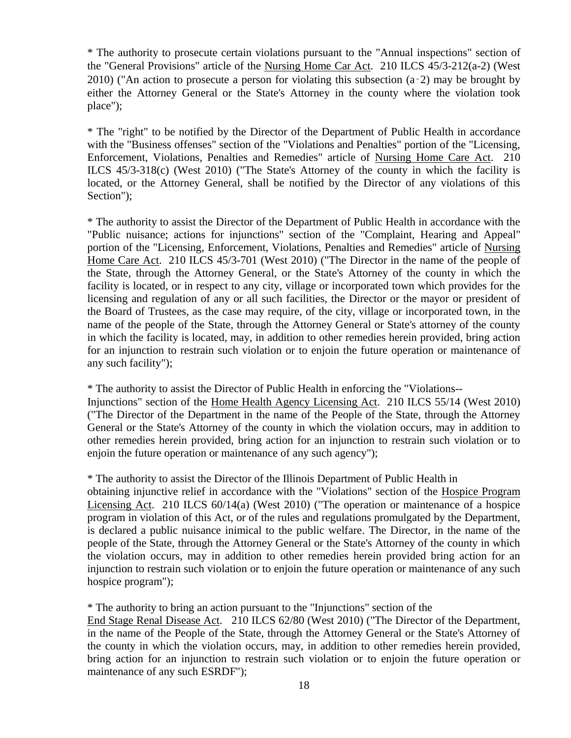* The authority to prosecute certain violations pursuant to the "Annual inspections" section of the "General Provisions" article of the Nursing Home Car Act. 210 ILCS 45/3-212(a-2) (West 2010) ("An action to prosecute a person for violating this subsection (a‑2) may be brought by either the Attorney General or the State's Attorney in the county where the violation took place");

* The "right" to be notified by the Director of the Department of Public Health in accordance with the "Business offenses" section of the "Violations and Penalties" portion of the "Licensing, Enforcement, Violations, Penalties and Remedies" article of Nursing Home Care Act. 210 ILCS 45/3-318(c) (West 2010) ("The State's Attorney of the county in which the facility is located, or the Attorney General, shall be notified by the Director of any violations of this Section");

* The authority to assist the Director of the Department of Public Health in accordance with the "Public nuisance; actions for injunctions" section of the "Complaint, Hearing and Appeal" portion of the "Licensing, Enforcement, Violations, Penalties and Remedies" article of Nursing Home Care Act. 210 ILCS 45/3-701 (West 2010) ("The Director in the name of the people of the State, through the Attorney General, or the State's Attorney of the county in which the facility is located, or in respect to any city, village or incorporated town which provides for the licensing and regulation of any or all such facilities, the Director or the mayor or president of the Board of Trustees, as the case may require, of the city, village or incorporated town, in the name of the people of the State, through the Attorney General or State's attorney of the county in which the facility is located, may, in addition to other remedies herein provided, bring action for an injunction to restrain such violation or to enjoin the future operation or maintenance of any such facility");

* The authority to assist the Director of Public Health in enforcing the "Violations--Injunctions" section of the Home Health Agency Licensing Act. 210 ILCS 55/14 (West 2010) ("The Director of the Department in the name of the People of the State, through the Attorney General or the State's Attorney of the county in which the violation occurs, may in addition to other remedies herein provided, bring action for an injunction to restrain such violation or to enjoin the future operation or maintenance of any such agency");

* The authority to assist the Director of the Illinois Department of Public Health in obtaining injunctive relief in accordance with the "Violations" section of the Hospice Program Licensing Act. 210 ILCS 60/14(a) (West 2010) ("The operation or maintenance of a hospice program in violation of this Act, or of the rules and regulations promulgated by the Department, is declared a public nuisance inimical to the public welfare. The Director, in the name of the people of the State, through the Attorney General or the State's Attorney of the county in which the violation occurs, may in addition to other remedies herein provided bring action for an injunction to restrain such violation or to enjoin the future operation or maintenance of any such hospice program");

* The authority to bring an action pursuant to the "Injunctions" section of the End Stage Renal Disease Act. 210 ILCS 62/80 (West 2010) ("The Director of the Department, in the name of the People of the State, through the Attorney General or the State's Attorney of the county in which the violation occurs, may, in addition to other remedies herein provided, bring action for an injunction to restrain such violation or to enjoin the future operation or maintenance of any such ESRDF");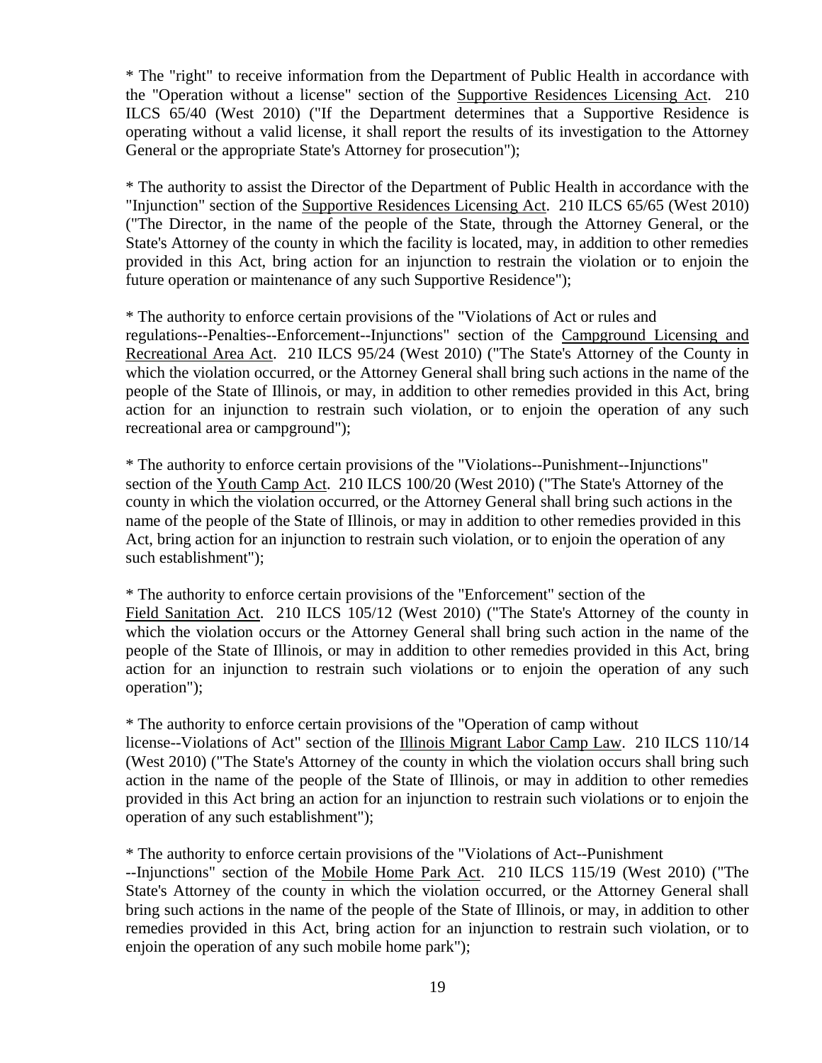* The "right" to receive information from the Department of Public Health in accordance with the "Operation without a license" section of the Supportive Residences Licensing Act. 210 ILCS 65/40 (West 2010) ("If the Department determines that a Supportive Residence is operating without a valid license, it shall report the results of its investigation to the Attorney General or the appropriate State's Attorney for prosecution");

* The authority to assist the Director of the Department of Public Health in accordance with the "Injunction" section of the Supportive Residences Licensing Act. 210 ILCS 65/65 (West 2010) ("The Director, in the name of the people of the State, through the Attorney General, or the State's Attorney of the county in which the facility is located, may, in addition to other remedies provided in this Act, bring action for an injunction to restrain the violation or to enjoin the future operation or maintenance of any such Supportive Residence");

* The authority to enforce certain provisions of the "Violations of Act or rules and regulations--Penalties--Enforcement--Injunctions" section of the Campground Licensing and Recreational Area Act. 210 ILCS 95/24 (West 2010) ("The State's Attorney of the County in which the violation occurred, or the Attorney General shall bring such actions in the name of the people of the State of Illinois, or may, in addition to other remedies provided in this Act, bring action for an injunction to restrain such violation, or to enjoin the operation of any such recreational area or campground");

* The authority to enforce certain provisions of the "Violations--Punishment--Injunctions" section of the Youth Camp Act. 210 ILCS 100/20 (West 2010) ("The State's Attorney of the county in which the violation occurred, or the Attorney General shall bring such actions in the name of the people of the State of Illinois, or may in addition to other remedies provided in this Act, bring action for an injunction to restrain such violation, or to enjoin the operation of any such establishment");

* The authority to enforce certain provisions of the "Enforcement" section of the Field Sanitation Act. 210 ILCS 105/12 (West 2010) ("The State's Attorney of the county in which the violation occurs or the Attorney General shall bring such action in the name of the people of the State of Illinois, or may in addition to other remedies provided in this Act, bring action for an injunction to restrain such violations or to enjoin the operation of any such operation");

* The authority to enforce certain provisions of the "Operation of camp without license--Violations of Act" section of the Illinois Migrant Labor Camp Law. 210 ILCS 110/14 (West 2010) ("The State's Attorney of the county in which the violation occurs shall bring such action in the name of the people of the State of Illinois, or may in addition to other remedies provided in this Act bring an action for an injunction to restrain such violations or to enjoin the operation of any such establishment");

* The authority to enforce certain provisions of the "Violations of Act--Punishment --Injunctions" section of the Mobile Home Park Act. 210 ILCS 115/19 (West 2010) ("The State's Attorney of the county in which the violation occurred, or the Attorney General shall bring such actions in the name of the people of the State of Illinois, or may, in addition to other remedies provided in this Act, bring action for an injunction to restrain such violation, or to enjoin the operation of any such mobile home park");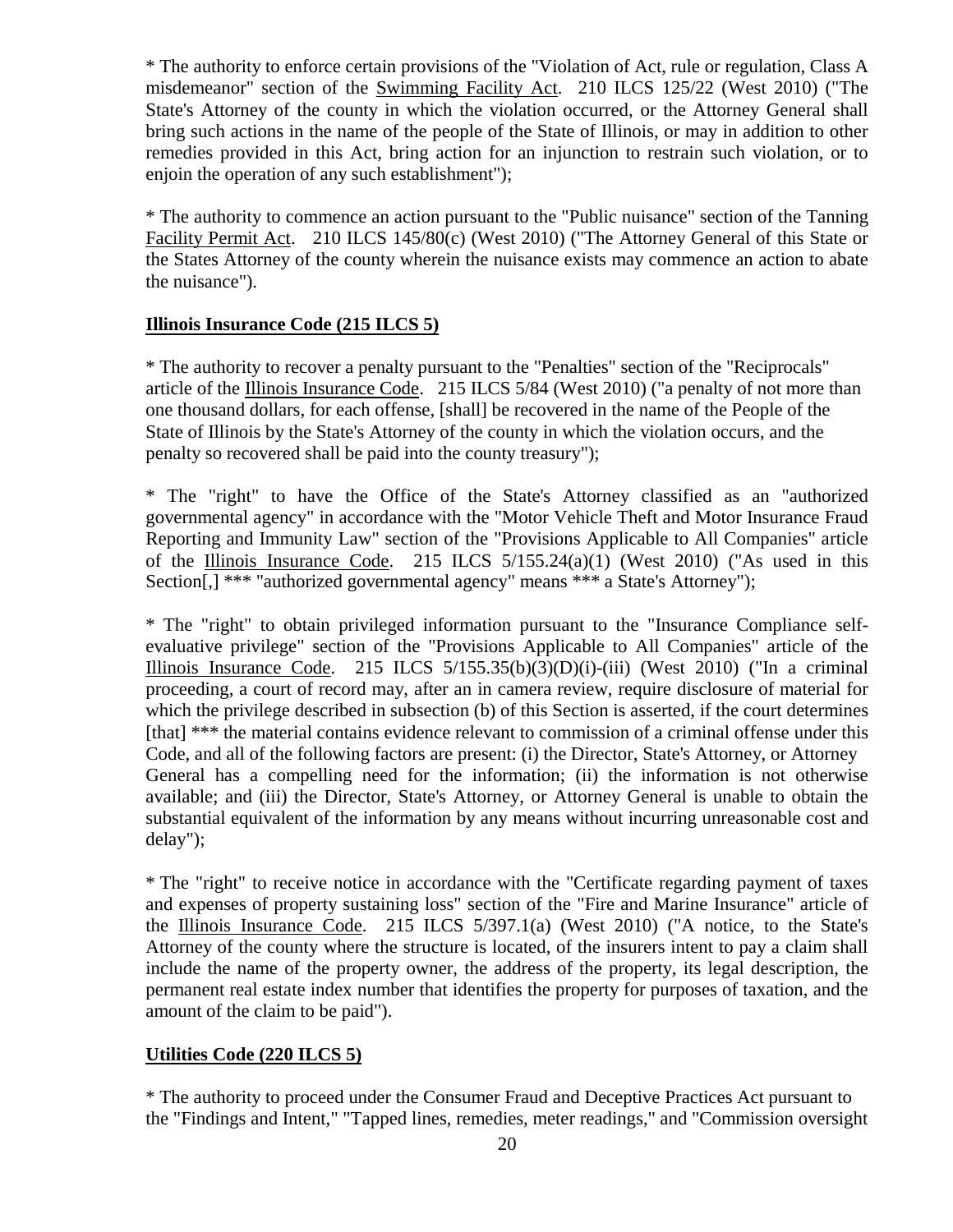* The authority to enforce certain provisions of the "Violation of Act, rule or regulation, Class A misdemeanor" section of the Swimming Facility Act. 210 ILCS 125/22 (West 2010) ("The State's Attorney of the county in which the violation occurred, or the Attorney General shall bring such actions in the name of the people of the State of Illinois, or may in addition to other remedies provided in this Act, bring action for an injunction to restrain such violation, or to enjoin the operation of any such establishment");

* The authority to commence an action pursuant to the "Public nuisance" section of the Tanning Facility Permit Act. 210 ILCS 145/80(c) (West 2010) ("The Attorney General of this State or the States Attorney of the county wherein the nuisance exists may commence an action to abate the nuisance").

**Illinois Insurance Code (215 ILCS 5)**

* The authority to recover a penalty pursuant to the "Penalties" section of the "Reciprocals" article of the Illinois Insurance Code. 215 ILCS 5/84 (West 2010) ("a penalty of not more than one thousand dollars, for each offense, [shall] be recovered in the name of the People of the State of Illinois by the State's Attorney of the county in which the violation occurs, and the penalty so recovered shall be paid into the county treasury");

* The "right" to have the Office of the State's Attorney classified as an "authorized governmental agency" in accordance with the "Motor Vehicle Theft and Motor Insurance Fraud Reporting and Immunity Law" section of the "Provisions Applicable to All Companies" article of the Illinois Insurance Code. 215 ILCS 5/155.24(a)(1) (West 2010) ("As used in this Section[,] *** "authorized governmental agency" means *** a State's Attorney");

* The "right" to obtain privileged information pursuant to the "Insurance Compliance self-evaluative privilege" section of the "Provisions Applicable to All Companies" article of the Illinois Insurance Code. 215 ILCS 5/155.35(b)(3)(D)(i)-(iii) (West 2010) ("In a criminal proceeding, a court of record may, after an in camera review, require disclosure of material for which the privilege described in subsection (b) of this Section is asserted, if the court determines [that] *** the material contains evidence relevant to commission of a criminal offense under this Code, and all of the following factors are present: (i) the Director, State's Attorney, or Attorney General has a compelling need for the information; (ii) the information is not otherwise available; and (iii) the Director, State's Attorney, or Attorney General is unable to obtain the substantial equivalent of the information by any means without incurring unreasonable cost and delay");

* The "right" to receive notice in accordance with the "Certificate regarding payment of taxes and expenses of property sustaining loss" section of the "Fire and Marine Insurance" article of the Illinois Insurance Code. 215 ILCS 5/397.1(a) (West 2010) ("A notice, to the State's Attorney of the county where the structure is located, of the insurers intent to pay a claim shall include the name of the property owner, the address of the property, its legal description, the permanent real estate index number that identifies the property for purposes of taxation, and the amount of the claim to be paid").

**Utilities Code (220 ILCS 5)**

* The authority to proceed under the Consumer Fraud and Deceptive Practices Act pursuant to the "Findings and Intent," "Tapped lines, remedies, meter readings," and "Commission oversight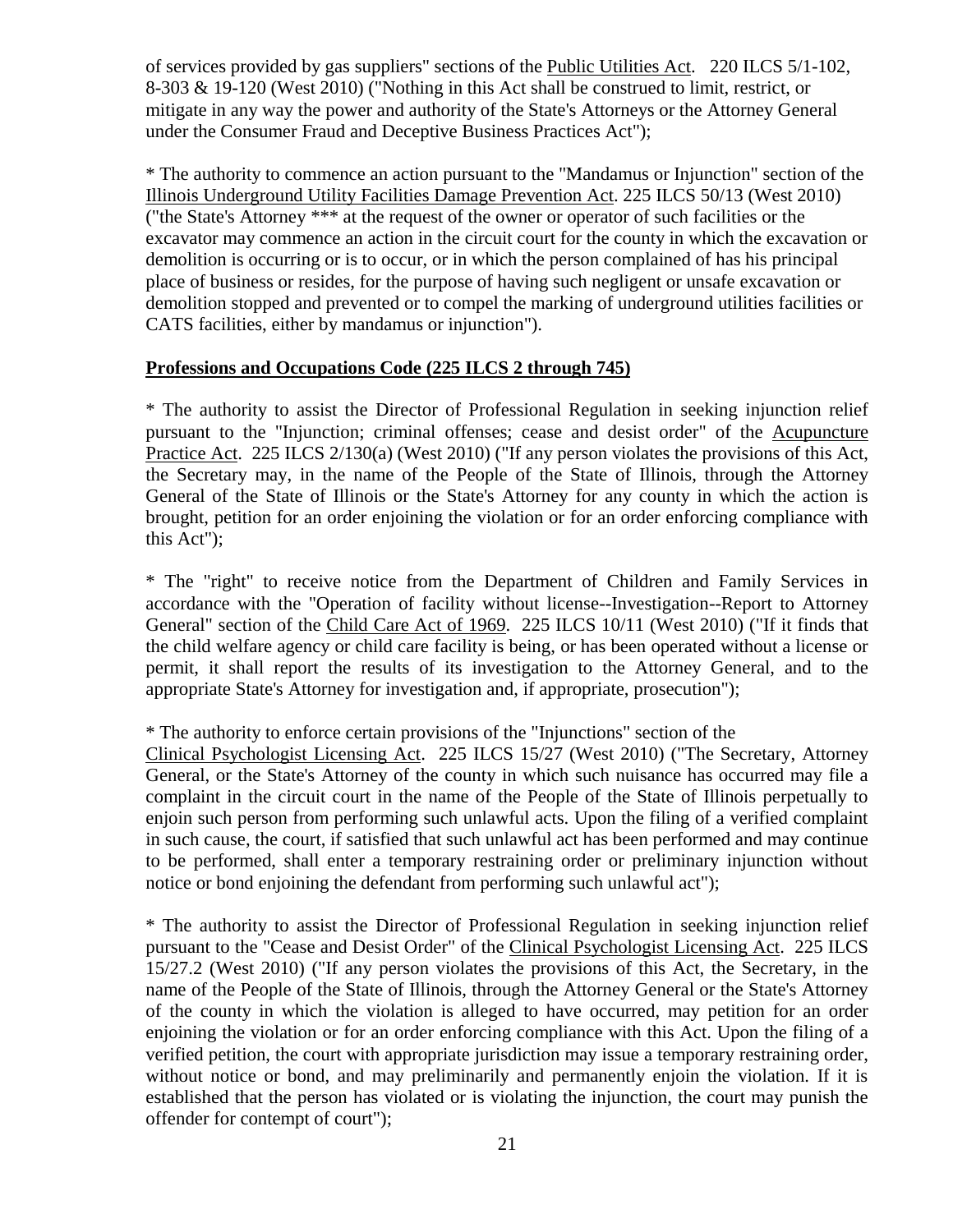of services provided by gas suppliers" sections of the Public Utilities Act. 220 ILCS 5/1-102, 8-303 & 19-120 (West 2010) ("Nothing in this Act shall be construed to limit, restrict, or mitigate in any way the power and authority of the State's Attorneys or the Attorney General under the Consumer Fraud and Deceptive Business Practices Act");

* The authority to commence an action pursuant to the "Mandamus or Injunction" section of the Illinois Underground Utility Facilities Damage Prevention Act. 225 ILCS 50/13 (West 2010) ("the State's Attorney *** at the request of the owner or operator of such facilities or the excavator may commence an action in the circuit court for the county in which the excavation or demolition is occurring or is to occur, or in which the person complained of has his principal place of business or resides, for the purpose of having such negligent or unsafe excavation or demolition stopped and prevented or to compel the marking of underground utilities facilities or CATS facilities, either by mandamus or injunction").

**Professions and Occupations Code (225 ILCS 2 through 745)**

* The authority to assist the Director of Professional Regulation in seeking injunction relief pursuant to the "Injunction; criminal offenses; cease and desist order" of the Acupuncture Practice Act. 225 ILCS 2/130(a) (West 2010) ("If any person violates the provisions of this Act, the Secretary may, in the name of the People of the State of Illinois, through the Attorney General of the State of Illinois or the State's Attorney for any county in which the action is brought, petition for an order enjoining the violation or for an order enforcing compliance with this Act");

* The "right" to receive notice from the Department of Children and Family Services in accordance with the "Operation of facility without license--Investigation--Report to Attorney General" section of the Child Care Act of 1969. 225 ILCS 10/11 (West 2010) ("If it finds that the child welfare agency or child care facility is being, or has been operated without a license or permit, it shall report the results of its investigation to the Attorney General, and to the appropriate State's Attorney for investigation and, if appropriate, prosecution");

* The authority to enforce certain provisions of the "Injunctions" section of the Clinical Psychologist Licensing Act. 225 ILCS 15/27 (West 2010) ("The Secretary, Attorney General, or the State's Attorney of the county in which such nuisance has occurred may file a complaint in the circuit court in the name of the People of the State of Illinois perpetually to enjoin such person from performing such unlawful acts. Upon the filing of a verified complaint in such cause, the court, if satisfied that such unlawful act has been performed and may continue to be performed, shall enter a temporary restraining order or preliminary injunction without notice or bond enjoining the defendant from performing such unlawful act");

* The authority to assist the Director of Professional Regulation in seeking injunction relief pursuant to the "Cease and Desist Order" of the Clinical Psychologist Licensing Act. 225 ILCS 15/27.2 (West 2010) ("If any person violates the provisions of this Act, the Secretary, in the name of the People of the State of Illinois, through the Attorney General or the State's Attorney of the county in which the violation is alleged to have occurred, may petition for an order enjoining the violation or for an order enforcing compliance with this Act. Upon the filing of a verified petition, the court with appropriate jurisdiction may issue a temporary restraining order, without notice or bond, and may preliminarily and permanently enjoin the violation. If it is established that the person has violated or is violating the injunction, the court may punish the offender for contempt of court");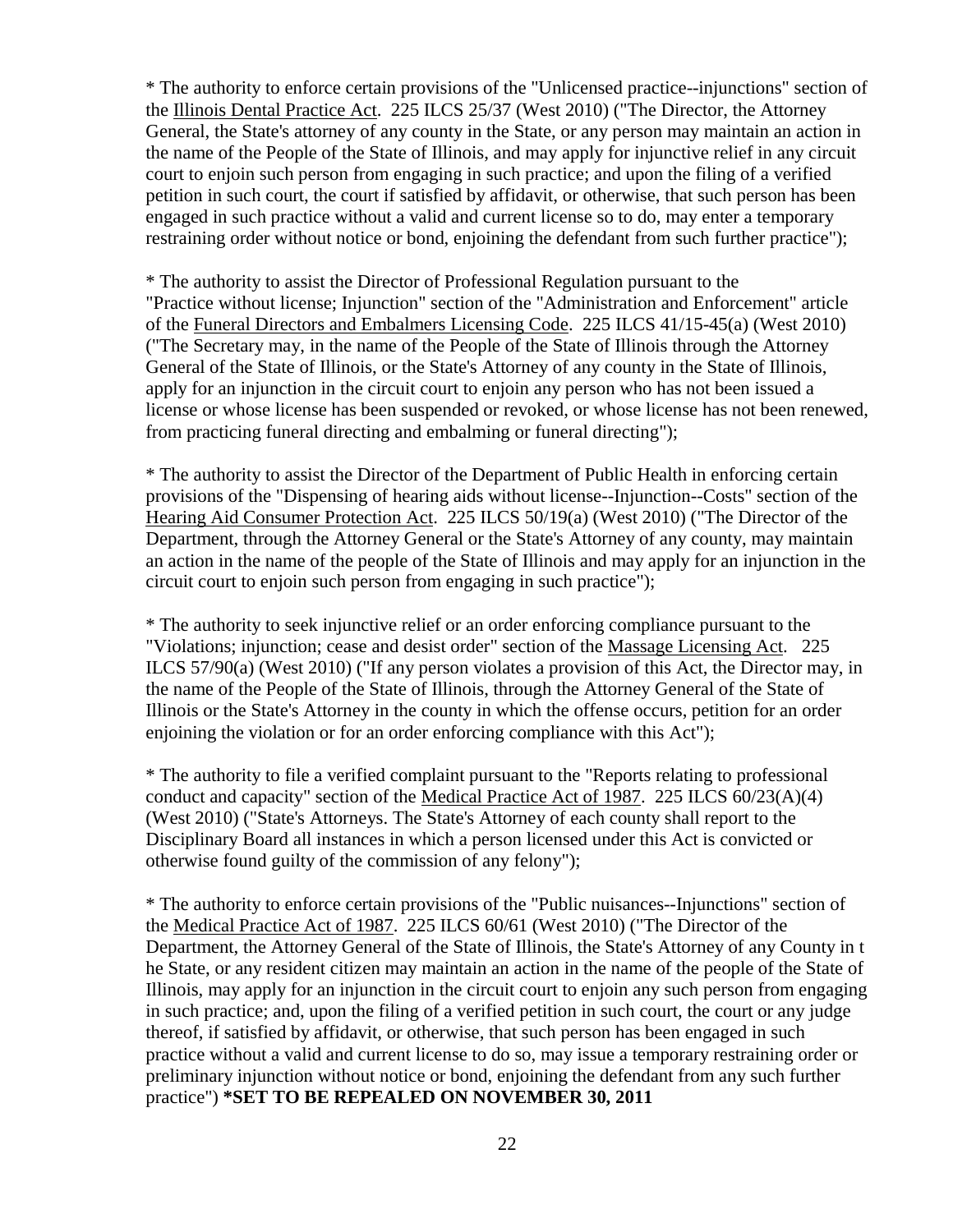* The authority to enforce certain provisions of the "Unlicensed practice--injunctions" section of the Illinois Dental Practice Act. 225 ILCS 25/37 (West 2010) ("The Director, the Attorney General, the State's attorney of any county in the State, or any person may maintain an action in the name of the People of the State of Illinois, and may apply for injunctive relief in any circuit court to enjoin such person from engaging in such practice; and upon the filing of a verified petition in such court, the court if satisfied by affidavit, or otherwise, that such person has been engaged in such practice without a valid and current license so to do, may enter a temporary restraining order without notice or bond, enjoining the defendant from such further practice");

* The authority to assist the Director of Professional Regulation pursuant to the "Practice without license; Injunction" section of the "Administration and Enforcement" article of the Funeral Directors and Embalmers Licensing Code. 225 ILCS 41/15-45(a) (West 2010) ("The Secretary may, in the name of the People of the State of Illinois through the Attorney General of the State of Illinois, or the State's Attorney of any county in the State of Illinois, apply for an injunction in the circuit court to enjoin any person who has not been issued a license or whose license has been suspended or revoked, or whose license has not been renewed, from practicing funeral directing and embalming or funeral directing");

* The authority to assist the Director of the Department of Public Health in enforcing certain provisions of the "Dispensing of hearing aids without license--Injunction--Costs" section of the Hearing Aid Consumer Protection Act. 225 ILCS 50/19(a) (West 2010) ("The Director of the Department, through the Attorney General or the State's Attorney of any county, may maintain an action in the name of the people of the State of Illinois and may apply for an injunction in the circuit court to enjoin such person from engaging in such practice");

* The authority to seek injunctive relief or an order enforcing compliance pursuant to the "Violations; injunction; cease and desist order" section of the Massage Licensing Act. 225 ILCS 57/90(a) (West 2010) ("If any person violates a provision of this Act, the Director may, in the name of the People of the State of Illinois, through the Attorney General of the State of Illinois or the State's Attorney in the county in which the offense occurs, petition for an order enjoining the violation or for an order enforcing compliance with this Act");

* The authority to file a verified complaint pursuant to the "Reports relating to professional conduct and capacity" section of the Medical Practice Act of 1987. 225 ILCS 60/23(A)(4) (West 2010) ("State's Attorneys. The State's Attorney of each county shall report to the Disciplinary Board all instances in which a person licensed under this Act is convicted or otherwise found guilty of the commission of any felony");

* The authority to enforce certain provisions of the "Public nuisances--Injunctions" section of the Medical Practice Act of 1987. 225 ILCS 60/61 (West 2010) ("The Director of the Department, the Attorney General of the State of Illinois, the State's Attorney of any County in t he State, or any resident citizen may maintain an action in the name of the people of the State of Illinois, may apply for an injunction in the circuit court to enjoin any such person from engaging in such practice; and, upon the filing of a verified petition in such court, the court or any judge thereof, if satisfied by affidavit, or otherwise, that such person has been engaged in such practice without a valid and current license to do so, may issue a temporary restraining order or preliminary injunction without notice or bond, enjoining the defendant from any such further practice") **\*SET TO BE REPEALED ON NOVEMBER 30, 2011**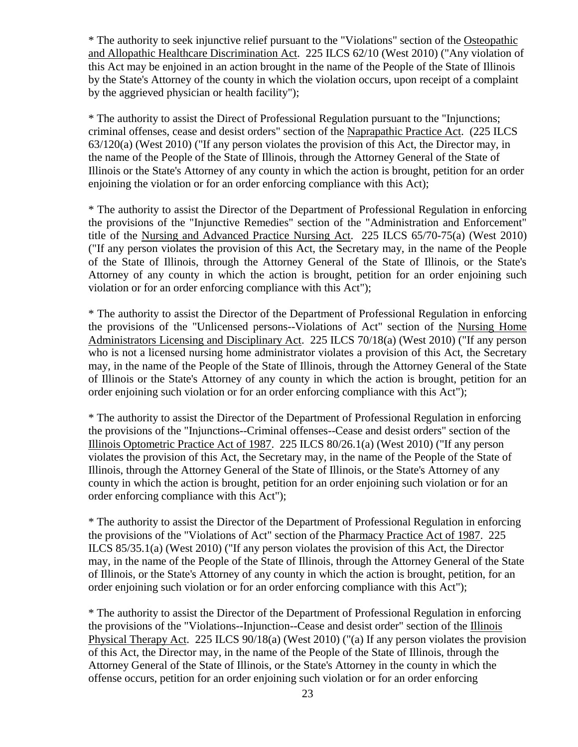* The authority to seek injunctive relief pursuant to the "Violations" section of the Osteopathic and Allopathic Healthcare Discrimination Act. 225 ILCS 62/10 (West 2010) ("Any violation of this Act may be enjoined in an action brought in the name of the People of the State of Illinois by the State's Attorney of the county in which the violation occurs, upon receipt of a complaint by the aggrieved physician or health facility");

* The authority to assist the Direct of Professional Regulation pursuant to the "Injunctions; criminal offenses, cease and desist orders" section of the Naprapathic Practice Act. (225 ILCS 63/120(a) (West 2010) ("If any person violates the provision of this Act, the Director may, in the name of the People of the State of Illinois, through the Attorney General of the State of Illinois or the State's Attorney of any county in which the action is brought, petition for an order enjoining the violation or for an order enforcing compliance with this Act);

* The authority to assist the Director of the Department of Professional Regulation in enforcing the provisions of the "Injunctive Remedies" section of the "Administration and Enforcement" title of the Nursing and Advanced Practice Nursing Act. 225 ILCS 65/70-75(a) (West 2010) ("If any person violates the provision of this Act, the Secretary may, in the name of the People of the State of Illinois, through the Attorney General of the State of Illinois, or the State's Attorney of any county in which the action is brought, petition for an order enjoining such violation or for an order enforcing compliance with this Act");

* The authority to assist the Director of the Department of Professional Regulation in enforcing the provisions of the "Unlicensed persons--Violations of Act" section of the Nursing Home Administrators Licensing and Disciplinary Act. 225 ILCS 70/18(a) (West 2010) ("If any person who is not a licensed nursing home administrator violates a provision of this Act, the Secretary may, in the name of the People of the State of Illinois, through the Attorney General of the State of Illinois or the State's Attorney of any county in which the action is brought, petition for an order enjoining such violation or for an order enforcing compliance with this Act");

* The authority to assist the Director of the Department of Professional Regulation in enforcing the provisions of the "Injunctions--Criminal offenses--Cease and desist orders" section of the Illinois Optometric Practice Act of 1987. 225 ILCS 80/26.1(a) (West 2010) ("If any person violates the provision of this Act, the Secretary may, in the name of the People of the State of Illinois, through the Attorney General of the State of Illinois, or the State's Attorney of any county in which the action is brought, petition for an order enjoining such violation or for an order enforcing compliance with this Act");

* The authority to assist the Director of the Department of Professional Regulation in enforcing the provisions of the "Violations of Act" section of the Pharmacy Practice Act of 1987. 225 ILCS 85/35.1(a) (West 2010) ("If any person violates the provision of this Act, the Director may, in the name of the People of the State of Illinois, through the Attorney General of the State of Illinois, or the State's Attorney of any county in which the action is brought, petition, for an order enjoining such violation or for an order enforcing compliance with this Act");

* The authority to assist the Director of the Department of Professional Regulation in enforcing the provisions of the "Violations--Injunction--Cease and desist order" section of the Illinois Physical Therapy Act. 225 ILCS 90/18(a) (West 2010) ("(a) If any person violates the provision of this Act, the Director may, in the name of the People of the State of Illinois, through the Attorney General of the State of Illinois, or the State's Attorney in the county in which the offense occurs, petition for an order enjoining such violation or for an order enforcing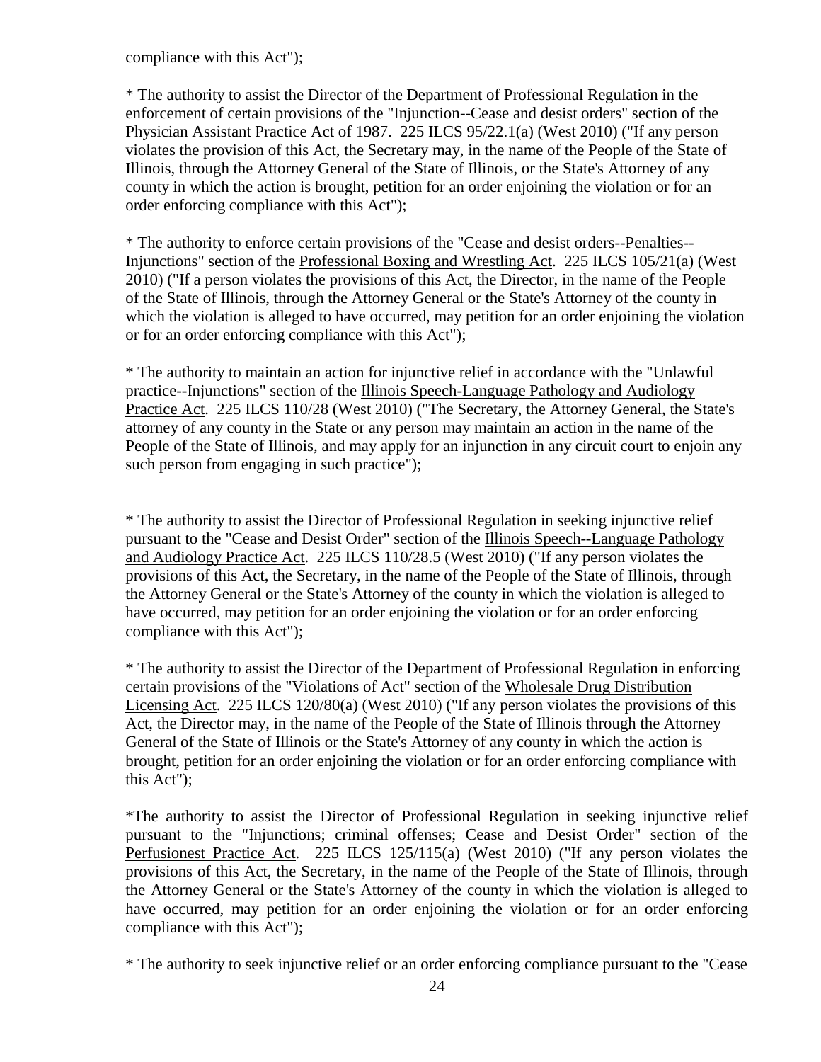compliance with this Act");

* The authority to assist the Director of the Department of Professional Regulation in the enforcement of certain provisions of the "Injunction--Cease and desist orders" section of the Physician Assistant Practice Act of 1987. 225 ILCS 95/22.1(a) (West 2010) ("If any person violates the provision of this Act, the Secretary may, in the name of the People of the State of Illinois, through the Attorney General of the State of Illinois, or the State's Attorney of any county in which the action is brought, petition for an order enjoining the violation or for an order enforcing compliance with this Act");

* The authority to enforce certain provisions of the "Cease and desist orders--Penalties--Injunctions" section of the Professional Boxing and Wrestling Act. 225 ILCS 105/21(a) (West 2010) ("If a person violates the provisions of this Act, the Director, in the name of the People of the State of Illinois, through the Attorney General or the State's Attorney of the county in which the violation is alleged to have occurred, may petition for an order enjoining the violation or for an order enforcing compliance with this Act");

* The authority to maintain an action for injunctive relief in accordance with the "Unlawful practice--Injunctions" section of the Illinois Speech-Language Pathology and Audiology Practice Act. 225 ILCS 110/28 (West 2010) ("The Secretary, the Attorney General, the State's attorney of any county in the State or any person may maintain an action in the name of the People of the State of Illinois, and may apply for an injunction in any circuit court to enjoin any such person from engaging in such practice");

* The authority to assist the Director of Professional Regulation in seeking injunctive relief pursuant to the "Cease and Desist Order" section of the Illinois Speech--Language Pathology and Audiology Practice Act. 225 ILCS 110/28.5 (West 2010) ("If any person violates the provisions of this Act, the Secretary, in the name of the People of the State of Illinois, through the Attorney General or the State's Attorney of the county in which the violation is alleged to have occurred, may petition for an order enjoining the violation or for an order enforcing compliance with this Act");

* The authority to assist the Director of the Department of Professional Regulation in enforcing certain provisions of the "Violations of Act" section of the Wholesale Drug Distribution Licensing Act. 225 ILCS 120/80(a) (West 2010) ("If any person violates the provisions of this Act, the Director may, in the name of the People of the State of Illinois through the Attorney General of the State of Illinois or the State's Attorney of any county in which the action is brought, petition for an order enjoining the violation or for an order enforcing compliance with this Act");

*The authority to assist the Director of Professional Regulation in seeking injunctive relief pursuant to the "Injunctions; criminal offenses; Cease and Desist Order" section of the Perfusionest Practice Act. 225 ILCS 125/115(a) (West 2010) ("If any person violates the provisions of this Act, the Secretary, in the name of the People of the State of Illinois, through the Attorney General or the State's Attorney of the county in which the violation is alleged to have occurred, may petition for an order enjoining the violation or for an order enforcing compliance with this Act");

* The authority to seek injunctive relief or an order enforcing compliance pursuant to the "Cease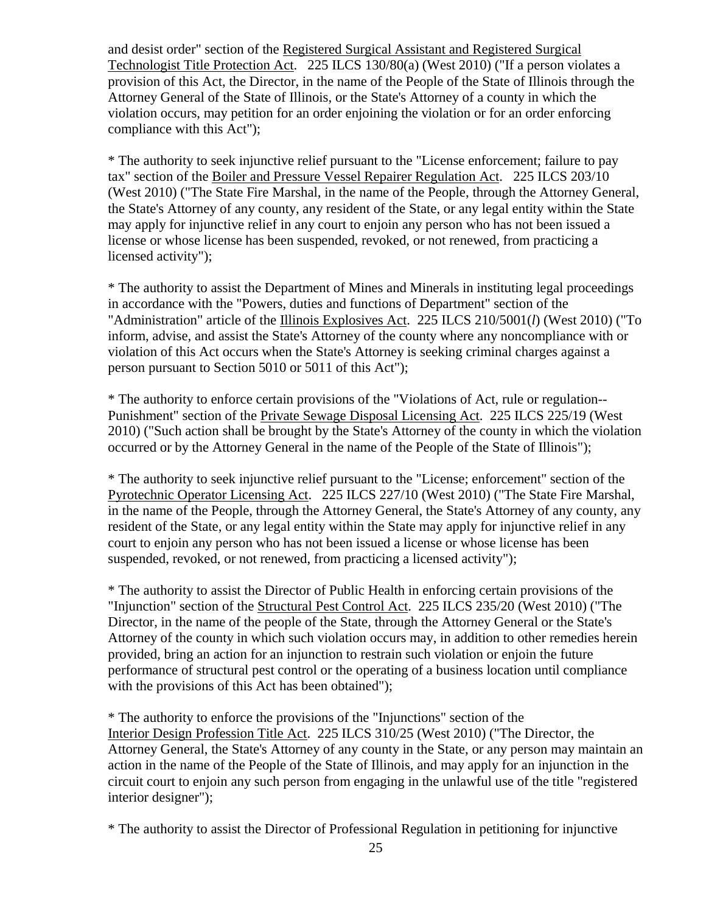and desist order" section of the Registered Surgical Assistant and Registered Surgical Technologist Title Protection Act. 225 ILCS 130/80(a) (West 2010) ("If a person violates a provision of this Act, the Director, in the name of the People of the State of Illinois through the Attorney General of the State of Illinois, or the State's Attorney of a county in which the violation occurs, may petition for an order enjoining the violation or for an order enforcing compliance with this Act");

* The authority to seek injunctive relief pursuant to the "License enforcement; failure to pay tax" section of the Boiler and Pressure Vessel Repairer Regulation Act. 225 ILCS 203/10 (West 2010) ("The State Fire Marshal, in the name of the People, through the Attorney General, the State's Attorney of any county, any resident of the State, or any legal entity within the State may apply for injunctive relief in any court to enjoin any person who has not been issued a license or whose license has been suspended, revoked, or not renewed, from practicing a licensed activity");

* The authority to assist the Department of Mines and Minerals in instituting legal proceedings in accordance with the "Powers, duties and functions of Department" section of the "Administration" article of the Illinois Explosives Act. 225 ILCS 210/5001(*l*) (West 2010) ("To inform, advise, and assist the State's Attorney of the county where any noncompliance with or violation of this Act occurs when the State's Attorney is seeking criminal charges against a person pursuant to Section 5010 or 5011 of this Act");

* The authority to enforce certain provisions of the "Violations of Act, rule or regulation--Punishment" section of the Private Sewage Disposal Licensing Act. 225 ILCS 225/19 (West 2010) ("Such action shall be brought by the State's Attorney of the county in which the violation occurred or by the Attorney General in the name of the People of the State of Illinois");

* The authority to seek injunctive relief pursuant to the "License; enforcement" section of the Pyrotechnic Operator Licensing Act. 225 ILCS 227/10 (West 2010) ("The State Fire Marshal, in the name of the People, through the Attorney General, the State's Attorney of any county, any resident of the State, or any legal entity within the State may apply for injunctive relief in any court to enjoin any person who has not been issued a license or whose license has been suspended, revoked, or not renewed, from practicing a licensed activity");

* The authority to assist the Director of Public Health in enforcing certain provisions of the "Injunction" section of the Structural Pest Control Act. 225 ILCS 235/20 (West 2010) ("The Director, in the name of the people of the State, through the Attorney General or the State's Attorney of the county in which such violation occurs may, in addition to other remedies herein provided, bring an action for an injunction to restrain such violation or enjoin the future performance of structural pest control or the operating of a business location until compliance with the provisions of this Act has been obtained");

* The authority to enforce the provisions of the "Injunctions" section of the Interior Design Profession Title Act. 225 ILCS 310/25 (West 2010) ("The Director, the Attorney General, the State's Attorney of any county in the State, or any person may maintain an action in the name of the People of the State of Illinois, and may apply for an injunction in the circuit court to enjoin any such person from engaging in the unlawful use of the title "registered interior designer");

* The authority to assist the Director of Professional Regulation in petitioning for injunctive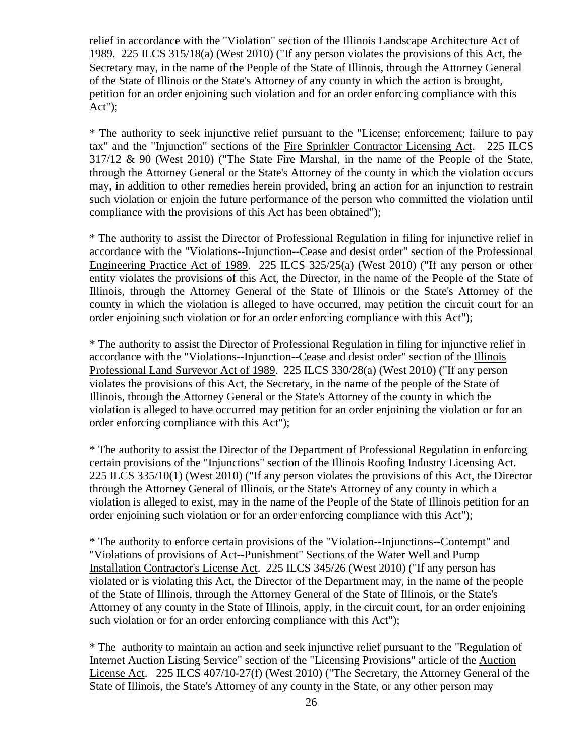relief in accordance with the "Violation" section of the Illinois Landscape Architecture Act of 1989. 225 ILCS 315/18(a) (West 2010) ("If any person violates the provisions of this Act, the Secretary may, in the name of the People of the State of Illinois, through the Attorney General of the State of Illinois or the State's Attorney of any county in which the action is brought, petition for an order enjoining such violation and for an order enforcing compliance with this Act");

* The authority to seek injunctive relief pursuant to the "License; enforcement; failure to pay tax" and the "Injunction" sections of the Fire Sprinkler Contractor Licensing Act. 225 ILCS 317/12 & 90 (West 2010) ("The State Fire Marshal, in the name of the People of the State, through the Attorney General or the State's Attorney of the county in which the violation occurs may, in addition to other remedies herein provided, bring an action for an injunction to restrain such violation or enjoin the future performance of the person who committed the violation until compliance with the provisions of this Act has been obtained");

* The authority to assist the Director of Professional Regulation in filing for injunctive relief in accordance with the "Violations--Injunction--Cease and desist order" section of the Professional Engineering Practice Act of 1989. 225 ILCS 325/25(a) (West 2010) ("If any person or other entity violates the provisions of this Act, the Director, in the name of the People of the State of Illinois, through the Attorney General of the State of Illinois or the State's Attorney of the county in which the violation is alleged to have occurred, may petition the circuit court for an order enjoining such violation or for an order enforcing compliance with this Act");

* The authority to assist the Director of Professional Regulation in filing for injunctive relief in accordance with the "Violations--Injunction--Cease and desist order" section of the Illinois Professional Land Surveyor Act of 1989. 225 ILCS 330/28(a) (West 2010) ("If any person violates the provisions of this Act, the Secretary, in the name of the people of the State of Illinois, through the Attorney General or the State's Attorney of the county in which the violation is alleged to have occurred may petition for an order enjoining the violation or for an order enforcing compliance with this Act");

* The authority to assist the Director of the Department of Professional Regulation in enforcing certain provisions of the "Injunctions" section of the Illinois Roofing Industry Licensing Act. 225 ILCS 335/10(1) (West 2010) ("If any person violates the provisions of this Act, the Director through the Attorney General of Illinois, or the State's Attorney of any county in which a violation is alleged to exist, may in the name of the People of the State of Illinois petition for an order enjoining such violation or for an order enforcing compliance with this Act");

* The authority to enforce certain provisions of the "Violation--Injunctions--Contempt" and "Violations of provisions of Act--Punishment" Sections of the Water Well and Pump Installation Contractor's License Act. 225 ILCS 345/26 (West 2010) ("If any person has violated or is violating this Act, the Director of the Department may, in the name of the people of the State of Illinois, through the Attorney General of the State of Illinois, or the State's Attorney of any county in the State of Illinois, apply, in the circuit court, for an order enjoining such violation or for an order enforcing compliance with this Act");

* The authority to maintain an action and seek injunctive relief pursuant to the "Regulation of Internet Auction Listing Service" section of the "Licensing Provisions" article of the Auction License Act. 225 ILCS 407/10-27(f) (West 2010) ("The Secretary, the Attorney General of the State of Illinois, the State's Attorney of any county in the State, or any other person may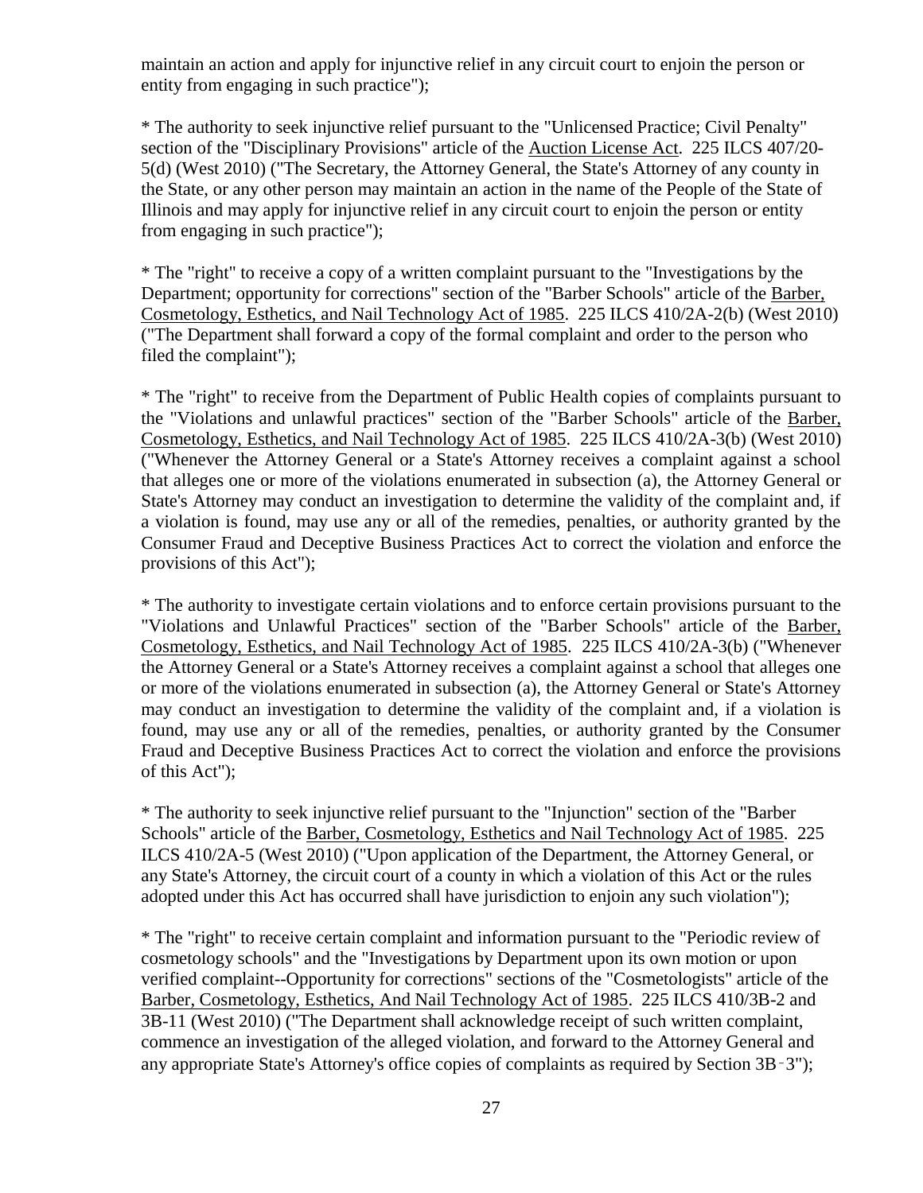maintain an action and apply for injunctive relief in any circuit court to enjoin the person or entity from engaging in such practice");

* The authority to seek injunctive relief pursuant to the "Unlicensed Practice; Civil Penalty" section of the "Disciplinary Provisions" article of the Auction License Act. 225 ILCS 407/20-5(d) (West 2010) ("The Secretary, the Attorney General, the State's Attorney of any county in the State, or any other person may maintain an action in the name of the People of the State of Illinois and may apply for injunctive relief in any circuit court to enjoin the person or entity from engaging in such practice");

* The "right" to receive a copy of a written complaint pursuant to the "Investigations by the Department; opportunity for corrections" section of the "Barber Schools" article of the Barber, Cosmetology, Esthetics, and Nail Technology Act of 1985. 225 ILCS 410/2A-2(b) (West 2010) ("The Department shall forward a copy of the formal complaint and order to the person who filed the complaint");

* The "right" to receive from the Department of Public Health copies of complaints pursuant to the "Violations and unlawful practices" section of the "Barber Schools" article of the Barber, Cosmetology, Esthetics, and Nail Technology Act of 1985. 225 ILCS 410/2A-3(b) (West 2010) ("Whenever the Attorney General or a State's Attorney receives a complaint against a school that alleges one or more of the violations enumerated in subsection (a), the Attorney General or State's Attorney may conduct an investigation to determine the validity of the complaint and, if a violation is found, may use any or all of the remedies, penalties, or authority granted by the Consumer Fraud and Deceptive Business Practices Act to correct the violation and enforce the provisions of this Act");

* The authority to investigate certain violations and to enforce certain provisions pursuant to the "Violations and Unlawful Practices" section of the "Barber Schools" article of the Barber, Cosmetology, Esthetics, and Nail Technology Act of 1985. 225 ILCS 410/2A-3(b) ("Whenever the Attorney General or a State's Attorney receives a complaint against a school that alleges one or more of the violations enumerated in subsection (a), the Attorney General or State's Attorney may conduct an investigation to determine the validity of the complaint and, if a violation is found, may use any or all of the remedies, penalties, or authority granted by the Consumer Fraud and Deceptive Business Practices Act to correct the violation and enforce the provisions of this Act");

* The authority to seek injunctive relief pursuant to the "Injunction" section of the "Barber Schools" article of the Barber, Cosmetology, Esthetics and Nail Technology Act of 1985. 225 ILCS 410/2A-5 (West 2010) ("Upon application of the Department, the Attorney General, or any State's Attorney, the circuit court of a county in which a violation of this Act or the rules adopted under this Act has occurred shall have jurisdiction to enjoin any such violation");

* The "right" to receive certain complaint and information pursuant to the "Periodic review of cosmetology schools" and the "Investigations by Department upon its own motion or upon verified complaint--Opportunity for corrections" sections of the "Cosmetologists" article of the Barber, Cosmetology, Esthetics, And Nail Technology Act of 1985. 225 ILCS 410/3B-2 and 3B-11 (West 2010) ("The Department shall acknowledge receipt of such written complaint, commence an investigation of the alleged violation, and forward to the Attorney General and any appropriate State's Attorney's office copies of complaints as required by Section 3B‑3");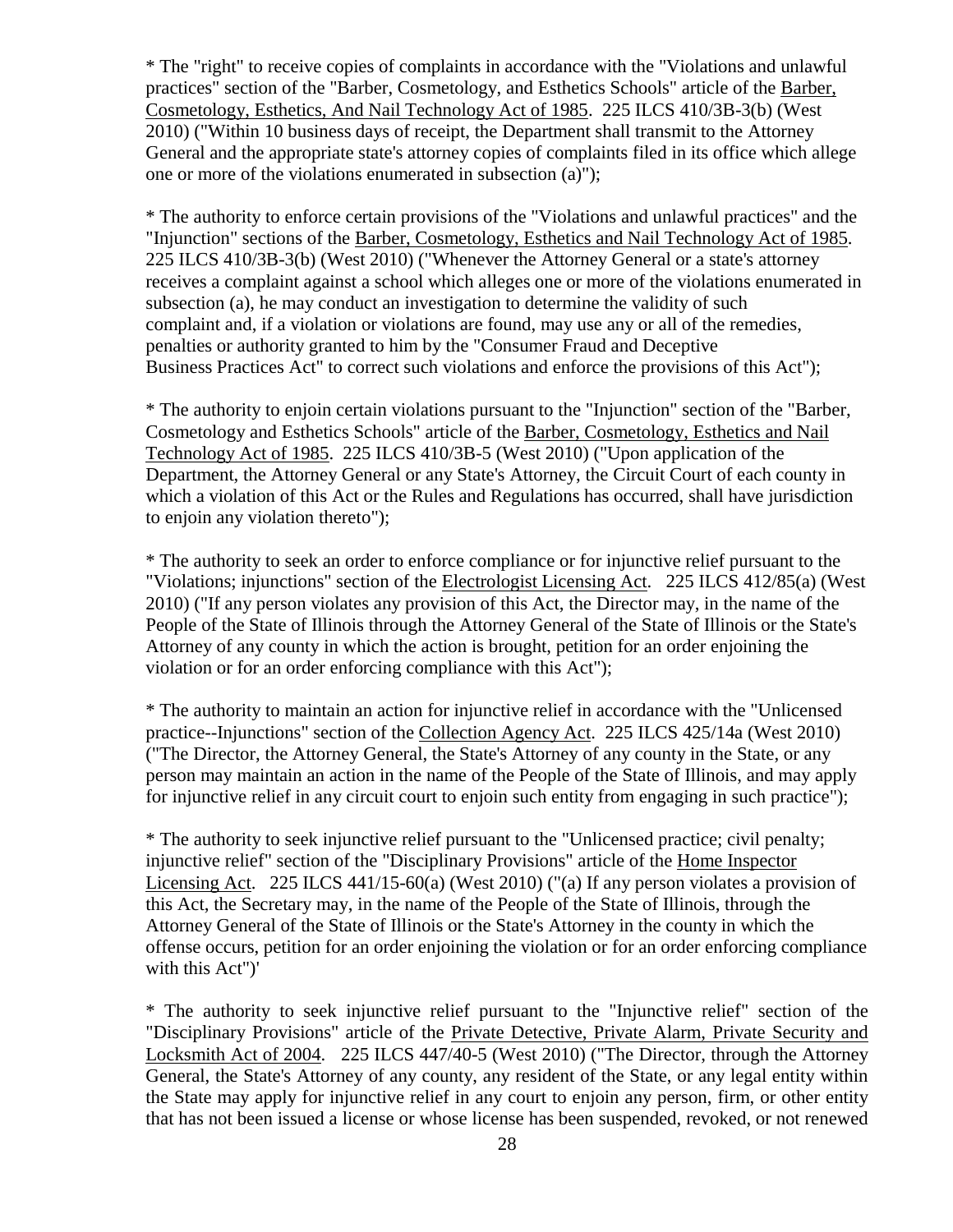* The "right" to receive copies of complaints in accordance with the "Violations and unlawful practices" section of the "Barber, Cosmetology, and Esthetics Schools" article of the Barber, Cosmetology, Esthetics, And Nail Technology Act of 1985. 225 ILCS 410/3B-3(b) (West 2010) ("Within 10 business days of receipt, the Department shall transmit to the Attorney General and the appropriate state's attorney copies of complaints filed in its office which allege one or more of the violations enumerated in subsection (a)");

* The authority to enforce certain provisions of the "Violations and unlawful practices" and the "Injunction" sections of the Barber, Cosmetology, Esthetics and Nail Technology Act of 1985. 225 ILCS 410/3B-3(b) (West 2010) ("Whenever the Attorney General or a state's attorney receives a complaint against a school which alleges one or more of the violations enumerated in subsection (a), he may conduct an investigation to determine the validity of such complaint and, if a violation or violations are found, may use any or all of the remedies, penalties or authority granted to him by the "Consumer Fraud and Deceptive Business Practices Act" to correct such violations and enforce the provisions of this Act");

* The authority to enjoin certain violations pursuant to the "Injunction" section of the "Barber, Cosmetology and Esthetics Schools" article of the Barber, Cosmetology, Esthetics and Nail Technology Act of 1985. 225 ILCS 410/3B-5 (West 2010) ("Upon application of the Department, the Attorney General or any State's Attorney, the Circuit Court of each county in which a violation of this Act or the Rules and Regulations has occurred, shall have jurisdiction to enjoin any violation thereto");

* The authority to seek an order to enforce compliance or for injunctive relief pursuant to the "Violations; injunctions" section of the Electrologist Licensing Act. 225 ILCS 412/85(a) (West 2010) ("If any person violates any provision of this Act, the Director may, in the name of the People of the State of Illinois through the Attorney General of the State of Illinois or the State's Attorney of any county in which the action is brought, petition for an order enjoining the violation or for an order enforcing compliance with this Act");

* The authority to maintain an action for injunctive relief in accordance with the "Unlicensed practice--Injunctions" section of the Collection Agency Act. 225 ILCS 425/14a (West 2010) ("The Director, the Attorney General, the State's Attorney of any county in the State, or any person may maintain an action in the name of the People of the State of Illinois, and may apply for injunctive relief in any circuit court to enjoin such entity from engaging in such practice");

* The authority to seek injunctive relief pursuant to the "Unlicensed practice; civil penalty; injunctive relief" section of the "Disciplinary Provisions" article of the Home Inspector Licensing Act. 225 ILCS 441/15-60(a) (West 2010) ("(a) If any person violates a provision of this Act, the Secretary may, in the name of the People of the State of Illinois, through the Attorney General of the State of Illinois or the State's Attorney in the county in which the offense occurs, petition for an order enjoining the violation or for an order enforcing compliance with this Act")'

* The authority to seek injunctive relief pursuant to the "Injunctive relief" section of the "Disciplinary Provisions" article of the Private Detective, Private Alarm, Private Security and Locksmith Act of 2004. 225 ILCS 447/40-5 (West 2010) ("The Director, through the Attorney General, the State's Attorney of any county, any resident of the State, or any legal entity within the State may apply for injunctive relief in any court to enjoin any person, firm, or other entity that has not been issued a license or whose license has been suspended, revoked, or not renewed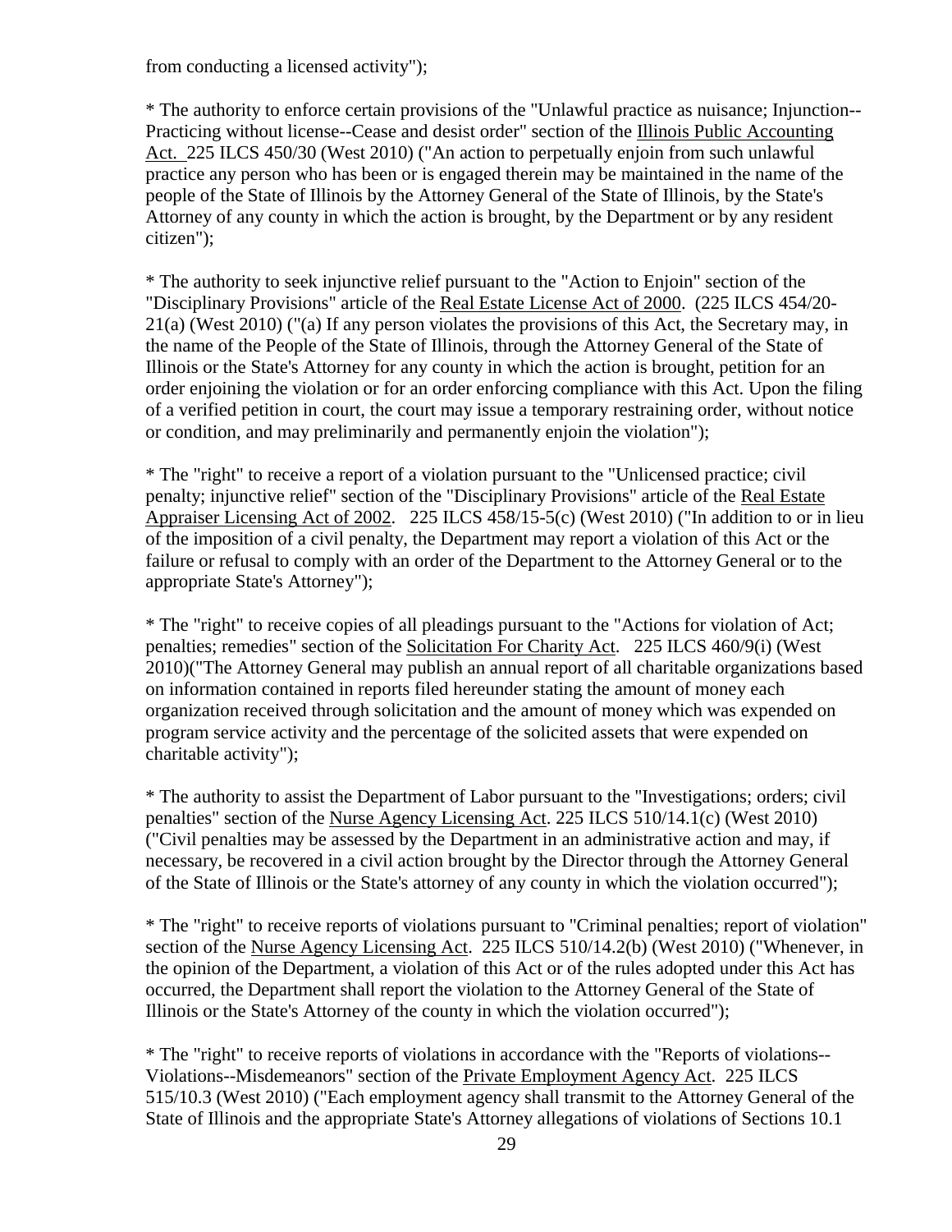from conducting a licensed activity");

* The authority to enforce certain provisions of the "Unlawful practice as nuisance; Injunction--Practicing without license--Cease and desist order" section of the Illinois Public Accounting Act. 225 ILCS 450/30 (West 2010) ("An action to perpetually enjoin from such unlawful practice any person who has been or is engaged therein may be maintained in the name of the people of the State of Illinois by the Attorney General of the State of Illinois, by the State's Attorney of any county in which the action is brought, by the Department or by any resident citizen");

* The authority to seek injunctive relief pursuant to the "Action to Enjoin" section of the "Disciplinary Provisions" article of the Real Estate License Act of 2000. (225 ILCS 454/20-21(a) (West 2010) ("(a) If any person violates the provisions of this Act, the Secretary may, in the name of the People of the State of Illinois, through the Attorney General of the State of Illinois or the State's Attorney for any county in which the action is brought, petition for an order enjoining the violation or for an order enforcing compliance with this Act. Upon the filing of a verified petition in court, the court may issue a temporary restraining order, without notice or condition, and may preliminarily and permanently enjoin the violation");

* The "right" to receive a report of a violation pursuant to the "Unlicensed practice; civil penalty; injunctive relief" section of the "Disciplinary Provisions" article of the Real Estate Appraiser Licensing Act of 2002. 225 ILCS 458/15-5(c) (West 2010) ("In addition to or in lieu of the imposition of a civil penalty, the Department may report a violation of this Act or the failure or refusal to comply with an order of the Department to the Attorney General or to the appropriate State's Attorney");

* The "right" to receive copies of all pleadings pursuant to the "Actions for violation of Act; penalties; remedies" section of the Solicitation For Charity Act. 225 ILCS 460/9(i) (West 2010)("The Attorney General may publish an annual report of all charitable organizations based on information contained in reports filed hereunder stating the amount of money each organization received through solicitation and the amount of money which was expended on program service activity and the percentage of the solicited assets that were expended on charitable activity");

* The authority to assist the Department of Labor pursuant to the "Investigations; orders; civil penalties" section of the Nurse Agency Licensing Act. 225 ILCS 510/14.1(c) (West 2010) ("Civil penalties may be assessed by the Department in an administrative action and may, if necessary, be recovered in a civil action brought by the Director through the Attorney General of the State of Illinois or the State's attorney of any county in which the violation occurred");

* The "right" to receive reports of violations pursuant to "Criminal penalties; report of violation" section of the Nurse Agency Licensing Act. 225 ILCS 510/14.2(b) (West 2010) ("Whenever, in the opinion of the Department, a violation of this Act or of the rules adopted under this Act has occurred, the Department shall report the violation to the Attorney General of the State of Illinois or the State's Attorney of the county in which the violation occurred");

* The "right" to receive reports of violations in accordance with the "Reports of violations--Violations--Misdemeanors" section of the Private Employment Agency Act. 225 ILCS 515/10.3 (West 2010) ("Each employment agency shall transmit to the Attorney General of the State of Illinois and the appropriate State's Attorney allegations of violations of Sections 10.1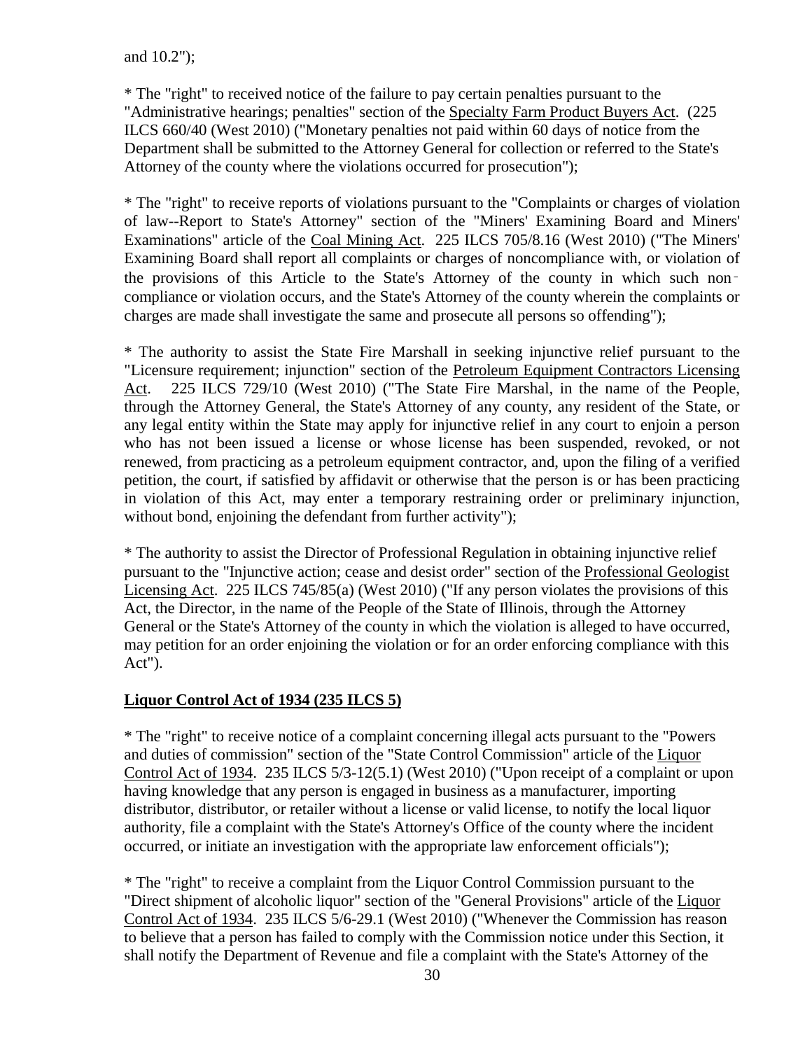and 10.2");

* The "right" to received notice of the failure to pay certain penalties pursuant to the "Administrative hearings; penalties" section of the <u>Specialty Farm Product Buyers Act</u>. (225 ILCS 660/40 (West 2010) ("Monetary penalties not paid within 60 days of notice from the Department shall be submitted to the Attorney General for collection or referred to the State's Attorney of the county where the violations occurred for prosecution");

* The "right" to receive reports of violations pursuant to the "Complaints or charges of violation of law--Report to State's Attorney" section of the "Miners' Examining Board and Miners' Examinations" article of the <u>Coal Mining Act</u>. 225 ILCS 705/8.16 (West 2010) ("The Miners' Examining Board shall report all complaints or charges of noncompliance with, or violation of the provisions of this Article to the State's Attorney of the county in which such non-compliance or violation occurs, and the State's Attorney of the county wherein the complaints or charges are made shall investigate the same and prosecute all persons so offending");

* The authority to assist the State Fire Marshall in seeking injunctive relief pursuant to the "Licensure requirement; injunction" section of the <u>Petroleum Equipment Contractors Licensing Act</u>. 225 ILCS 729/10 (West 2010) ("The State Fire Marshal, in the name of the People, through the Attorney General, the State's Attorney of any county, any resident of the State, or any legal entity within the State may apply for injunctive relief in any court to enjoin a person who has not been issued a license or whose license has been suspended, revoked, or not renewed, from practicing as a petroleum equipment contractor, and, upon the filing of a verified petition, the court, if satisfied by affidavit or otherwise that the person is or has been practicing in violation of this Act, may enter a temporary restraining order or preliminary injunction, without bond, enjoining the defendant from further activity");

* The authority to assist the Director of Professional Regulation in obtaining injunctive relief pursuant to the "Injunctive action; cease and desist order" section of the <u>Professional Geologist Licensing Act</u>. 225 ILCS 745/85(a) (West 2010) ("If any person violates the provisions of this Act, the Director, in the name of the People of the State of Illinois, through the Attorney General or the State's Attorney of the county in which the violation is alleged to have occurred, may petition for an order enjoining the violation or for an order enforcing compliance with this Act").

**<u>Liquor Control Act of 1934 (235 ILCS 5)</u>**

* The "right" to receive notice of a complaint concerning illegal acts pursuant to the "Powers and duties of commission" section of the "State Control Commission" article of the <u>Liquor Control Act of 1934</u>. 235 ILCS 5/3-12(5.1) (West 2010) ("Upon receipt of a complaint or upon having knowledge that any person is engaged in business as a manufacturer, importing distributor, distributor, or retailer without a license or valid license, to notify the local liquor authority, file a complaint with the State's Attorney's Office of the county where the incident occurred, or initiate an investigation with the appropriate law enforcement officials");

* The "right" to receive a complaint from the Liquor Control Commission pursuant to the "Direct shipment of alcoholic liquor" section of the "General Provisions" article of the <u>Liquor Control Act of 1934</u>. 235 ILCS 5/6-29.1 (West 2010) ("Whenever the Commission has reason to believe that a person has failed to comply with the Commission notice under this Section, it shall notify the Department of Revenue and file a complaint with the State's Attorney of the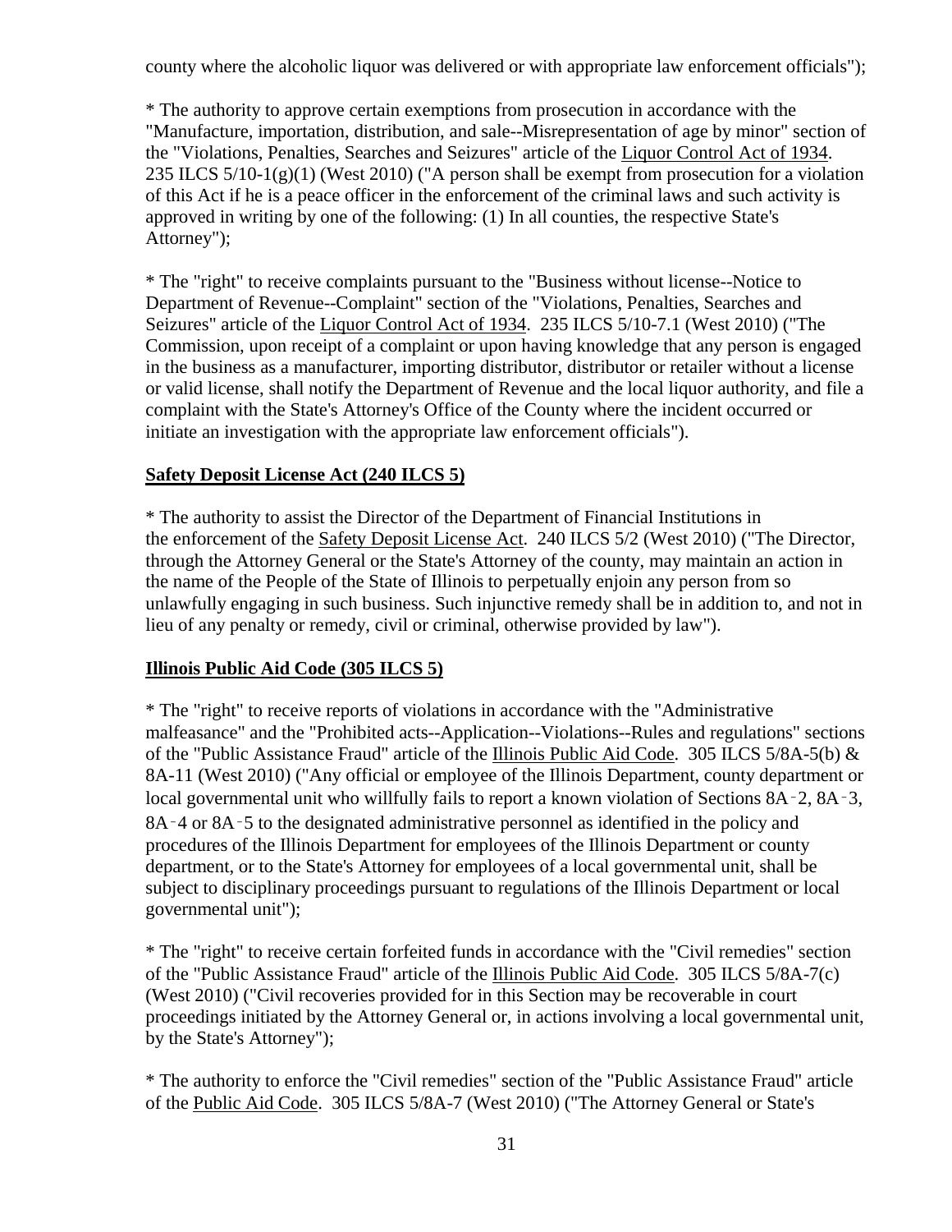county where the alcoholic liquor was delivered or with appropriate law enforcement officials");

* The authority to approve certain exemptions from prosecution in accordance with the "Manufacture, importation, distribution, and sale--Misrepresentation of age by minor" section of the "Violations, Penalties, Searches and Seizures" article of the Liquor Control Act of 1934. 235 ILCS 5/10-1(g)(1) (West 2010) ("A person shall be exempt from prosecution for a violation of this Act if he is a peace officer in the enforcement of the criminal laws and such activity is approved in writing by one of the following: (1) In all counties, the respective State's Attorney");

* The "right" to receive complaints pursuant to the "Business without license--Notice to Department of Revenue--Complaint" section of the "Violations, Penalties, Searches and Seizures" article of the Liquor Control Act of 1934. 235 ILCS 5/10-7.1 (West 2010) ("The Commission, upon receipt of a complaint or upon having knowledge that any person is engaged in the business as a manufacturer, importing distributor, distributor or retailer without a license or valid license, shall notify the Department of Revenue and the local liquor authority, and file a complaint with the State's Attorney's Office of the County where the incident occurred or initiate an investigation with the appropriate law enforcement officials").

**Safety Deposit License Act (240 ILCS 5)**

* The authority to assist the Director of the Department of Financial Institutions in the enforcement of the Safety Deposit License Act. 240 ILCS 5/2 (West 2010) ("The Director, through the Attorney General or the State's Attorney of the county, may maintain an action in the name of the People of the State of Illinois to perpetually enjoin any person from so unlawfully engaging in such business. Such injunctive remedy shall be in addition to, and not in lieu of any penalty or remedy, civil or criminal, otherwise provided by law").

**Illinois Public Aid Code (305 ILCS 5)**

* The "right" to receive reports of violations in accordance with the "Administrative malfeasance" and the "Prohibited acts--Application--Violations--Rules and regulations" sections of the "Public Assistance Fraud" article of the Illinois Public Aid Code. 305 ILCS 5/8A-5(b) & 8A-11 (West 2010) ("Any official or employee of the Illinois Department, county department or local governmental unit who willfully fails to report a known violation of Sections 8A‑2, 8A‑3, 8A‑4 or 8A‑5 to the designated administrative personnel as identified in the policy and procedures of the Illinois Department for employees of the Illinois Department or county department, or to the State's Attorney for employees of a local governmental unit, shall be subject to disciplinary proceedings pursuant to regulations of the Illinois Department or local governmental unit");

* The "right" to receive certain forfeited funds in accordance with the "Civil remedies" section of the "Public Assistance Fraud" article of the Illinois Public Aid Code. 305 ILCS 5/8A-7(c) (West 2010) ("Civil recoveries provided for in this Section may be recoverable in court proceedings initiated by the Attorney General or, in actions involving a local governmental unit, by the State's Attorney");

* The authority to enforce the "Civil remedies" section of the "Public Assistance Fraud" article of the Public Aid Code. 305 ILCS 5/8A-7 (West 2010) ("The Attorney General or State's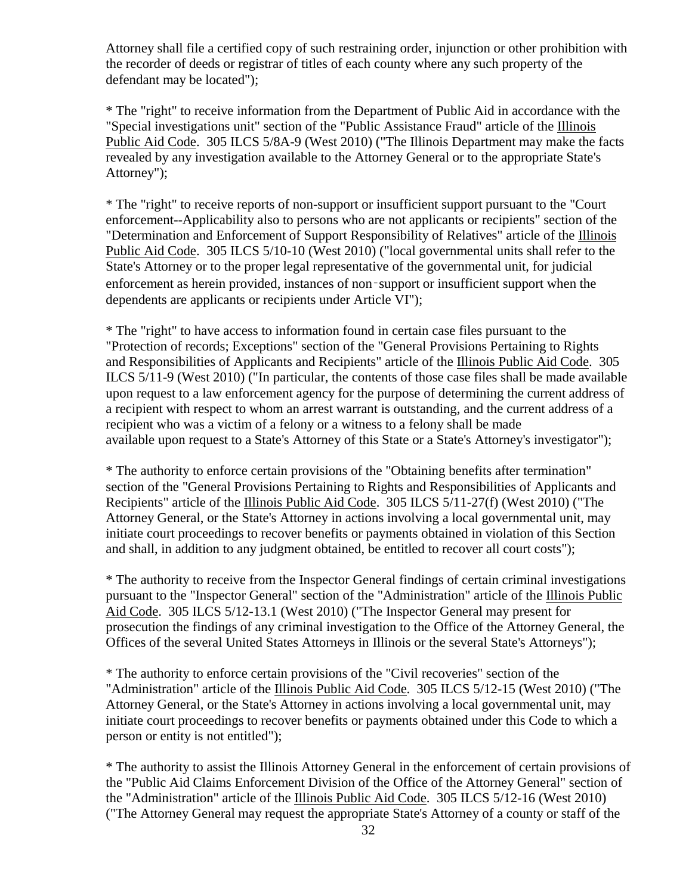Attorney shall file a certified copy of such restraining order, injunction or other prohibition with the recorder of deeds or registrar of titles of each county where any such property of the defendant may be located");

* The "right" to receive information from the Department of Public Aid in accordance with the "Special investigations unit" section of the "Public Assistance Fraud" article of the Illinois Public Aid Code. 305 ILCS 5/8A-9 (West 2010) ("The Illinois Department may make the facts revealed by any investigation available to the Attorney General or to the appropriate State's Attorney");

* The "right" to receive reports of non-support or insufficient support pursuant to the "Court enforcement--Applicability also to persons who are not applicants or recipients" section of the "Determination and Enforcement of Support Responsibility of Relatives" article of the Illinois Public Aid Code. 305 ILCS 5/10-10 (West 2010) ("local governmental units shall refer to the State's Attorney or to the proper legal representative of the governmental unit, for judicial enforcement as herein provided, instances of non‑support or insufficient support when the dependents are applicants or recipients under Article VI");

* The "right" to have access to information found in certain case files pursuant to the "Protection of records; Exceptions" section of the "General Provisions Pertaining to Rights and Responsibilities of Applicants and Recipients" article of the Illinois Public Aid Code. 305 ILCS 5/11-9 (West 2010) ("In particular, the contents of those case files shall be made available upon request to a law enforcement agency for the purpose of determining the current address of a recipient with respect to whom an arrest warrant is outstanding, and the current address of a recipient who was a victim of a felony or a witness to a felony shall be made available upon request to a State's Attorney of this State or a State's Attorney's investigator");

* The authority to enforce certain provisions of the "Obtaining benefits after termination" section of the "General Provisions Pertaining to Rights and Responsibilities of Applicants and Recipients" article of the Illinois Public Aid Code. 305 ILCS 5/11-27(f) (West 2010) ("The Attorney General, or the State's Attorney in actions involving a local governmental unit, may initiate court proceedings to recover benefits or payments obtained in violation of this Section and shall, in addition to any judgment obtained, be entitled to recover all court costs");

* The authority to receive from the Inspector General findings of certain criminal investigations pursuant to the "Inspector General" section of the "Administration" article of the Illinois Public Aid Code. 305 ILCS 5/12-13.1 (West 2010) ("The Inspector General may present for prosecution the findings of any criminal investigation to the Office of the Attorney General, the Offices of the several United States Attorneys in Illinois or the several State's Attorneys");

* The authority to enforce certain provisions of the "Civil recoveries" section of the "Administration" article of the Illinois Public Aid Code. 305 ILCS 5/12-15 (West 2010) ("The Attorney General, or the State's Attorney in actions involving a local governmental unit, may initiate court proceedings to recover benefits or payments obtained under this Code to which a person or entity is not entitled");

* The authority to assist the Illinois Attorney General in the enforcement of certain provisions of the "Public Aid Claims Enforcement Division of the Office of the Attorney General" section of the "Administration" article of the Illinois Public Aid Code. 305 ILCS 5/12-16 (West 2010) ("The Attorney General may request the appropriate State's Attorney of a county or staff of the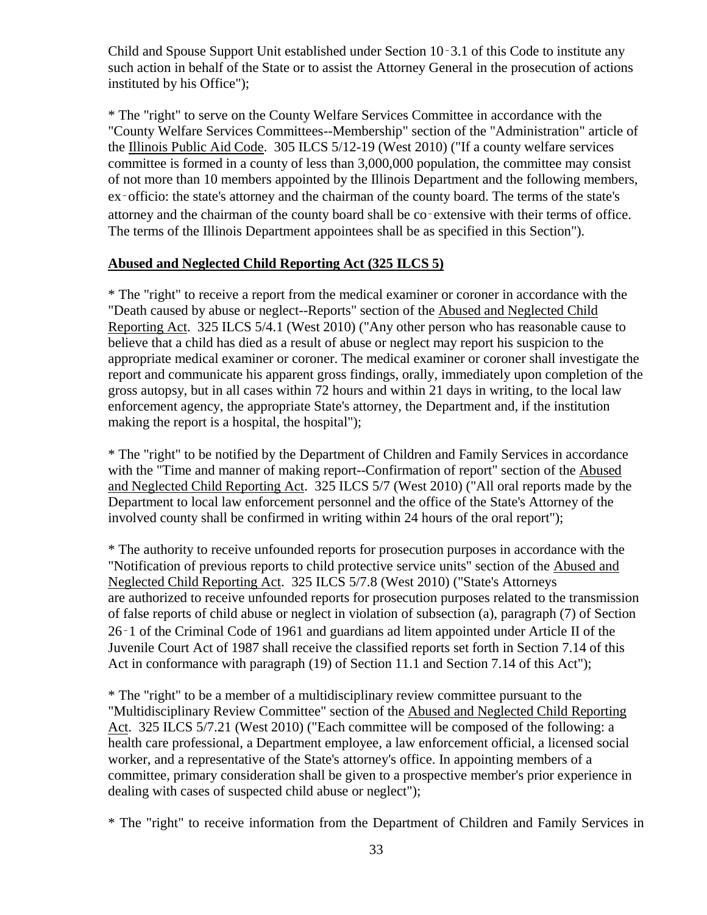Child and Spouse Support Unit established under Section 10-3.1 of this Code to institute any such action in behalf of the State or to assist the Attorney General in the prosecution of actions instituted by his Office");

* The "right" to serve on the County Welfare Services Committee in accordance with the "County Welfare Services Committees--Membership" section of the "Administration" article of the Illinois Public Aid Code. 305 ILCS 5/12-19 (West 2010) ("If a county welfare services committee is formed in a county of less than 3,000,000 population, the committee may consist of not more than 10 members appointed by the Illinois Department and the following members, ex-officio: the state's attorney and the chairman of the county board. The terms of the state's attorney and the chairman of the county board shall be co-extensive with their terms of office. The terms of the Illinois Department appointees shall be as specified in this Section").

**Abused and Neglected Child Reporting Act (325 ILCS 5)**

* The "right" to receive a report from the medical examiner or coroner in accordance with the "Death caused by abuse or neglect--Reports" section of the Abused and Neglected Child Reporting Act. 325 ILCS 5/4.1 (West 2010) ("Any other person who has reasonable cause to believe that a child has died as a result of abuse or neglect may report his suspicion to the appropriate medical examiner or coroner. The medical examiner or coroner shall investigate the report and communicate his apparent gross findings, orally, immediately upon completion of the gross autopsy, but in all cases within 72 hours and within 21 days in writing, to the local law enforcement agency, the appropriate State's attorney, the Department and, if the institution making the report is a hospital, the hospital");

* The "right" to be notified by the Department of Children and Family Services in accordance with the "Time and manner of making report--Confirmation of report" section of the Abused and Neglected Child Reporting Act. 325 ILCS 5/7 (West 2010) ("All oral reports made by the Department to local law enforcement personnel and the office of the State's Attorney of the involved county shall be confirmed in writing within 24 hours of the oral report");

* The authority to receive unfounded reports for prosecution purposes in accordance with the "Notification of previous reports to child protective service units" section of the Abused and Neglected Child Reporting Act. 325 ILCS 5/7.8 (West 2010) ("State's Attorneys are authorized to receive unfounded reports for prosecution purposes related to the transmission of false reports of child abuse or neglect in violation of subsection (a), paragraph (7) of Section 26-1 of the Criminal Code of 1961 and guardians ad litem appointed under Article II of the Juvenile Court Act of 1987 shall receive the classified reports set forth in Section 7.14 of this Act in conformance with paragraph (19) of Section 11.1 and Section 7.14 of this Act");

* The "right" to be a member of a multidisciplinary review committee pursuant to the "Multidisciplinary Review Committee" section of the Abused and Neglected Child Reporting Act. 325 ILCS 5/7.21 (West 2010) ("Each committee will be composed of the following: a health care professional, a Department employee, a law enforcement official, a licensed social worker, and a representative of the State's attorney's office. In appointing members of a committee, primary consideration shall be given to a prospective member's prior experience in dealing with cases of suspected child abuse or neglect");

* The "right" to receive information from the Department of Children and Family Services in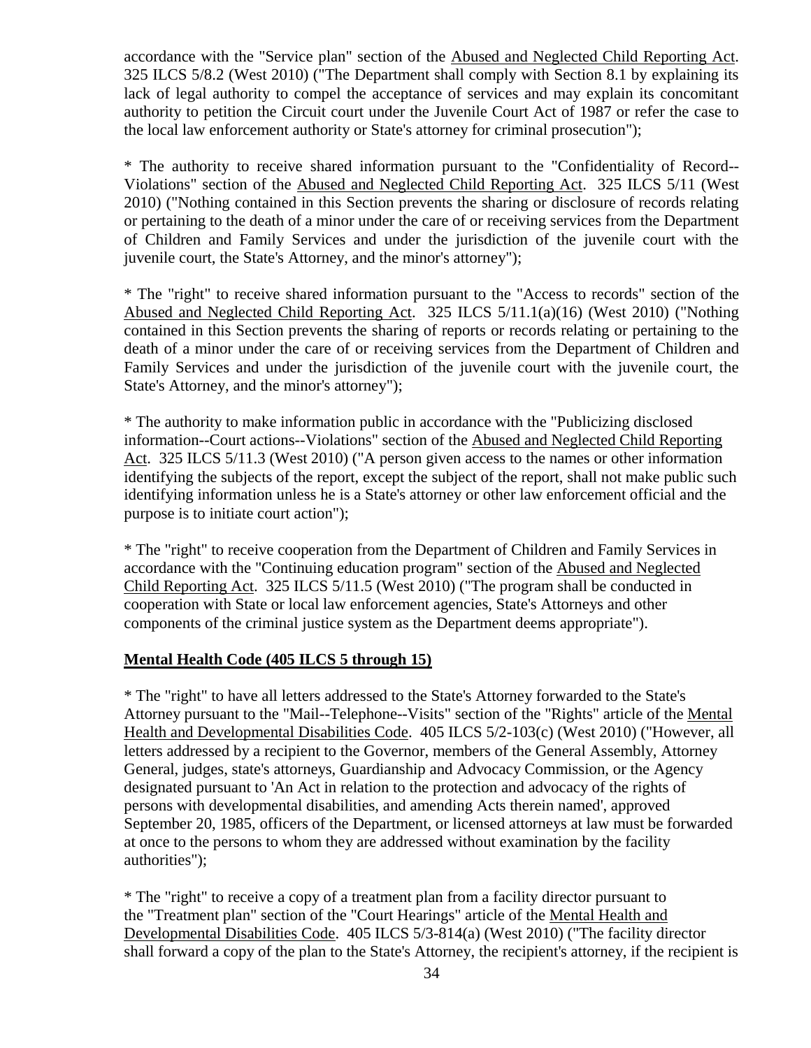accordance with the "Service plan" section of the Abused and Neglected Child Reporting Act. 325 ILCS 5/8.2 (West 2010) ("The Department shall comply with Section 8.1 by explaining its lack of legal authority to compel the acceptance of services and may explain its concomitant authority to petition the Circuit court under the Juvenile Court Act of 1987 or refer the case to the local law enforcement authority or State's attorney for criminal prosecution");

* The authority to receive shared information pursuant to the "Confidentiality of Record--Violations" section of the Abused and Neglected Child Reporting Act. 325 ILCS 5/11 (West 2010) ("Nothing contained in this Section prevents the sharing or disclosure of records relating or pertaining to the death of a minor under the care of or receiving services from the Department of Children and Family Services and under the jurisdiction of the juvenile court with the juvenile court, the State's Attorney, and the minor's attorney");

* The "right" to receive shared information pursuant to the "Access to records" section of the Abused and Neglected Child Reporting Act. 325 ILCS 5/11.1(a)(16) (West 2010) ("Nothing contained in this Section prevents the sharing of reports or records relating or pertaining to the death of a minor under the care of or receiving services from the Department of Children and Family Services and under the jurisdiction of the juvenile court with the juvenile court, the State's Attorney, and the minor's attorney");

* The authority to make information public in accordance with the "Publicizing disclosed information--Court actions--Violations" section of the Abused and Neglected Child Reporting Act. 325 ILCS 5/11.3 (West 2010) ("A person given access to the names or other information identifying the subjects of the report, except the subject of the report, shall not make public such identifying information unless he is a State's attorney or other law enforcement official and the purpose is to initiate court action");

* The "right" to receive cooperation from the Department of Children and Family Services in accordance with the "Continuing education program" section of the Abused and Neglected Child Reporting Act. 325 ILCS 5/11.5 (West 2010) ("The program shall be conducted in cooperation with State or local law enforcement agencies, State's Attorneys and other components of the criminal justice system as the Department deems appropriate").

**Mental Health Code (405 ILCS 5 through 15)**

* The "right" to have all letters addressed to the State's Attorney forwarded to the State's Attorney pursuant to the "Mail--Telephone--Visits" section of the "Rights" article of the Mental Health and Developmental Disabilities Code. 405 ILCS 5/2-103(c) (West 2010) ("However, all letters addressed by a recipient to the Governor, members of the General Assembly, Attorney General, judges, state's attorneys, Guardianship and Advocacy Commission, or the Agency designated pursuant to 'An Act in relation to the protection and advocacy of the rights of persons with developmental disabilities, and amending Acts therein named', approved September 20, 1985, officers of the Department, or licensed attorneys at law must be forwarded at once to the persons to whom they are addressed without examination by the facility authorities");

* The "right" to receive a copy of a treatment plan from a facility director pursuant to the "Treatment plan" section of the "Court Hearings" article of the Mental Health and Developmental Disabilities Code. 405 ILCS 5/3-814(a) (West 2010) ("The facility director shall forward a copy of the plan to the State's Attorney, the recipient's attorney, if the recipient is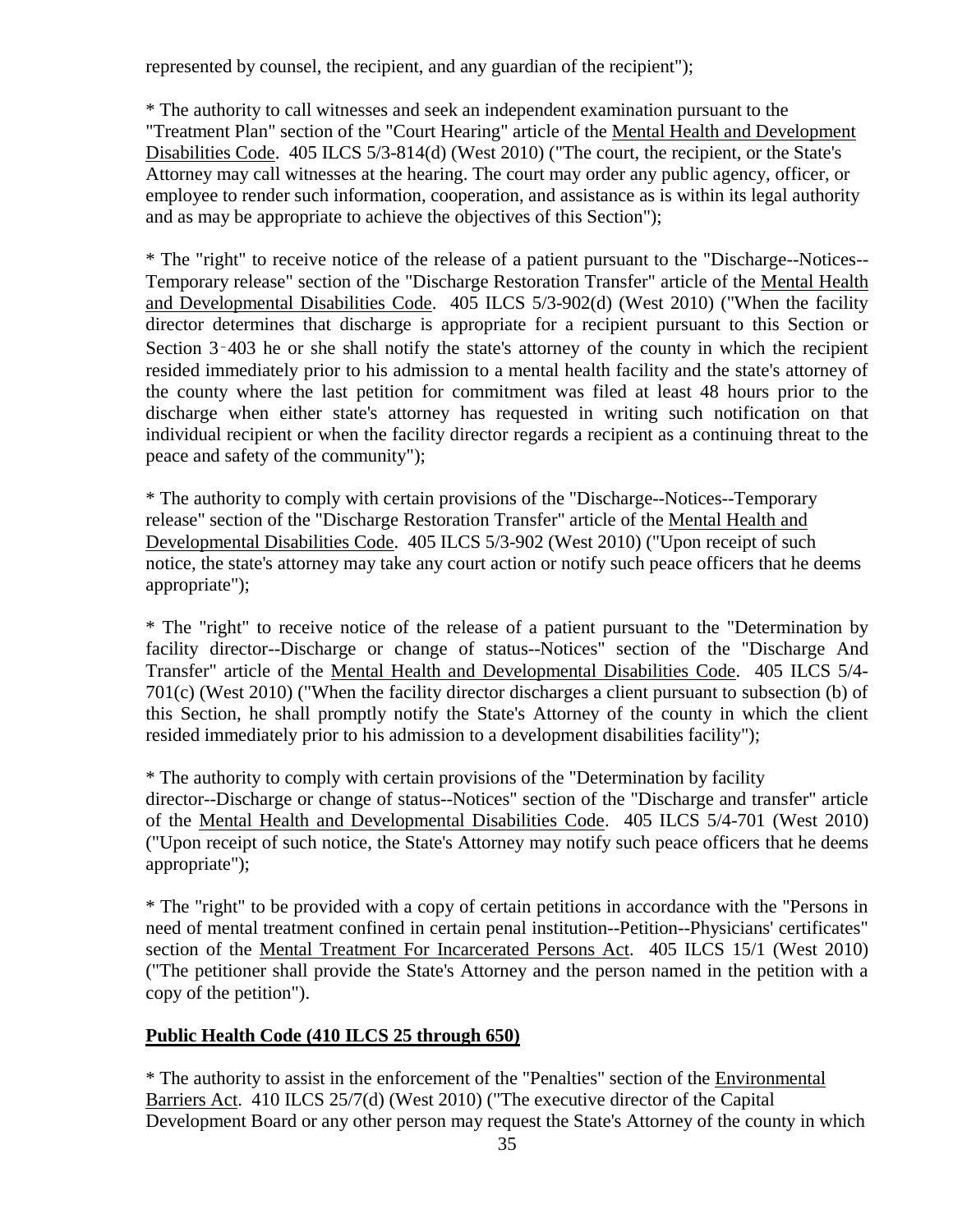represented by counsel, the recipient, and any guardian of the recipient");

* The authority to call witnesses and seek an independent examination pursuant to the "Treatment Plan" section of the "Court Hearing" article of the Mental Health and Development Disabilities Code. 405 ILCS 5/3-814(d) (West 2010) ("The court, the recipient, or the State's Attorney may call witnesses at the hearing. The court may order any public agency, officer, or employee to render such information, cooperation, and assistance as is within its legal authority and as may be appropriate to achieve the objectives of this Section");

* The "right" to receive notice of the release of a patient pursuant to the "Discharge--Notices--Temporary release" section of the "Discharge Restoration Transfer" article of the Mental Health and Developmental Disabilities Code. 405 ILCS 5/3-902(d) (West 2010) ("When the facility director determines that discharge is appropriate for a recipient pursuant to this Section or Section 3-403 he or she shall notify the state's attorney of the county in which the recipient resided immediately prior to his admission to a mental health facility and the state's attorney of the county where the last petition for commitment was filed at least 48 hours prior to the discharge when either state's attorney has requested in writing such notification on that individual recipient or when the facility director regards a recipient as a continuing threat to the peace and safety of the community");

* The authority to comply with certain provisions of the "Discharge--Notices--Temporary release" section of the "Discharge Restoration Transfer" article of the Mental Health and Developmental Disabilities Code. 405 ILCS 5/3-902 (West 2010) ("Upon receipt of such notice, the state's attorney may take any court action or notify such peace officers that he deems appropriate");

* The "right" to receive notice of the release of a patient pursuant to the "Determination by facility director--Discharge or change of status--Notices" section of the "Discharge And Transfer" article of the Mental Health and Developmental Disabilities Code. 405 ILCS 5/4-701(c) (West 2010) ("When the facility director discharges a client pursuant to subsection (b) of this Section, he shall promptly notify the State's Attorney of the county in which the client resided immediately prior to his admission to a development disabilities facility");

* The authority to comply with certain provisions of the "Determination by facility director--Discharge or change of status--Notices" section of the "Discharge and transfer" article of the Mental Health and Developmental Disabilities Code. 405 ILCS 5/4-701 (West 2010) ("Upon receipt of such notice, the State's Attorney may notify such peace officers that he deems appropriate");

* The "right" to be provided with a copy of certain petitions in accordance with the "Persons in need of mental treatment confined in certain penal institution--Petition--Physicians' certificates" section of the Mental Treatment For Incarcerated Persons Act. 405 ILCS 15/1 (West 2010) ("The petitioner shall provide the State's Attorney and the person named in the petition with a copy of the petition").

**Public Health Code (410 ILCS 25 through 650)**

* The authority to assist in the enforcement of the "Penalties" section of the Environmental Barriers Act. 410 ILCS 25/7(d) (West 2010) ("The executive director of the Capital Development Board or any other person may request the State's Attorney of the county in which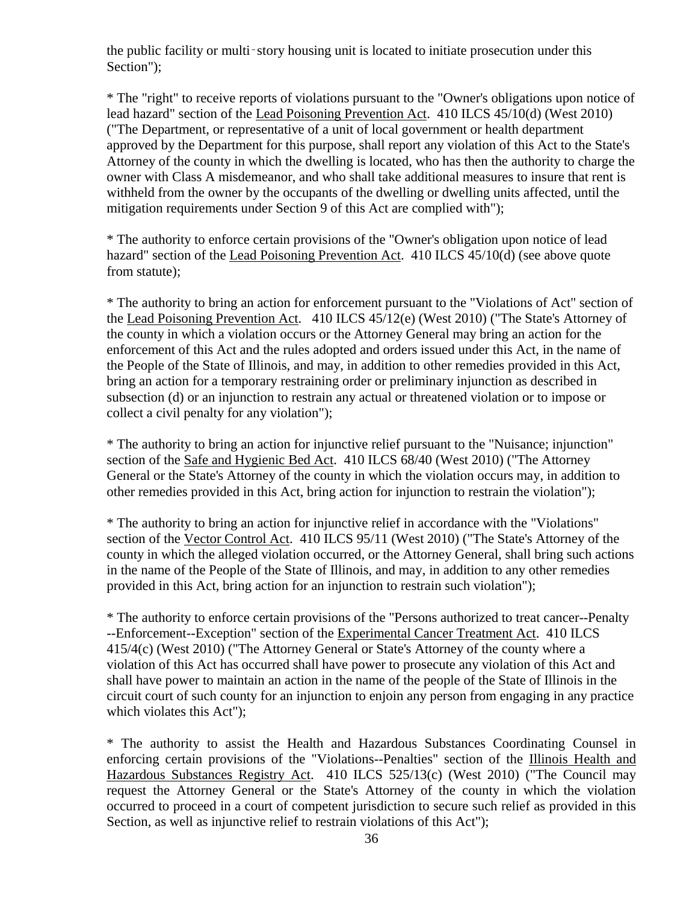the public facility or multi‑story housing unit is located to initiate prosecution under this Section");

* The "right" to receive reports of violations pursuant to the "Owner's obligations upon notice of lead hazard" section of the Lead Poisoning Prevention Act. 410 ILCS 45/10(d) (West 2010) ("The Department, or representative of a unit of local government or health department approved by the Department for this purpose, shall report any violation of this Act to the State's Attorney of the county in which the dwelling is located, who has then the authority to charge the owner with Class A misdemeanor, and who shall take additional measures to insure that rent is withheld from the owner by the occupants of the dwelling or dwelling units affected, until the mitigation requirements under Section 9 of this Act are complied with");

* The authority to enforce certain provisions of the "Owner's obligation upon notice of lead hazard" section of the Lead Poisoning Prevention Act. 410 ILCS 45/10(d) (see above quote from statute);

* The authority to bring an action for enforcement pursuant to the "Violations of Act" section of the Lead Poisoning Prevention Act. 410 ILCS 45/12(e) (West 2010) ("The State's Attorney of the county in which a violation occurs or the Attorney General may bring an action for the enforcement of this Act and the rules adopted and orders issued under this Act, in the name of the People of the State of Illinois, and may, in addition to other remedies provided in this Act, bring an action for a temporary restraining order or preliminary injunction as described in subsection (d) or an injunction to restrain any actual or threatened violation or to impose or collect a civil penalty for any violation");

* The authority to bring an action for injunctive relief pursuant to the "Nuisance; injunction" section of the Safe and Hygienic Bed Act. 410 ILCS 68/40 (West 2010) ("The Attorney General or the State's Attorney of the county in which the violation occurs may, in addition to other remedies provided in this Act, bring action for injunction to restrain the violation");

* The authority to bring an action for injunctive relief in accordance with the "Violations" section of the Vector Control Act. 410 ILCS 95/11 (West 2010) ("The State's Attorney of the county in which the alleged violation occurred, or the Attorney General, shall bring such actions in the name of the People of the State of Illinois, and may, in addition to any other remedies provided in this Act, bring action for an injunction to restrain such violation");

* The authority to enforce certain provisions of the "Persons authorized to treat cancer--Penalty --Enforcement--Exception" section of the Experimental Cancer Treatment Act. 410 ILCS 415/4(c) (West 2010) ("The Attorney General or State's Attorney of the county where a violation of this Act has occurred shall have power to prosecute any violation of this Act and shall have power to maintain an action in the name of the people of the State of Illinois in the circuit court of such county for an injunction to enjoin any person from engaging in any practice which violates this Act");

* The authority to assist the Health and Hazardous Substances Coordinating Counsel in enforcing certain provisions of the "Violations--Penalties" section of the Illinois Health and Hazardous Substances Registry Act. 410 ILCS 525/13(c) (West 2010) ("The Council may request the Attorney General or the State's Attorney of the county in which the violation occurred to proceed in a court of competent jurisdiction to secure such relief as provided in this Section, as well as injunctive relief to restrain violations of this Act");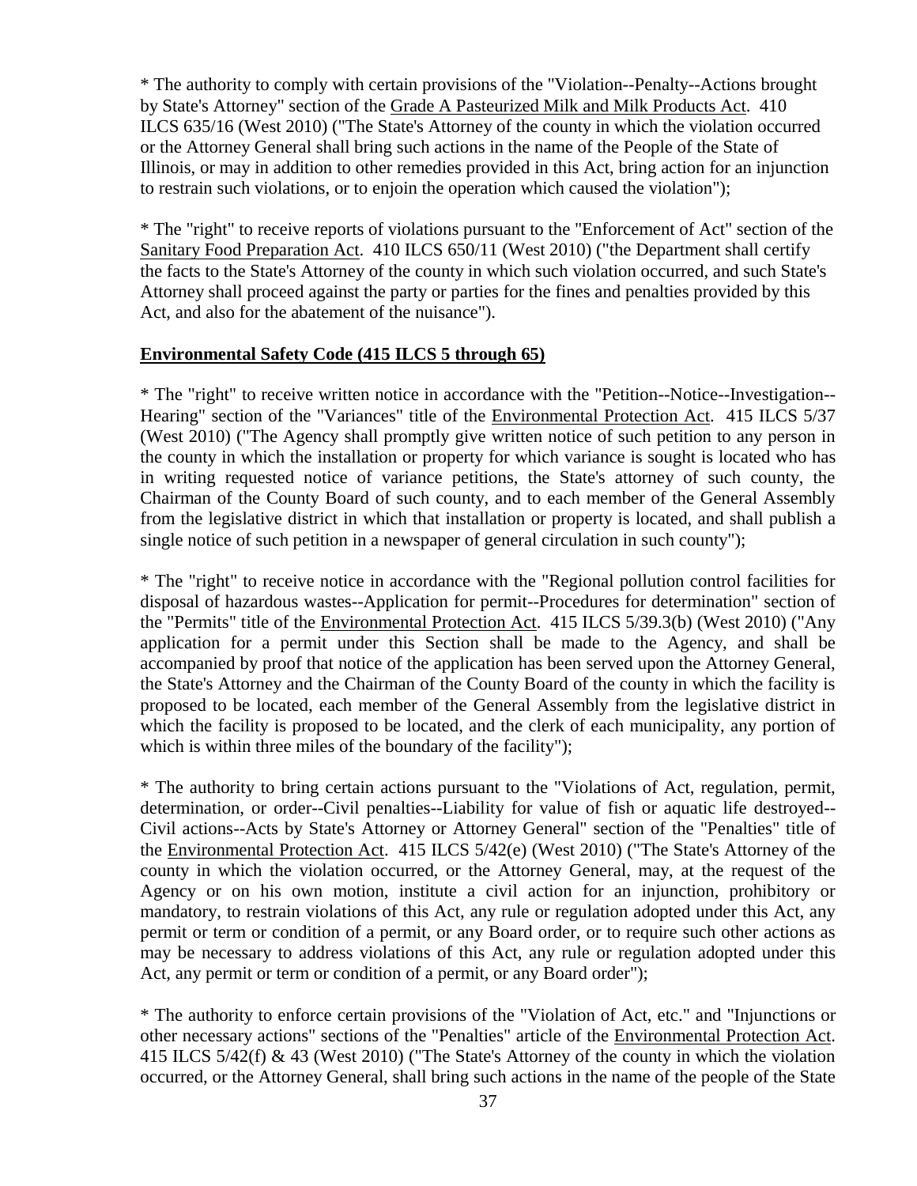* The authority to comply with certain provisions of the "Violation--Penalty--Actions brought by State's Attorney" section of the Grade A Pasteurized Milk and Milk Products Act. 410 ILCS 635/16 (West 2010) ("The State's Attorney of the county in which the violation occurred or the Attorney General shall bring such actions in the name of the People of the State of Illinois, or may in addition to other remedies provided in this Act, bring action for an injunction to restrain such violations, or to enjoin the operation which caused the violation");

* The "right" to receive reports of violations pursuant to the "Enforcement of Act" section of the Sanitary Food Preparation Act. 410 ILCS 650/11 (West 2010) ("the Department shall certify the facts to the State's Attorney of the county in which such violation occurred, and such State's Attorney shall proceed against the party or parties for the fines and penalties provided by this Act, and also for the abatement of the nuisance").

**Environmental Safety Code (415 ILCS 5 through 65)**

* The "right" to receive written notice in accordance with the "Petition--Notice--Investigation--Hearing" section of the "Variances" title of the Environmental Protection Act. 415 ILCS 5/37 (West 2010) ("The Agency shall promptly give written notice of such petition to any person in the county in which the installation or property for which variance is sought is located who has in writing requested notice of variance petitions, the State's attorney of such county, the Chairman of the County Board of such county, and to each member of the General Assembly from the legislative district in which that installation or property is located, and shall publish a single notice of such petition in a newspaper of general circulation in such county");

* The "right" to receive notice in accordance with the "Regional pollution control facilities for disposal of hazardous wastes--Application for permit--Procedures for determination" section of the "Permits" title of the Environmental Protection Act. 415 ILCS 5/39.3(b) (West 2010) ("Any application for a permit under this Section shall be made to the Agency, and shall be accompanied by proof that notice of the application has been served upon the Attorney General, the State's Attorney and the Chairman of the County Board of the county in which the facility is proposed to be located, each member of the General Assembly from the legislative district in which the facility is proposed to be located, and the clerk of each municipality, any portion of which is within three miles of the boundary of the facility");

* The authority to bring certain actions pursuant to the "Violations of Act, regulation, permit, determination, or order--Civil penalties--Liability for value of fish or aquatic life destroyed--Civil actions--Acts by State's Attorney or Attorney General" section of the "Penalties" title of the Environmental Protection Act. 415 ILCS 5/42(e) (West 2010) ("The State's Attorney of the county in which the violation occurred, or the Attorney General, may, at the request of the Agency or on his own motion, institute a civil action for an injunction, prohibitory or mandatory, to restrain violations of this Act, any rule or regulation adopted under this Act, any permit or term or condition of a permit, or any Board order, or to require such other actions as may be necessary to address violations of this Act, any rule or regulation adopted under this Act, any permit or term or condition of a permit, or any Board order");

* The authority to enforce certain provisions of the "Violation of Act, etc." and "Injunctions or other necessary actions" sections of the "Penalties" article of the Environmental Protection Act. 415 ILCS 5/42(f) & 43 (West 2010) ("The State's Attorney of the county in which the violation occurred, or the Attorney General, shall bring such actions in the name of the people of the State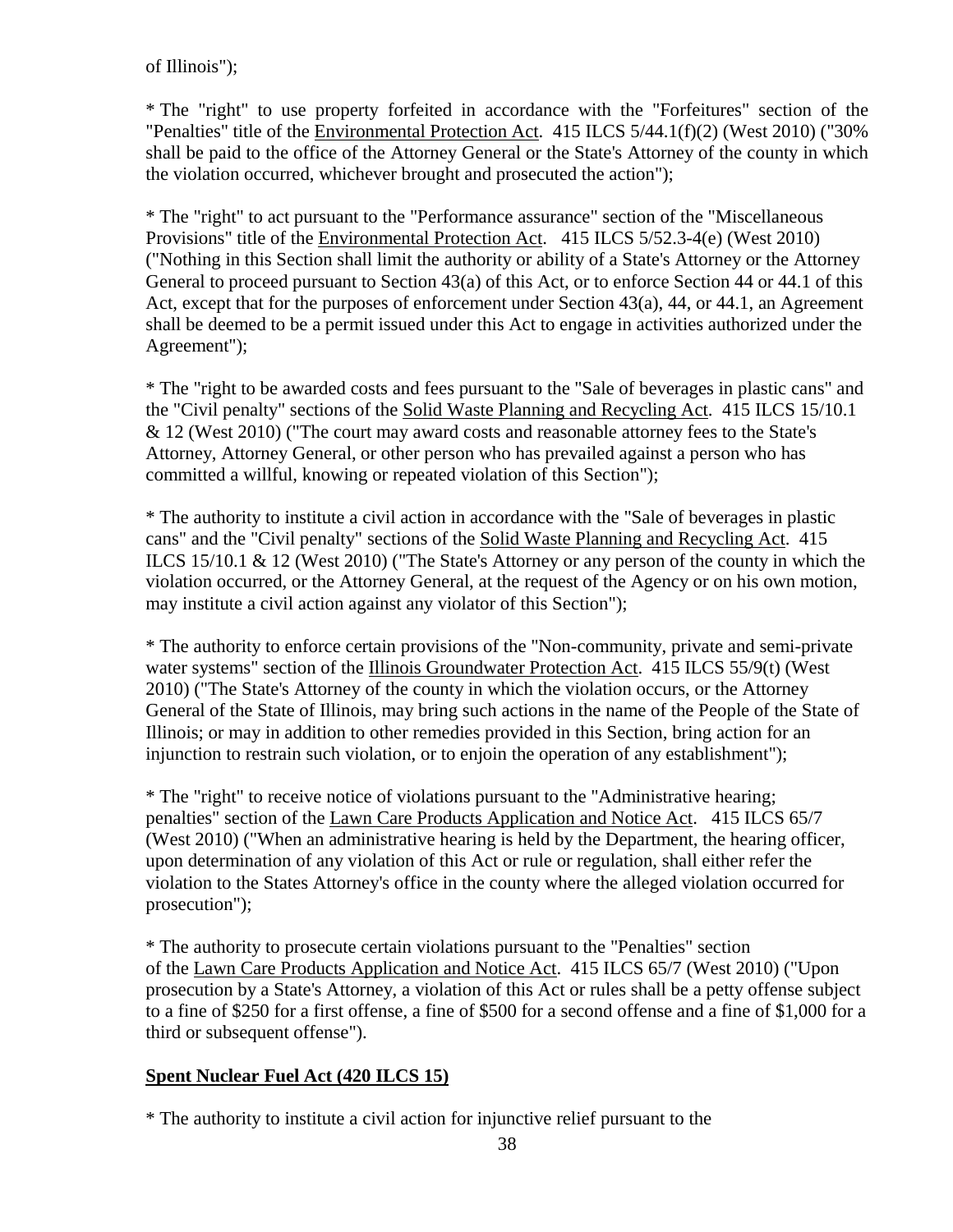of Illinois");

* The "right" to use property forfeited in accordance with the "Forfeitures" section of the "Penalties" title of the Environmental Protection Act. 415 ILCS 5/44.1(f)(2) (West 2010) ("30% shall be paid to the office of the Attorney General or the State's Attorney of the county in which the violation occurred, whichever brought and prosecuted the action");

* The "right" to act pursuant to the "Performance assurance" section of the "Miscellaneous Provisions" title of the Environmental Protection Act. 415 ILCS 5/52.3-4(e) (West 2010) ("Nothing in this Section shall limit the authority or ability of a State's Attorney or the Attorney General to proceed pursuant to Section 43(a) of this Act, or to enforce Section 44 or 44.1 of this Act, except that for the purposes of enforcement under Section 43(a), 44, or 44.1, an Agreement shall be deemed to be a permit issued under this Act to engage in activities authorized under the Agreement");

* The "right to be awarded costs and fees pursuant to the "Sale of beverages in plastic cans" and the "Civil penalty" sections of the Solid Waste Planning and Recycling Act. 415 ILCS 15/10.1 & 12 (West 2010) ("The court may award costs and reasonable attorney fees to the State's Attorney, Attorney General, or other person who has prevailed against a person who has committed a willful, knowing or repeated violation of this Section");

* The authority to institute a civil action in accordance with the "Sale of beverages in plastic cans" and the "Civil penalty" sections of the Solid Waste Planning and Recycling Act. 415 ILCS 15/10.1 & 12 (West 2010) ("The State's Attorney or any person of the county in which the violation occurred, or the Attorney General, at the request of the Agency or on his own motion, may institute a civil action against any violator of this Section");

* The authority to enforce certain provisions of the "Non-community, private and semi-private water systems" section of the Illinois Groundwater Protection Act. 415 ILCS 55/9(t) (West 2010) ("The State's Attorney of the county in which the violation occurs, or the Attorney General of the State of Illinois, may bring such actions in the name of the People of the State of Illinois; or may in addition to other remedies provided in this Section, bring action for an injunction to restrain such violation, or to enjoin the operation of any establishment");

* The "right" to receive notice of violations pursuant to the "Administrative hearing; penalties" section of the Lawn Care Products Application and Notice Act. 415 ILCS 65/7 (West 2010) ("When an administrative hearing is held by the Department, the hearing officer, upon determination of any violation of this Act or rule or regulation, shall either refer the violation to the States Attorney's office in the county where the alleged violation occurred for prosecution");

* The authority to prosecute certain violations pursuant to the "Penalties" section of the Lawn Care Products Application and Notice Act. 415 ILCS 65/7 (West 2010) ("Upon prosecution by a State's Attorney, a violation of this Act or rules shall be a petty offense subject to a fine of $250 for a first offense, a fine of $500 for a second offense and a fine of $1,000 for a third or subsequent offense").

**Spent Nuclear Fuel Act (420 ILCS 15)**

* The authority to institute a civil action for injunctive relief pursuant to the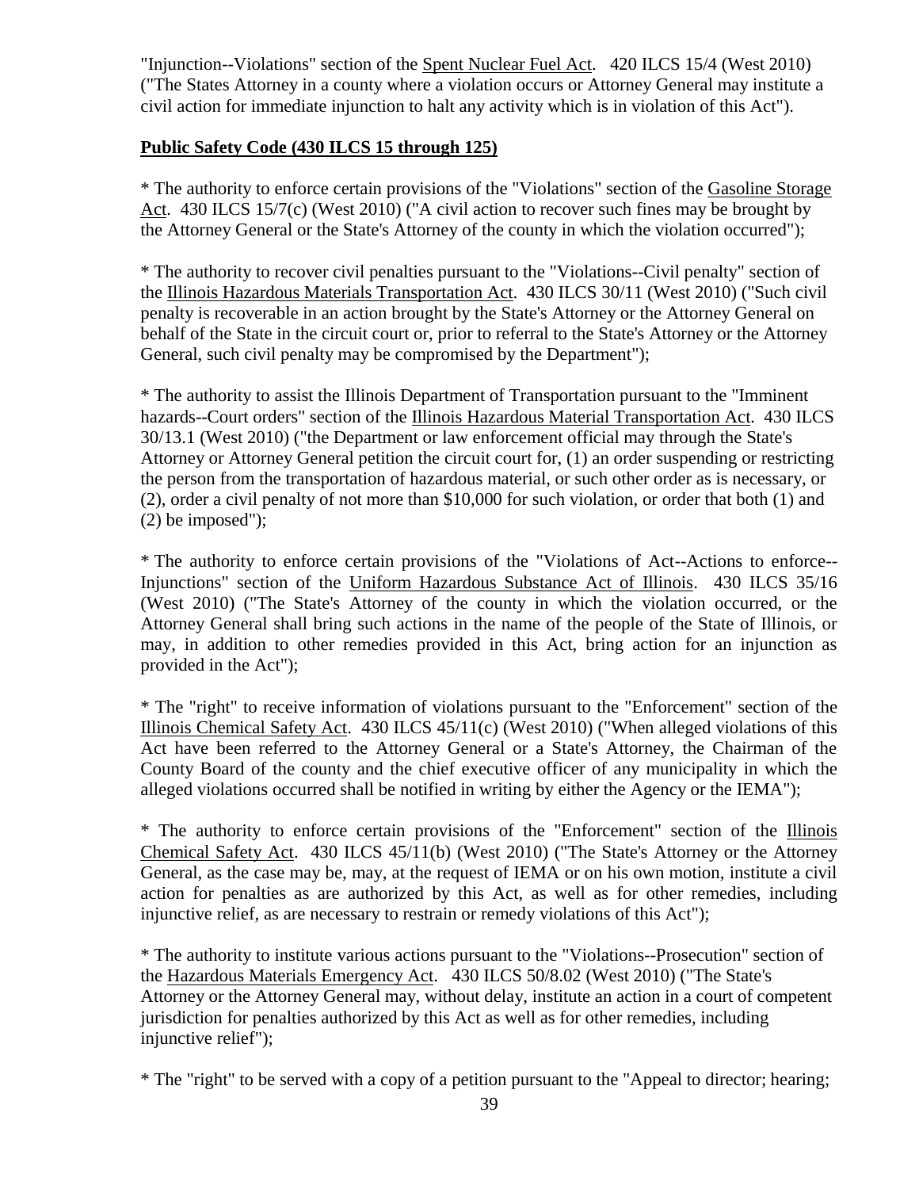"Injunction--Violations" section of the Spent Nuclear Fuel Act. 420 ILCS 15/4 (West 2010) ("The States Attorney in a county where a violation occurs or Attorney General may institute a civil action for immediate injunction to halt any activity which is in violation of this Act").

**Public Safety Code (430 ILCS 15 through 125)**

* The authority to enforce certain provisions of the "Violations" section of the Gasoline Storage Act. 430 ILCS 15/7(c) (West 2010) ("A civil action to recover such fines may be brought by the Attorney General or the State's Attorney of the county in which the violation occurred");

* The authority to recover civil penalties pursuant to the "Violations--Civil penalty" section of the Illinois Hazardous Materials Transportation Act. 430 ILCS 30/11 (West 2010) ("Such civil penalty is recoverable in an action brought by the State's Attorney or the Attorney General on behalf of the State in the circuit court or, prior to referral to the State's Attorney or the Attorney General, such civil penalty may be compromised by the Department");

* The authority to assist the Illinois Department of Transportation pursuant to the "Imminent hazards--Court orders" section of the Illinois Hazardous Material Transportation Act. 430 ILCS 30/13.1 (West 2010) ("the Department or law enforcement official may through the State's Attorney or Attorney General petition the circuit court for, (1) an order suspending or restricting the person from the transportation of hazardous material, or such other order as is necessary, or (2), order a civil penalty of not more than $10,000 for such violation, or order that both (1) and (2) be imposed");

* The authority to enforce certain provisions of the "Violations of Act--Actions to enforce--Injunctions" section of the Uniform Hazardous Substance Act of Illinois. 430 ILCS 35/16 (West 2010) ("The State's Attorney of the county in which the violation occurred, or the Attorney General shall bring such actions in the name of the people of the State of Illinois, or may, in addition to other remedies provided in this Act, bring action for an injunction as provided in the Act");

* The "right" to receive information of violations pursuant to the "Enforcement" section of the Illinois Chemical Safety Act. 430 ILCS 45/11(c) (West 2010) ("When alleged violations of this Act have been referred to the Attorney General or a State's Attorney, the Chairman of the County Board of the county and the chief executive officer of any municipality in which the alleged violations occurred shall be notified in writing by either the Agency or the IEMA");

* The authority to enforce certain provisions of the "Enforcement" section of the Illinois Chemical Safety Act. 430 ILCS 45/11(b) (West 2010) ("The State's Attorney or the Attorney General, as the case may be, may, at the request of IEMA or on his own motion, institute a civil action for penalties as are authorized by this Act, as well as for other remedies, including injunctive relief, as are necessary to restrain or remedy violations of this Act");

* The authority to institute various actions pursuant to the "Violations--Prosecution" section of the Hazardous Materials Emergency Act. 430 ILCS 50/8.02 (West 2010) ("The State's Attorney or the Attorney General may, without delay, institute an action in a court of competent jurisdiction for penalties authorized by this Act as well as for other remedies, including injunctive relief");

* The "right" to be served with a copy of a petition pursuant to the "Appeal to director; hearing;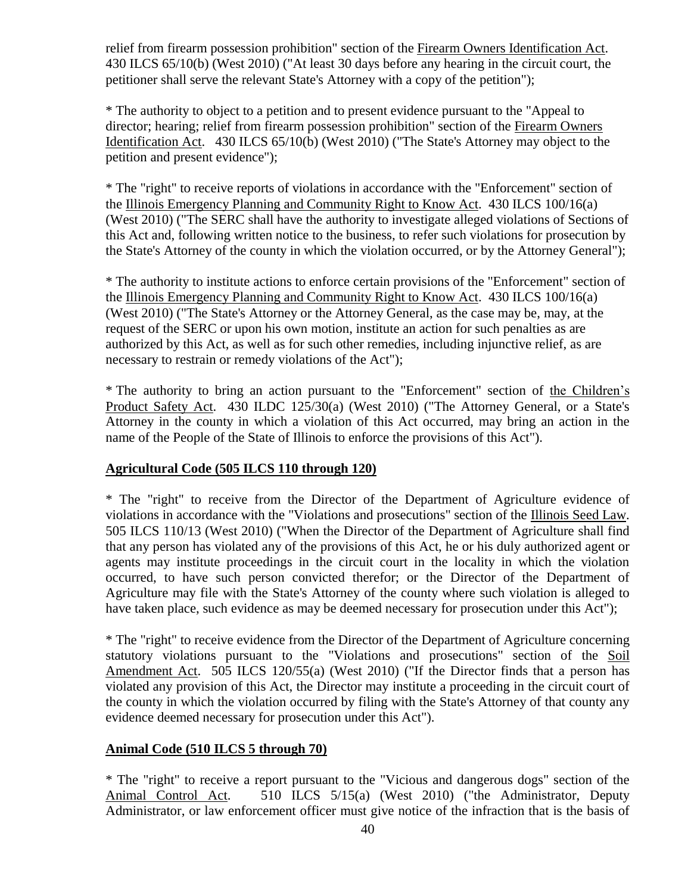relief from firearm possession prohibition" section of the Firearm Owners Identification Act. 430 ILCS 65/10(b) (West 2010) ("At least 30 days before any hearing in the circuit court, the petitioner shall serve the relevant State's Attorney with a copy of the petition");

* The authority to object to a petition and to present evidence pursuant to the "Appeal to director; hearing; relief from firearm possession prohibition" section of the Firearm Owners Identification Act. 430 ILCS 65/10(b) (West 2010) ("The State's Attorney may object to the petition and present evidence");

* The "right" to receive reports of violations in accordance with the "Enforcement" section of the Illinois Emergency Planning and Community Right to Know Act. 430 ILCS 100/16(a) (West 2010) ("The SERC shall have the authority to investigate alleged violations of Sections of this Act and, following written notice to the business, to refer such violations for prosecution by the State's Attorney of the county in which the violation occurred, or by the Attorney General");

* The authority to institute actions to enforce certain provisions of the "Enforcement" section of the Illinois Emergency Planning and Community Right to Know Act. 430 ILCS 100/16(a) (West 2010) ("The State's Attorney or the Attorney General, as the case may be, may, at the request of the SERC or upon his own motion, institute an action for such penalties as are authorized by this Act, as well as for such other remedies, including injunctive relief, as are necessary to restrain or remedy violations of the Act");

* The authority to bring an action pursuant to the "Enforcement" section of the Children's Product Safety Act. 430 ILDC 125/30(a) (West 2010) ("The Attorney General, or a State's Attorney in the county in which a violation of this Act occurred, may bring an action in the name of the People of the State of Illinois to enforce the provisions of this Act").

**Agricultural Code (505 ILCS 110 through 120)**

* The "right" to receive from the Director of the Department of Agriculture evidence of violations in accordance with the "Violations and prosecutions" section of the Illinois Seed Law. 505 ILCS 110/13 (West 2010) ("When the Director of the Department of Agriculture shall find that any person has violated any of the provisions of this Act, he or his duly authorized agent or agents may institute proceedings in the circuit court in the locality in which the violation occurred, to have such person convicted therefor; or the Director of the Department of Agriculture may file with the State's Attorney of the county where such violation is alleged to have taken place, such evidence as may be deemed necessary for prosecution under this Act");

* The "right" to receive evidence from the Director of the Department of Agriculture concerning statutory violations pursuant to the "Violations and prosecutions" section of the Soil Amendment Act. 505 ILCS 120/55(a) (West 2010) ("If the Director finds that a person has violated any provision of this Act, the Director may institute a proceeding in the circuit court of the county in which the violation occurred by filing with the State's Attorney of that county any evidence deemed necessary for prosecution under this Act").

**Animal Code (510 ILCS 5 through 70)**

* The "right" to receive a report pursuant to the "Vicious and dangerous dogs" section of the Animal Control Act. 510 ILCS 5/15(a) (West 2010) ("the Administrator, Deputy Administrator, or law enforcement officer must give notice of the infraction that is the basis of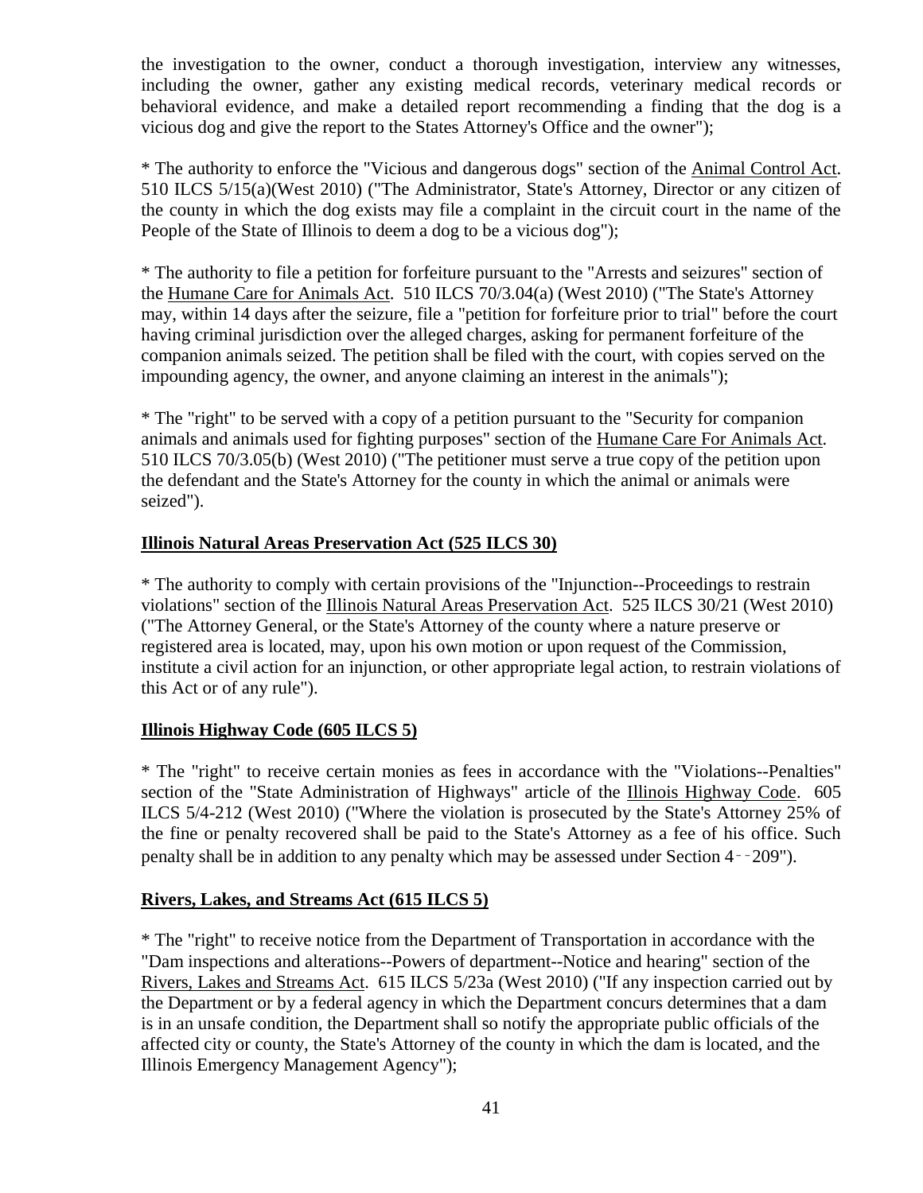the investigation to the owner, conduct a thorough investigation, interview any witnesses, including the owner, gather any existing medical records, veterinary medical records or behavioral evidence, and make a detailed report recommending a finding that the dog is a vicious dog and give the report to the States Attorney's Office and the owner");

* The authority to enforce the "Vicious and dangerous dogs" section of the Animal Control Act. 510 ILCS 5/15(a)(West 2010) ("The Administrator, State's Attorney, Director or any citizen of the county in which the dog exists may file a complaint in the circuit court in the name of the People of the State of Illinois to deem a dog to be a vicious dog");

* The authority to file a petition for forfeiture pursuant to the "Arrests and seizures" section of the Humane Care for Animals Act. 510 ILCS 70/3.04(a) (West 2010) ("The State's Attorney may, within 14 days after the seizure, file a "petition for forfeiture prior to trial" before the court having criminal jurisdiction over the alleged charges, asking for permanent forfeiture of the companion animals seized. The petition shall be filed with the court, with copies served on the impounding agency, the owner, and anyone claiming an interest in the animals");

* The "right" to be served with a copy of a petition pursuant to the "Security for companion animals and animals used for fighting purposes" section of the Humane Care For Animals Act. 510 ILCS 70/3.05(b) (West 2010) ("The petitioner must serve a true copy of the petition upon the defendant and the State's Attorney for the county in which the animal or animals were seized").

**Illinois Natural Areas Preservation Act (525 ILCS 30)**

* The authority to comply with certain provisions of the "Injunction--Proceedings to restrain violations" section of the Illinois Natural Areas Preservation Act. 525 ILCS 30/21 (West 2010) ("The Attorney General, or the State's Attorney of the county where a nature preserve or registered area is located, may, upon his own motion or upon request of the Commission, institute a civil action for an injunction, or other appropriate legal action, to restrain violations of this Act or of any rule").

**Illinois Highway Code (605 ILCS 5)**

* The "right" to receive certain monies as fees in accordance with the "Violations--Penalties" section of the "State Administration of Highways" article of the Illinois Highway Code. 605 ILCS 5/4-212 (West 2010) ("Where the violation is prosecuted by the State's Attorney 25% of the fine or penalty recovered shall be paid to the State's Attorney as a fee of his office. Such penalty shall be in addition to any penalty which may be assessed under Section 4‑‑209").

**Rivers, Lakes, and Streams Act (615 ILCS 5)**

* The "right" to receive notice from the Department of Transportation in accordance with the "Dam inspections and alterations--Powers of department--Notice and hearing" section of the Rivers, Lakes and Streams Act. 615 ILCS 5/23a (West 2010) ("If any inspection carried out by the Department or by a federal agency in which the Department concurs determines that a dam is in an unsafe condition, the Department shall so notify the appropriate public officials of the affected city or county, the State's Attorney of the county in which the dam is located, and the Illinois Emergency Management Agency");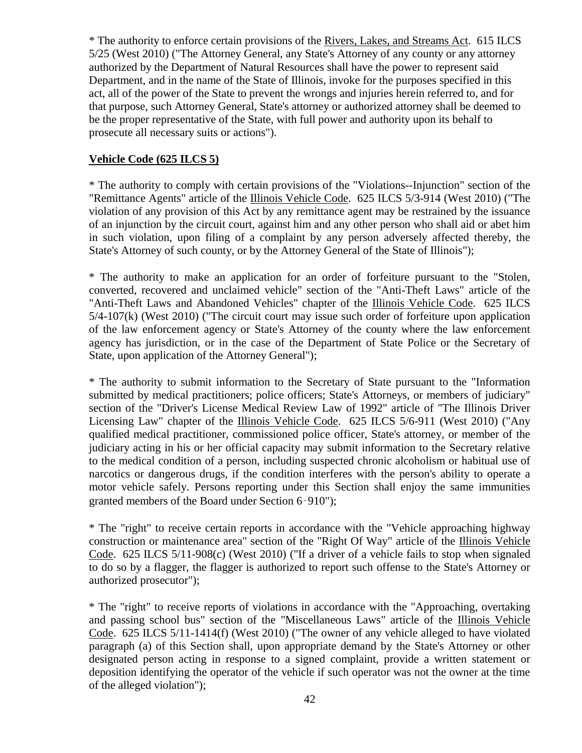* The authority to enforce certain provisions of the Rivers, Lakes, and Streams Act. 615 ILCS 5/25 (West 2010) ("The Attorney General, any State's Attorney of any county or any attorney authorized by the Department of Natural Resources shall have the power to represent said Department, and in the name of the State of Illinois, invoke for the purposes specified in this act, all of the power of the State to prevent the wrongs and injuries herein referred to, and for that purpose, such Attorney General, State's attorney or authorized attorney shall be deemed to be the proper representative of the State, with full power and authority upon its behalf to prosecute all necessary suits or actions").

**Vehicle Code (625 ILCS 5)**

* The authority to comply with certain provisions of the "Violations--Injunction" section of the "Remittance Agents" article of the Illinois Vehicle Code. 625 ILCS 5/3-914 (West 2010) ("The violation of any provision of this Act by any remittance agent may be restrained by the issuance of an injunction by the circuit court, against him and any other person who shall aid or abet him in such violation, upon filing of a complaint by any person adversely affected thereby, the State's Attorney of such county, or by the Attorney General of the State of Illinois");

* The authority to make an application for an order of forfeiture pursuant to the "Stolen, converted, recovered and unclaimed vehicle" section of the "Anti-Theft Laws" article of the "Anti-Theft Laws and Abandoned Vehicles" chapter of the Illinois Vehicle Code. 625 ILCS 5/4-107(k) (West 2010) ("The circuit court may issue such order of forfeiture upon application of the law enforcement agency or State's Attorney of the county where the law enforcement agency has jurisdiction, or in the case of the Department of State Police or the Secretary of State, upon application of the Attorney General");

* The authority to submit information to the Secretary of State pursuant to the "Information submitted by medical practitioners; police officers; State's Attorneys, or members of judiciary" section of the "Driver's License Medical Review Law of 1992" article of "The Illinois Driver Licensing Law" chapter of the Illinois Vehicle Code. 625 ILCS 5/6-911 (West 2010) ("Any qualified medical practitioner, commissioned police officer, State's attorney, or member of the judiciary acting in his or her official capacity may submit information to the Secretary relative to the medical condition of a person, including suspected chronic alcoholism or habitual use of narcotics or dangerous drugs, if the condition interferes with the person's ability to operate a motor vehicle safely. Persons reporting under this Section shall enjoy the same immunities granted members of the Board under Section 6-910");

* The "right" to receive certain reports in accordance with the "Vehicle approaching highway construction or maintenance area" section of the "Right Of Way" article of the Illinois Vehicle Code. 625 ILCS 5/11-908(c) (West 2010) ("If a driver of a vehicle fails to stop when signaled to do so by a flagger, the flagger is authorized to report such offense to the State's Attorney or authorized prosecutor");

* The "right" to receive reports of violations in accordance with the "Approaching, overtaking and passing school bus" section of the "Miscellaneous Laws" article of the Illinois Vehicle Code. 625 ILCS 5/11-1414(f) (West 2010) ("The owner of any vehicle alleged to have violated paragraph (a) of this Section shall, upon appropriate demand by the State's Attorney or other designated person acting in response to a signed complaint, provide a written statement or deposition identifying the operator of the vehicle if such operator was not the owner at the time of the alleged violation");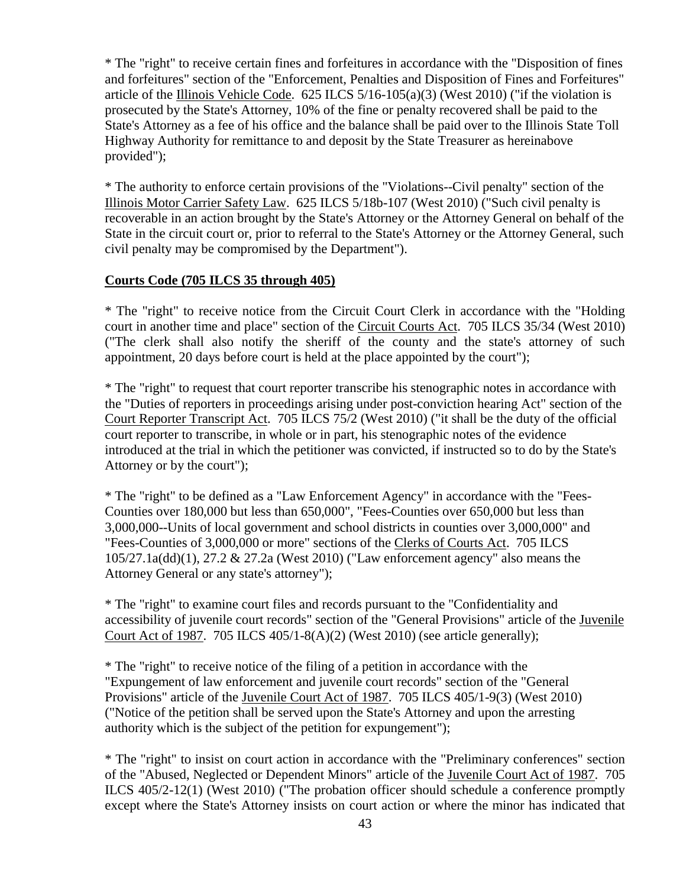* The "right" to receive certain fines and forfeitures in accordance with the "Disposition of fines and forfeitures" section of the "Enforcement, Penalties and Disposition of Fines and Forfeitures" article of the Illinois Vehicle Code. 625 ILCS 5/16-105(a)(3) (West 2010) ("if the violation is prosecuted by the State's Attorney, 10% of the fine or penalty recovered shall be paid to the State's Attorney as a fee of his office and the balance shall be paid over to the Illinois State Toll Highway Authority for remittance to and deposit by the State Treasurer as hereinabove provided");

* The authority to enforce certain provisions of the "Violations--Civil penalty" section of the Illinois Motor Carrier Safety Law. 625 ILCS 5/18b-107 (West 2010) ("Such civil penalty is recoverable in an action brought by the State's Attorney or the Attorney General on behalf of the State in the circuit court or, prior to referral to the State's Attorney or the Attorney General, such civil penalty may be compromised by the Department").

**Courts Code (705 ILCS 35 through 405)**

* The "right" to receive notice from the Circuit Court Clerk in accordance with the "Holding court in another time and place" section of the Circuit Courts Act. 705 ILCS 35/34 (West 2010) ("The clerk shall also notify the sheriff of the county and the state's attorney of such appointment, 20 days before court is held at the place appointed by the court");

* The "right" to request that court reporter transcribe his stenographic notes in accordance with the "Duties of reporters in proceedings arising under post-conviction hearing Act" section of the Court Reporter Transcript Act. 705 ILCS 75/2 (West 2010) ("it shall be the duty of the official court reporter to transcribe, in whole or in part, his stenographic notes of the evidence introduced at the trial in which the petitioner was convicted, if instructed so to do by the State's Attorney or by the court");

* The "right" to be defined as a "Law Enforcement Agency" in accordance with the "Fees-Counties over 180,000 but less than 650,000", "Fees-Counties over 650,000 but less than 3,000,000--Units of local government and school districts in counties over 3,000,000" and "Fees-Counties of 3,000,000 or more" sections of the Clerks of Courts Act. 705 ILCS 105/27.1a(dd)(1), 27.2 & 27.2a (West 2010) ("Law enforcement agency" also means the Attorney General or any state's attorney");

* The "right" to examine court files and records pursuant to the "Confidentiality and accessibility of juvenile court records" section of the "General Provisions" article of the Juvenile Court Act of 1987. 705 ILCS 405/1-8(A)(2) (West 2010) (see article generally);

* The "right" to receive notice of the filing of a petition in accordance with the "Expungement of law enforcement and juvenile court records" section of the "General Provisions" article of the Juvenile Court Act of 1987. 705 ILCS 405/1-9(3) (West 2010) ("Notice of the petition shall be served upon the State's Attorney and upon the arresting authority which is the subject of the petition for expungement");

* The "right" to insist on court action in accordance with the "Preliminary conferences" section of the "Abused, Neglected or Dependent Minors" article of the Juvenile Court Act of 1987. 705 ILCS 405/2-12(1) (West 2010) ("The probation officer should schedule a conference promptly except where the State's Attorney insists on court action or where the minor has indicated that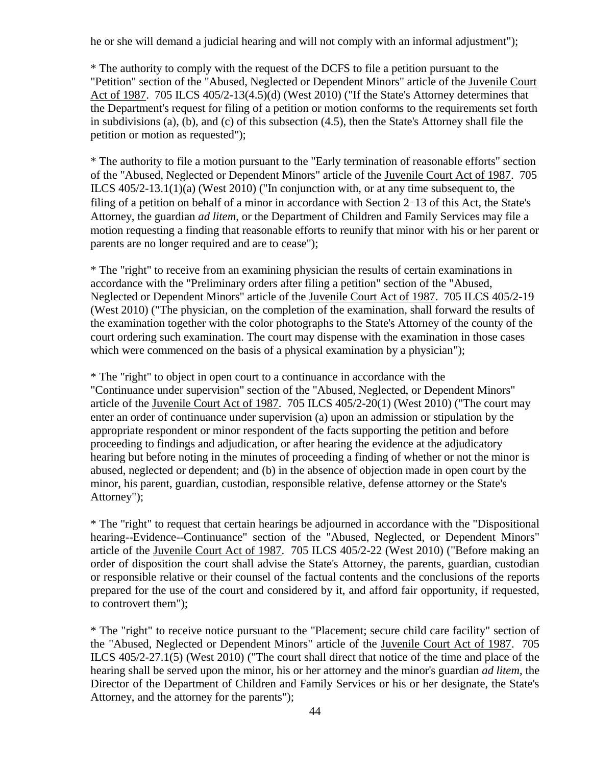he or she will demand a judicial hearing and will not comply with an informal adjustment");

* The authority to comply with the request of the DCFS to file a petition pursuant to the "Petition" section of the "Abused, Neglected or Dependent Minors" article of the Juvenile Court Act of 1987. 705 ILCS 405/2-13(4.5)(d) (West 2010) ("If the State's Attorney determines that the Department's request for filing of a petition or motion conforms to the requirements set forth in subdivisions (a), (b), and (c) of this subsection (4.5), then the State's Attorney shall file the petition or motion as requested");

* The authority to file a motion pursuant to the "Early termination of reasonable efforts" section of the "Abused, Neglected or Dependent Minors" article of the Juvenile Court Act of 1987. 705 ILCS 405/2-13.1(1)(a) (West 2010) ("In conjunction with, or at any time subsequent to, the filing of a petition on behalf of a minor in accordance with Section 2‑13 of this Act, the State's Attorney, the guardian *ad litem*, or the Department of Children and Family Services may file a motion requesting a finding that reasonable efforts to reunify that minor with his or her parent or parents are no longer required and are to cease");

* The "right" to receive from an examining physician the results of certain examinations in accordance with the "Preliminary orders after filing a petition" section of the "Abused, Neglected or Dependent Minors" article of the Juvenile Court Act of 1987. 705 ILCS 405/2-19 (West 2010) ("The physician, on the completion of the examination, shall forward the results of the examination together with the color photographs to the State's Attorney of the county of the court ordering such examination. The court may dispense with the examination in those cases which were commenced on the basis of a physical examination by a physician");

* The "right" to object in open court to a continuance in accordance with the "Continuance under supervision" section of the "Abused, Neglected, or Dependent Minors" article of the Juvenile Court Act of 1987. 705 ILCS 405/2-20(1) (West 2010) ("The court may enter an order of continuance under supervision (a) upon an admission or stipulation by the appropriate respondent or minor respondent of the facts supporting the petition and before proceeding to findings and adjudication, or after hearing the evidence at the adjudicatory hearing but before noting in the minutes of proceeding a finding of whether or not the minor is abused, neglected or dependent; and (b) in the absence of objection made in open court by the minor, his parent, guardian, custodian, responsible relative, defense attorney or the State's Attorney");

* The "right" to request that certain hearings be adjourned in accordance with the "Dispositional hearing--Evidence--Continuance" section of the "Abused, Neglected, or Dependent Minors" article of the Juvenile Court Act of 1987. 705 ILCS 405/2-22 (West 2010) ("Before making an order of disposition the court shall advise the State's Attorney, the parents, guardian, custodian or responsible relative or their counsel of the factual contents and the conclusions of the reports prepared for the use of the court and considered by it, and afford fair opportunity, if requested, to controvert them");

* The "right" to receive notice pursuant to the "Placement; secure child care facility" section of the "Abused, Neglected or Dependent Minors" article of the Juvenile Court Act of 1987. 705 ILCS 405/2-27.1(5) (West 2010) ("The court shall direct that notice of the time and place of the hearing shall be served upon the minor, his or her attorney and the minor's guardian *ad litem*, the Director of the Department of Children and Family Services or his or her designate, the State's Attorney, and the attorney for the parents");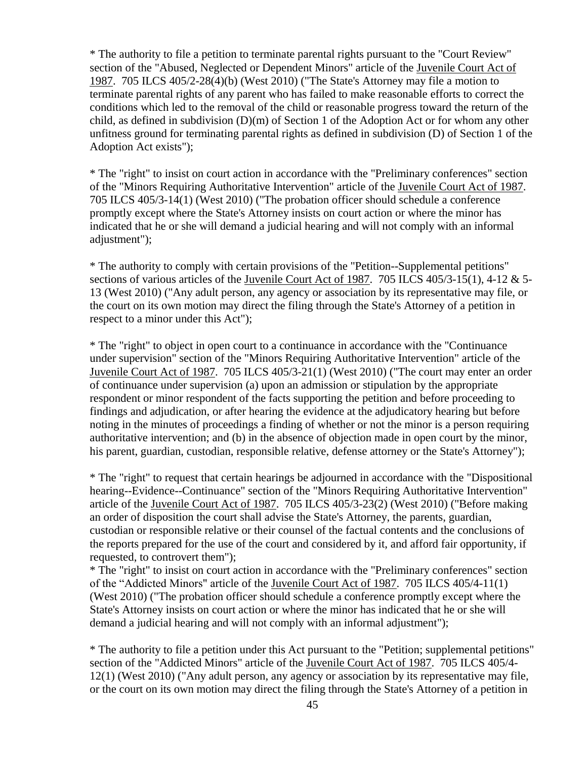* The authority to file a petition to terminate parental rights pursuant to the "Court Review" section of the "Abused, Neglected or Dependent Minors" article of the Juvenile Court Act of 1987. 705 ILCS 405/2-28(4)(b) (West 2010) ("The State's Attorney may file a motion to terminate parental rights of any parent who has failed to make reasonable efforts to correct the conditions which led to the removal of the child or reasonable progress toward the return of the child, as defined in subdivision (D)(m) of Section 1 of the Adoption Act or for whom any other unfitness ground for terminating parental rights as defined in subdivision (D) of Section 1 of the Adoption Act exists");

* The "right" to insist on court action in accordance with the "Preliminary conferences" section of the "Minors Requiring Authoritative Intervention" article of the Juvenile Court Act of 1987. 705 ILCS 405/3-14(1) (West 2010) ("The probation officer should schedule a conference promptly except where the State's Attorney insists on court action or where the minor has indicated that he or she will demand a judicial hearing and will not comply with an informal adjustment");

* The authority to comply with certain provisions of the "Petition--Supplemental petitions" sections of various articles of the Juvenile Court Act of 1987. 705 ILCS 405/3-15(1), 4-12 & 5-13 (West 2010) ("Any adult person, any agency or association by its representative may file, or the court on its own motion may direct the filing through the State's Attorney of a petition in respect to a minor under this Act");

* The "right" to object in open court to a continuance in accordance with the "Continuance under supervision" section of the "Minors Requiring Authoritative Intervention" article of the Juvenile Court Act of 1987. 705 ILCS 405/3-21(1) (West 2010) ("The court may enter an order of continuance under supervision (a) upon an admission or stipulation by the appropriate respondent or minor respondent of the facts supporting the petition and before proceeding to findings and adjudication, or after hearing the evidence at the adjudicatory hearing but before noting in the minutes of proceedings a finding of whether or not the minor is a person requiring authoritative intervention; and (b) in the absence of objection made in open court by the minor, his parent, guardian, custodian, responsible relative, defense attorney or the State's Attorney");

* The "right" to request that certain hearings be adjourned in accordance with the "Dispositional hearing--Evidence--Continuance" section of the "Minors Requiring Authoritative Intervention" article of the Juvenile Court Act of 1987. 705 ILCS 405/3-23(2) (West 2010) ("Before making an order of disposition the court shall advise the State's Attorney, the parents, guardian, custodian or responsible relative or their counsel of the factual contents and the conclusions of the reports prepared for the use of the court and considered by it, and afford fair opportunity, if requested, to controvert them");

* The "right" to insist on court action in accordance with the "Preliminary conferences" section of the "Addicted Minors" article of the Juvenile Court Act of 1987. 705 ILCS 405/4-11(1) (West 2010) ("The probation officer should schedule a conference promptly except where the State's Attorney insists on court action or where the minor has indicated that he or she will demand a judicial hearing and will not comply with an informal adjustment");

* The authority to file a petition under this Act pursuant to the "Petition; supplemental petitions" section of the "Addicted Minors" article of the Juvenile Court Act of 1987. 705 ILCS 405/4-12(1) (West 2010) ("Any adult person, any agency or association by its representative may file, or the court on its own motion may direct the filing through the State's Attorney of a petition in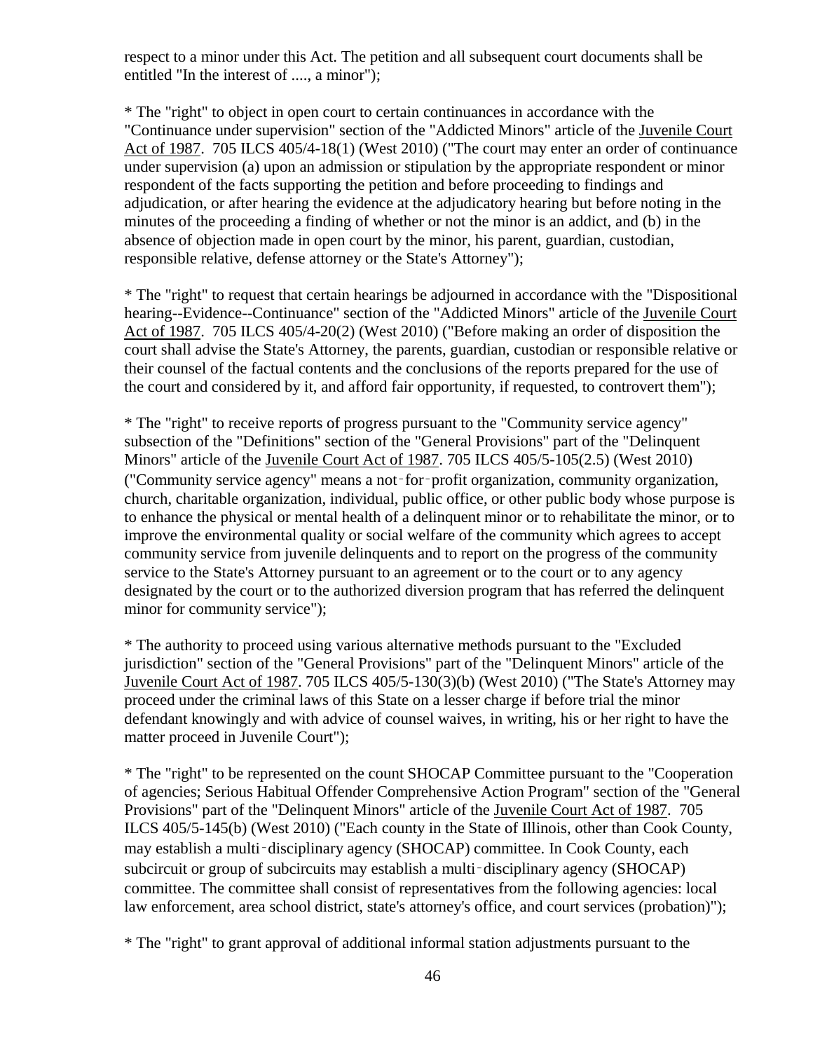respect to a minor under this Act. The petition and all subsequent court documents shall be entitled "In the interest of ...., a minor");

* The "right" to object in open court to certain continuances in accordance with the "Continuance under supervision" section of the "Addicted Minors" article of the Juvenile Court Act of 1987. 705 ILCS 405/4-18(1) (West 2010) ("The court may enter an order of continuance under supervision (a) upon an admission or stipulation by the appropriate respondent or minor respondent of the facts supporting the petition and before proceeding to findings and adjudication, or after hearing the evidence at the adjudicatory hearing but before noting in the minutes of the proceeding a finding of whether or not the minor is an addict, and (b) in the absence of objection made in open court by the minor, his parent, guardian, custodian, responsible relative, defense attorney or the State's Attorney");

* The "right" to request that certain hearings be adjourned in accordance with the "Dispositional hearing--Evidence--Continuance" section of the "Addicted Minors" article of the Juvenile Court Act of 1987. 705 ILCS 405/4-20(2) (West 2010) ("Before making an order of disposition the court shall advise the State's Attorney, the parents, guardian, custodian or responsible relative or their counsel of the factual contents and the conclusions of the reports prepared for the use of the court and considered by it, and afford fair opportunity, if requested, to controvert them");

* The "right" to receive reports of progress pursuant to the "Community service agency" subsection of the "Definitions" section of the "General Provisions" part of the "Delinquent Minors" article of the Juvenile Court Act of 1987. 705 ILCS 405/5-105(2.5) (West 2010) ("Community service agency" means a not‑for‑profit organization, community organization, church, charitable organization, individual, public office, or other public body whose purpose is to enhance the physical or mental health of a delinquent minor or to rehabilitate the minor, or to improve the environmental quality or social welfare of the community which agrees to accept community service from juvenile delinquents and to report on the progress of the community service to the State's Attorney pursuant to an agreement or to the court or to any agency designated by the court or to the authorized diversion program that has referred the delinquent minor for community service");

* The authority to proceed using various alternative methods pursuant to the "Excluded jurisdiction" section of the "General Provisions" part of the "Delinquent Minors" article of the Juvenile Court Act of 1987. 705 ILCS 405/5-130(3)(b) (West 2010) ("The State's Attorney may proceed under the criminal laws of this State on a lesser charge if before trial the minor defendant knowingly and with advice of counsel waives, in writing, his or her right to have the matter proceed in Juvenile Court");

* The "right" to be represented on the count SHOCAP Committee pursuant to the "Cooperation of agencies; Serious Habitual Offender Comprehensive Action Program" section of the "General Provisions" part of the "Delinquent Minors" article of the Juvenile Court Act of 1987. 705 ILCS 405/5-145(b) (West 2010) ("Each county in the State of Illinois, other than Cook County, may establish a multi‑disciplinary agency (SHOCAP) committee. In Cook County, each subcircuit or group of subcircuits may establish a multi‑disciplinary agency (SHOCAP) committee. The committee shall consist of representatives from the following agencies: local law enforcement, area school district, state's attorney's office, and court services (probation)");

* The "right" to grant approval of additional informal station adjustments pursuant to the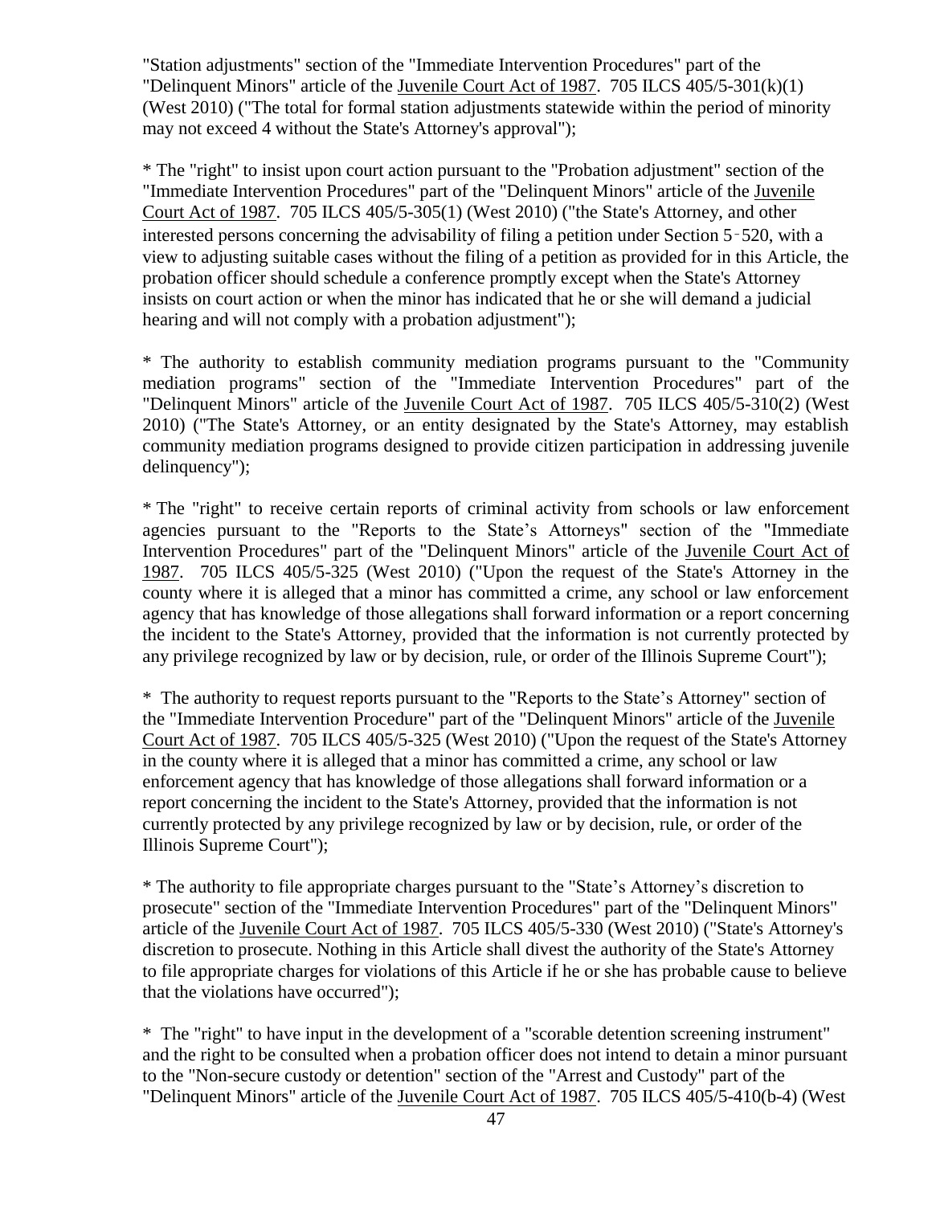"Station adjustments" section of the "Immediate Intervention Procedures" part of the "Delinquent Minors" article of the Juvenile Court Act of 1987. 705 ILCS 405/5-301(k)(1) (West 2010) ("The total for formal station adjustments statewide within the period of minority may not exceed 4 without the State's Attorney's approval");

* The "right" to insist upon court action pursuant to the "Probation adjustment" section of the "Immediate Intervention Procedures" part of the "Delinquent Minors" article of the Juvenile Court Act of 1987. 705 ILCS 405/5-305(1) (West 2010) ("the State's Attorney, and other interested persons concerning the advisability of filing a petition under Section 5‑520, with a view to adjusting suitable cases without the filing of a petition as provided for in this Article, the probation officer should schedule a conference promptly except when the State's Attorney insists on court action or when the minor has indicated that he or she will demand a judicial hearing and will not comply with a probation adjustment");

* The authority to establish community mediation programs pursuant to the "Community mediation programs" section of the "Immediate Intervention Procedures" part of the "Delinquent Minors" article of the Juvenile Court Act of 1987. 705 ILCS 405/5-310(2) (West 2010) ("The State's Attorney, or an entity designated by the State's Attorney, may establish community mediation programs designed to provide citizen participation in addressing juvenile delinquency");

* The "right" to receive certain reports of criminal activity from schools or law enforcement agencies pursuant to the "Reports to the State's Attorneys" section of the "Immediate Intervention Procedures" part of the "Delinquent Minors" article of the Juvenile Court Act of 1987. 705 ILCS 405/5-325 (West 2010) ("Upon the request of the State's Attorney in the county where it is alleged that a minor has committed a crime, any school or law enforcement agency that has knowledge of those allegations shall forward information or a report concerning the incident to the State's Attorney, provided that the information is not currently protected by any privilege recognized by law or by decision, rule, or order of the Illinois Supreme Court");

* The authority to request reports pursuant to the "Reports to the State's Attorney" section of the "Immediate Intervention Procedure" part of the "Delinquent Minors" article of the Juvenile Court Act of 1987. 705 ILCS 405/5-325 (West 2010) ("Upon the request of the State's Attorney in the county where it is alleged that a minor has committed a crime, any school or law enforcement agency that has knowledge of those allegations shall forward information or a report concerning the incident to the State's Attorney, provided that the information is not currently protected by any privilege recognized by law or by decision, rule, or order of the Illinois Supreme Court");

* The authority to file appropriate charges pursuant to the "State's Attorney's discretion to prosecute" section of the "Immediate Intervention Procedures" part of the "Delinquent Minors" article of the Juvenile Court Act of 1987. 705 ILCS 405/5-330 (West 2010) ("State's Attorney's discretion to prosecute. Nothing in this Article shall divest the authority of the State's Attorney to file appropriate charges for violations of this Article if he or she has probable cause to believe that the violations have occurred");

* The "right" to have input in the development of a "scorable detention screening instrument" and the right to be consulted when a probation officer does not intend to detain a minor pursuant to the "Non-secure custody or detention" section of the "Arrest and Custody" part of the "Delinquent Minors" article of the Juvenile Court Act of 1987. 705 ILCS 405/5-410(b-4) (West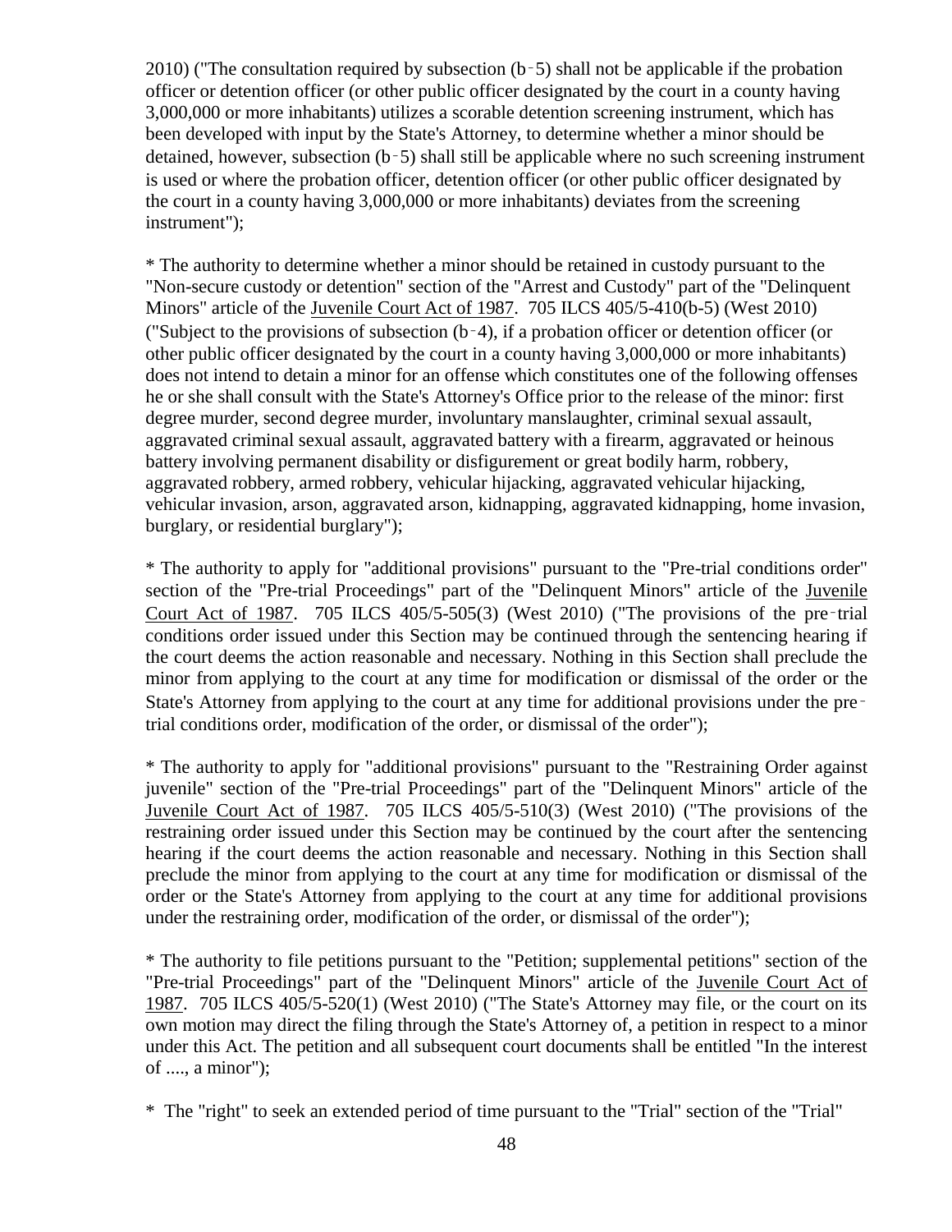2010) ("The consultation required by subsection (b‑5) shall not be applicable if the probation officer or detention officer (or other public officer designated by the court in a county having 3,000,000 or more inhabitants) utilizes a scorable detention screening instrument, which has been developed with input by the State's Attorney, to determine whether a minor should be detained, however, subsection (b‑5) shall still be applicable where no such screening instrument is used or where the probation officer, detention officer (or other public officer designated by the court in a county having 3,000,000 or more inhabitants) deviates from the screening instrument");

* The authority to determine whether a minor should be retained in custody pursuant to the "Non-secure custody or detention" section of the "Arrest and Custody" part of the "Delinquent Minors" article of the Juvenile Court Act of 1987. 705 ILCS 405/5-410(b-5) (West 2010) ("Subject to the provisions of subsection (b‑4), if a probation officer or detention officer (or other public officer designated by the court in a county having 3,000,000 or more inhabitants) does not intend to detain a minor for an offense which constitutes one of the following offenses he or she shall consult with the State's Attorney's Office prior to the release of the minor: first degree murder, second degree murder, involuntary manslaughter, criminal sexual assault, aggravated criminal sexual assault, aggravated battery with a firearm, aggravated or heinous battery involving permanent disability or disfigurement or great bodily harm, robbery, aggravated robbery, armed robbery, vehicular hijacking, aggravated vehicular hijacking, vehicular invasion, arson, aggravated arson, kidnapping, aggravated kidnapping, home invasion, burglary, or residential burglary");

* The authority to apply for "additional provisions" pursuant to the "Pre-trial conditions order" section of the "Pre-trial Proceedings" part of the "Delinquent Minors" article of the Juvenile Court Act of 1987. 705 ILCS 405/5-505(3) (West 2010) ("The provisions of the pre‑trial conditions order issued under this Section may be continued through the sentencing hearing if the court deems the action reasonable and necessary. Nothing in this Section shall preclude the minor from applying to the court at any time for modification or dismissal of the order or the State's Attorney from applying to the court at any time for additional provisions under the pre‑trial conditions order, modification of the order, or dismissal of the order");

* The authority to apply for "additional provisions" pursuant to the "Restraining Order against juvenile" section of the "Pre-trial Proceedings" part of the "Delinquent Minors" article of the Juvenile Court Act of 1987. 705 ILCS 405/5-510(3) (West 2010) ("The provisions of the restraining order issued under this Section may be continued by the court after the sentencing hearing if the court deems the action reasonable and necessary. Nothing in this Section shall preclude the minor from applying to the court at any time for modification or dismissal of the order or the State's Attorney from applying to the court at any time for additional provisions under the restraining order, modification of the order, or dismissal of the order");

* The authority to file petitions pursuant to the "Petition; supplemental petitions" section of the "Pre-trial Proceedings" part of the "Delinquent Minors" article of the Juvenile Court Act of 1987. 705 ILCS 405/5-520(1) (West 2010) ("The State's Attorney may file, or the court on its own motion may direct the filing through the State's Attorney of, a petition in respect to a minor under this Act. The petition and all subsequent court documents shall be entitled "In the interest of ...., a minor");

* The "right" to seek an extended period of time pursuant to the "Trial" section of the "Trial"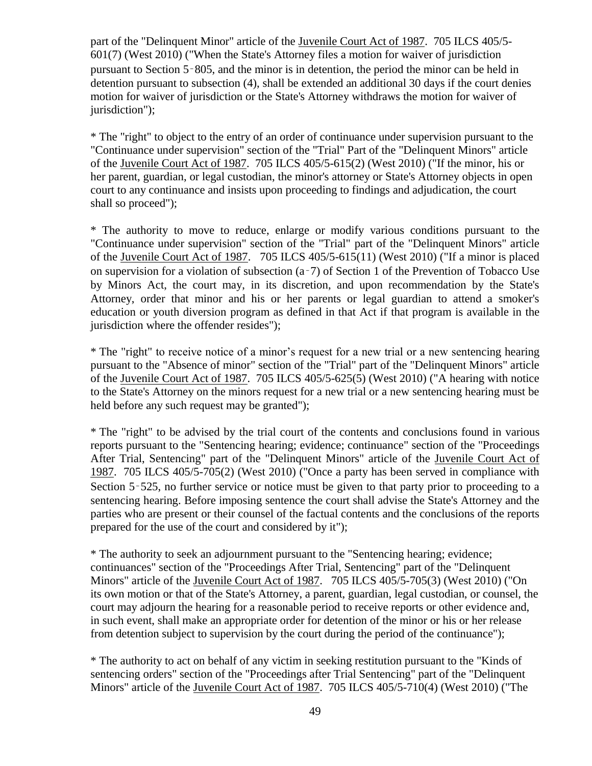part of the "Delinquent Minor" article of the Juvenile Court Act of 1987. 705 ILCS 405/5-601(7) (West 2010) ("When the State's Attorney files a motion for waiver of jurisdiction pursuant to Section 5‑805, and the minor is in detention, the period the minor can be held in detention pursuant to subsection (4), shall be extended an additional 30 days if the court denies motion for waiver of jurisdiction or the State's Attorney withdraws the motion for waiver of jurisdiction");

* The "right" to object to the entry of an order of continuance under supervision pursuant to the "Continuance under supervision" section of the "Trial" Part of the "Delinquent Minors" article of the Juvenile Court Act of 1987. 705 ILCS 405/5-615(2) (West 2010) ("If the minor, his or her parent, guardian, or legal custodian, the minor's attorney or State's Attorney objects in open court to any continuance and insists upon proceeding to findings and adjudication, the court shall so proceed");

* The authority to move to reduce, enlarge or modify various conditions pursuant to the "Continuance under supervision" section of the "Trial" part of the "Delinquent Minors" article of the Juvenile Court Act of 1987. 705 ILCS 405/5-615(11) (West 2010) ("If a minor is placed on supervision for a violation of subsection (a‑7) of Section 1 of the Prevention of Tobacco Use by Minors Act, the court may, in its discretion, and upon recommendation by the State's Attorney, order that minor and his or her parents or legal guardian to attend a smoker's education or youth diversion program as defined in that Act if that program is available in the jurisdiction where the offender resides");

* The "right" to receive notice of a minor's request for a new trial or a new sentencing hearing pursuant to the "Absence of minor" section of the "Trial" part of the "Delinquent Minors" article of the Juvenile Court Act of 1987. 705 ILCS 405/5-625(5) (West 2010) ("A hearing with notice to the State's Attorney on the minors request for a new trial or a new sentencing hearing must be held before any such request may be granted");

* The "right" to be advised by the trial court of the contents and conclusions found in various reports pursuant to the "Sentencing hearing; evidence; continuance" section of the "Proceedings After Trial, Sentencing" part of the "Delinquent Minors" article of the Juvenile Court Act of 1987. 705 ILCS 405/5-705(2) (West 2010) ("Once a party has been served in compliance with Section 5‑525, no further service or notice must be given to that party prior to proceeding to a sentencing hearing. Before imposing sentence the court shall advise the State's Attorney and the parties who are present or their counsel of the factual contents and the conclusions of the reports prepared for the use of the court and considered by it");

* The authority to seek an adjournment pursuant to the "Sentencing hearing; evidence; continuances" section of the "Proceedings After Trial, Sentencing" part of the "Delinquent Minors" article of the Juvenile Court Act of 1987. 705 ILCS 405/5-705(3) (West 2010) ("On its own motion or that of the State's Attorney, a parent, guardian, legal custodian, or counsel, the court may adjourn the hearing for a reasonable period to receive reports or other evidence and, in such event, shall make an appropriate order for detention of the minor or his or her release from detention subject to supervision by the court during the period of the continuance");

* The authority to act on behalf of any victim in seeking restitution pursuant to the "Kinds of sentencing orders" section of the "Proceedings after Trial Sentencing" part of the "Delinquent Minors" article of the Juvenile Court Act of 1987. 705 ILCS 405/5-710(4) (West 2010) ("The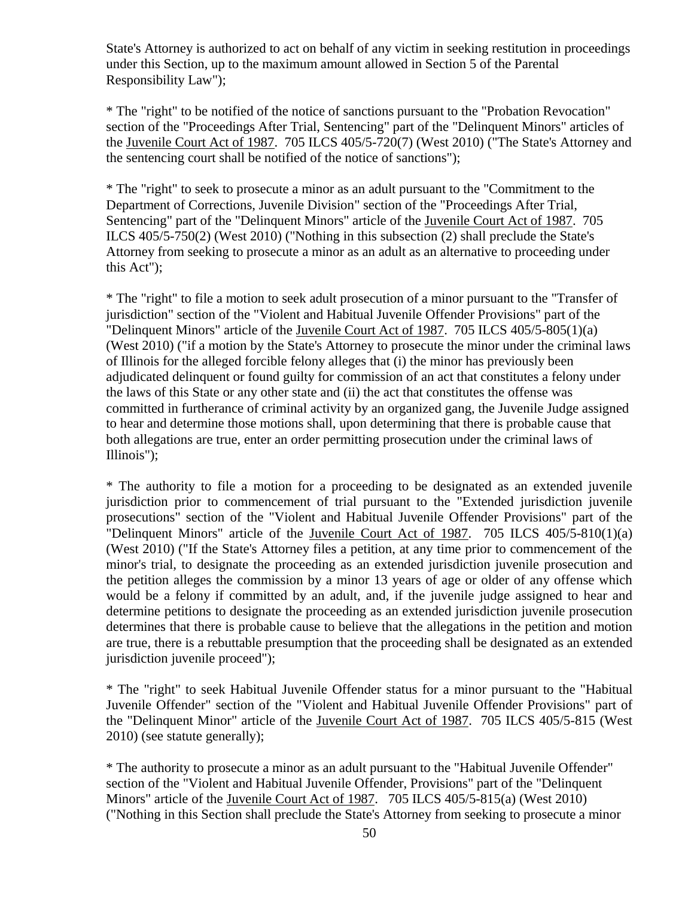State's Attorney is authorized to act on behalf of any victim in seeking restitution in proceedings under this Section, up to the maximum amount allowed in Section 5 of the Parental Responsibility Law");

* The "right" to be notified of the notice of sanctions pursuant to the "Probation Revocation" section of the "Proceedings After Trial, Sentencing" part of the "Delinquent Minors" articles of the Juvenile Court Act of 1987. 705 ILCS 405/5-720(7) (West 2010) ("The State's Attorney and the sentencing court shall be notified of the notice of sanctions");

* The "right" to seek to prosecute a minor as an adult pursuant to the "Commitment to the Department of Corrections, Juvenile Division" section of the "Proceedings After Trial, Sentencing" part of the "Delinquent Minors" article of the Juvenile Court Act of 1987. 705 ILCS 405/5-750(2) (West 2010) ("Nothing in this subsection (2) shall preclude the State's Attorney from seeking to prosecute a minor as an adult as an alternative to proceeding under this Act");

* The "right" to file a motion to seek adult prosecution of a minor pursuant to the "Transfer of jurisdiction" section of the "Violent and Habitual Juvenile Offender Provisions" part of the "Delinquent Minors" article of the Juvenile Court Act of 1987. 705 ILCS 405/5-805(1)(a) (West 2010) ("if a motion by the State's Attorney to prosecute the minor under the criminal laws of Illinois for the alleged forcible felony alleges that (i) the minor has previously been adjudicated delinquent or found guilty for commission of an act that constitutes a felony under the laws of this State or any other state and (ii) the act that constitutes the offense was committed in furtherance of criminal activity by an organized gang, the Juvenile Judge assigned to hear and determine those motions shall, upon determining that there is probable cause that both allegations are true, enter an order permitting prosecution under the criminal laws of Illinois");

* The authority to file a motion for a proceeding to be designated as an extended juvenile jurisdiction prior to commencement of trial pursuant to the "Extended jurisdiction juvenile prosecutions" section of the "Violent and Habitual Juvenile Offender Provisions" part of the "Delinquent Minors" article of the Juvenile Court Act of 1987. 705 ILCS 405/5-810(1)(a) (West 2010) ("If the State's Attorney files a petition, at any time prior to commencement of the minor's trial, to designate the proceeding as an extended jurisdiction juvenile prosecution and the petition alleges the commission by a minor 13 years of age or older of any offense which would be a felony if committed by an adult, and, if the juvenile judge assigned to hear and determine petitions to designate the proceeding as an extended jurisdiction juvenile prosecution determines that there is probable cause to believe that the allegations in the petition and motion are true, there is a rebuttable presumption that the proceeding shall be designated as an extended jurisdiction juvenile proceed");

* The "right" to seek Habitual Juvenile Offender status for a minor pursuant to the "Habitual Juvenile Offender" section of the "Violent and Habitual Juvenile Offender Provisions" part of the "Delinquent Minor" article of the Juvenile Court Act of 1987. 705 ILCS 405/5-815 (West 2010) (see statute generally);

* The authority to prosecute a minor as an adult pursuant to the "Habitual Juvenile Offender" section of the "Violent and Habitual Juvenile Offender, Provisions" part of the "Delinquent Minors" article of the Juvenile Court Act of 1987. 705 ILCS 405/5-815(a) (West 2010) ("Nothing in this Section shall preclude the State's Attorney from seeking to prosecute a minor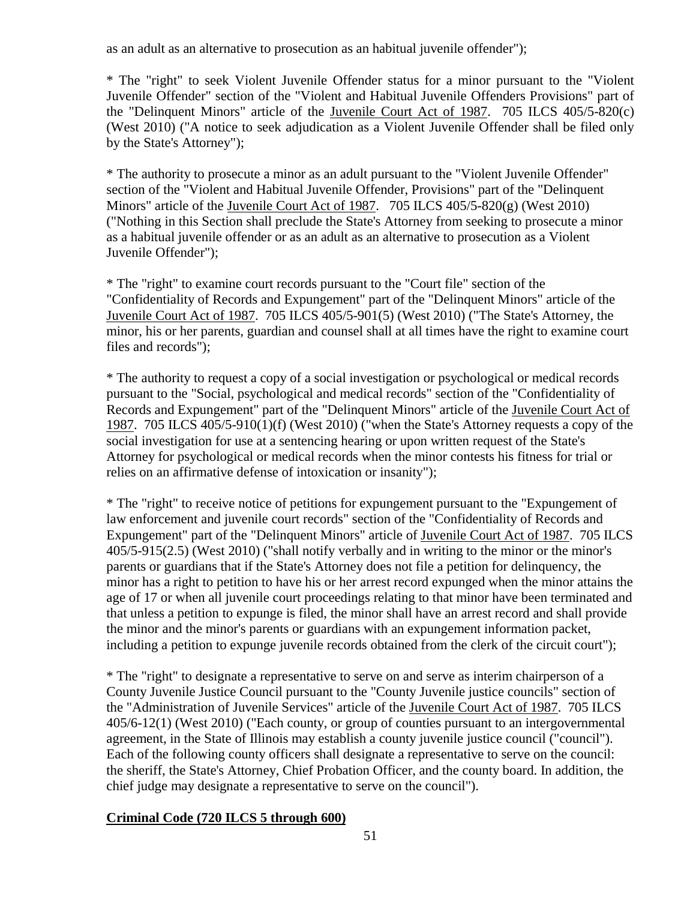as an adult as an alternative to prosecution as an habitual juvenile offender");

* The "right" to seek Violent Juvenile Offender status for a minor pursuant to the "Violent Juvenile Offender" section of the "Violent and Habitual Juvenile Offenders Provisions" part of the "Delinquent Minors" article of the Juvenile Court Act of 1987. 705 ILCS 405/5-820(c) (West 2010) ("A notice to seek adjudication as a Violent Juvenile Offender shall be filed only by the State's Attorney");

* The authority to prosecute a minor as an adult pursuant to the "Violent Juvenile Offender" section of the "Violent and Habitual Juvenile Offender, Provisions" part of the "Delinquent Minors" article of the Juvenile Court Act of 1987. 705 ILCS 405/5-820(g) (West 2010) ("Nothing in this Section shall preclude the State's Attorney from seeking to prosecute a minor as a habitual juvenile offender or as an adult as an alternative to prosecution as a Violent Juvenile Offender");

* The "right" to examine court records pursuant to the "Court file" section of the "Confidentiality of Records and Expungement" part of the "Delinquent Minors" article of the Juvenile Court Act of 1987. 705 ILCS 405/5-901(5) (West 2010) ("The State's Attorney, the minor, his or her parents, guardian and counsel shall at all times have the right to examine court files and records");

* The authority to request a copy of a social investigation or psychological or medical records pursuant to the "Social, psychological and medical records" section of the "Confidentiality of Records and Expungement" part of the "Delinquent Minors" article of the Juvenile Court Act of 1987. 705 ILCS 405/5-910(1)(f) (West 2010) ("when the State's Attorney requests a copy of the social investigation for use at a sentencing hearing or upon written request of the State's Attorney for psychological or medical records when the minor contests his fitness for trial or relies on an affirmative defense of intoxication or insanity");

* The "right" to receive notice of petitions for expungement pursuant to the "Expungement of law enforcement and juvenile court records" section of the "Confidentiality of Records and Expungement" part of the "Delinquent Minors" article of Juvenile Court Act of 1987. 705 ILCS 405/5-915(2.5) (West 2010) ("shall notify verbally and in writing to the minor or the minor's parents or guardians that if the State's Attorney does not file a petition for delinquency, the minor has a right to petition to have his or her arrest record expunged when the minor attains the age of 17 or when all juvenile court proceedings relating to that minor have been terminated and that unless a petition to expunge is filed, the minor shall have an arrest record and shall provide the minor and the minor's parents or guardians with an expungement information packet, including a petition to expunge juvenile records obtained from the clerk of the circuit court");

* The "right" to designate a representative to serve on and serve as interim chairperson of a County Juvenile Justice Council pursuant to the "County Juvenile justice councils" section of the "Administration of Juvenile Services" article of the Juvenile Court Act of 1987. 705 ILCS 405/6-12(1) (West 2010) ("Each county, or group of counties pursuant to an intergovernmental agreement, in the State of Illinois may establish a county juvenile justice council ("council"). Each of the following county officers shall designate a representative to serve on the council: the sheriff, the State's Attorney, Chief Probation Officer, and the county board. In addition, the chief judge may designate a representative to serve on the council").

**Criminal Code (720 ILCS 5 through 600)**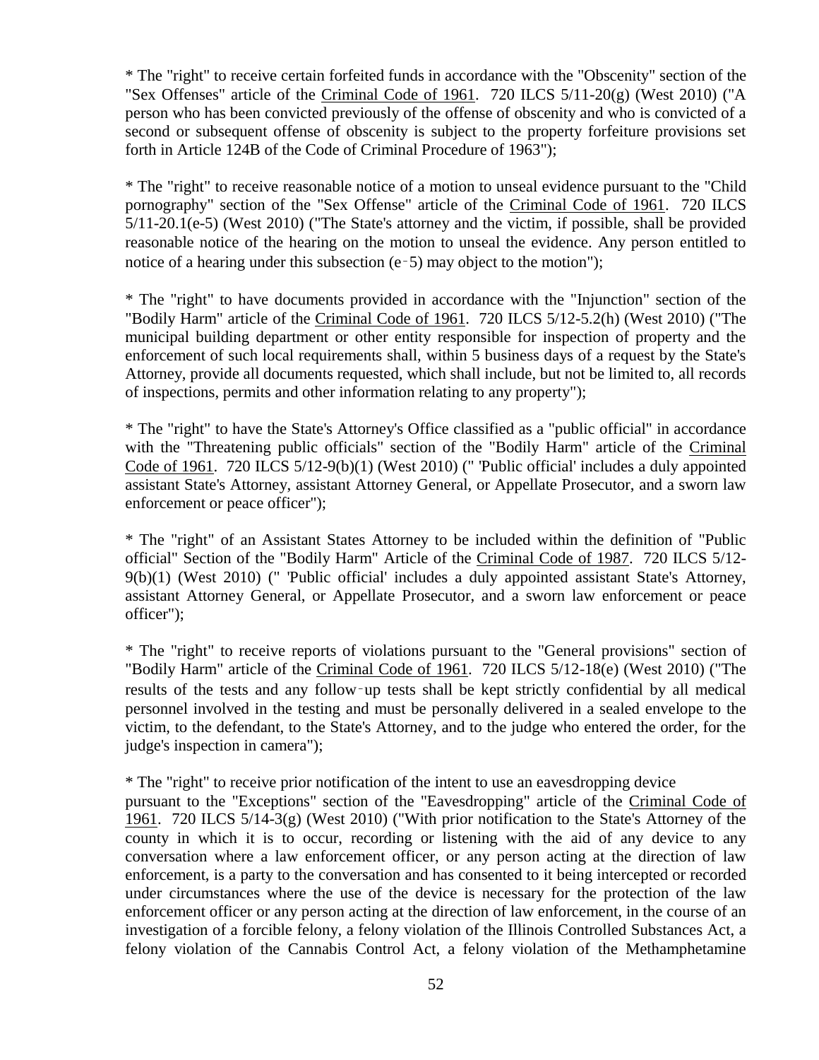* The "right" to receive certain forfeited funds in accordance with the "Obscenity" section of the "Sex Offenses" article of the Criminal Code of 1961. 720 ILCS 5/11-20(g) (West 2010) ("A person who has been convicted previously of the offense of obscenity and who is convicted of a second or subsequent offense of obscenity is subject to the property forfeiture provisions set forth in Article 124B of the Code of Criminal Procedure of 1963");

* The "right" to receive reasonable notice of a motion to unseal evidence pursuant to the "Child pornography" section of the "Sex Offense" article of the Criminal Code of 1961. 720 ILCS 5/11-20.1(e-5) (West 2010) ("The State's attorney and the victim, if possible, shall be provided reasonable notice of the hearing on the motion to unseal the evidence. Any person entitled to notice of a hearing under this subsection (e‑5) may object to the motion");

* The "right" to have documents provided in accordance with the "Injunction" section of the "Bodily Harm" article of the Criminal Code of 1961. 720 ILCS 5/12-5.2(h) (West 2010) ("The municipal building department or other entity responsible for inspection of property and the enforcement of such local requirements shall, within 5 business days of a request by the State's Attorney, provide all documents requested, which shall include, but not be limited to, all records of inspections, permits and other information relating to any property");

* The "right" to have the State's Attorney's Office classified as a "public official" in accordance with the "Threatening public officials" section of the "Bodily Harm" article of the Criminal Code of 1961. 720 ILCS 5/12-9(b)(1) (West 2010) (" 'Public official' includes a duly appointed assistant State's Attorney, assistant Attorney General, or Appellate Prosecutor, and a sworn law enforcement or peace officer");

* The "right" of an Assistant States Attorney to be included within the definition of "Public official" Section of the "Bodily Harm" Article of the Criminal Code of 1987. 720 ILCS 5/12-9(b)(1) (West 2010) (" 'Public official' includes a duly appointed assistant State's Attorney, assistant Attorney General, or Appellate Prosecutor, and a sworn law enforcement or peace officer");

* The "right" to receive reports of violations pursuant to the "General provisions" section of "Bodily Harm" article of the Criminal Code of 1961. 720 ILCS 5/12-18(e) (West 2010) ("The results of the tests and any follow‑up tests shall be kept strictly confidential by all medical personnel involved in the testing and must be personally delivered in a sealed envelope to the victim, to the defendant, to the State's Attorney, and to the judge who entered the order, for the judge's inspection in camera");

* The "right" to receive prior notification of the intent to use an eavesdropping device pursuant to the "Exceptions" section of the "Eavesdropping" article of the Criminal Code of 1961. 720 ILCS 5/14-3(g) (West 2010) ("With prior notification to the State's Attorney of the county in which it is to occur, recording or listening with the aid of any device to any conversation where a law enforcement officer, or any person acting at the direction of law enforcement, is a party to the conversation and has consented to it being intercepted or recorded under circumstances where the use of the device is necessary for the protection of the law enforcement officer or any person acting at the direction of law enforcement, in the course of an investigation of a forcible felony, a felony violation of the Illinois Controlled Substances Act, a felony violation of the Cannabis Control Act, a felony violation of the Methamphetamine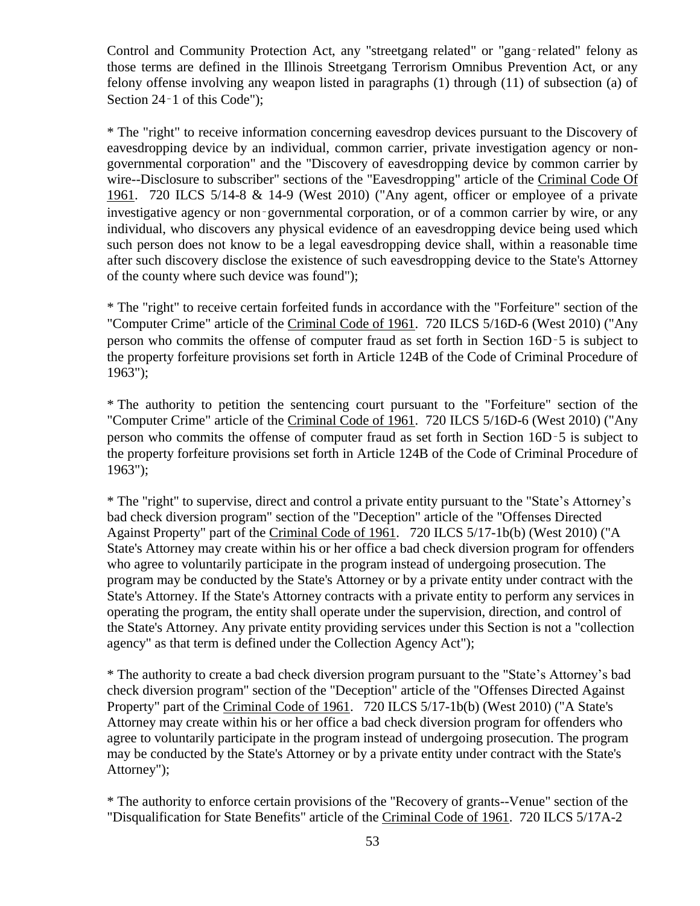Control and Community Protection Act, any "streetgang related" or "gang‑related" felony as those terms are defined in the Illinois Streetgang Terrorism Omnibus Prevention Act, or any felony offense involving any weapon listed in paragraphs (1) through (11) of subsection (a) of Section 24‑1 of this Code");

* The "right" to receive information concerning eavesdrop devices pursuant to the Discovery of eavesdropping device by an individual, common carrier, private investigation agency or non-governmental corporation" and the "Discovery of eavesdropping device by common carrier by wire--Disclosure to subscriber" sections of the "Eavesdropping" article of the Criminal Code Of 1961. 720 ILCS 5/14-8 & 14-9 (West 2010) ("Any agent, officer or employee of a private investigative agency or non‑governmental corporation, or of a common carrier by wire, or any individual, who discovers any physical evidence of an eavesdropping device being used which such person does not know to be a legal eavesdropping device shall, within a reasonable time after such discovery disclose the existence of such eavesdropping device to the State's Attorney of the county where such device was found");

* The "right" to receive certain forfeited funds in accordance with the "Forfeiture" section of the "Computer Crime" article of the Criminal Code of 1961. 720 ILCS 5/16D-6 (West 2010) ("Any person who commits the offense of computer fraud as set forth in Section 16D‑5 is subject to the property forfeiture provisions set forth in Article 124B of the Code of Criminal Procedure of 1963");

* The authority to petition the sentencing court pursuant to the "Forfeiture" section of the "Computer Crime" article of the Criminal Code of 1961. 720 ILCS 5/16D-6 (West 2010) ("Any person who commits the offense of computer fraud as set forth in Section 16D‑5 is subject to the property forfeiture provisions set forth in Article 124B of the Code of Criminal Procedure of 1963");

* The "right" to supervise, direct and control a private entity pursuant to the "State's Attorney's bad check diversion program" section of the "Deception" article of the "Offenses Directed Against Property" part of the Criminal Code of 1961. 720 ILCS 5/17-1b(b) (West 2010) ("A State's Attorney may create within his or her office a bad check diversion program for offenders who agree to voluntarily participate in the program instead of undergoing prosecution. The program may be conducted by the State's Attorney or by a private entity under contract with the State's Attorney. If the State's Attorney contracts with a private entity to perform any services in operating the program, the entity shall operate under the supervision, direction, and control of the State's Attorney. Any private entity providing services under this Section is not a "collection agency" as that term is defined under the Collection Agency Act");

* The authority to create a bad check diversion program pursuant to the "State's Attorney's bad check diversion program" section of the "Deception" article of the "Offenses Directed Against Property" part of the Criminal Code of 1961. 720 ILCS 5/17-1b(b) (West 2010) ("A State's Attorney may create within his or her office a bad check diversion program for offenders who agree to voluntarily participate in the program instead of undergoing prosecution. The program may be conducted by the State's Attorney or by a private entity under contract with the State's Attorney");

* The authority to enforce certain provisions of the "Recovery of grants--Venue" section of the "Disqualification for State Benefits" article of the Criminal Code of 1961. 720 ILCS 5/17A-2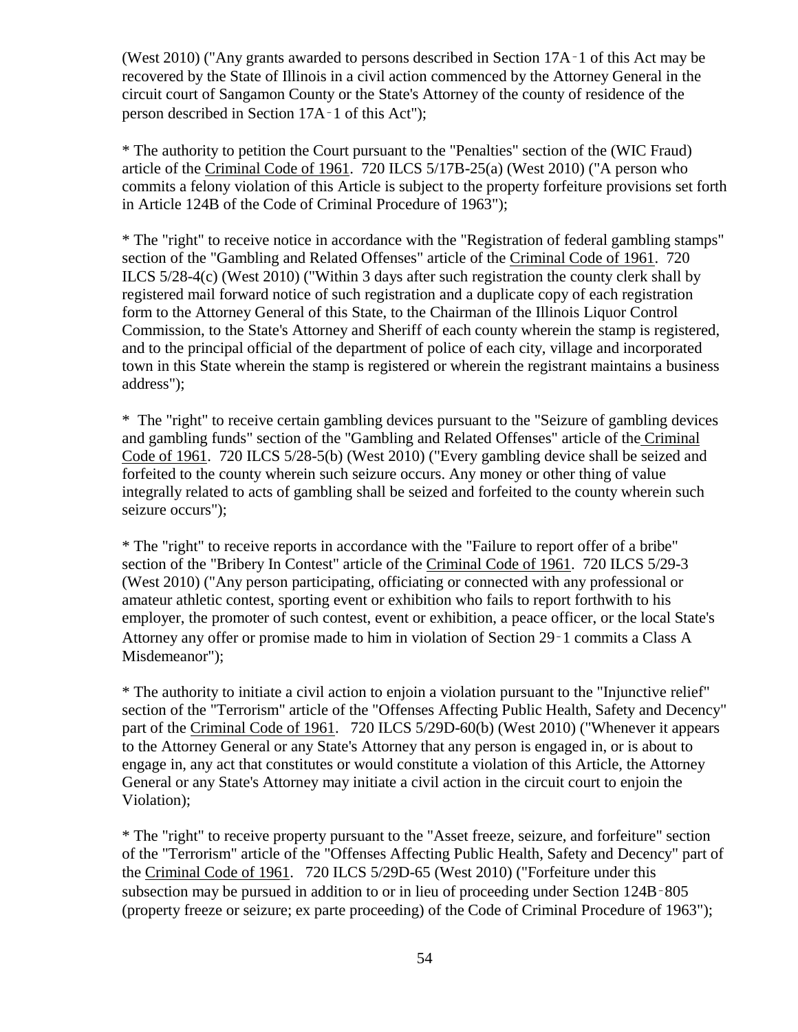(West 2010) ("Any grants awarded to persons described in Section 17A‑1 of this Act may be recovered by the State of Illinois in a civil action commenced by the Attorney General in the circuit court of Sangamon County or the State's Attorney of the county of residence of the person described in Section 17A‑1 of this Act");

* The authority to petition the Court pursuant to the "Penalties" section of the (WIC Fraud) article of the Criminal Code of 1961. 720 ILCS 5/17B-25(a) (West 2010) ("A person who commits a felony violation of this Article is subject to the property forfeiture provisions set forth in Article 124B of the Code of Criminal Procedure of 1963");

* The "right" to receive notice in accordance with the "Registration of federal gambling stamps" section of the "Gambling and Related Offenses" article of the Criminal Code of 1961. 720 ILCS 5/28-4(c) (West 2010) ("Within 3 days after such registration the county clerk shall by registered mail forward notice of such registration and a duplicate copy of each registration form to the Attorney General of this State, to the Chairman of the Illinois Liquor Control Commission, to the State's Attorney and Sheriff of each county wherein the stamp is registered, and to the principal official of the department of police of each city, village and incorporated town in this State wherein the stamp is registered or wherein the registrant maintains a business address");

* The "right" to receive certain gambling devices pursuant to the "Seizure of gambling devices and gambling funds" section of the "Gambling and Related Offenses" article of the Criminal Code of 1961. 720 ILCS 5/28-5(b) (West 2010) ("Every gambling device shall be seized and forfeited to the county wherein such seizure occurs. Any money or other thing of value integrally related to acts of gambling shall be seized and forfeited to the county wherein such seizure occurs");

* The "right" to receive reports in accordance with the "Failure to report offer of a bribe" section of the "Bribery In Contest" article of the Criminal Code of 1961. 720 ILCS 5/29-3 (West 2010) ("Any person participating, officiating or connected with any professional or amateur athletic contest, sporting event or exhibition who fails to report forthwith to his employer, the promoter of such contest, event or exhibition, a peace officer, or the local State's Attorney any offer or promise made to him in violation of Section 29‑1 commits a Class A Misdemeanor");

* The authority to initiate a civil action to enjoin a violation pursuant to the "Injunctive relief" section of the "Terrorism" article of the "Offenses Affecting Public Health, Safety and Decency" part of the Criminal Code of 1961. 720 ILCS 5/29D-60(b) (West 2010) ("Whenever it appears to the Attorney General or any State's Attorney that any person is engaged in, or is about to engage in, any act that constitutes or would constitute a violation of this Article, the Attorney General or any State's Attorney may initiate a civil action in the circuit court to enjoin the Violation);

* The "right" to receive property pursuant to the "Asset freeze, seizure, and forfeiture" section of the "Terrorism" article of the "Offenses Affecting Public Health, Safety and Decency" part of the Criminal Code of 1961. 720 ILCS 5/29D-65 (West 2010) ("Forfeiture under this subsection may be pursued in addition to or in lieu of proceeding under Section 124B‑805 (property freeze or seizure; ex parte proceeding) of the Code of Criminal Procedure of 1963");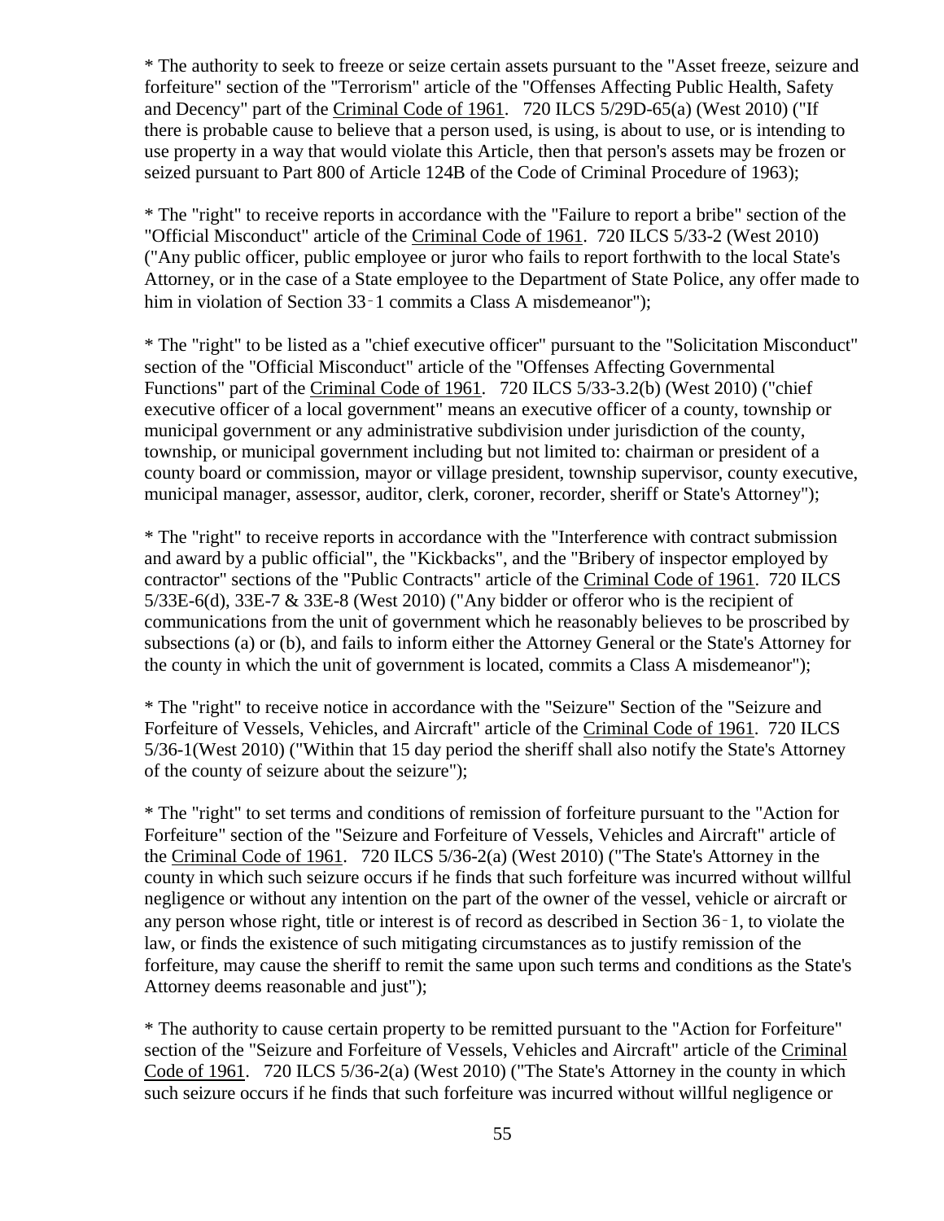* The authority to seek to freeze or seize certain assets pursuant to the "Asset freeze, seizure and forfeiture" section of the "Terrorism" article of the "Offenses Affecting Public Health, Safety and Decency" part of the Criminal Code of 1961. 720 ILCS 5/29D-65(a) (West 2010) ("If there is probable cause to believe that a person used, is using, is about to use, or is intending to use property in a way that would violate this Article, then that person's assets may be frozen or seized pursuant to Part 800 of Article 124B of the Code of Criminal Procedure of 1963);

* The "right" to receive reports in accordance with the "Failure to report a bribe" section of the "Official Misconduct" article of the Criminal Code of 1961. 720 ILCS 5/33-2 (West 2010) ("Any public officer, public employee or juror who fails to report forthwith to the local State's Attorney, or in the case of a State employee to the Department of State Police, any offer made to him in violation of Section 33‑1 commits a Class A misdemeanor");

* The "right" to be listed as a "chief executive officer" pursuant to the "Solicitation Misconduct" section of the "Official Misconduct" article of the "Offenses Affecting Governmental Functions" part of the Criminal Code of 1961. 720 ILCS 5/33-3.2(b) (West 2010) ("chief executive officer of a local government" means an executive officer of a county, township or municipal government or any administrative subdivision under jurisdiction of the county, township, or municipal government including but not limited to: chairman or president of a county board or commission, mayor or village president, township supervisor, county executive, municipal manager, assessor, auditor, clerk, coroner, recorder, sheriff or State's Attorney");

* The "right" to receive reports in accordance with the "Interference with contract submission and award by a public official", the "Kickbacks", and the "Bribery of inspector employed by contractor" sections of the "Public Contracts" article of the Criminal Code of 1961. 720 ILCS 5/33E-6(d), 33E-7 & 33E-8 (West 2010) ("Any bidder or offeror who is the recipient of communications from the unit of government which he reasonably believes to be proscribed by subsections (a) or (b), and fails to inform either the Attorney General or the State's Attorney for the county in which the unit of government is located, commits a Class A misdemeanor");

* The "right" to receive notice in accordance with the "Seizure" Section of the "Seizure and Forfeiture of Vessels, Vehicles, and Aircraft" article of the Criminal Code of 1961. 720 ILCS 5/36-1(West 2010) ("Within that 15 day period the sheriff shall also notify the State's Attorney of the county of seizure about the seizure");

* The "right" to set terms and conditions of remission of forfeiture pursuant to the "Action for Forfeiture" section of the "Seizure and Forfeiture of Vessels, Vehicles and Aircraft" article of the Criminal Code of 1961. 720 ILCS 5/36-2(a) (West 2010) ("The State's Attorney in the county in which such seizure occurs if he finds that such forfeiture was incurred without willful negligence or without any intention on the part of the owner of the vessel, vehicle or aircraft or any person whose right, title or interest is of record as described in Section 36‑1, to violate the law, or finds the existence of such mitigating circumstances as to justify remission of the forfeiture, may cause the sheriff to remit the same upon such terms and conditions as the State's Attorney deems reasonable and just");

* The authority to cause certain property to be remitted pursuant to the "Action for Forfeiture" section of the "Seizure and Forfeiture of Vessels, Vehicles and Aircraft" article of the Criminal Code of 1961. 720 ILCS 5/36-2(a) (West 2010) ("The State's Attorney in the county in which such seizure occurs if he finds that such forfeiture was incurred without willful negligence or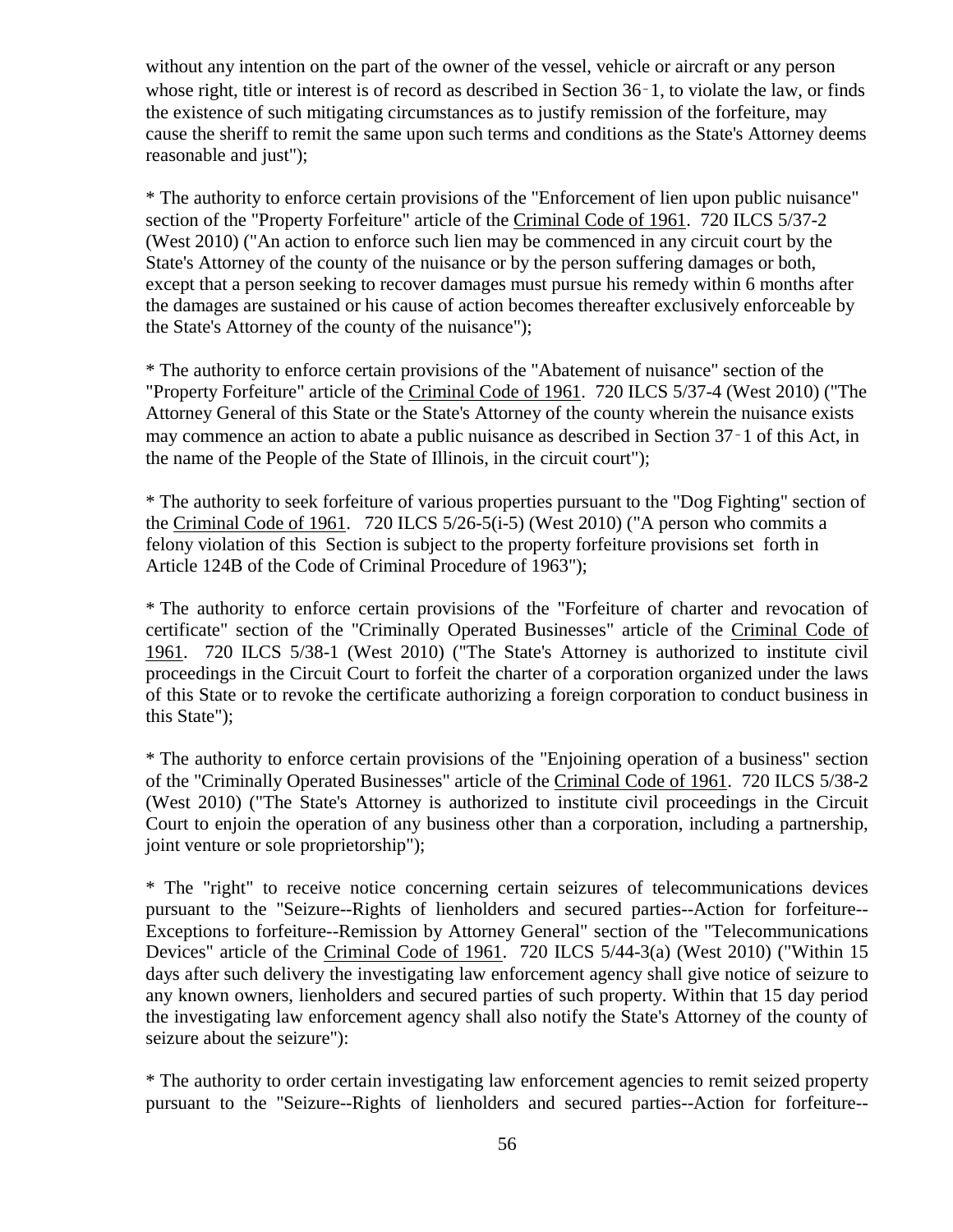without any intention on the part of the owner of the vessel, vehicle or aircraft or any person whose right, title or interest is of record as described in Section 36‑1, to violate the law, or finds the existence of such mitigating circumstances as to justify remission of the forfeiture, may cause the sheriff to remit the same upon such terms and conditions as the State's Attorney deems reasonable and just");

* The authority to enforce certain provisions of the "Enforcement of lien upon public nuisance" section of the "Property Forfeiture" article of the Criminal Code of 1961. 720 ILCS 5/37-2 (West 2010) ("An action to enforce such lien may be commenced in any circuit court by the State's Attorney of the county of the nuisance or by the person suffering damages or both, except that a person seeking to recover damages must pursue his remedy within 6 months after the damages are sustained or his cause of action becomes thereafter exclusively enforceable by the State's Attorney of the county of the nuisance");

* The authority to enforce certain provisions of the "Abatement of nuisance" section of the "Property Forfeiture" article of the Criminal Code of 1961. 720 ILCS 5/37-4 (West 2010) ("The Attorney General of this State or the State's Attorney of the county wherein the nuisance exists may commence an action to abate a public nuisance as described in Section 37‑1 of this Act, in the name of the People of the State of Illinois, in the circuit court");

* The authority to seek forfeiture of various properties pursuant to the "Dog Fighting" section of the Criminal Code of 1961. 720 ILCS 5/26-5(i-5) (West 2010) ("A person who commits a felony violation of this Section is subject to the property forfeiture provisions set forth in Article 124B of the Code of Criminal Procedure of 1963");

* The authority to enforce certain provisions of the "Forfeiture of charter and revocation of certificate" section of the "Criminally Operated Businesses" article of the Criminal Code of 1961. 720 ILCS 5/38-1 (West 2010) ("The State's Attorney is authorized to institute civil proceedings in the Circuit Court to forfeit the charter of a corporation organized under the laws of this State or to revoke the certificate authorizing a foreign corporation to conduct business in this State");

* The authority to enforce certain provisions of the "Enjoining operation of a business" section of the "Criminally Operated Businesses" article of the Criminal Code of 1961. 720 ILCS 5/38-2 (West 2010) ("The State's Attorney is authorized to institute civil proceedings in the Circuit Court to enjoin the operation of any business other than a corporation, including a partnership, joint venture or sole proprietorship");

* The "right" to receive notice concerning certain seizures of telecommunications devices pursuant to the "Seizure--Rights of lienholders and secured parties--Action for forfeiture--Exceptions to forfeiture--Remission by Attorney General" section of the "Telecommunications Devices" article of the Criminal Code of 1961. 720 ILCS 5/44-3(a) (West 2010) ("Within 15 days after such delivery the investigating law enforcement agency shall give notice of seizure to any known owners, lienholders and secured parties of such property. Within that 15 day period the investigating law enforcement agency shall also notify the State's Attorney of the county of seizure about the seizure"):

* The authority to order certain investigating law enforcement agencies to remit seized property pursuant to the "Seizure--Rights of lienholders and secured parties--Action for forfeiture--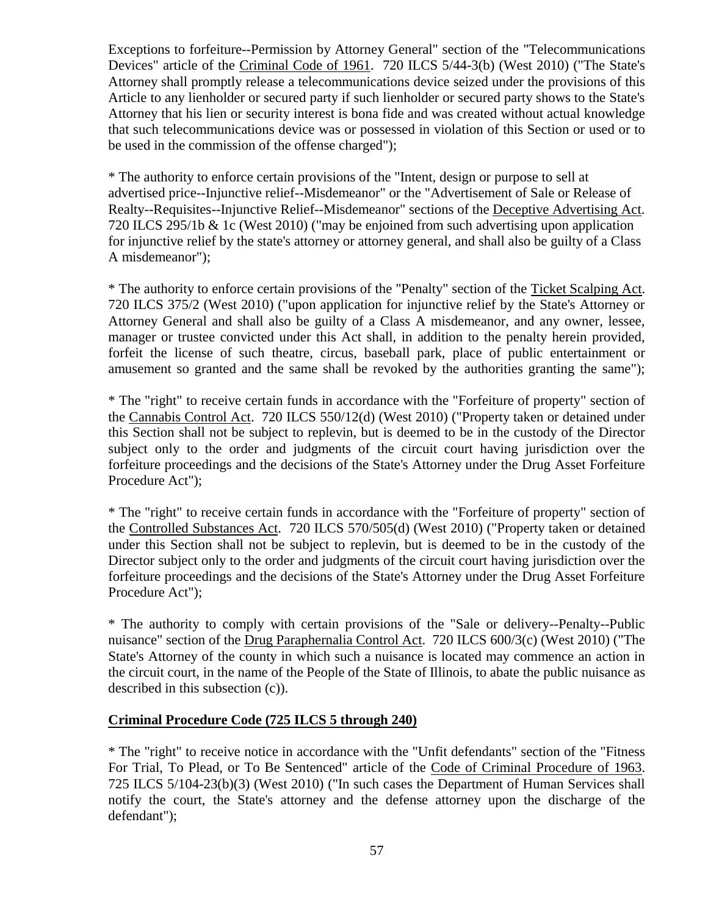Exceptions to forfeiture--Permission by Attorney General" section of the "Telecommunications Devices" article of the Criminal Code of 1961. 720 ILCS 5/44-3(b) (West 2010) ("The State's Attorney shall promptly release a telecommunications device seized under the provisions of this Article to any lienholder or secured party if such lienholder or secured party shows to the State's Attorney that his lien or security interest is bona fide and was created without actual knowledge that such telecommunications device was or possessed in violation of this Section or used or to be used in the commission of the offense charged");

* The authority to enforce certain provisions of the "Intent, design or purpose to sell at advertised price--Injunctive relief--Misdemeanor" or the "Advertisement of Sale or Release of Realty--Requisites--Injunctive Relief--Misdemeanor" sections of the Deceptive Advertising Act. 720 ILCS 295/1b & 1c (West 2010) ("may be enjoined from such advertising upon application for injunctive relief by the state's attorney or attorney general, and shall also be guilty of a Class A misdemeanor");

* The authority to enforce certain provisions of the "Penalty" section of the Ticket Scalping Act. 720 ILCS 375/2 (West 2010) ("upon application for injunctive relief by the State's Attorney or Attorney General and shall also be guilty of a Class A misdemeanor, and any owner, lessee, manager or trustee convicted under this Act shall, in addition to the penalty herein provided, forfeit the license of such theatre, circus, baseball park, place of public entertainment or amusement so granted and the same shall be revoked by the authorities granting the same");

* The "right" to receive certain funds in accordance with the "Forfeiture of property" section of the Cannabis Control Act. 720 ILCS 550/12(d) (West 2010) ("Property taken or detained under this Section shall not be subject to replevin, but is deemed to be in the custody of the Director subject only to the order and judgments of the circuit court having jurisdiction over the forfeiture proceedings and the decisions of the State's Attorney under the Drug Asset Forfeiture Procedure Act");

* The "right" to receive certain funds in accordance with the "Forfeiture of property" section of the Controlled Substances Act. 720 ILCS 570/505(d) (West 2010) ("Property taken or detained under this Section shall not be subject to replevin, but is deemed to be in the custody of the Director subject only to the order and judgments of the circuit court having jurisdiction over the forfeiture proceedings and the decisions of the State's Attorney under the Drug Asset Forfeiture Procedure Act");

* The authority to comply with certain provisions of the "Sale or delivery--Penalty--Public nuisance" section of the Drug Paraphernalia Control Act. 720 ILCS 600/3(c) (West 2010) ("The State's Attorney of the county in which such a nuisance is located may commence an action in the circuit court, in the name of the People of the State of Illinois, to abate the public nuisance as described in this subsection (c)).

**Criminal Procedure Code (725 ILCS 5 through 240)**

* The "right" to receive notice in accordance with the "Unfit defendants" section of the "Fitness For Trial, To Plead, or To Be Sentenced" article of the Code of Criminal Procedure of 1963. 725 ILCS 5/104-23(b)(3) (West 2010) ("In such cases the Department of Human Services shall notify the court, the State's attorney and the defense attorney upon the discharge of the defendant");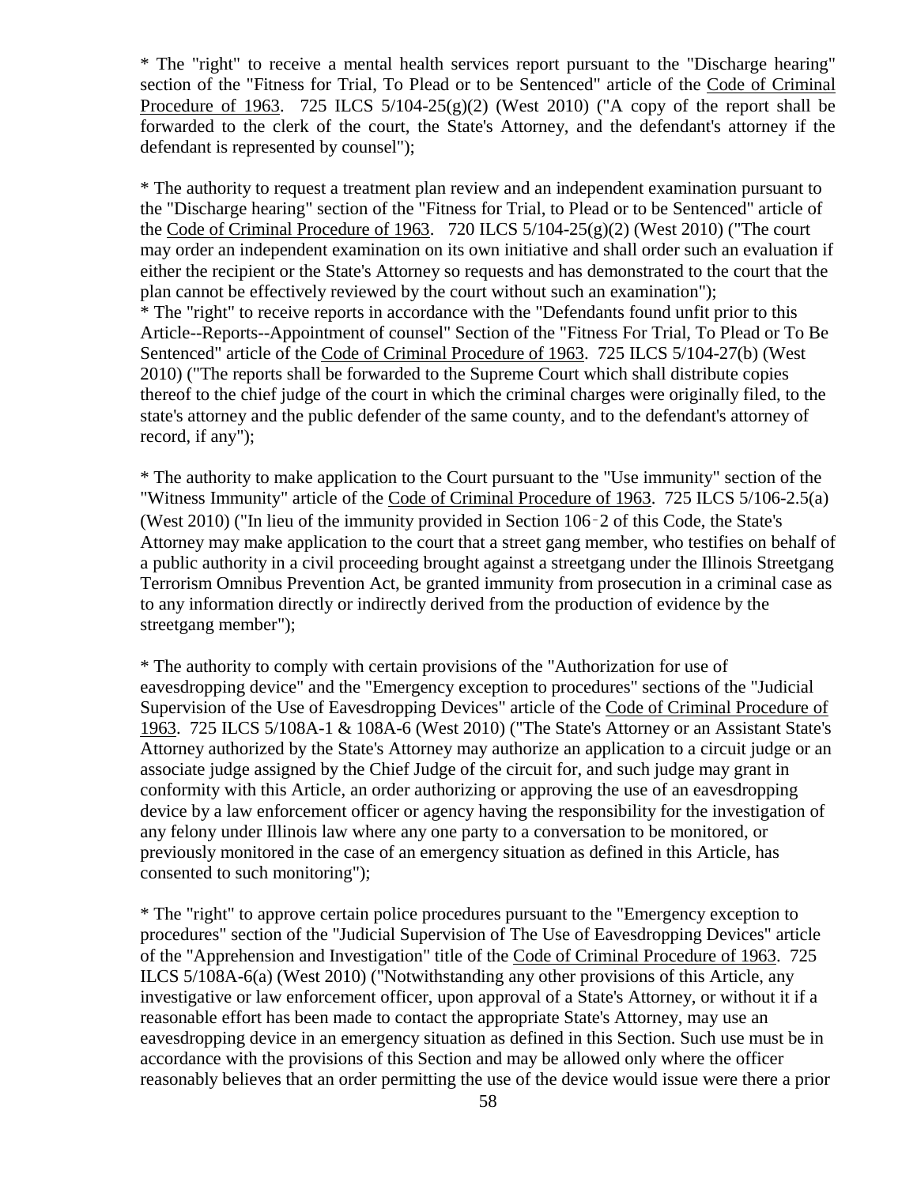* The "right" to receive a mental health services report pursuant to the "Discharge hearing" section of the "Fitness for Trial, To Plead or to be Sentenced" article of the Code of Criminal Procedure of 1963. 725 ILCS 5/104-25(g)(2) (West 2010) ("A copy of the report shall be forwarded to the clerk of the court, the State's Attorney, and the defendant's attorney if the defendant is represented by counsel");

* The authority to request a treatment plan review and an independent examination pursuant to the "Discharge hearing" section of the "Fitness for Trial, to Plead or to be Sentenced" article of the Code of Criminal Procedure of 1963. 720 ILCS 5/104-25(g)(2) (West 2010) ("The court may order an independent examination on its own initiative and shall order such an evaluation if either the recipient or the State's Attorney so requests and has demonstrated to the court that the plan cannot be effectively reviewed by the court without such an examination");

* The "right" to receive reports in accordance with the "Defendants found unfit prior to this Article--Reports--Appointment of counsel" Section of the "Fitness For Trial, To Plead or To Be Sentenced" article of the Code of Criminal Procedure of 1963. 725 ILCS 5/104-27(b) (West 2010) ("The reports shall be forwarded to the Supreme Court which shall distribute copies thereof to the chief judge of the court in which the criminal charges were originally filed, to the state's attorney and the public defender of the same county, and to the defendant's attorney of record, if any");

* The authority to make application to the Court pursuant to the "Use immunity" section of the "Witness Immunity" article of the Code of Criminal Procedure of 1963. 725 ILCS 5/106-2.5(a) (West 2010) ("In lieu of the immunity provided in Section 106-2 of this Code, the State's Attorney may make application to the court that a street gang member, who testifies on behalf of a public authority in a civil proceeding brought against a streetgang under the Illinois Streetgang Terrorism Omnibus Prevention Act, be granted immunity from prosecution in a criminal case as to any information directly or indirectly derived from the production of evidence by the streetgang member");

* The authority to comply with certain provisions of the "Authorization for use of eavesdropping device" and the "Emergency exception to procedures" sections of the "Judicial Supervision of the Use of Eavesdropping Devices" article of the Code of Criminal Procedure of 1963. 725 ILCS 5/108A-1 & 108A-6 (West 2010) ("The State's Attorney or an Assistant State's Attorney authorized by the State's Attorney may authorize an application to a circuit judge or an associate judge assigned by the Chief Judge of the circuit for, and such judge may grant in conformity with this Article, an order authorizing or approving the use of an eavesdropping device by a law enforcement officer or agency having the responsibility for the investigation of any felony under Illinois law where any one party to a conversation to be monitored, or previously monitored in the case of an emergency situation as defined in this Article, has consented to such monitoring");

* The "right" to approve certain police procedures pursuant to the "Emergency exception to procedures" section of the "Judicial Supervision of The Use of Eavesdropping Devices" article of the "Apprehension and Investigation" title of the Code of Criminal Procedure of 1963. 725 ILCS 5/108A-6(a) (West 2010) ("Notwithstanding any other provisions of this Article, any investigative or law enforcement officer, upon approval of a State's Attorney, or without it if a reasonable effort has been made to contact the appropriate State's Attorney, may use an eavesdropping device in an emergency situation as defined in this Section. Such use must be in accordance with the provisions of this Section and may be allowed only where the officer reasonably believes that an order permitting the use of the device would issue were there a prior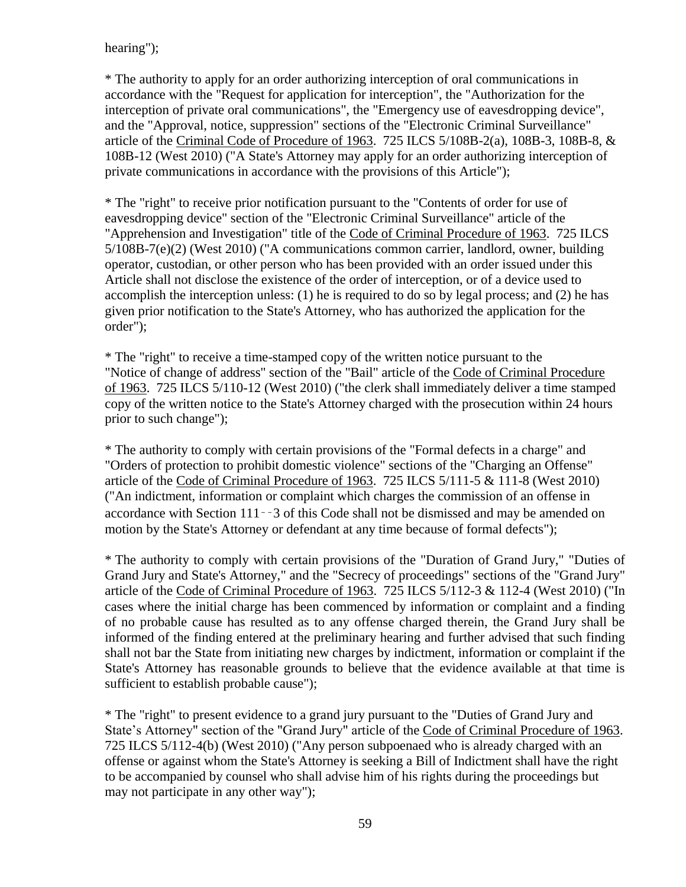hearing");

* The authority to apply for an order authorizing interception of oral communications in accordance with the "Request for application for interception", the "Authorization for the interception of private oral communications", the "Emergency use of eavesdropping device", and the "Approval, notice, suppression" sections of the "Electronic Criminal Surveillance" article of the Criminal Code of Procedure of 1963. 725 ILCS 5/108B-2(a), 108B-3, 108B-8, & 108B-12 (West 2010) ("A State's Attorney may apply for an order authorizing interception of private communications in accordance with the provisions of this Article");

* The "right" to receive prior notification pursuant to the "Contents of order for use of eavesdropping device" section of the "Electronic Criminal Surveillance" article of the "Apprehension and Investigation" title of the Code of Criminal Procedure of 1963. 725 ILCS 5/108B-7(e)(2) (West 2010) ("A communications common carrier, landlord, owner, building operator, custodian, or other person who has been provided with an order issued under this Article shall not disclose the existence of the order of interception, or of a device used to accomplish the interception unless: (1) he is required to do so by legal process; and (2) he has given prior notification to the State's Attorney, who has authorized the application for the order");

* The "right" to receive a time-stamped copy of the written notice pursuant to the "Notice of change of address" section of the "Bail" article of the Code of Criminal Procedure of 1963. 725 ILCS 5/110-12 (West 2010) ("the clerk shall immediately deliver a time stamped copy of the written notice to the State's Attorney charged with the prosecution within 24 hours prior to such change");

* The authority to comply with certain provisions of the "Formal defects in a charge" and "Orders of protection to prohibit domestic violence" sections of the "Charging an Offense" article of the Code of Criminal Procedure of 1963. 725 ILCS 5/111-5 & 111-8 (West 2010) ("An indictment, information or complaint which charges the commission of an offense in accordance with Section 111‑‑3 of this Code shall not be dismissed and may be amended on motion by the State's Attorney or defendant at any time because of formal defects");

* The authority to comply with certain provisions of the "Duration of Grand Jury," "Duties of Grand Jury and State's Attorney," and the "Secrecy of proceedings" sections of the "Grand Jury" article of the Code of Criminal Procedure of 1963. 725 ILCS 5/112-3 & 112-4 (West 2010) ("In cases where the initial charge has been commenced by information or complaint and a finding of no probable cause has resulted as to any offense charged therein, the Grand Jury shall be informed of the finding entered at the preliminary hearing and further advised that such finding shall not bar the State from initiating new charges by indictment, information or complaint if the State's Attorney has reasonable grounds to believe that the evidence available at that time is sufficient to establish probable cause");

* The "right" to present evidence to a grand jury pursuant to the "Duties of Grand Jury and State's Attorney" section of the "Grand Jury" article of the Code of Criminal Procedure of 1963. 725 ILCS 5/112-4(b) (West 2010) ("Any person subpoenaed who is already charged with an offense or against whom the State's Attorney is seeking a Bill of Indictment shall have the right to be accompanied by counsel who shall advise him of his rights during the proceedings but may not participate in any other way");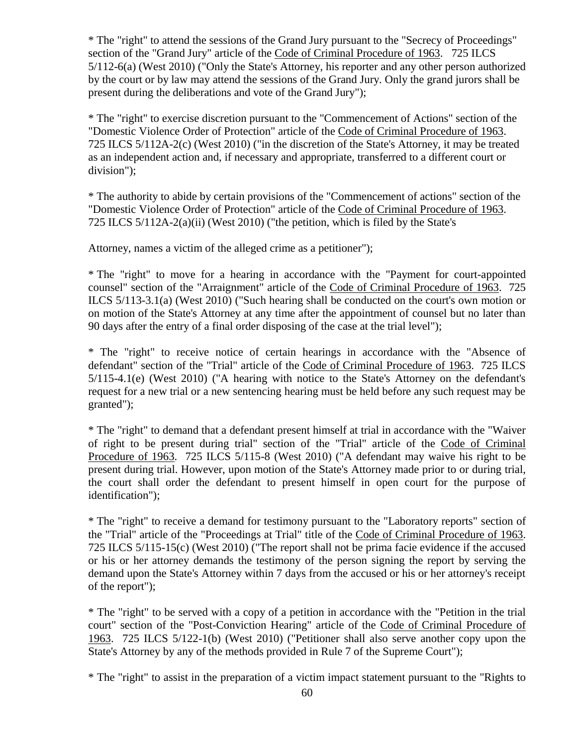* The "right" to attend the sessions of the Grand Jury pursuant to the "Secrecy of Proceedings" section of the "Grand Jury" article of the Code of Criminal Procedure of 1963. 725 ILCS 5/112-6(a) (West 2010) ("Only the State's Attorney, his reporter and any other person authorized by the court or by law may attend the sessions of the Grand Jury. Only the grand jurors shall be present during the deliberations and vote of the Grand Jury");

* The "right" to exercise discretion pursuant to the "Commencement of Actions" section of the "Domestic Violence Order of Protection" article of the Code of Criminal Procedure of 1963. 725 ILCS 5/112A-2(c) (West 2010) ("in the discretion of the State's Attorney, it may be treated as an independent action and, if necessary and appropriate, transferred to a different court or division");

* The authority to abide by certain provisions of the "Commencement of actions" section of the "Domestic Violence Order of Protection" article of the Code of Criminal Procedure of 1963. 725 ILCS 5/112A-2(a)(ii) (West 2010) ("the petition, which is filed by the State's

Attorney, names a victim of the alleged crime as a petitioner");

* The "right" to move for a hearing in accordance with the "Payment for court-appointed counsel" section of the "Arraignment" article of the Code of Criminal Procedure of 1963. 725 ILCS 5/113-3.1(a) (West 2010) ("Such hearing shall be conducted on the court's own motion or on motion of the State's Attorney at any time after the appointment of counsel but no later than 90 days after the entry of a final order disposing of the case at the trial level");

* The "right" to receive notice of certain hearings in accordance with the "Absence of defendant" section of the "Trial" article of the Code of Criminal Procedure of 1963. 725 ILCS 5/115-4.1(e) (West 2010) ("A hearing with notice to the State's Attorney on the defendant's request for a new trial or a new sentencing hearing must be held before any such request may be granted");

* The "right" to demand that a defendant present himself at trial in accordance with the "Waiver of right to be present during trial" section of the "Trial" article of the Code of Criminal Procedure of 1963. 725 ILCS 5/115-8 (West 2010) ("A defendant may waive his right to be present during trial. However, upon motion of the State's Attorney made prior to or during trial, the court shall order the defendant to present himself in open court for the purpose of identification");

* The "right" to receive a demand for testimony pursuant to the "Laboratory reports" section of the "Trial" article of the "Proceedings at Trial" title of the Code of Criminal Procedure of 1963. 725 ILCS 5/115-15(c) (West 2010) ("The report shall not be prima facie evidence if the accused or his or her attorney demands the testimony of the person signing the report by serving the demand upon the State's Attorney within 7 days from the accused or his or her attorney's receipt of the report");

* The "right" to be served with a copy of a petition in accordance with the "Petition in the trial court" section of the "Post-Conviction Hearing" article of the Code of Criminal Procedure of 1963. 725 ILCS 5/122-1(b) (West 2010) ("Petitioner shall also serve another copy upon the State's Attorney by any of the methods provided in Rule 7 of the Supreme Court");

* The "right" to assist in the preparation of a victim impact statement pursuant to the "Rights to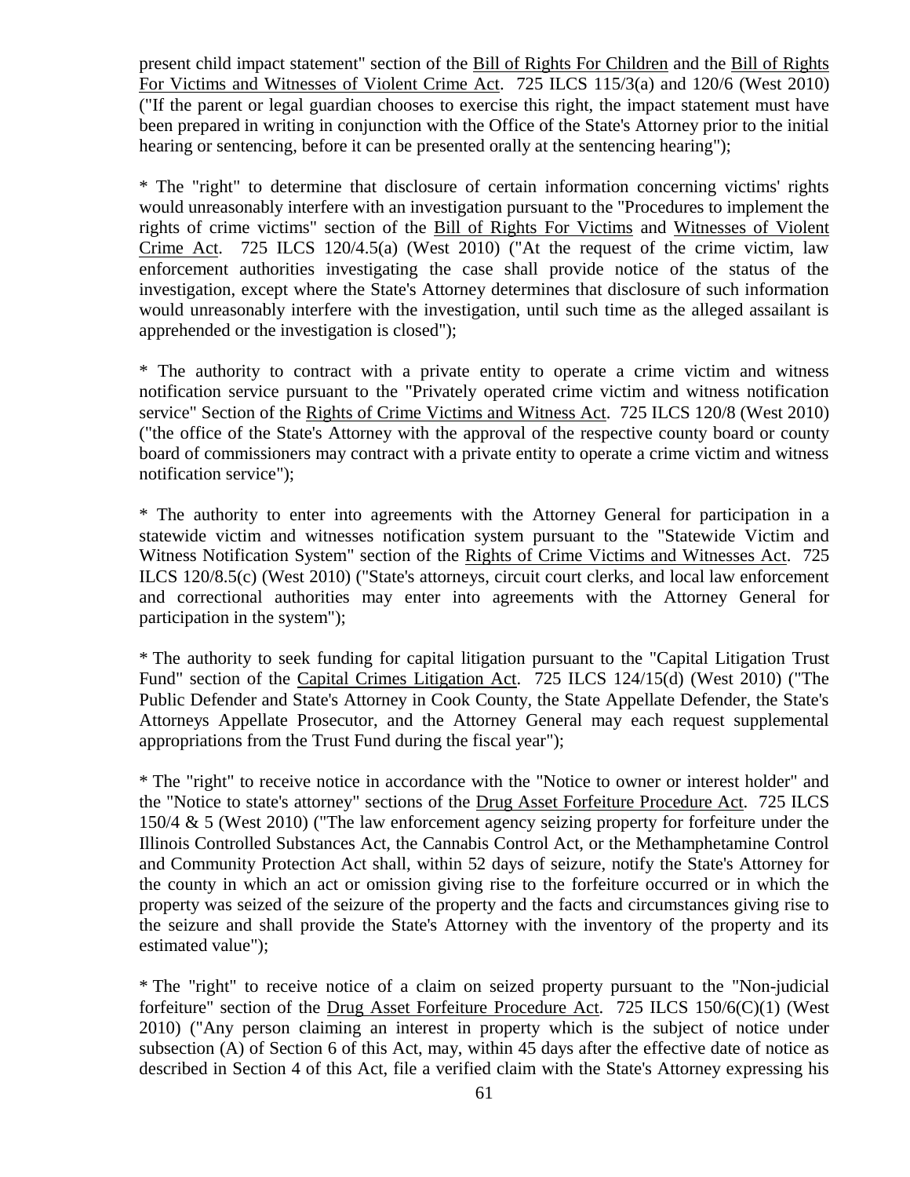present child impact statement" section of the Bill of Rights For Children and the Bill of Rights For Victims and Witnesses of Violent Crime Act. 725 ILCS 115/3(a) and 120/6 (West 2010) ("If the parent or legal guardian chooses to exercise this right, the impact statement must have been prepared in writing in conjunction with the Office of the State's Attorney prior to the initial hearing or sentencing, before it can be presented orally at the sentencing hearing");

* The "right" to determine that disclosure of certain information concerning victims' rights would unreasonably interfere with an investigation pursuant to the "Procedures to implement the rights of crime victims" section of the Bill of Rights For Victims and Witnesses of Violent Crime Act. 725 ILCS 120/4.5(a) (West 2010) ("At the request of the crime victim, law enforcement authorities investigating the case shall provide notice of the status of the investigation, except where the State's Attorney determines that disclosure of such information would unreasonably interfere with the investigation, until such time as the alleged assailant is apprehended or the investigation is closed");

* The authority to contract with a private entity to operate a crime victim and witness notification service pursuant to the "Privately operated crime victim and witness notification service" Section of the Rights of Crime Victims and Witness Act. 725 ILCS 120/8 (West 2010) ("the office of the State's Attorney with the approval of the respective county board or county board of commissioners may contract with a private entity to operate a crime victim and witness notification service");

* The authority to enter into agreements with the Attorney General for participation in a statewide victim and witnesses notification system pursuant to the "Statewide Victim and Witness Notification System" section of the Rights of Crime Victims and Witnesses Act. 725 ILCS 120/8.5(c) (West 2010) ("State's attorneys, circuit court clerks, and local law enforcement and correctional authorities may enter into agreements with the Attorney General for participation in the system");

* The authority to seek funding for capital litigation pursuant to the "Capital Litigation Trust Fund" section of the Capital Crimes Litigation Act. 725 ILCS 124/15(d) (West 2010) ("The Public Defender and State's Attorney in Cook County, the State Appellate Defender, the State's Attorneys Appellate Prosecutor, and the Attorney General may each request supplemental appropriations from the Trust Fund during the fiscal year");

* The "right" to receive notice in accordance with the "Notice to owner or interest holder" and the "Notice to state's attorney" sections of the Drug Asset Forfeiture Procedure Act. 725 ILCS 150/4 & 5 (West 2010) ("The law enforcement agency seizing property for forfeiture under the Illinois Controlled Substances Act, the Cannabis Control Act, or the Methamphetamine Control and Community Protection Act shall, within 52 days of seizure, notify the State's Attorney for the county in which an act or omission giving rise to the forfeiture occurred or in which the property was seized of the seizure of the property and the facts and circumstances giving rise to the seizure and shall provide the State's Attorney with the inventory of the property and its estimated value");

* The "right" to receive notice of a claim on seized property pursuant to the "Non-judicial forfeiture" section of the Drug Asset Forfeiture Procedure Act. 725 ILCS 150/6(C)(1) (West 2010) ("Any person claiming an interest in property which is the subject of notice under subsection (A) of Section 6 of this Act, may, within 45 days after the effective date of notice as described in Section 4 of this Act, file a verified claim with the State's Attorney expressing his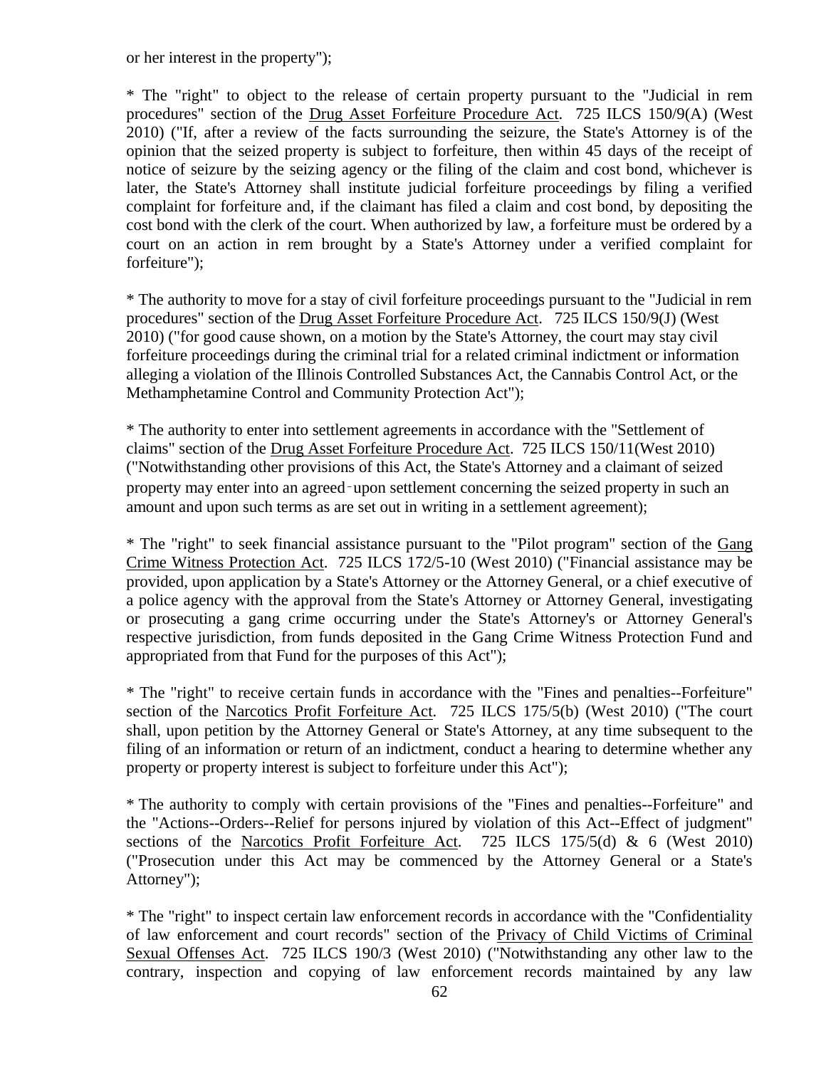or her interest in the property");

* The "right" to object to the release of certain property pursuant to the "Judicial in rem procedures" section of the Drug Asset Forfeiture Procedure Act. 725 ILCS 150/9(A) (West 2010) ("If, after a review of the facts surrounding the seizure, the State's Attorney is of the opinion that the seized property is subject to forfeiture, then within 45 days of the receipt of notice of seizure by the seizing agency or the filing of the claim and cost bond, whichever is later, the State's Attorney shall institute judicial forfeiture proceedings by filing a verified complaint for forfeiture and, if the claimant has filed a claim and cost bond, by depositing the cost bond with the clerk of the court. When authorized by law, a forfeiture must be ordered by a court on an action in rem brought by a State's Attorney under a verified complaint for forfeiture");

* The authority to move for a stay of civil forfeiture proceedings pursuant to the "Judicial in rem procedures" section of the Drug Asset Forfeiture Procedure Act. 725 ILCS 150/9(J) (West 2010) ("for good cause shown, on a motion by the State's Attorney, the court may stay civil forfeiture proceedings during the criminal trial for a related criminal indictment or information alleging a violation of the Illinois Controlled Substances Act, the Cannabis Control Act, or the Methamphetamine Control and Community Protection Act");

* The authority to enter into settlement agreements in accordance with the "Settlement of claims" section of the Drug Asset Forfeiture Procedure Act. 725 ILCS 150/11(West 2010) ("Notwithstanding other provisions of this Act, the State's Attorney and a claimant of seized property may enter into an agreed‑upon settlement concerning the seized property in such an amount and upon such terms as are set out in writing in a settlement agreement);

* The "right" to seek financial assistance pursuant to the "Pilot program" section of the Gang Crime Witness Protection Act. 725 ILCS 172/5-10 (West 2010) ("Financial assistance may be provided, upon application by a State's Attorney or the Attorney General, or a chief executive of a police agency with the approval from the State's Attorney or Attorney General, investigating or prosecuting a gang crime occurring under the State's Attorney's or Attorney General's respective jurisdiction, from funds deposited in the Gang Crime Witness Protection Fund and appropriated from that Fund for the purposes of this Act");

* The "right" to receive certain funds in accordance with the "Fines and penalties--Forfeiture" section of the Narcotics Profit Forfeiture Act. 725 ILCS 175/5(b) (West 2010) ("The court shall, upon petition by the Attorney General or State's Attorney, at any time subsequent to the filing of an information or return of an indictment, conduct a hearing to determine whether any property or property interest is subject to forfeiture under this Act");

* The authority to comply with certain provisions of the "Fines and penalties--Forfeiture" and the "Actions--Orders--Relief for persons injured by violation of this Act--Effect of judgment" sections of the Narcotics Profit Forfeiture Act. 725 ILCS 175/5(d) & 6 (West 2010) ("Prosecution under this Act may be commenced by the Attorney General or a State's Attorney");

* The "right" to inspect certain law enforcement records in accordance with the "Confidentiality of law enforcement and court records" section of the Privacy of Child Victims of Criminal Sexual Offenses Act. 725 ILCS 190/3 (West 2010) ("Notwithstanding any other law to the contrary, inspection and copying of law enforcement records maintained by any law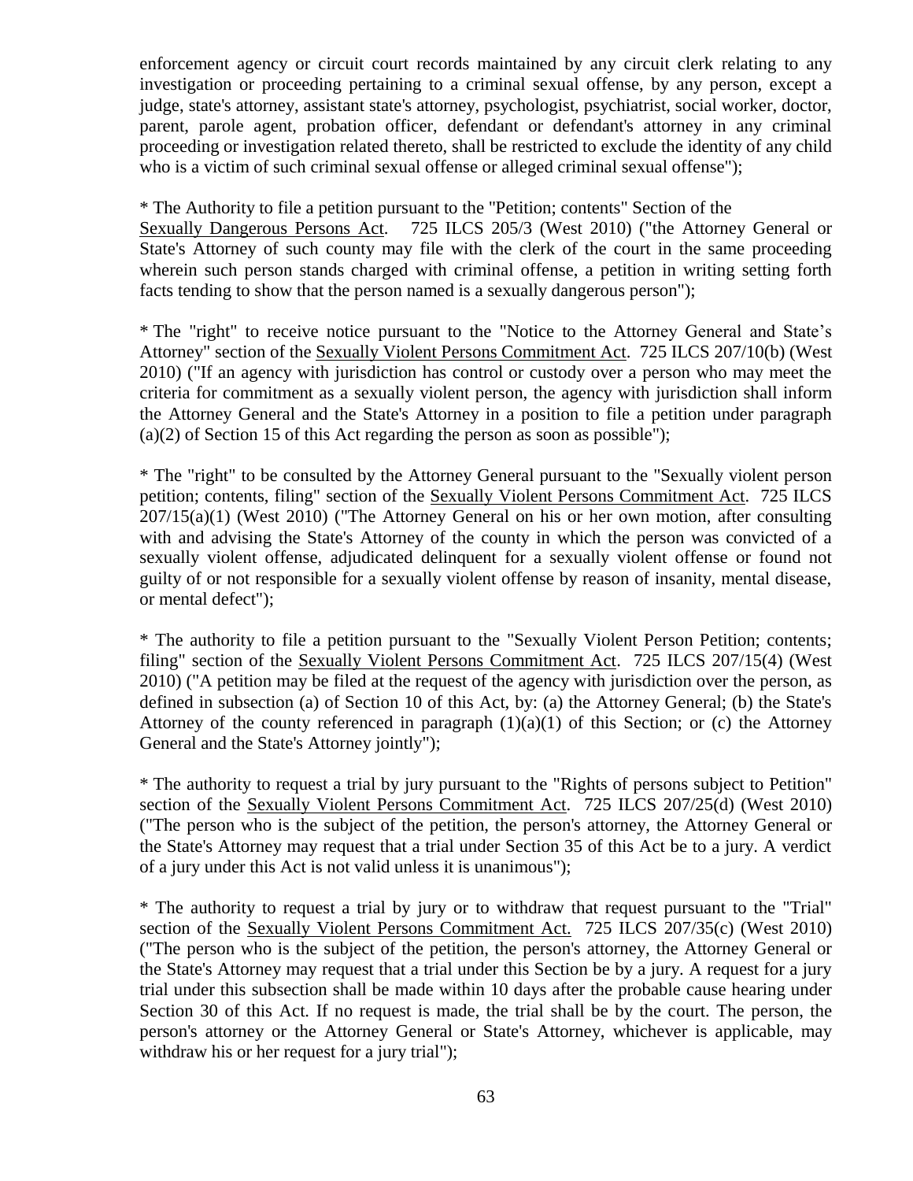enforcement agency or circuit court records maintained by any circuit clerk relating to any investigation or proceeding pertaining to a criminal sexual offense, by any person, except a judge, state's attorney, assistant state's attorney, psychologist, psychiatrist, social worker, doctor, parent, parole agent, probation officer, defendant or defendant's attorney in any criminal proceeding or investigation related thereto, shall be restricted to exclude the identity of any child who is a victim of such criminal sexual offense or alleged criminal sexual offense");

* The Authority to file a petition pursuant to the "Petition; contents" Section of the Sexually Dangerous Persons Act. 725 ILCS 205/3 (West 2010) ("the Attorney General or State's Attorney of such county may file with the clerk of the court in the same proceeding wherein such person stands charged with criminal offense, a petition in writing setting forth facts tending to show that the person named is a sexually dangerous person");

* The "right" to receive notice pursuant to the "Notice to the Attorney General and State's Attorney" section of the Sexually Violent Persons Commitment Act. 725 ILCS 207/10(b) (West 2010) ("If an agency with jurisdiction has control or custody over a person who may meet the criteria for commitment as a sexually violent person, the agency with jurisdiction shall inform the Attorney General and the State's Attorney in a position to file a petition under paragraph (a)(2) of Section 15 of this Act regarding the person as soon as possible");

* The "right" to be consulted by the Attorney General pursuant to the "Sexually violent person petition; contents, filing" section of the Sexually Violent Persons Commitment Act. 725 ILCS 207/15(a)(1) (West 2010) ("The Attorney General on his or her own motion, after consulting with and advising the State's Attorney of the county in which the person was convicted of a sexually violent offense, adjudicated delinquent for a sexually violent offense or found not guilty of or not responsible for a sexually violent offense by reason of insanity, mental disease, or mental defect");

* The authority to file a petition pursuant to the "Sexually Violent Person Petition; contents; filing" section of the Sexually Violent Persons Commitment Act. 725 ILCS 207/15(4) (West 2010) ("A petition may be filed at the request of the agency with jurisdiction over the person, as defined in subsection (a) of Section 10 of this Act, by: (a) the Attorney General; (b) the State's Attorney of the county referenced in paragraph (1)(a)(1) of this Section; or (c) the Attorney General and the State's Attorney jointly");

* The authority to request a trial by jury pursuant to the "Rights of persons subject to Petition" section of the Sexually Violent Persons Commitment Act. 725 ILCS 207/25(d) (West 2010) ("The person who is the subject of the petition, the person's attorney, the Attorney General or the State's Attorney may request that a trial under Section 35 of this Act be to a jury. A verdict of a jury under this Act is not valid unless it is unanimous");

* The authority to request a trial by jury or to withdraw that request pursuant to the "Trial" section of the Sexually Violent Persons Commitment Act. 725 ILCS 207/35(c) (West 2010) ("The person who is the subject of the petition, the person's attorney, the Attorney General or the State's Attorney may request that a trial under this Section be by a jury. A request for a jury trial under this subsection shall be made within 10 days after the probable cause hearing under Section 30 of this Act. If no request is made, the trial shall be by the court. The person, the person's attorney or the Attorney General or State's Attorney, whichever is applicable, may withdraw his or her request for a jury trial");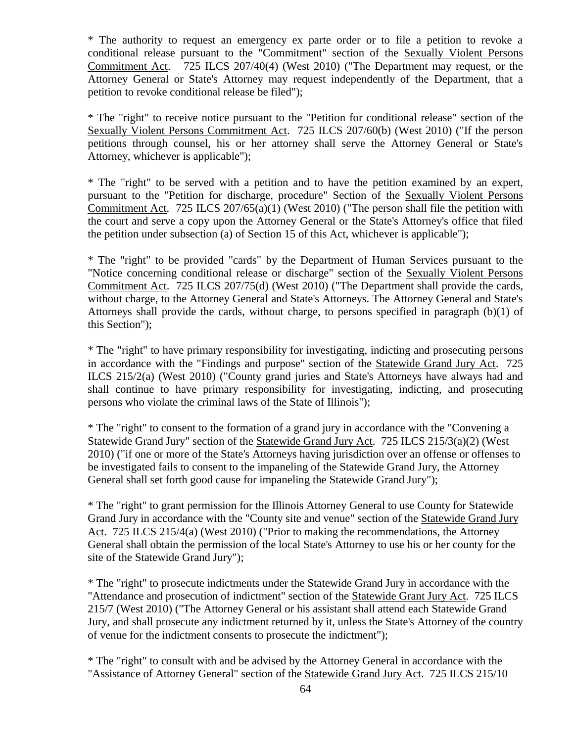* The authority to request an emergency ex parte order or to file a petition to revoke a conditional release pursuant to the "Commitment" section of the Sexually Violent Persons Commitment Act. 725 ILCS 207/40(4) (West 2010) ("The Department may request, or the Attorney General or State's Attorney may request independently of the Department, that a petition to revoke conditional release be filed");

* The "right" to receive notice pursuant to the "Petition for conditional release" section of the Sexually Violent Persons Commitment Act. 725 ILCS 207/60(b) (West 2010) ("If the person petitions through counsel, his or her attorney shall serve the Attorney General or State's Attorney, whichever is applicable");

* The "right" to be served with a petition and to have the petition examined by an expert, pursuant to the "Petition for discharge, procedure" Section of the Sexually Violent Persons Commitment Act. 725 ILCS 207/65(a)(1) (West 2010) ("The person shall file the petition with the court and serve a copy upon the Attorney General or the State's Attorney's office that filed the petition under subsection (a) of Section 15 of this Act, whichever is applicable");

* The "right" to be provided "cards" by the Department of Human Services pursuant to the "Notice concerning conditional release or discharge" section of the Sexually Violent Persons Commitment Act. 725 ILCS 207/75(d) (West 2010) ("The Department shall provide the cards, without charge, to the Attorney General and State's Attorneys. The Attorney General and State's Attorneys shall provide the cards, without charge, to persons specified in paragraph (b)(1) of this Section");

* The "right" to have primary responsibility for investigating, indicting and prosecuting persons in accordance with the "Findings and purpose" section of the Statewide Grand Jury Act. 725 ILCS 215/2(a) (West 2010) ("County grand juries and State's Attorneys have always had and shall continue to have primary responsibility for investigating, indicting, and prosecuting persons who violate the criminal laws of the State of Illinois");

* The "right" to consent to the formation of a grand jury in accordance with the "Convening a Statewide Grand Jury" section of the Statewide Grand Jury Act. 725 ILCS 215/3(a)(2) (West 2010) ("if one or more of the State's Attorneys having jurisdiction over an offense or offenses to be investigated fails to consent to the impaneling of the Statewide Grand Jury, the Attorney General shall set forth good cause for impaneling the Statewide Grand Jury");

* The "right" to grant permission for the Illinois Attorney General to use County for Statewide Grand Jury in accordance with the "County site and venue" section of the Statewide Grand Jury Act. 725 ILCS 215/4(a) (West 2010) ("Prior to making the recommendations, the Attorney General shall obtain the permission of the local State's Attorney to use his or her county for the site of the Statewide Grand Jury");

* The "right" to prosecute indictments under the Statewide Grand Jury in accordance with the "Attendance and prosecution of indictment" section of the Statewide Grant Jury Act. 725 ILCS 215/7 (West 2010) ("The Attorney General or his assistant shall attend each Statewide Grand Jury, and shall prosecute any indictment returned by it, unless the State's Attorney of the country of venue for the indictment consents to prosecute the indictment");

* The "right" to consult with and be advised by the Attorney General in accordance with the "Assistance of Attorney General" section of the Statewide Grand Jury Act. 725 ILCS 215/10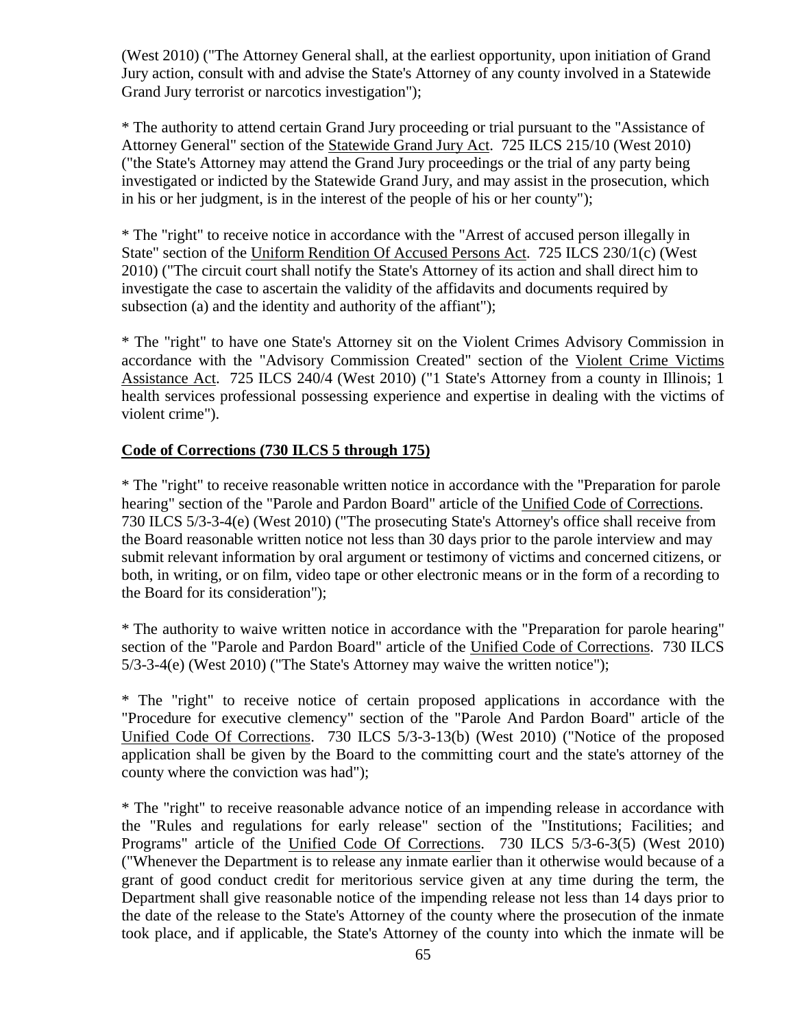(West 2010) ("The Attorney General shall, at the earliest opportunity, upon initiation of Grand Jury action, consult with and advise the State's Attorney of any county involved in a Statewide Grand Jury terrorist or narcotics investigation");

* The authority to attend certain Grand Jury proceeding or trial pursuant to the "Assistance of Attorney General" section of the Statewide Grand Jury Act. 725 ILCS 215/10 (West 2010) ("the State's Attorney may attend the Grand Jury proceedings or the trial of any party being investigated or indicted by the Statewide Grand Jury, and may assist in the prosecution, which in his or her judgment, is in the interest of the people of his or her county");

* The "right" to receive notice in accordance with the "Arrest of accused person illegally in State" section of the Uniform Rendition Of Accused Persons Act. 725 ILCS 230/1(c) (West 2010) ("The circuit court shall notify the State's Attorney of its action and shall direct him to investigate the case to ascertain the validity of the affidavits and documents required by subsection (a) and the identity and authority of the affiant");

* The "right" to have one State's Attorney sit on the Violent Crimes Advisory Commission in accordance with the "Advisory Commission Created" section of the Violent Crime Victims Assistance Act. 725 ILCS 240/4 (West 2010) ("1 State's Attorney from a county in Illinois; 1 health services professional possessing experience and expertise in dealing with the victims of violent crime").

**Code of Corrections (730 ILCS 5 through 175)**

* The "right" to receive reasonable written notice in accordance with the "Preparation for parole hearing" section of the "Parole and Pardon Board" article of the Unified Code of Corrections. 730 ILCS 5/3-3-4(e) (West 2010) ("The prosecuting State's Attorney's office shall receive from the Board reasonable written notice not less than 30 days prior to the parole interview and may submit relevant information by oral argument or testimony of victims and concerned citizens, or both, in writing, or on film, video tape or other electronic means or in the form of a recording to the Board for its consideration");

* The authority to waive written notice in accordance with the "Preparation for parole hearing" section of the "Parole and Pardon Board" article of the Unified Code of Corrections. 730 ILCS 5/3-3-4(e) (West 2010) ("The State's Attorney may waive the written notice");

* The "right" to receive notice of certain proposed applications in accordance with the "Procedure for executive clemency" section of the "Parole And Pardon Board" article of the Unified Code Of Corrections. 730 ILCS 5/3-3-13(b) (West 2010) ("Notice of the proposed application shall be given by the Board to the committing court and the state's attorney of the county where the conviction was had");

* The "right" to receive reasonable advance notice of an impending release in accordance with the "Rules and regulations for early release" section of the "Institutions; Facilities; and Programs" article of the Unified Code Of Corrections. 730 ILCS 5/3-6-3(5) (West 2010) ("Whenever the Department is to release any inmate earlier than it otherwise would because of a grant of good conduct credit for meritorious service given at any time during the term, the Department shall give reasonable notice of the impending release not less than 14 days prior to the date of the release to the State's Attorney of the county where the prosecution of the inmate took place, and if applicable, the State's Attorney of the county into which the inmate will be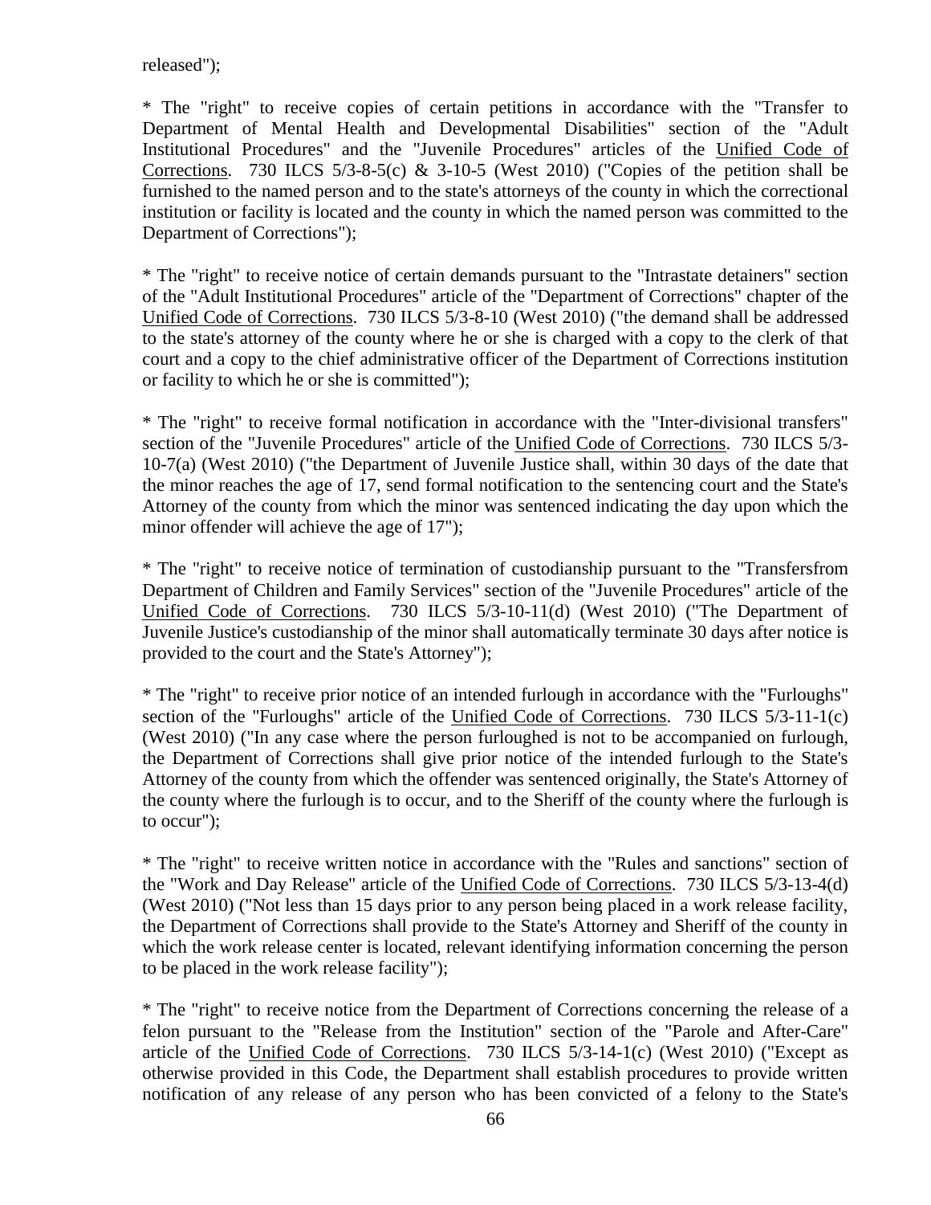released");

* The "right" to receive copies of certain petitions in accordance with the "Transfer to Department of Mental Health and Developmental Disabilities" section of the "Adult Institutional Procedures" and the "Juvenile Procedures" articles of the Unified Code of Corrections. 730 ILCS 5/3-8-5(c) & 3-10-5 (West 2010) ("Copies of the petition shall be furnished to the named person and to the state's attorneys of the county in which the correctional institution or facility is located and the county in which the named person was committed to the Department of Corrections");

* The "right" to receive notice of certain demands pursuant to the "Intrastate detainers" section of the "Adult Institutional Procedures" article of the "Department of Corrections" chapter of the Unified Code of Corrections. 730 ILCS 5/3-8-10 (West 2010) ("the demand shall be addressed to the state's attorney of the county where he or she is charged with a copy to the clerk of that court and a copy to the chief administrative officer of the Department of Corrections institution or facility to which he or she is committed");

* The "right" to receive formal notification in accordance with the "Inter-divisional transfers" section of the "Juvenile Procedures" article of the Unified Code of Corrections. 730 ILCS 5/3-10-7(a) (West 2010) ("the Department of Juvenile Justice shall, within 30 days of the date that the minor reaches the age of 17, send formal notification to the sentencing court and the State's Attorney of the county from which the minor was sentenced indicating the day upon which the minor offender will achieve the age of 17");

* The "right" to receive notice of termination of custodianship pursuant to the "Transfersfrom Department of Children and Family Services" section of the "Juvenile Procedures" article of the Unified Code of Corrections. 730 ILCS 5/3-10-11(d) (West 2010) ("The Department of Juvenile Justice's custodianship of the minor shall automatically terminate 30 days after notice is provided to the court and the State's Attorney");

* The "right" to receive prior notice of an intended furlough in accordance with the "Furloughs" section of the "Furloughs" article of the Unified Code of Corrections. 730 ILCS 5/3-11-1(c) (West 2010) ("In any case where the person furloughed is not to be accompanied on furlough, the Department of Corrections shall give prior notice of the intended furlough to the State's Attorney of the county from which the offender was sentenced originally, the State's Attorney of the county where the furlough is to occur, and to the Sheriff of the county where the furlough is to occur");

* The "right" to receive written notice in accordance with the "Rules and sanctions" section of the "Work and Day Release" article of the Unified Code of Corrections. 730 ILCS 5/3-13-4(d) (West 2010) ("Not less than 15 days prior to any person being placed in a work release facility, the Department of Corrections shall provide to the State's Attorney and Sheriff of the county in which the work release center is located, relevant identifying information concerning the person to be placed in the work release facility");

* The "right" to receive notice from the Department of Corrections concerning the release of a felon pursuant to the "Release from the Institution" section of the "Parole and After-Care" article of the Unified Code of Corrections. 730 ILCS 5/3-14-1(c) (West 2010) ("Except as otherwise provided in this Code, the Department shall establish procedures to provide written notification of any release of any person who has been convicted of a felony to the State's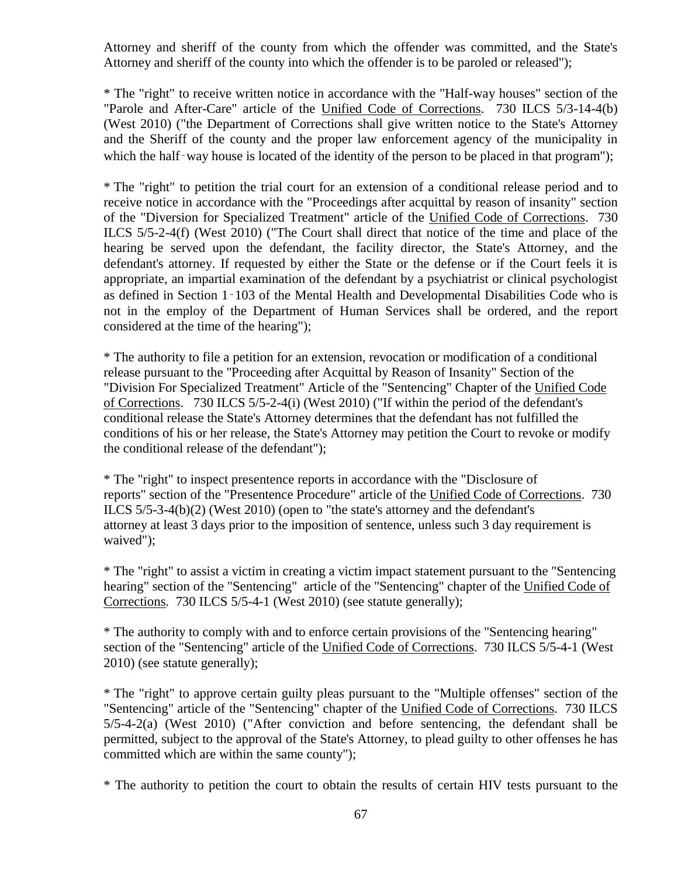Attorney and sheriff of the county from which the offender was committed, and the State's Attorney and sheriff of the county into which the offender is to be paroled or released");

* The "right" to receive written notice in accordance with the "Half-way houses" section of the "Parole and After-Care" article of the Unified Code of Corrections. 730 ILCS 5/3-14-4(b) (West 2010) ("the Department of Corrections shall give written notice to the State's Attorney and the Sheriff of the county and the proper law enforcement agency of the municipality in which the half‑way house is located of the identity of the person to be placed in that program");

* The "right" to petition the trial court for an extension of a conditional release period and to receive notice in accordance with the "Proceedings after acquittal by reason of insanity" section of the "Diversion for Specialized Treatment" article of the Unified Code of Corrections. 730 ILCS 5/5-2-4(f) (West 2010) ("The Court shall direct that notice of the time and place of the hearing be served upon the defendant, the facility director, the State's Attorney, and the defendant's attorney. If requested by either the State or the defense or if the Court feels it is appropriate, an impartial examination of the defendant by a psychiatrist or clinical psychologist as defined in Section 1‑103 of the Mental Health and Developmental Disabilities Code who is not in the employ of the Department of Human Services shall be ordered, and the report considered at the time of the hearing");

* The authority to file a petition for an extension, revocation or modification of a conditional release pursuant to the "Proceeding after Acquittal by Reason of Insanity" Section of the "Division For Specialized Treatment" Article of the "Sentencing" Chapter of the Unified Code of Corrections. 730 ILCS 5/5-2-4(i) (West 2010) ("If within the period of the defendant's conditional release the State's Attorney determines that the defendant has not fulfilled the conditions of his or her release, the State's Attorney may petition the Court to revoke or modify the conditional release of the defendant");

* The "right" to inspect presentence reports in accordance with the "Disclosure of reports" section of the "Presentence Procedure" article of the Unified Code of Corrections. 730 ILCS 5/5-3-4(b)(2) (West 2010) (open to "the state's attorney and the defendant's attorney at least 3 days prior to the imposition of sentence, unless such 3 day requirement is waived");

* The "right" to assist a victim in creating a victim impact statement pursuant to the "Sentencing hearing" section of the "Sentencing" article of the "Sentencing" chapter of the Unified Code of Corrections. 730 ILCS 5/5-4-1 (West 2010) (see statute generally);

* The authority to comply with and to enforce certain provisions of the "Sentencing hearing" section of the "Sentencing" article of the Unified Code of Corrections. 730 ILCS 5/5-4-1 (West 2010) (see statute generally);

* The "right" to approve certain guilty pleas pursuant to the "Multiple offenses" section of the "Sentencing" article of the "Sentencing" chapter of the Unified Code of Corrections. 730 ILCS 5/5-4-2(a) (West 2010) ("After conviction and before sentencing, the defendant shall be permitted, subject to the approval of the State's Attorney, to plead guilty to other offenses he has committed which are within the same county");

* The authority to petition the court to obtain the results of certain HIV tests pursuant to the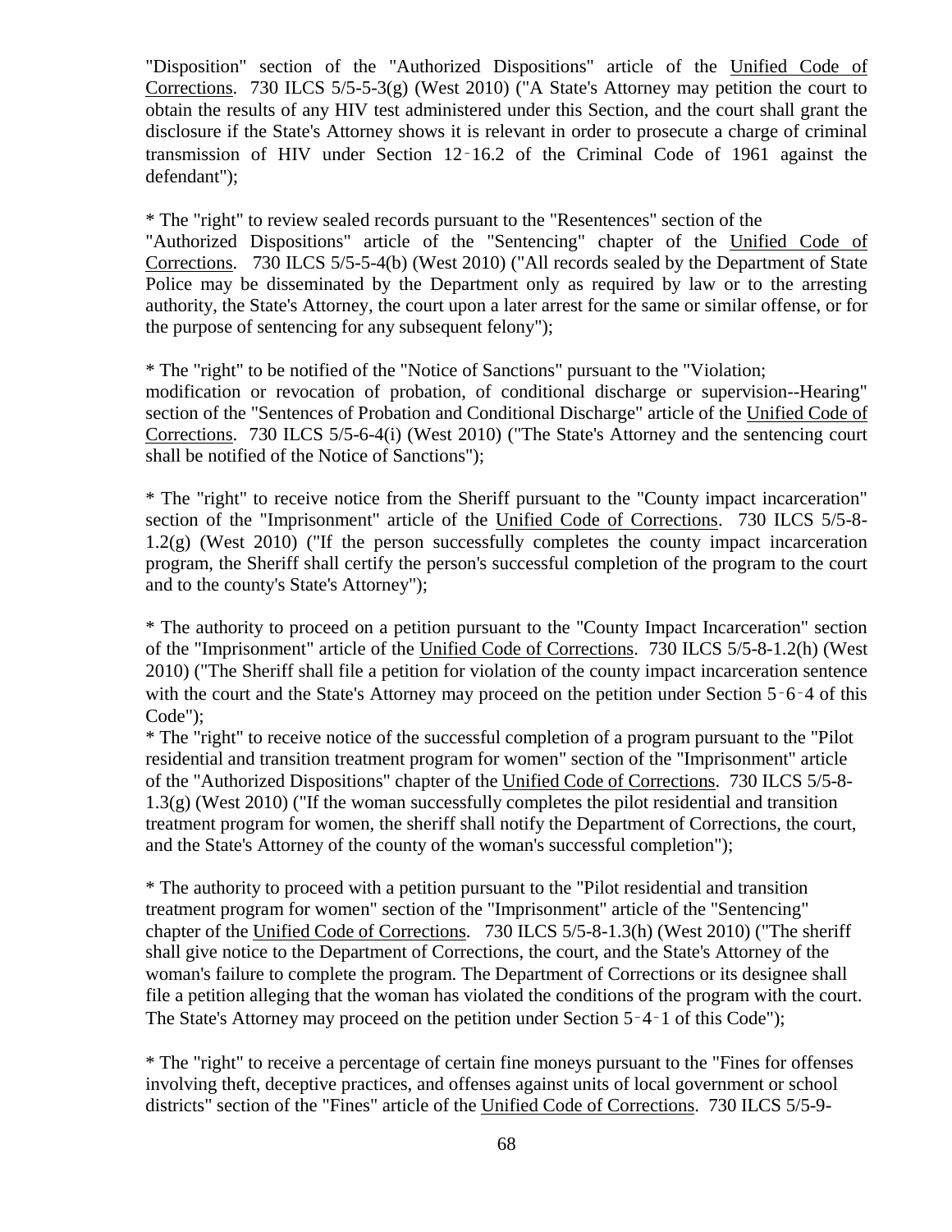"Disposition" section of the "Authorized Dispositions" article of the Unified Code of Corrections. 730 ILCS 5/5-5-3(g) (West 2010) ("A State's Attorney may petition the court to obtain the results of any HIV test administered under this Section, and the court shall grant the disclosure if the State's Attorney shows it is relevant in order to prosecute a charge of criminal transmission of HIV under Section 12‑16.2 of the Criminal Code of 1961 against the defendant");

* The "right" to review sealed records pursuant to the "Resentences" section of the "Authorized Dispositions" article of the "Sentencing" chapter of the Unified Code of Corrections. 730 ILCS 5/5-5-4(b) (West 2010) ("All records sealed by the Department of State Police may be disseminated by the Department only as required by law or to the arresting authority, the State's Attorney, the court upon a later arrest for the same or similar offense, or for the purpose of sentencing for any subsequent felony");

* The "right" to be notified of the "Notice of Sanctions" pursuant to the "Violation; modification or revocation of probation, of conditional discharge or supervision--Hearing" section of the "Sentences of Probation and Conditional Discharge" article of the Unified Code of Corrections. 730 ILCS 5/5-6-4(i) (West 2010) ("The State's Attorney and the sentencing court shall be notified of the Notice of Sanctions");

* The "right" to receive notice from the Sheriff pursuant to the "County impact incarceration" section of the "Imprisonment" article of the Unified Code of Corrections. 730 ILCS 5/5-8-1.2(g) (West 2010) ("If the person successfully completes the county impact incarceration program, the Sheriff shall certify the person's successful completion of the program to the court and to the county's State's Attorney");

* The authority to proceed on a petition pursuant to the "County Impact Incarceration" section of the "Imprisonment" article of the Unified Code of Corrections. 730 ILCS 5/5-8-1.2(h) (West 2010) ("The Sheriff shall file a petition for violation of the county impact incarceration sentence with the court and the State's Attorney may proceed on the petition under Section 5‑6‑4 of this Code");

* The "right" to receive notice of the successful completion of a program pursuant to the "Pilot residential and transition treatment program for women" section of the "Imprisonment" article of the "Authorized Dispositions" chapter of the Unified Code of Corrections. 730 ILCS 5/5-8-1.3(g) (West 2010) ("If the woman successfully completes the pilot residential and transition treatment program for women, the sheriff shall notify the Department of Corrections, the court, and the State's Attorney of the county of the woman's successful completion");

* The authority to proceed with a petition pursuant to the "Pilot residential and transition treatment program for women" section of the "Imprisonment" article of the "Sentencing" chapter of the Unified Code of Corrections. 730 ILCS 5/5-8-1.3(h) (West 2010) ("The sheriff shall give notice to the Department of Corrections, the court, and the State's Attorney of the woman's failure to complete the program. The Department of Corrections or its designee shall file a petition alleging that the woman has violated the conditions of the program with the court. The State's Attorney may proceed on the petition under Section 5‑4‑1 of this Code");

* The "right" to receive a percentage of certain fine moneys pursuant to the "Fines for offenses involving theft, deceptive practices, and offenses against units of local government or school districts" section of the "Fines" article of the Unified Code of Corrections. 730 ILCS 5/5-9-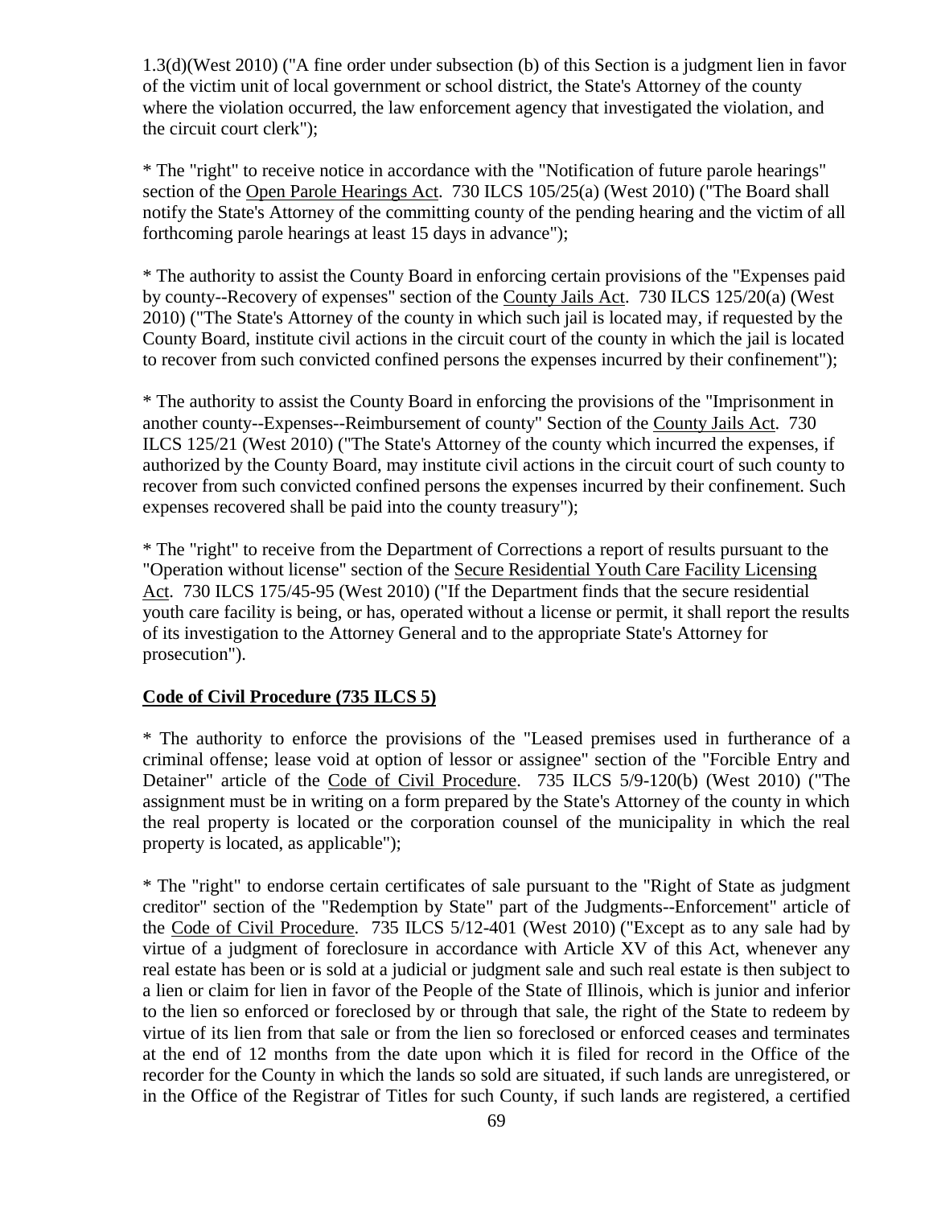1.3(d)(West 2010) ("A fine order under subsection (b) of this Section is a judgment lien in favor of the victim unit of local government or school district, the State's Attorney of the county where the violation occurred, the law enforcement agency that investigated the violation, and the circuit court clerk");

* The "right" to receive notice in accordance with the "Notification of future parole hearings" section of the Open Parole Hearings Act. 730 ILCS 105/25(a) (West 2010) ("The Board shall notify the State's Attorney of the committing county of the pending hearing and the victim of all forthcoming parole hearings at least 15 days in advance");

* The authority to assist the County Board in enforcing certain provisions of the "Expenses paid by county--Recovery of expenses" section of the County Jails Act. 730 ILCS 125/20(a) (West 2010) ("The State's Attorney of the county in which such jail is located may, if requested by the County Board, institute civil actions in the circuit court of the county in which the jail is located to recover from such convicted confined persons the expenses incurred by their confinement");

* The authority to assist the County Board in enforcing the provisions of the "Imprisonment in another county--Expenses--Reimbursement of county" Section of the County Jails Act. 730 ILCS 125/21 (West 2010) ("The State's Attorney of the county which incurred the expenses, if authorized by the County Board, may institute civil actions in the circuit court of such county to recover from such convicted confined persons the expenses incurred by their confinement. Such expenses recovered shall be paid into the county treasury");

* The "right" to receive from the Department of Corrections a report of results pursuant to the "Operation without license" section of the Secure Residential Youth Care Facility Licensing Act. 730 ILCS 175/45-95 (West 2010) ("If the Department finds that the secure residential youth care facility is being, or has, operated without a license or permit, it shall report the results of its investigation to the Attorney General and to the appropriate State's Attorney for prosecution").

**Code of Civil Procedure (735 ILCS 5)**

* The authority to enforce the provisions of the "Leased premises used in furtherance of a criminal offense; lease void at option of lessor or assignee" section of the "Forcible Entry and Detainer" article of the Code of Civil Procedure. 735 ILCS 5/9-120(b) (West 2010) ("The assignment must be in writing on a form prepared by the State's Attorney of the county in which the real property is located or the corporation counsel of the municipality in which the real property is located, as applicable");

* The "right" to endorse certain certificates of sale pursuant to the "Right of State as judgment creditor" section of the "Redemption by State" part of the Judgments--Enforcement" article of the Code of Civil Procedure. 735 ILCS 5/12-401 (West 2010) ("Except as to any sale had by virtue of a judgment of foreclosure in accordance with Article XV of this Act, whenever any real estate has been or is sold at a judicial or judgment sale and such real estate is then subject to a lien or claim for lien in favor of the People of the State of Illinois, which is junior and inferior to the lien so enforced or foreclosed by or through that sale, the right of the State to redeem by virtue of its lien from that sale or from the lien so foreclosed or enforced ceases and terminates at the end of 12 months from the date upon which it is filed for record in the Office of the recorder for the County in which the lands so sold are situated, if such lands are unregistered, or in the Office of the Registrar of Titles for such County, if such lands are registered, a certified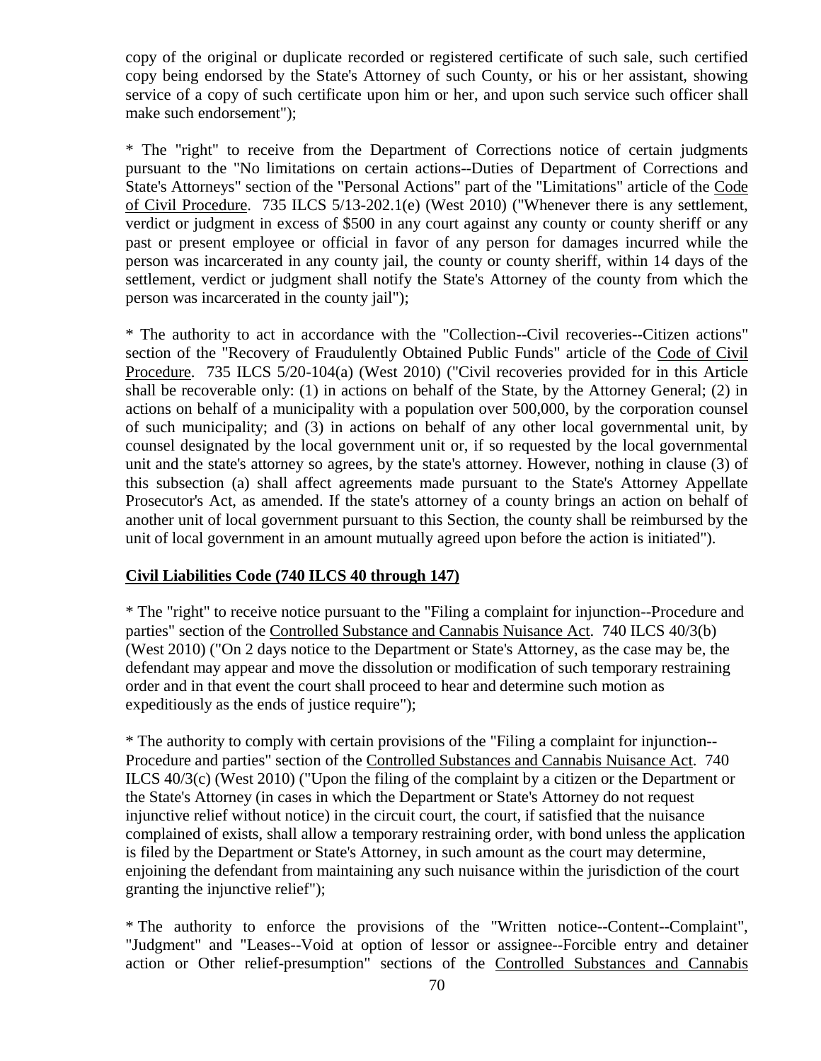copy of the original or duplicate recorded or registered certificate of such sale, such certified copy being endorsed by the State's Attorney of such County, or his or her assistant, showing service of a copy of such certificate upon him or her, and upon such service such officer shall make such endorsement");

* The "right" to receive from the Department of Corrections notice of certain judgments pursuant to the "No limitations on certain actions--Duties of Department of Corrections and State's Attorneys" section of the "Personal Actions" part of the "Limitations" article of the Code of Civil Procedure. 735 ILCS 5/13-202.1(e) (West 2010) ("Whenever there is any settlement, verdict or judgment in excess of $500 in any court against any county or county sheriff or any past or present employee or official in favor of any person for damages incurred while the person was incarcerated in any county jail, the county or county sheriff, within 14 days of the settlement, verdict or judgment shall notify the State's Attorney of the county from which the person was incarcerated in the county jail");

* The authority to act in accordance with the "Collection--Civil recoveries--Citizen actions" section of the "Recovery of Fraudulently Obtained Public Funds" article of the Code of Civil Procedure. 735 ILCS 5/20-104(a) (West 2010) ("Civil recoveries provided for in this Article shall be recoverable only: (1) in actions on behalf of the State, by the Attorney General; (2) in actions on behalf of a municipality with a population over 500,000, by the corporation counsel of such municipality; and (3) in actions on behalf of any other local governmental unit, by counsel designated by the local government unit or, if so requested by the local governmental unit and the state's attorney so agrees, by the state's attorney. However, nothing in clause (3) of this subsection (a) shall affect agreements made pursuant to the State's Attorney Appellate Prosecutor's Act, as amended. If the state's attorney of a county brings an action on behalf of another unit of local government pursuant to this Section, the county shall be reimbursed by the unit of local government in an amount mutually agreed upon before the action is initiated").

**Civil Liabilities Code (740 ILCS 40 through 147)**

* The "right" to receive notice pursuant to the "Filing a complaint for injunction--Procedure and parties" section of the Controlled Substance and Cannabis Nuisance Act. 740 ILCS 40/3(b) (West 2010) ("On 2 days notice to the Department or State's Attorney, as the case may be, the defendant may appear and move the dissolution or modification of such temporary restraining order and in that event the court shall proceed to hear and determine such motion as expeditiously as the ends of justice require");

* The authority to comply with certain provisions of the "Filing a complaint for injunction--Procedure and parties" section of the Controlled Substances and Cannabis Nuisance Act. 740 ILCS 40/3(c) (West 2010) ("Upon the filing of the complaint by a citizen or the Department or the State's Attorney (in cases in which the Department or State's Attorney do not request injunctive relief without notice) in the circuit court, the court, if satisfied that the nuisance complained of exists, shall allow a temporary restraining order, with bond unless the application is filed by the Department or State's Attorney, in such amount as the court may determine, enjoining the defendant from maintaining any such nuisance within the jurisdiction of the court granting the injunctive relief");

* The authority to enforce the provisions of the "Written notice--Content--Complaint", "Judgment" and "Leases--Void at option of lessor or assignee--Forcible entry and detainer action or Other relief-presumption" sections of the Controlled Substances and Cannabis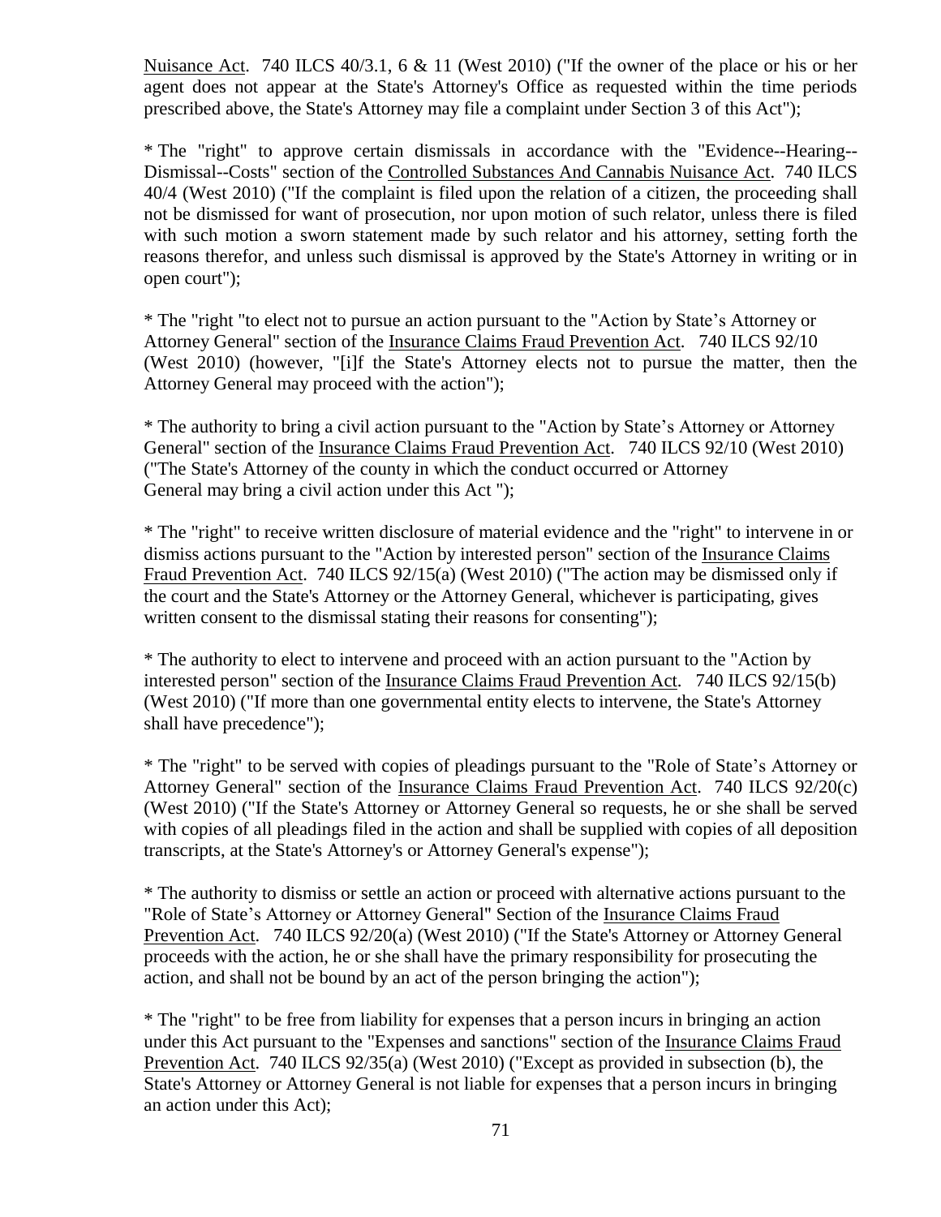Nuisance Act. 740 ILCS 40/3.1, 6 & 11 (West 2010) ("If the owner of the place or his or her agent does not appear at the State's Attorney's Office as requested within the time periods prescribed above, the State's Attorney may file a complaint under Section 3 of this Act");

* The "right" to approve certain dismissals in accordance with the "Evidence--Hearing--Dismissal--Costs" section of the Controlled Substances And Cannabis Nuisance Act. 740 ILCS 40/4 (West 2010) ("If the complaint is filed upon the relation of a citizen, the proceeding shall not be dismissed for want of prosecution, nor upon motion of such relator, unless there is filed with such motion a sworn statement made by such relator and his attorney, setting forth the reasons therefor, and unless such dismissal is approved by the State's Attorney in writing or in open court");

* The "right "to elect not to pursue an action pursuant to the "Action by State's Attorney or Attorney General" section of the Insurance Claims Fraud Prevention Act. 740 ILCS 92/10 (West 2010) (however, "[i]f the State's Attorney elects not to pursue the matter, then the Attorney General may proceed with the action");

* The authority to bring a civil action pursuant to the "Action by State's Attorney or Attorney General" section of the Insurance Claims Fraud Prevention Act. 740 ILCS 92/10 (West 2010) ("The State's Attorney of the county in which the conduct occurred or Attorney General may bring a civil action under this Act ");

* The "right" to receive written disclosure of material evidence and the "right" to intervene in or dismiss actions pursuant to the "Action by interested person" section of the Insurance Claims Fraud Prevention Act. 740 ILCS 92/15(a) (West 2010) ("The action may be dismissed only if the court and the State's Attorney or the Attorney General, whichever is participating, gives written consent to the dismissal stating their reasons for consenting");

* The authority to elect to intervene and proceed with an action pursuant to the "Action by interested person" section of the Insurance Claims Fraud Prevention Act. 740 ILCS 92/15(b) (West 2010) ("If more than one governmental entity elects to intervene, the State's Attorney shall have precedence");

* The "right" to be served with copies of pleadings pursuant to the "Role of State's Attorney or Attorney General" section of the Insurance Claims Fraud Prevention Act. 740 ILCS 92/20(c) (West 2010) ("If the State's Attorney or Attorney General so requests, he or she shall be served with copies of all pleadings filed in the action and shall be supplied with copies of all deposition transcripts, at the State's Attorney's or Attorney General's expense");

* The authority to dismiss or settle an action or proceed with alternative actions pursuant to the "Role of State's Attorney or Attorney General" Section of the Insurance Claims Fraud Prevention Act. 740 ILCS 92/20(a) (West 2010) ("If the State's Attorney or Attorney General proceeds with the action, he or she shall have the primary responsibility for prosecuting the action, and shall not be bound by an act of the person bringing the action");

* The "right" to be free from liability for expenses that a person incurs in bringing an action under this Act pursuant to the "Expenses and sanctions" section of the Insurance Claims Fraud Prevention Act. 740 ILCS 92/35(a) (West 2010) ("Except as provided in subsection (b), the State's Attorney or Attorney General is not liable for expenses that a person incurs in bringing an action under this Act);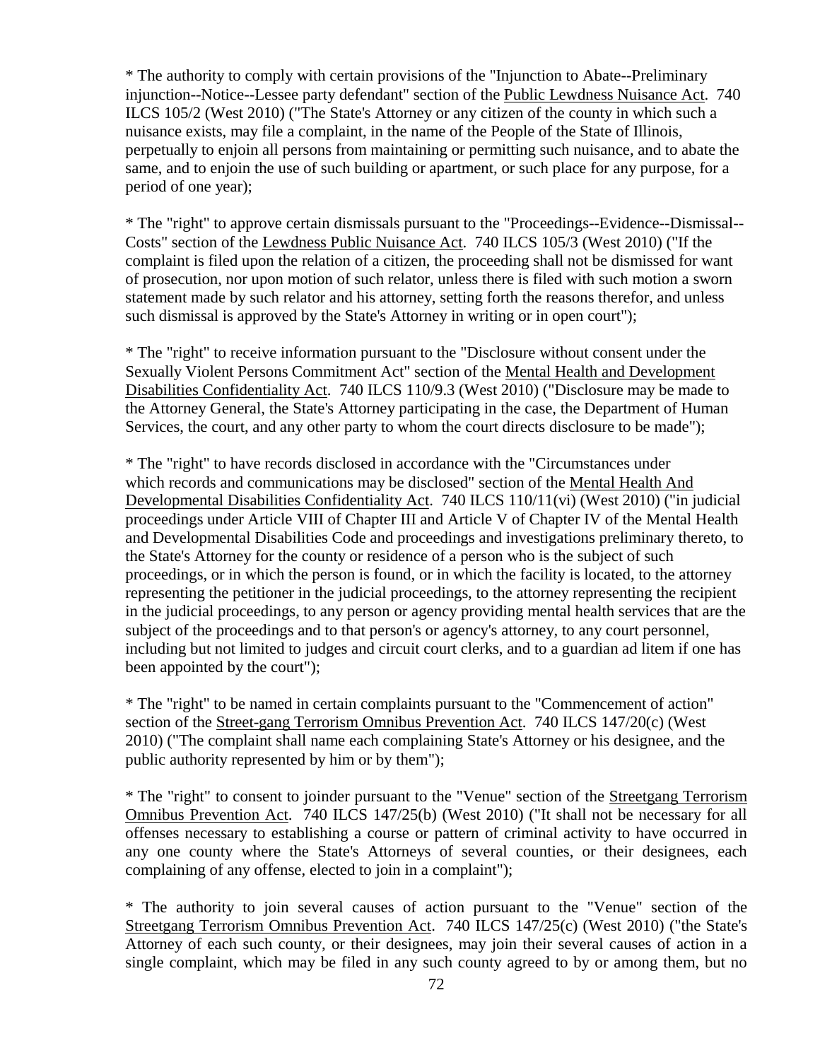* The authority to comply with certain provisions of the "Injunction to Abate--Preliminary injunction--Notice--Lessee party defendant" section of the Public Lewdness Nuisance Act. 740 ILCS 105/2 (West 2010) ("The State's Attorney or any citizen of the county in which such a nuisance exists, may file a complaint, in the name of the People of the State of Illinois, perpetually to enjoin all persons from maintaining or permitting such nuisance, and to abate the same, and to enjoin the use of such building or apartment, or such place for any purpose, for a period of one year);

* The "right" to approve certain dismissals pursuant to the "Proceedings--Evidence--Dismissal--Costs" section of the Lewdness Public Nuisance Act. 740 ILCS 105/3 (West 2010) ("If the complaint is filed upon the relation of a citizen, the proceeding shall not be dismissed for want of prosecution, nor upon motion of such relator, unless there is filed with such motion a sworn statement made by such relator and his attorney, setting forth the reasons therefor, and unless such dismissal is approved by the State's Attorney in writing or in open court");

* The "right" to receive information pursuant to the "Disclosure without consent under the Sexually Violent Persons Commitment Act" section of the Mental Health and Development Disabilities Confidentiality Act. 740 ILCS 110/9.3 (West 2010) ("Disclosure may be made to the Attorney General, the State's Attorney participating in the case, the Department of Human Services, the court, and any other party to whom the court directs disclosure to be made");

* The "right" to have records disclosed in accordance with the "Circumstances under which records and communications may be disclosed" section of the Mental Health And Developmental Disabilities Confidentiality Act. 740 ILCS 110/11(vi) (West 2010) ("in judicial proceedings under Article VIII of Chapter III and Article V of Chapter IV of the Mental Health and Developmental Disabilities Code and proceedings and investigations preliminary thereto, to the State's Attorney for the county or residence of a person who is the subject of such proceedings, or in which the person is found, or in which the facility is located, to the attorney representing the petitioner in the judicial proceedings, to the attorney representing the recipient in the judicial proceedings, to any person or agency providing mental health services that are the subject of the proceedings and to that person's or agency's attorney, to any court personnel, including but not limited to judges and circuit court clerks, and to a guardian ad litem if one has been appointed by the court");

* The "right" to be named in certain complaints pursuant to the "Commencement of action" section of the Street-gang Terrorism Omnibus Prevention Act. 740 ILCS 147/20(c) (West 2010) ("The complaint shall name each complaining State's Attorney or his designee, and the public authority represented by him or by them");

* The "right" to consent to joinder pursuant to the "Venue" section of the Streetgang Terrorism Omnibus Prevention Act. 740 ILCS 147/25(b) (West 2010) ("It shall not be necessary for all offenses necessary to establishing a course or pattern of criminal activity to have occurred in any one county where the State's Attorneys of several counties, or their designees, each complaining of any offense, elected to join in a complaint");

* The authority to join several causes of action pursuant to the "Venue" section of the Streetgang Terrorism Omnibus Prevention Act. 740 ILCS 147/25(c) (West 2010) ("the State's Attorney of each such county, or their designees, may join their several causes of action in a single complaint, which may be filed in any such county agreed to by or among them, but no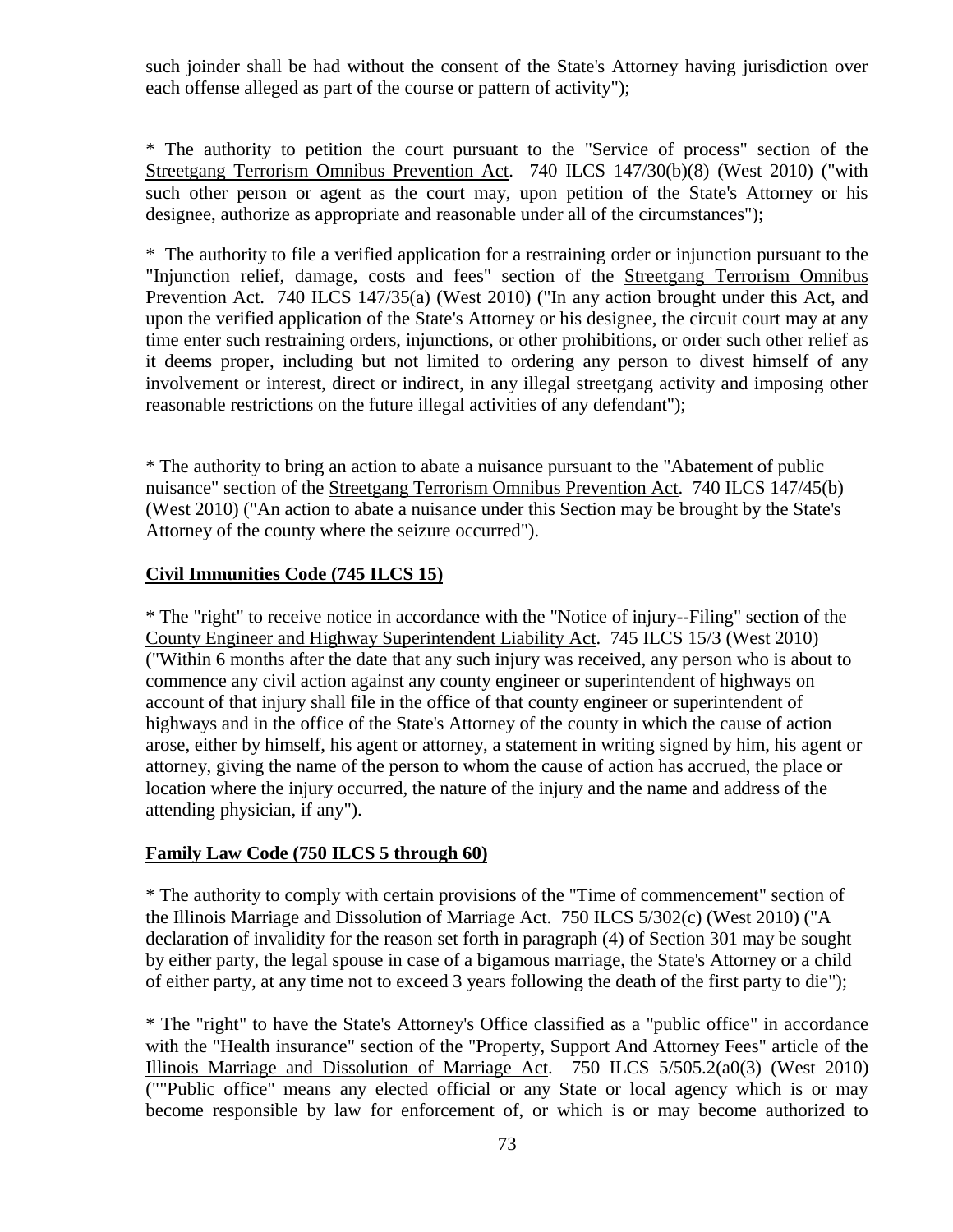such joinder shall be had without the consent of the State's Attorney having jurisdiction over each offense alleged as part of the course or pattern of activity");

* The authority to petition the court pursuant to the "Service of process" section of the <u>Streetgang Terrorism Omnibus Prevention Act</u>. 740 ILCS 147/30(b)(8) (West 2010) ("with such other person or agent as the court may, upon petition of the State's Attorney or his designee, authorize as appropriate and reasonable under all of the circumstances");

* The authority to file a verified application for a restraining order or injunction pursuant to the "Injunction relief, damage, costs and fees" section of the <u>Streetgang Terrorism Omnibus Prevention Act</u>. 740 ILCS 147/35(a) (West 2010) ("In any action brought under this Act, and upon the verified application of the State's Attorney or his designee, the circuit court may at any time enter such restraining orders, injunctions, or other prohibitions, or order such other relief as it deems proper, including but not limited to ordering any person to divest himself of any involvement or interest, direct or indirect, in any illegal streetgang activity and imposing other reasonable restrictions on the future illegal activities of any defendant");

* The authority to bring an action to abate a nuisance pursuant to the "Abatement of public nuisance" section of the <u>Streetgang Terrorism Omnibus Prevention Act</u>. 740 ILCS 147/45(b) (West 2010) ("An action to abate a nuisance under this Section may be brought by the State's Attorney of the county where the seizure occurred").

**<u>Civil Immunities Code (745 ILCS 15)</u>**

* The "right" to receive notice in accordance with the "Notice of injury--Filing" section of the <u>County Engineer and Highway Superintendent Liability Act</u>. 745 ILCS 15/3 (West 2010) ("Within 6 months after the date that any such injury was received, any person who is about to commence any civil action against any county engineer or superintendent of highways on account of that injury shall file in the office of that county engineer or superintendent of highways and in the office of the State's Attorney of the county in which the cause of action arose, either by himself, his agent or attorney, a statement in writing signed by him, his agent or attorney, giving the name of the person to whom the cause of action has accrued, the place or location where the injury occurred, the nature of the injury and the name and address of the attending physician, if any").

**<u>Family Law Code (750 ILCS 5 through 60)</u>**

* The authority to comply with certain provisions of the "Time of commencement" section of the <u>Illinois Marriage and Dissolution of Marriage Act</u>. 750 ILCS 5/302(c) (West 2010) ("A declaration of invalidity for the reason set forth in paragraph (4) of Section 301 may be sought by either party, the legal spouse in case of a bigamous marriage, the State's Attorney or a child of either party, at any time not to exceed 3 years following the death of the first party to die");

* The "right" to have the State's Attorney's Office classified as a "public office" in accordance with the "Health insurance" section of the "Property, Support And Attorney Fees" article of the <u>Illinois Marriage and Dissolution of Marriage Act</u>. 750 ILCS 5/505.2(a0(3) (West 2010) (""Public office" means any elected official or any State or local agency which is or may become responsible by law for enforcement of, or which is or may become authorized to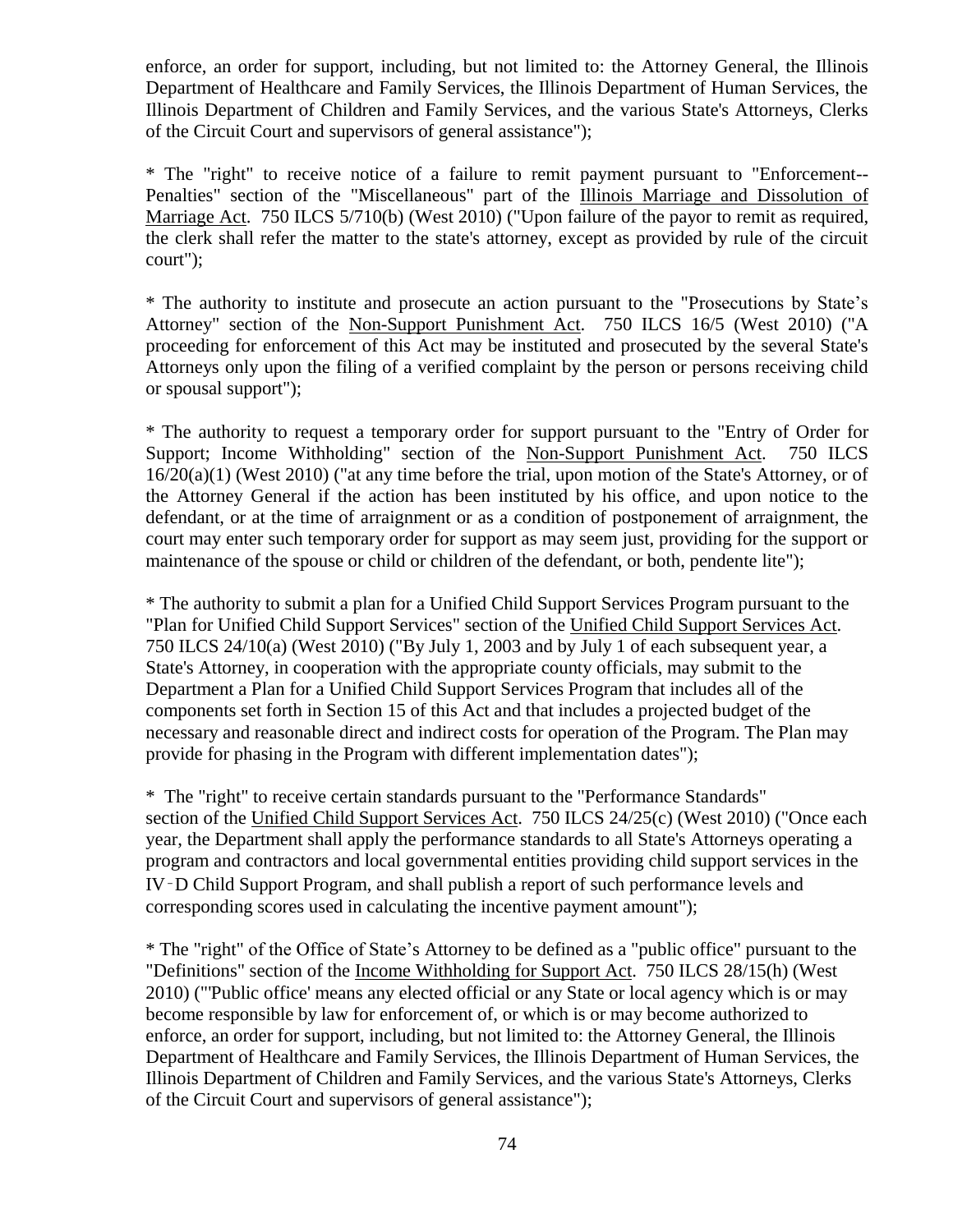enforce, an order for support, including, but not limited to: the Attorney General, the Illinois Department of Healthcare and Family Services, the Illinois Department of Human Services, the Illinois Department of Children and Family Services, and the various State's Attorneys, Clerks of the Circuit Court and supervisors of general assistance");

* The "right" to receive notice of a failure to remit payment pursuant to "Enforcement--Penalties" section of the "Miscellaneous" part of the Illinois Marriage and Dissolution of Marriage Act. 750 ILCS 5/710(b) (West 2010) ("Upon failure of the payor to remit as required, the clerk shall refer the matter to the state's attorney, except as provided by rule of the circuit court");

* The authority to institute and prosecute an action pursuant to the "Prosecutions by State's Attorney" section of the Non-Support Punishment Act. 750 ILCS 16/5 (West 2010) ("A proceeding for enforcement of this Act may be instituted and prosecuted by the several State's Attorneys only upon the filing of a verified complaint by the person or persons receiving child or spousal support");

* The authority to request a temporary order for support pursuant to the "Entry of Order for Support; Income Withholding" section of the Non-Support Punishment Act. 750 ILCS 16/20(a)(1) (West 2010) ("at any time before the trial, upon motion of the State's Attorney, or of the Attorney General if the action has been instituted by his office, and upon notice to the defendant, or at the time of arraignment or as a condition of postponement of arraignment, the court may enter such temporary order for support as may seem just, providing for the support or maintenance of the spouse or child or children of the defendant, or both, pendente lite");

* The authority to submit a plan for a Unified Child Support Services Program pursuant to the "Plan for Unified Child Support Services" section of the Unified Child Support Services Act. 750 ILCS 24/10(a) (West 2010) ("By July 1, 2003 and by July 1 of each subsequent year, a State's Attorney, in cooperation with the appropriate county officials, may submit to the Department a Plan for a Unified Child Support Services Program that includes all of the components set forth in Section 15 of this Act and that includes a projected budget of the necessary and reasonable direct and indirect costs for operation of the Program. The Plan may provide for phasing in the Program with different implementation dates");

* The "right" to receive certain standards pursuant to the "Performance Standards" section of the Unified Child Support Services Act. 750 ILCS 24/25(c) (West 2010) ("Once each year, the Department shall apply the performance standards to all State's Attorneys operating a program and contractors and local governmental entities providing child support services in the IV‑D Child Support Program, and shall publish a report of such performance levels and corresponding scores used in calculating the incentive payment amount");

* The "right" of the Office of State's Attorney to be defined as a "public office" pursuant to the "Definitions" section of the Income Withholding for Support Act. 750 ILCS 28/15(h) (West 2010) ("'Public office' means any elected official or any State or local agency which is or may become responsible by law for enforcement of, or which is or may become authorized to enforce, an order for support, including, but not limited to: the Attorney General, the Illinois Department of Healthcare and Family Services, the Illinois Department of Human Services, the Illinois Department of Children and Family Services, and the various State's Attorneys, Clerks of the Circuit Court and supervisors of general assistance");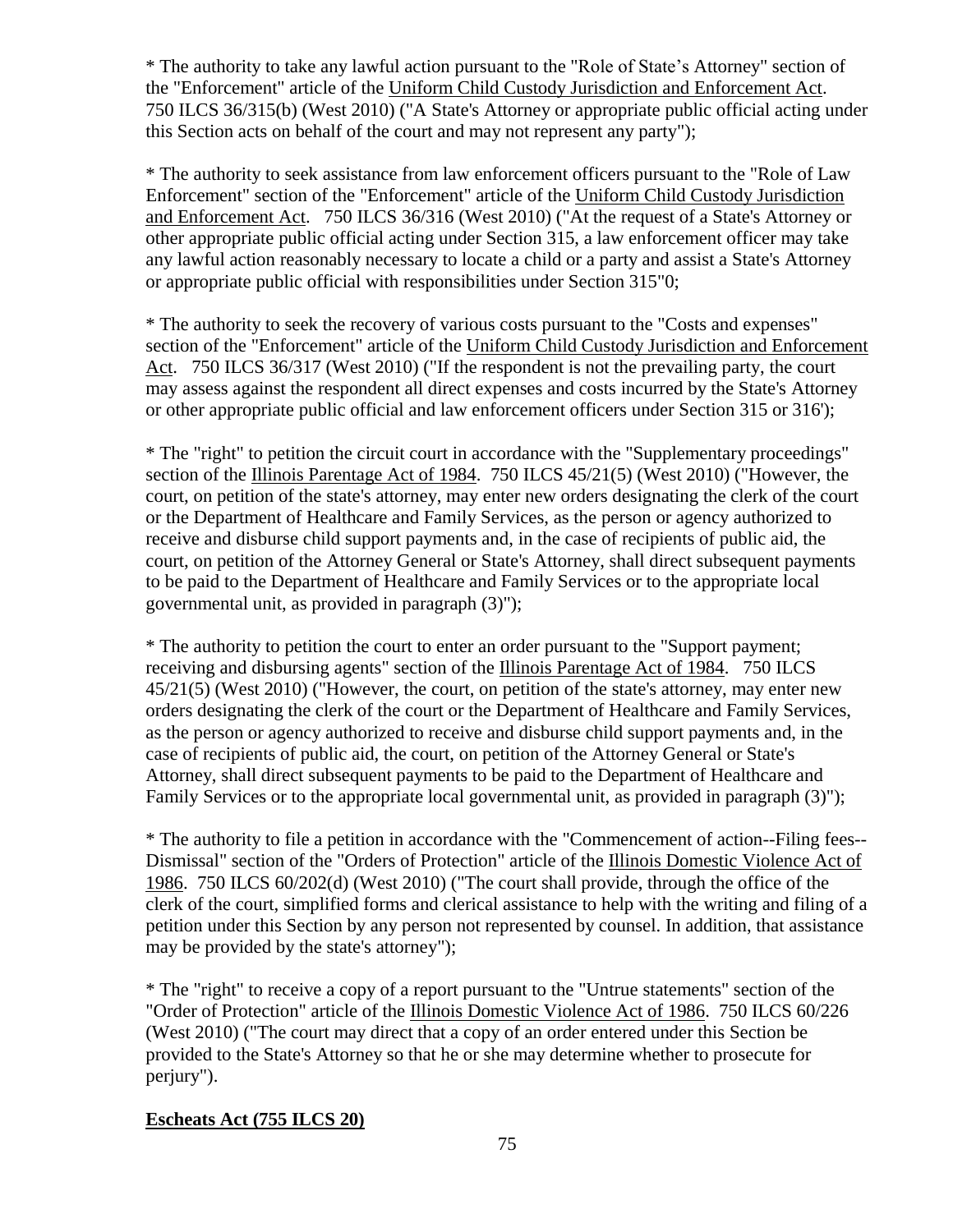* The authority to take any lawful action pursuant to the "Role of State's Attorney" section of the "Enforcement" article of the Uniform Child Custody Jurisdiction and Enforcement Act. 750 ILCS 36/315(b) (West 2010) ("A State's Attorney or appropriate public official acting under this Section acts on behalf of the court and may not represent any party");

* The authority to seek assistance from law enforcement officers pursuant to the "Role of Law Enforcement" section of the "Enforcement" article of the Uniform Child Custody Jurisdiction and Enforcement Act. 750 ILCS 36/316 (West 2010) ("At the request of a State's Attorney or other appropriate public official acting under Section 315, a law enforcement officer may take any lawful action reasonably necessary to locate a child or a party and assist a State's Attorney or appropriate public official with responsibilities under Section 315"0;

* The authority to seek the recovery of various costs pursuant to the "Costs and expenses" section of the "Enforcement" article of the Uniform Child Custody Jurisdiction and Enforcement Act. 750 ILCS 36/317 (West 2010) ("If the respondent is not the prevailing party, the court may assess against the respondent all direct expenses and costs incurred by the State's Attorney or other appropriate public official and law enforcement officers under Section 315 or 316');

* The "right" to petition the circuit court in accordance with the "Supplementary proceedings" section of the Illinois Parentage Act of 1984. 750 ILCS 45/21(5) (West 2010) ("However, the court, on petition of the state's attorney, may enter new orders designating the clerk of the court or the Department of Healthcare and Family Services, as the person or agency authorized to receive and disburse child support payments and, in the case of recipients of public aid, the court, on petition of the Attorney General or State's Attorney, shall direct subsequent payments to be paid to the Department of Healthcare and Family Services or to the appropriate local governmental unit, as provided in paragraph (3)");

* The authority to petition the court to enter an order pursuant to the "Support payment; receiving and disbursing agents" section of the Illinois Parentage Act of 1984. 750 ILCS 45/21(5) (West 2010) ("However, the court, on petition of the state's attorney, may enter new orders designating the clerk of the court or the Department of Healthcare and Family Services, as the person or agency authorized to receive and disburse child support payments and, in the case of recipients of public aid, the court, on petition of the Attorney General or State's Attorney, shall direct subsequent payments to be paid to the Department of Healthcare and Family Services or to the appropriate local governmental unit, as provided in paragraph (3)");

* The authority to file a petition in accordance with the "Commencement of action--Filing fees--Dismissal" section of the "Orders of Protection" article of the Illinois Domestic Violence Act of 1986. 750 ILCS 60/202(d) (West 2010) ("The court shall provide, through the office of the clerk of the court, simplified forms and clerical assistance to help with the writing and filing of a petition under this Section by any person not represented by counsel. In addition, that assistance may be provided by the state's attorney");

* The "right" to receive a copy of a report pursuant to the "Untrue statements" section of the "Order of Protection" article of the Illinois Domestic Violence Act of 1986. 750 ILCS 60/226 (West 2010) ("The court may direct that a copy of an order entered under this Section be provided to the State's Attorney so that he or she may determine whether to prosecute for perjury").

**Escheats Act (755 ILCS 20)**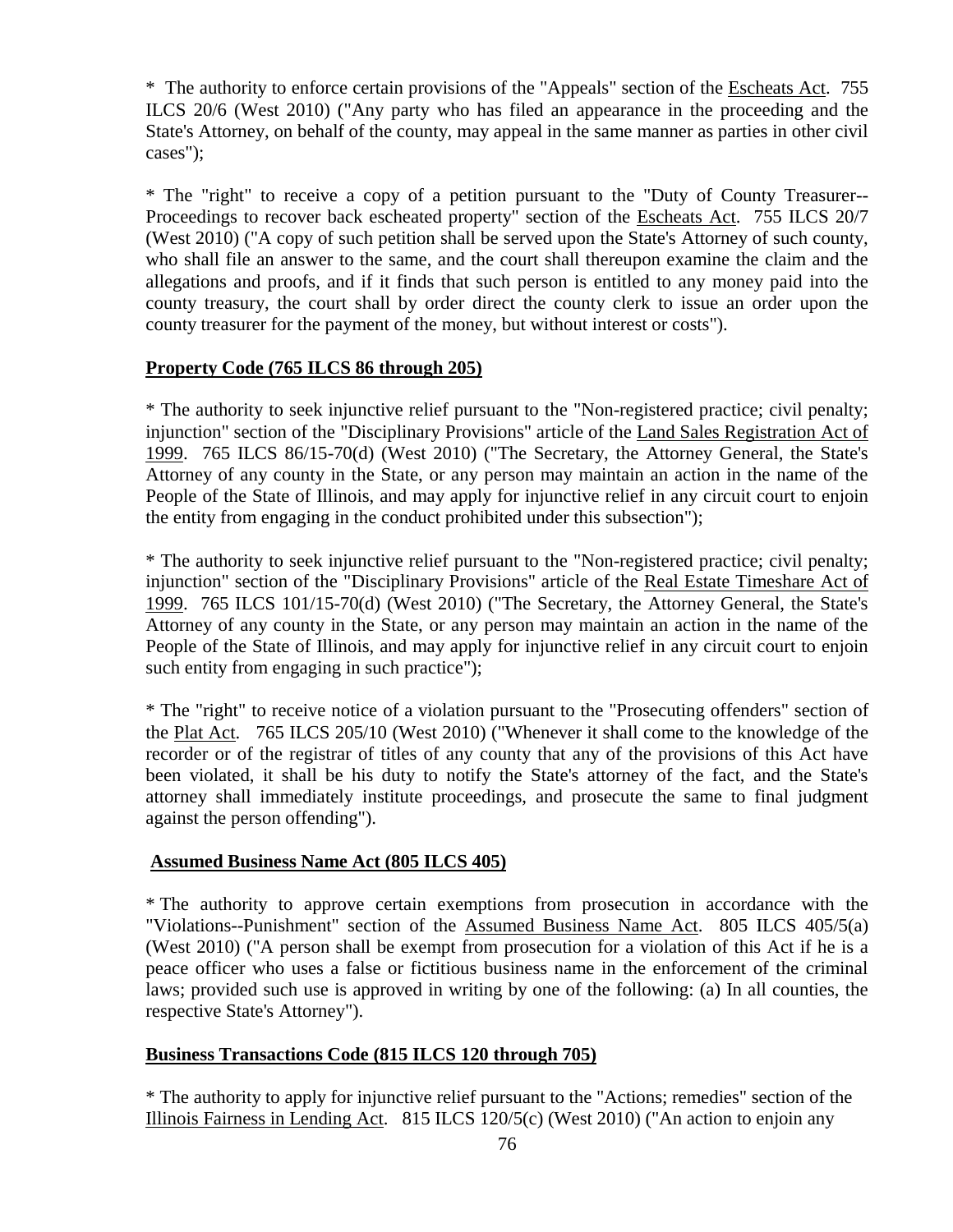* The authority to enforce certain provisions of the "Appeals" section of the <u>Escheats Act</u>. 755 ILCS 20/6 (West 2010) ("Any party who has filed an appearance in the proceeding and the State's Attorney, on behalf of the county, may appeal in the same manner as parties in other civil cases");

* The "right" to receive a copy of a petition pursuant to the "Duty of County Treasurer--Proceedings to recover back escheated property" section of the <u>Escheats Act</u>. 755 ILCS 20/7 (West 2010) ("A copy of such petition shall be served upon the State's Attorney of such county, who shall file an answer to the same, and the court shall thereupon examine the claim and the allegations and proofs, and if it finds that such person is entitled to any money paid into the county treasury, the court shall by order direct the county clerk to issue an order upon the county treasurer for the payment of the money, but without interest or costs").

**<u>Property Code (765 ILCS 86 through 205)</u>**

* The authority to seek injunctive relief pursuant to the "Non-registered practice; civil penalty; injunction" section of the "Disciplinary Provisions" article of the <u>Land Sales Registration Act of 1999</u>. 765 ILCS 86/15-70(d) (West 2010) ("The Secretary, the Attorney General, the State's Attorney of any county in the State, or any person may maintain an action in the name of the People of the State of Illinois, and may apply for injunctive relief in any circuit court to enjoin the entity from engaging in the conduct prohibited under this subsection");

* The authority to seek injunctive relief pursuant to the "Non-registered practice; civil penalty; injunction" section of the "Disciplinary Provisions" article of the <u>Real Estate Timeshare Act of 1999</u>. 765 ILCS 101/15-70(d) (West 2010) ("The Secretary, the Attorney General, the State's Attorney of any county in the State, or any person may maintain an action in the name of the People of the State of Illinois, and may apply for injunctive relief in any circuit court to enjoin such entity from engaging in such practice");

* The "right" to receive notice of a violation pursuant to the "Prosecuting offenders" section of the <u>Plat Act</u>. 765 ILCS 205/10 (West 2010) ("Whenever it shall come to the knowledge of the recorder or of the registrar of titles of any county that any of the provisions of this Act have been violated, it shall be his duty to notify the State's attorney of the fact, and the State's attorney shall immediately institute proceedings, and prosecute the same to final judgment against the person offending").

**<u>Assumed Business Name Act (805 ILCS 405)</u>**

* The authority to approve certain exemptions from prosecution in accordance with the "Violations--Punishment" section of the <u>Assumed Business Name Act</u>. 805 ILCS 405/5(a) (West 2010) ("A person shall be exempt from prosecution for a violation of this Act if he is a peace officer who uses a false or fictitious business name in the enforcement of the criminal laws; provided such use is approved in writing by one of the following: (a) In all counties, the respective State's Attorney").

**<u>Business Transactions Code (815 ILCS 120 through 705)</u>**

* The authority to apply for injunctive relief pursuant to the "Actions; remedies" section of the <u>Illinois Fairness in Lending Act</u>. 815 ILCS 120/5(c) (West 2010) ("An action to enjoin any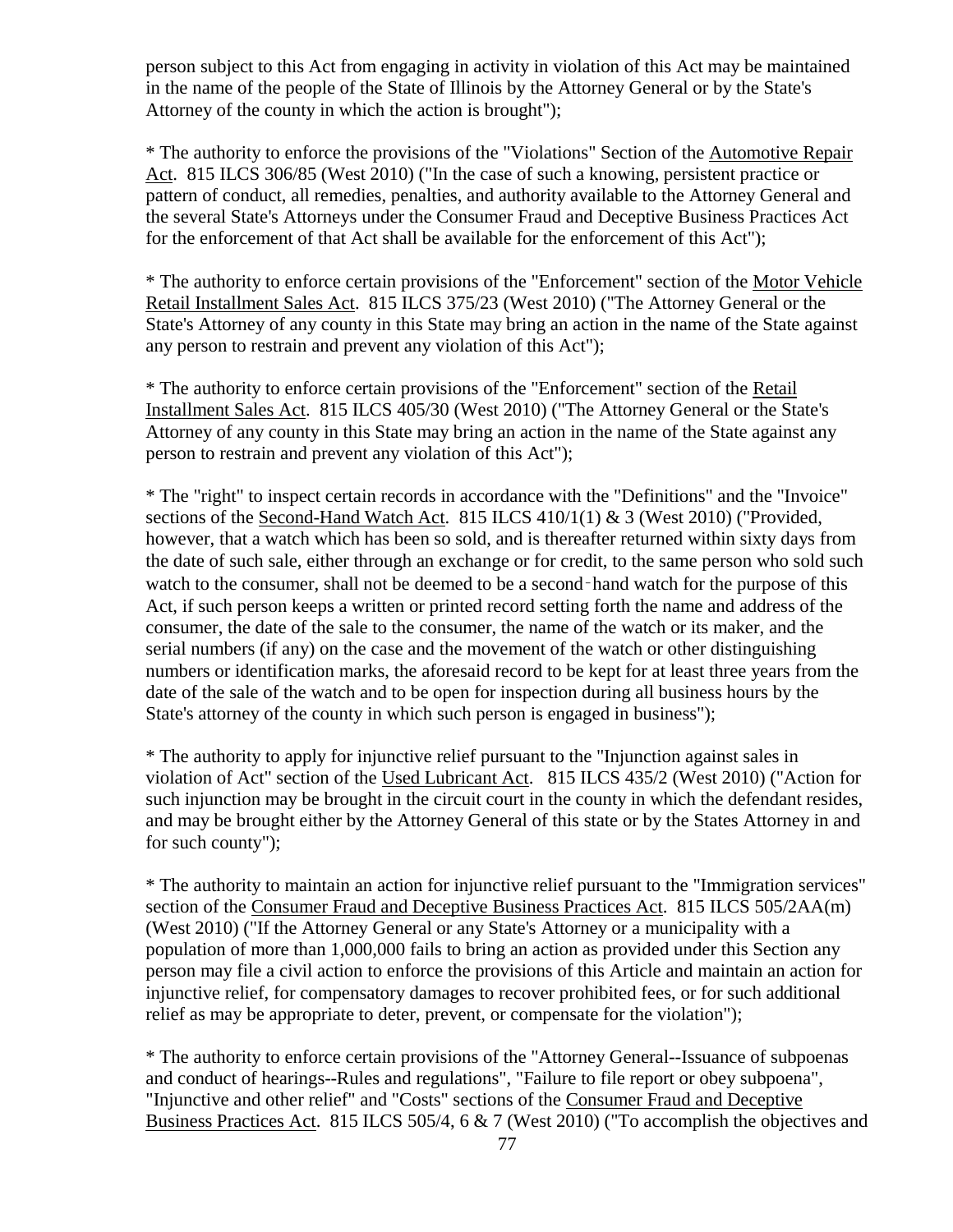person subject to this Act from engaging in activity in violation of this Act may be maintained in the name of the people of the State of Illinois by the Attorney General or by the State's Attorney of the county in which the action is brought");

* The authority to enforce the provisions of the "Violations" Section of the Automotive Repair Act. 815 ILCS 306/85 (West 2010) ("In the case of such a knowing, persistent practice or pattern of conduct, all remedies, penalties, and authority available to the Attorney General and the several State's Attorneys under the Consumer Fraud and Deceptive Business Practices Act for the enforcement of that Act shall be available for the enforcement of this Act");

* The authority to enforce certain provisions of the "Enforcement" section of the Motor Vehicle Retail Installment Sales Act. 815 ILCS 375/23 (West 2010) ("The Attorney General or the State's Attorney of any county in this State may bring an action in the name of the State against any person to restrain and prevent any violation of this Act");

* The authority to enforce certain provisions of the "Enforcement" section of the Retail Installment Sales Act. 815 ILCS 405/30 (West 2010) ("The Attorney General or the State's Attorney of any county in this State may bring an action in the name of the State against any person to restrain and prevent any violation of this Act");

* The "right" to inspect certain records in accordance with the "Definitions" and the "Invoice" sections of the Second-Hand Watch Act. 815 ILCS 410/1(1) & 3 (West 2010) ("Provided, however, that a watch which has been so sold, and is thereafter returned within sixty days from the date of such sale, either through an exchange or for credit, to the same person who sold such watch to the consumer, shall not be deemed to be a second-hand watch for the purpose of this Act, if such person keeps a written or printed record setting forth the name and address of the consumer, the date of the sale to the consumer, the name of the watch or its maker, and the serial numbers (if any) on the case and the movement of the watch or other distinguishing numbers or identification marks, the aforesaid record to be kept for at least three years from the date of the sale of the watch and to be open for inspection during all business hours by the State's attorney of the county in which such person is engaged in business");

* The authority to apply for injunctive relief pursuant to the "Injunction against sales in violation of Act" section of the Used Lubricant Act. 815 ILCS 435/2 (West 2010) ("Action for such injunction may be brought in the circuit court in the county in which the defendant resides, and may be brought either by the Attorney General of this state or by the States Attorney in and for such county");

* The authority to maintain an action for injunctive relief pursuant to the "Immigration services" section of the Consumer Fraud and Deceptive Business Practices Act. 815 ILCS 505/2AA(m) (West 2010) ("If the Attorney General or any State's Attorney or a municipality with a population of more than 1,000,000 fails to bring an action as provided under this Section any person may file a civil action to enforce the provisions of this Article and maintain an action for injunctive relief, for compensatory damages to recover prohibited fees, or for such additional relief as may be appropriate to deter, prevent, or compensate for the violation");

* The authority to enforce certain provisions of the "Attorney General--Issuance of subpoenas and conduct of hearings--Rules and regulations", "Failure to file report or obey subpoena", "Injunctive and other relief" and "Costs" sections of the Consumer Fraud and Deceptive Business Practices Act. 815 ILCS 505/4, 6 & 7 (West 2010) ("To accomplish the objectives and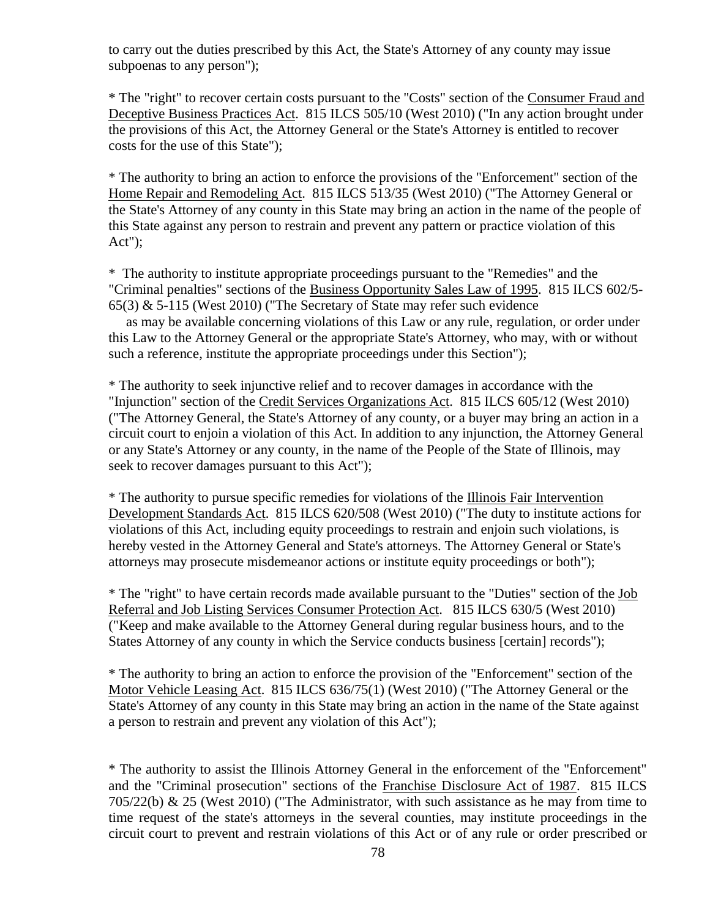to carry out the duties prescribed by this Act, the State's Attorney of any county may issue subpoenas to any person");

* The "right" to recover certain costs pursuant to the "Costs" section of the Consumer Fraud and Deceptive Business Practices Act. 815 ILCS 505/10 (West 2010) ("In any action brought under the provisions of this Act, the Attorney General or the State's Attorney is entitled to recover costs for the use of this State");

* The authority to bring an action to enforce the provisions of the "Enforcement" section of the Home Repair and Remodeling Act. 815 ILCS 513/35 (West 2010) ("The Attorney General or the State's Attorney of any county in this State may bring an action in the name of the people of this State against any person to restrain and prevent any pattern or practice violation of this Act");

* The authority to institute appropriate proceedings pursuant to the "Remedies" and the "Criminal penalties" sections of the Business Opportunity Sales Law of 1995. 815 ILCS 602/5-65(3) & 5-115 (West 2010) ("The Secretary of State may refer such evidence as may be available concerning violations of this Law or any rule, regulation, or order under this Law to the Attorney General or the appropriate State's Attorney, who may, with or without such a reference, institute the appropriate proceedings under this Section");

* The authority to seek injunctive relief and to recover damages in accordance with the "Injunction" section of the Credit Services Organizations Act. 815 ILCS 605/12 (West 2010) ("The Attorney General, the State's Attorney of any county, or a buyer may bring an action in a circuit court to enjoin a violation of this Act. In addition to any injunction, the Attorney General or any State's Attorney or any county, in the name of the People of the State of Illinois, may seek to recover damages pursuant to this Act");

* The authority to pursue specific remedies for violations of the Illinois Fair Intervention Development Standards Act. 815 ILCS 620/508 (West 2010) ("The duty to institute actions for violations of this Act, including equity proceedings to restrain and enjoin such violations, is hereby vested in the Attorney General and State's attorneys. The Attorney General or State's attorneys may prosecute misdemeanor actions or institute equity proceedings or both");

* The "right" to have certain records made available pursuant to the "Duties" section of the Job Referral and Job Listing Services Consumer Protection Act. 815 ILCS 630/5 (West 2010) ("Keep and make available to the Attorney General during regular business hours, and to the States Attorney of any county in which the Service conducts business [certain] records");

* The authority to bring an action to enforce the provision of the "Enforcement" section of the Motor Vehicle Leasing Act. 815 ILCS 636/75(1) (West 2010) ("The Attorney General or the State's Attorney of any county in this State may bring an action in the name of the State against a person to restrain and prevent any violation of this Act");

* The authority to assist the Illinois Attorney General in the enforcement of the "Enforcement" and the "Criminal prosecution" sections of the Franchise Disclosure Act of 1987. 815 ILCS 705/22(b) & 25 (West 2010) ("The Administrator, with such assistance as he may from time to time request of the state's attorneys in the several counties, may institute proceedings in the circuit court to prevent and restrain violations of this Act or of any rule or order prescribed or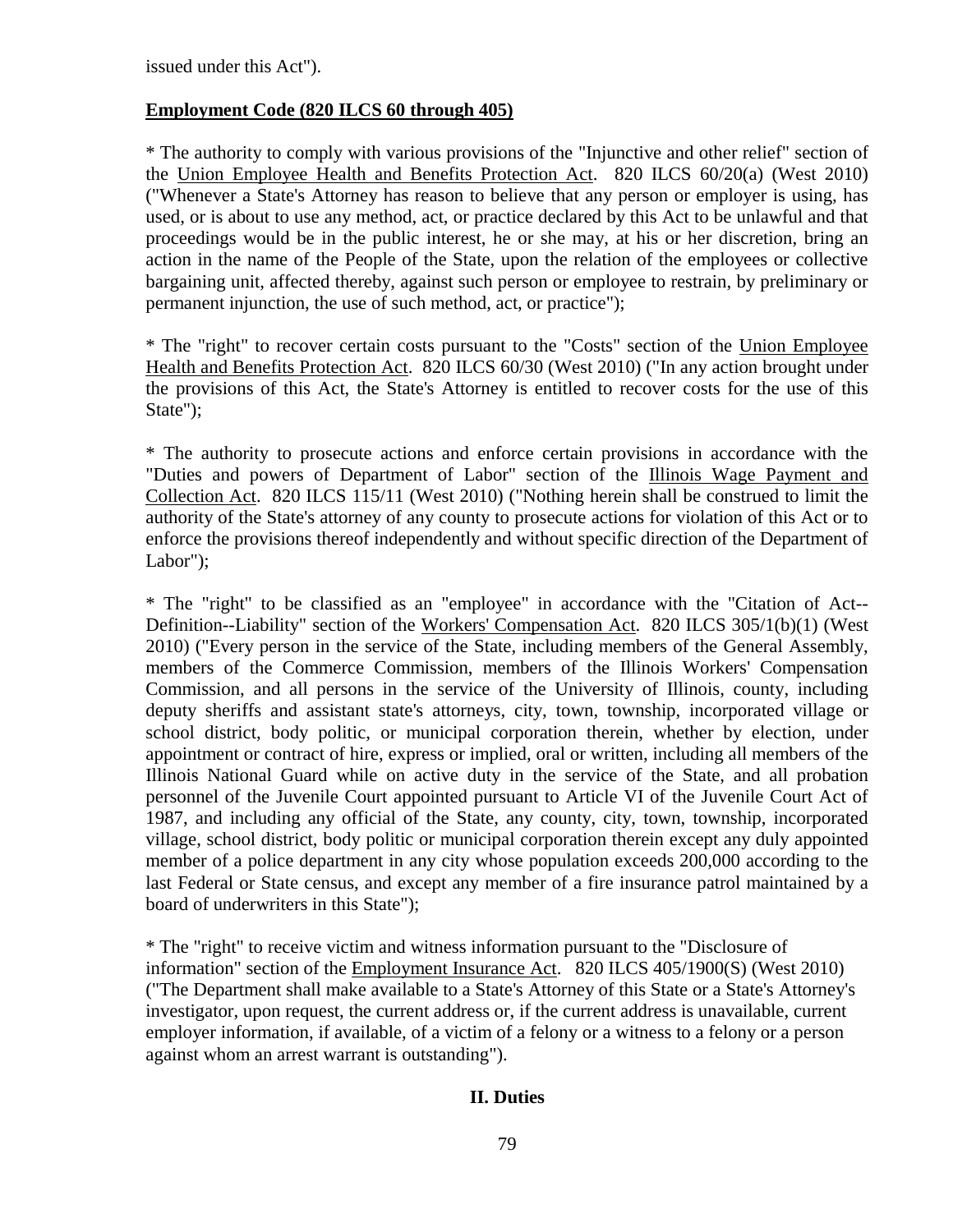issued under this Act").

**Employment Code (820 ILCS 60 through 405)**

* The authority to comply with various provisions of the "Injunctive and other relief" section of the Union Employee Health and Benefits Protection Act. 820 ILCS 60/20(a) (West 2010) ("Whenever a State's Attorney has reason to believe that any person or employer is using, has used, or is about to use any method, act, or practice declared by this Act to be unlawful and that proceedings would be in the public interest, he or she may, at his or her discretion, bring an action in the name of the People of the State, upon the relation of the employees or collective bargaining unit, affected thereby, against such person or employee to restrain, by preliminary or permanent injunction, the use of such method, act, or practice");

* The "right" to recover certain costs pursuant to the "Costs" section of the Union Employee Health and Benefits Protection Act. 820 ILCS 60/30 (West 2010) ("In any action brought under the provisions of this Act, the State's Attorney is entitled to recover costs for the use of this State");

* The authority to prosecute actions and enforce certain provisions in accordance with the "Duties and powers of Department of Labor" section of the Illinois Wage Payment and Collection Act. 820 ILCS 115/11 (West 2010) ("Nothing herein shall be construed to limit the authority of the State's attorney of any county to prosecute actions for violation of this Act or to enforce the provisions thereof independently and without specific direction of the Department of Labor");

* The "right" to be classified as an "employee" in accordance with the "Citation of Act--Definition--Liability" section of the Workers' Compensation Act. 820 ILCS 305/1(b)(1) (West 2010) ("Every person in the service of the State, including members of the General Assembly, members of the Commerce Commission, members of the Illinois Workers' Compensation Commission, and all persons in the service of the University of Illinois, county, including deputy sheriffs and assistant state's attorneys, city, town, township, incorporated village or school district, body politic, or municipal corporation therein, whether by election, under appointment or contract of hire, express or implied, oral or written, including all members of the Illinois National Guard while on active duty in the service of the State, and all probation personnel of the Juvenile Court appointed pursuant to Article VI of the Juvenile Court Act of 1987, and including any official of the State, any county, city, town, township, incorporated village, school district, body politic or municipal corporation therein except any duly appointed member of a police department in any city whose population exceeds 200,000 according to the last Federal or State census, and except any member of a fire insurance patrol maintained by a board of underwriters in this State");

* The "right" to receive victim and witness information pursuant to the "Disclosure of information" section of the Employment Insurance Act. 820 ILCS 405/1900(S) (West 2010) ("The Department shall make available to a State's Attorney of this State or a State's Attorney's investigator, upon request, the current address or, if the current address is unavailable, current employer information, if available, of a victim of a felony or a witness to a felony or a person against whom an arrest warrant is outstanding").

## II. Duties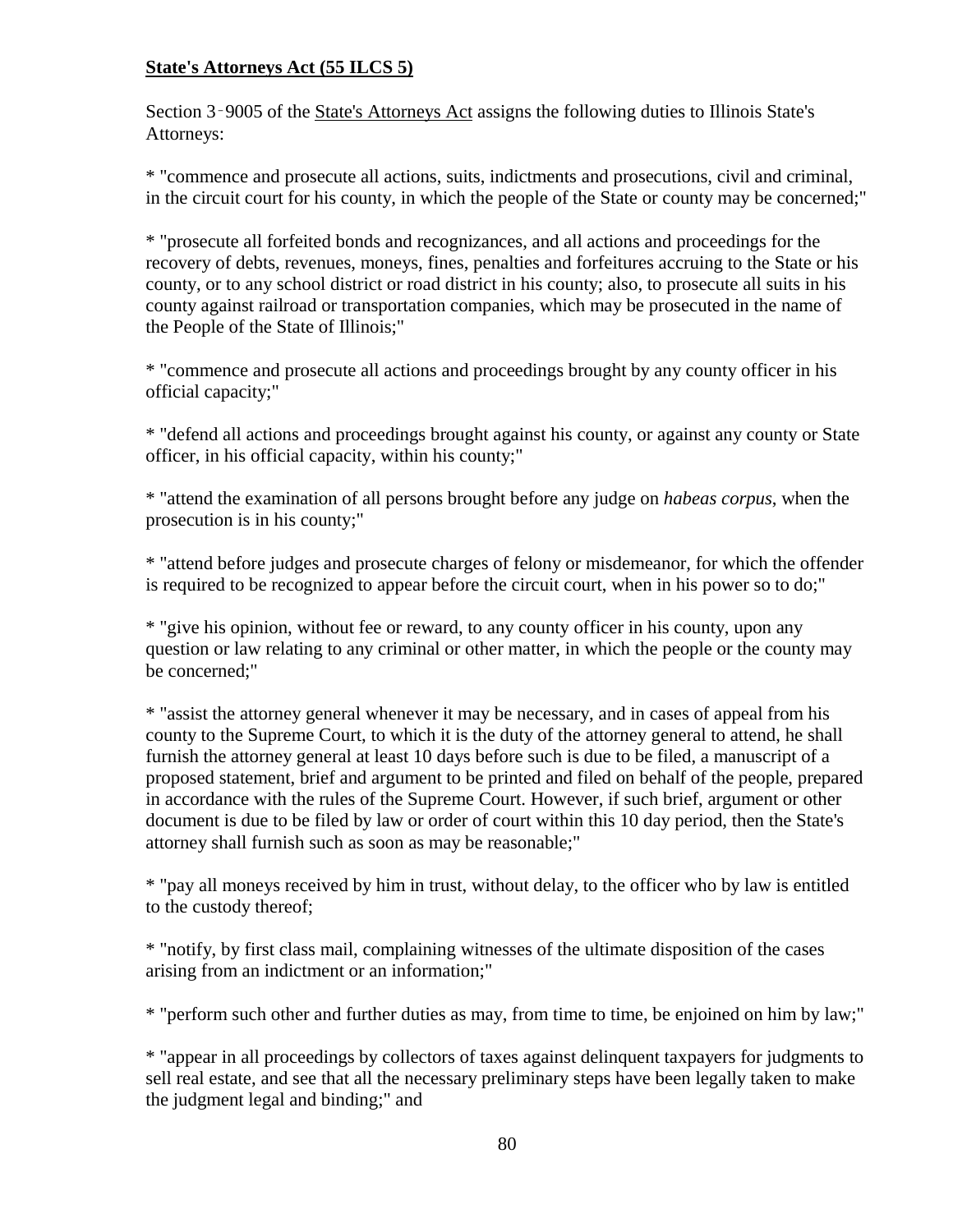**State's Attorneys Act (55 ILCS 5)**

Section 3‑9005 of the State's Attorneys Act assigns the following duties to Illinois State's Attorneys:

* "commence and prosecute all actions, suits, indictments and prosecutions, civil and criminal, in the circuit court for his county, in which the people of the State or county may be concerned;"

* "prosecute all forfeited bonds and recognizances, and all actions and proceedings for the recovery of debts, revenues, moneys, fines, penalties and forfeitures accruing to the State or his county, or to any school district or road district in his county; also, to prosecute all suits in his county against railroad or transportation companies, which may be prosecuted in the name of the People of the State of Illinois;"

* "commence and prosecute all actions and proceedings brought by any county officer in his official capacity;"

* "defend all actions and proceedings brought against his county, or against any county or State officer, in his official capacity, within his county;"

* "attend the examination of all persons brought before any judge on *habeas corpus*, when the prosecution is in his county;"

* "attend before judges and prosecute charges of felony or misdemeanor, for which the offender is required to be recognized to appear before the circuit court, when in his power so to do;"

* "give his opinion, without fee or reward, to any county officer in his county, upon any question or law relating to any criminal or other matter, in which the people or the county may be concerned;"

* "assist the attorney general whenever it may be necessary, and in cases of appeal from his county to the Supreme Court, to which it is the duty of the attorney general to attend, he shall furnish the attorney general at least 10 days before such is due to be filed, a manuscript of a proposed statement, brief and argument to be printed and filed on behalf of the people, prepared in accordance with the rules of the Supreme Court. However, if such brief, argument or other document is due to be filed by law or order of court within this 10 day period, then the State's attorney shall furnish such as soon as may be reasonable;"

* "pay all moneys received by him in trust, without delay, to the officer who by law is entitled to the custody thereof;

* "notify, by first class mail, complaining witnesses of the ultimate disposition of the cases arising from an indictment or an information;"

* "perform such other and further duties as may, from time to time, be enjoined on him by law;"

* "appear in all proceedings by collectors of taxes against delinquent taxpayers for judgments to sell real estate, and see that all the necessary preliminary steps have been legally taken to make the judgment legal and binding;" and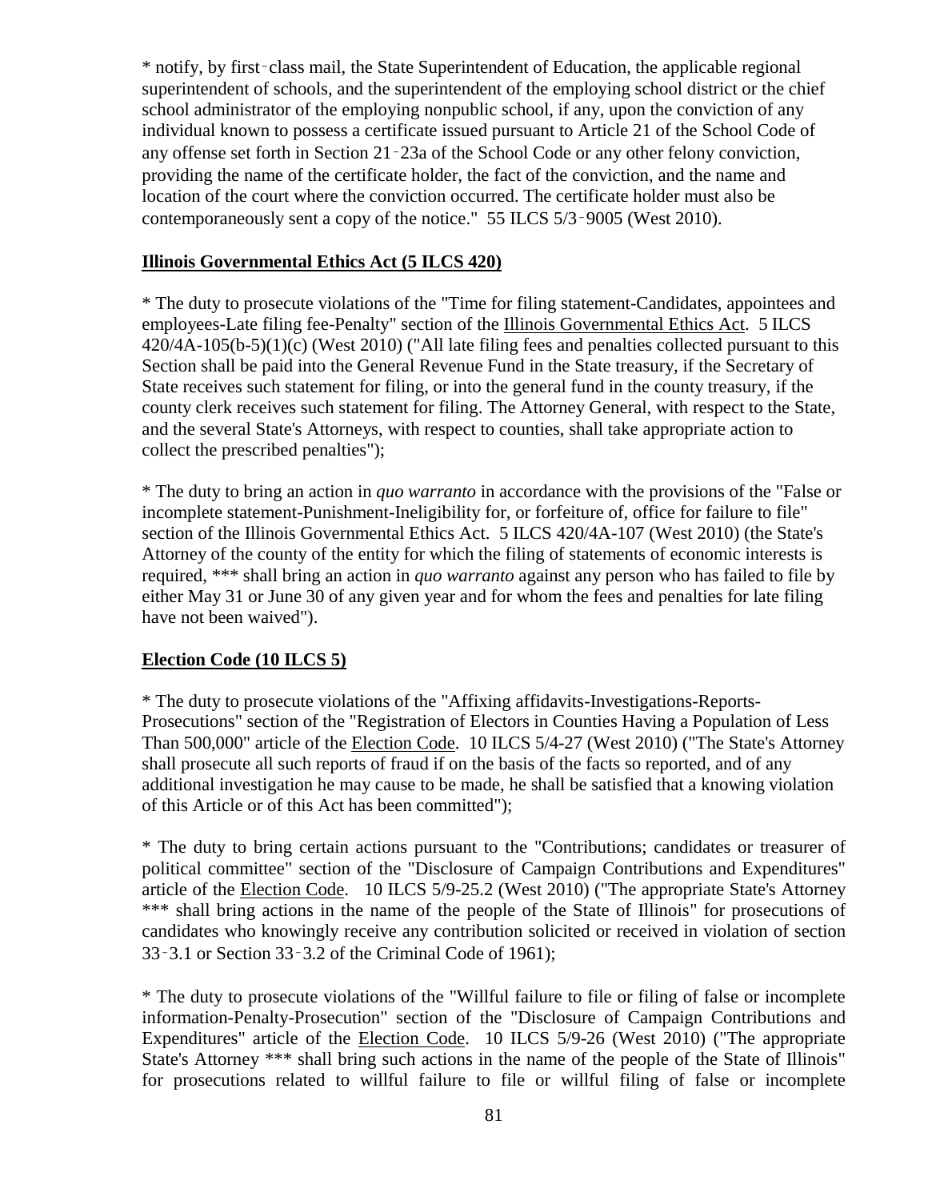* notify, by first‑class mail, the State Superintendent of Education, the applicable regional superintendent of schools, and the superintendent of the employing school district or the chief school administrator of the employing nonpublic school, if any, upon the conviction of any individual known to possess a certificate issued pursuant to Article 21 of the School Code of any offense set forth in Section 21‑23a of the School Code or any other felony conviction, providing the name of the certificate holder, the fact of the conviction, and the name and location of the court where the conviction occurred. The certificate holder must also be contemporaneously sent a copy of the notice." 55 ILCS 5/3‑9005 (West 2010).

**Illinois Governmental Ethics Act (5 ILCS 420)**

* The duty to prosecute violations of the "Time for filing statement-Candidates, appointees and employees-Late filing fee-Penalty" section of the Illinois Governmental Ethics Act. 5 ILCS 420/4A-105(b-5)(1)(c) (West 2010) ("All late filing fees and penalties collected pursuant to this Section shall be paid into the General Revenue Fund in the State treasury, if the Secretary of State receives such statement for filing, or into the general fund in the county treasury, if the county clerk receives such statement for filing. The Attorney General, with respect to the State, and the several State's Attorneys, with respect to counties, shall take appropriate action to collect the prescribed penalties");

* The duty to bring an action in *quo warranto* in accordance with the provisions of the "False or incomplete statement-Punishment-Ineligibility for, or forfeiture of, office for failure to file" section of the Illinois Governmental Ethics Act. 5 ILCS 420/4A-107 (West 2010) (the State's Attorney of the county of the entity for which the filing of statements of economic interests is required, *** shall bring an action in *quo warranto* against any person who has failed to file by either May 31 or June 30 of any given year and for whom the fees and penalties for late filing have not been waived").

**Election Code (10 ILCS 5)**

* The duty to prosecute violations of the "Affixing affidavits-Investigations-Reports-Prosecutions" section of the "Registration of Electors in Counties Having a Population of Less Than 500,000" article of the Election Code. 10 ILCS 5/4-27 (West 2010) ("The State's Attorney shall prosecute all such reports of fraud if on the basis of the facts so reported, and of any additional investigation he may cause to be made, he shall be satisfied that a knowing violation of this Article or of this Act has been committed");

* The duty to bring certain actions pursuant to the "Contributions; candidates or treasurer of political committee" section of the "Disclosure of Campaign Contributions and Expenditures" article of the Election Code. 10 ILCS 5/9-25.2 (West 2010) ("The appropriate State's Attorney *** shall bring actions in the name of the people of the State of Illinois" for prosecutions of candidates who knowingly receive any contribution solicited or received in violation of section 33‑3.1 or Section 33‑3.2 of the Criminal Code of 1961);

* The duty to prosecute violations of the "Willful failure to file or filing of false or incomplete information-Penalty-Prosecution" section of the "Disclosure of Campaign Contributions and Expenditures" article of the Election Code. 10 ILCS 5/9-26 (West 2010) ("The appropriate State's Attorney *** shall bring such actions in the name of the people of the State of Illinois" for prosecutions related to willful failure to file or willful filing of false or incomplete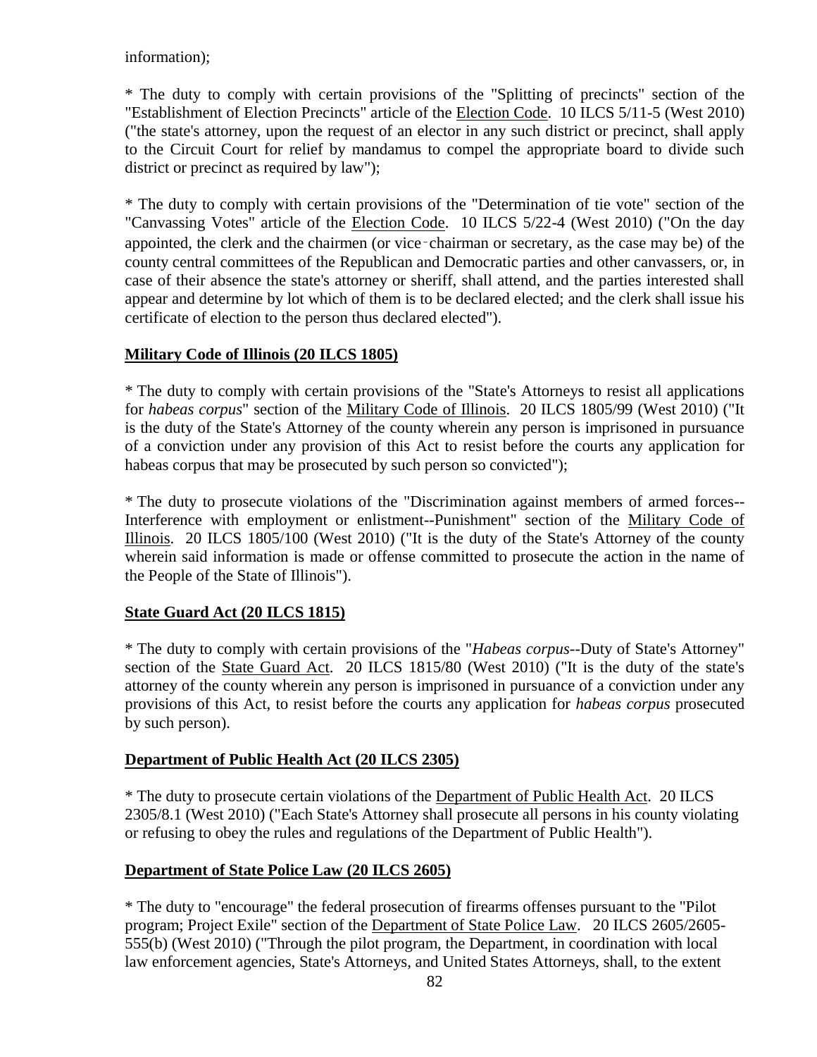information);

* The duty to comply with certain provisions of the "Splitting of precincts" section of the "Establishment of Election Precincts" article of the Election Code. 10 ILCS 5/11-5 (West 2010) ("the state's attorney, upon the request of an elector in any such district or precinct, shall apply to the Circuit Court for relief by mandamus to compel the appropriate board to divide such district or precinct as required by law");

* The duty to comply with certain provisions of the "Determination of tie vote" section of the "Canvassing Votes" article of the Election Code. 10 ILCS 5/22-4 (West 2010) ("On the day appointed, the clerk and the chairmen (or vice-chairman or secretary, as the case may be) of the county central committees of the Republican and Democratic parties and other canvassers, or, in case of their absence the state's attorney or sheriff, shall attend, and the parties interested shall appear and determine by lot which of them is to be declared elected; and the clerk shall issue his certificate of election to the person thus declared elected").

**Military Code of Illinois (20 ILCS 1805)**

* The duty to comply with certain provisions of the "State's Attorneys to resist all applications for *habeas corpus*" section of the Military Code of Illinois. 20 ILCS 1805/99 (West 2010) ("It is the duty of the State's Attorney of the county wherein any person is imprisoned in pursuance of a conviction under any provision of this Act to resist before the courts any application for habeas corpus that may be prosecuted by such person so convicted");

* The duty to prosecute violations of the "Discrimination against members of armed forces--Interference with employment or enlistment--Punishment" section of the Military Code of Illinois. 20 ILCS 1805/100 (West 2010) ("It is the duty of the State's Attorney of the county wherein said information is made or offense committed to prosecute the action in the name of the People of the State of Illinois").

**State Guard Act (20 ILCS 1815)**

* The duty to comply with certain provisions of the "*Habeas corpus*--Duty of State's Attorney" section of the State Guard Act. 20 ILCS 1815/80 (West 2010) ("It is the duty of the state's attorney of the county wherein any person is imprisoned in pursuance of a conviction under any provisions of this Act, to resist before the courts any application for *habeas corpus* prosecuted by such person).

**Department of Public Health Act (20 ILCS 2305)**

* The duty to prosecute certain violations of the Department of Public Health Act. 20 ILCS 2305/8.1 (West 2010) ("Each State's Attorney shall prosecute all persons in his county violating or refusing to obey the rules and regulations of the Department of Public Health").

**Department of State Police Law (20 ILCS 2605)**

* The duty to "encourage" the federal prosecution of firearms offenses pursuant to the "Pilot program; Project Exile" section of the Department of State Police Law. 20 ILCS 2605/2605-555(b) (West 2010) ("Through the pilot program, the Department, in coordination with local law enforcement agencies, State's Attorneys, and United States Attorneys, shall, to the extent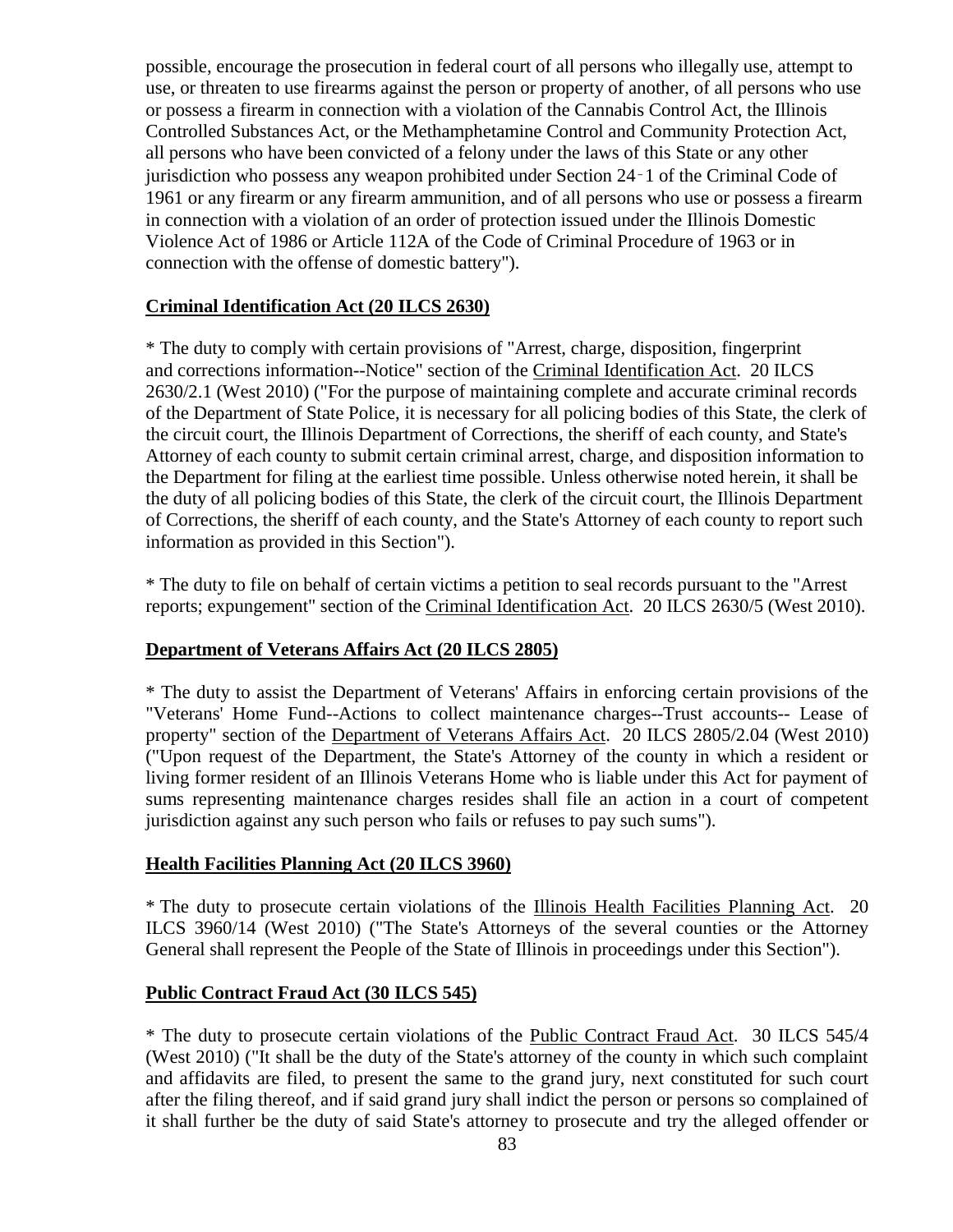possible, encourage the prosecution in federal court of all persons who illegally use, attempt to use, or threaten to use firearms against the person or property of another, of all persons who use or possess a firearm in connection with a violation of the Cannabis Control Act, the Illinois Controlled Substances Act, or the Methamphetamine Control and Community Protection Act, all persons who have been convicted of a felony under the laws of this State or any other jurisdiction who possess any weapon prohibited under Section 24‑1 of the Criminal Code of 1961 or any firearm or any firearm ammunition, and of all persons who use or possess a firearm in connection with a violation of an order of protection issued under the Illinois Domestic Violence Act of 1986 or Article 112A of the Code of Criminal Procedure of 1963 or in connection with the offense of domestic battery").

**Criminal Identification Act (20 ILCS 2630)**

* The duty to comply with certain provisions of "Arrest, charge, disposition, fingerprint and corrections information--Notice" section of the Criminal Identification Act. 20 ILCS 2630/2.1 (West 2010) ("For the purpose of maintaining complete and accurate criminal records of the Department of State Police, it is necessary for all policing bodies of this State, the clerk of the circuit court, the Illinois Department of Corrections, the sheriff of each county, and State's Attorney of each county to submit certain criminal arrest, charge, and disposition information to the Department for filing at the earliest time possible. Unless otherwise noted herein, it shall be the duty of all policing bodies of this State, the clerk of the circuit court, the Illinois Department of Corrections, the sheriff of each county, and the State's Attorney of each county to report such information as provided in this Section").

* The duty to file on behalf of certain victims a petition to seal records pursuant to the "Arrest reports; expungement" section of the Criminal Identification Act. 20 ILCS 2630/5 (West 2010).

**Department of Veterans Affairs Act (20 ILCS 2805)**

* The duty to assist the Department of Veterans' Affairs in enforcing certain provisions of the "Veterans' Home Fund--Actions to collect maintenance charges--Trust accounts-- Lease of property" section of the Department of Veterans Affairs Act. 20 ILCS 2805/2.04 (West 2010) ("Upon request of the Department, the State's Attorney of the county in which a resident or living former resident of an Illinois Veterans Home who is liable under this Act for payment of sums representing maintenance charges resides shall file an action in a court of competent jurisdiction against any such person who fails or refuses to pay such sums").

**Health Facilities Planning Act (20 ILCS 3960)**

* The duty to prosecute certain violations of the Illinois Health Facilities Planning Act. 20 ILCS 3960/14 (West 2010) ("The State's Attorneys of the several counties or the Attorney General shall represent the People of the State of Illinois in proceedings under this Section").

**Public Contract Fraud Act (30 ILCS 545)**

* The duty to prosecute certain violations of the Public Contract Fraud Act. 30 ILCS 545/4 (West 2010) ("It shall be the duty of the State's attorney of the county in which such complaint and affidavits are filed, to present the same to the grand jury, next constituted for such court after the filing thereof, and if said grand jury shall indict the person or persons so complained of it shall further be the duty of said State's attorney to prosecute and try the alleged offender or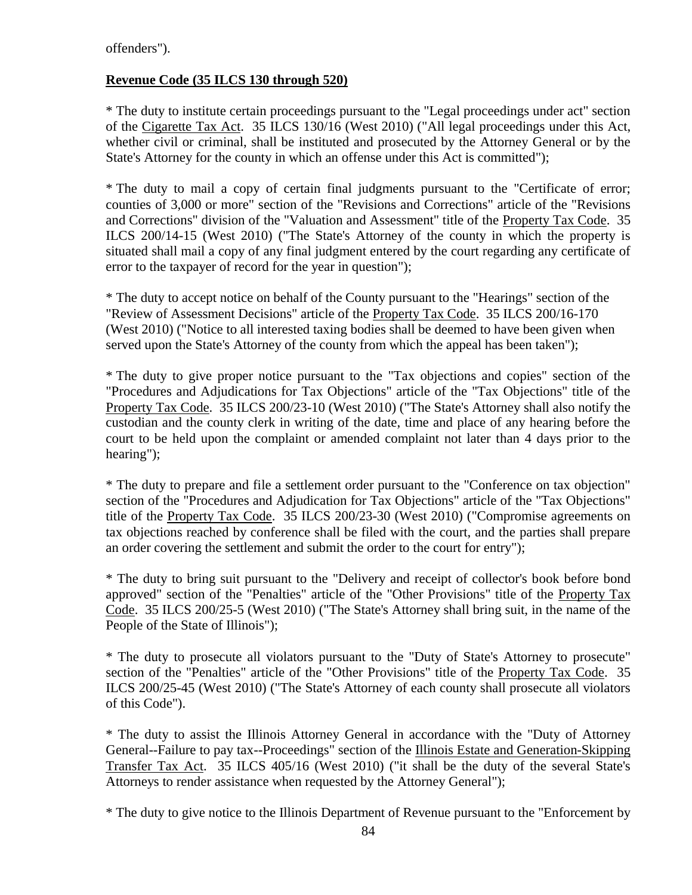offenders").

**Revenue Code (35 ILCS 130 through 520)**

* The duty to institute certain proceedings pursuant to the "Legal proceedings under act" section of the Cigarette Tax Act. 35 ILCS 130/16 (West 2010) ("All legal proceedings under this Act, whether civil or criminal, shall be instituted and prosecuted by the Attorney General or by the State's Attorney for the county in which an offense under this Act is committed");

* The duty to mail a copy of certain final judgments pursuant to the "Certificate of error; counties of 3,000 or more" section of the "Revisions and Corrections" article of the "Revisions and Corrections" division of the "Valuation and Assessment" title of the Property Tax Code. 35 ILCS 200/14-15 (West 2010) ("The State's Attorney of the county in which the property is situated shall mail a copy of any final judgment entered by the court regarding any certificate of error to the taxpayer of record for the year in question");

* The duty to accept notice on behalf of the County pursuant to the "Hearings" section of the "Review of Assessment Decisions" article of the Property Tax Code. 35 ILCS 200/16-170 (West 2010) ("Notice to all interested taxing bodies shall be deemed to have been given when served upon the State's Attorney of the county from which the appeal has been taken");

* The duty to give proper notice pursuant to the "Tax objections and copies" section of the "Procedures and Adjudications for Tax Objections" article of the "Tax Objections" title of the Property Tax Code. 35 ILCS 200/23-10 (West 2010) ("The State's Attorney shall also notify the custodian and the county clerk in writing of the date, time and place of any hearing before the court to be held upon the complaint or amended complaint not later than 4 days prior to the hearing");

* The duty to prepare and file a settlement order pursuant to the "Conference on tax objection" section of the "Procedures and Adjudication for Tax Objections" article of the "Tax Objections" title of the Property Tax Code. 35 ILCS 200/23-30 (West 2010) ("Compromise agreements on tax objections reached by conference shall be filed with the court, and the parties shall prepare an order covering the settlement and submit the order to the court for entry");

* The duty to bring suit pursuant to the "Delivery and receipt of collector's book before bond approved" section of the "Penalties" article of the "Other Provisions" title of the Property Tax Code. 35 ILCS 200/25-5 (West 2010) ("The State's Attorney shall bring suit, in the name of the People of the State of Illinois");

* The duty to prosecute all violators pursuant to the "Duty of State's Attorney to prosecute" section of the "Penalties" article of the "Other Provisions" title of the Property Tax Code. 35 ILCS 200/25-45 (West 2010) ("The State's Attorney of each county shall prosecute all violators of this Code").

* The duty to assist the Illinois Attorney General in accordance with the "Duty of Attorney General--Failure to pay tax--Proceedings" section of the Illinois Estate and Generation-Skipping Transfer Tax Act. 35 ILCS 405/16 (West 2010) ("it shall be the duty of the several State's Attorneys to render assistance when requested by the Attorney General");

* The duty to give notice to the Illinois Department of Revenue pursuant to the "Enforcement by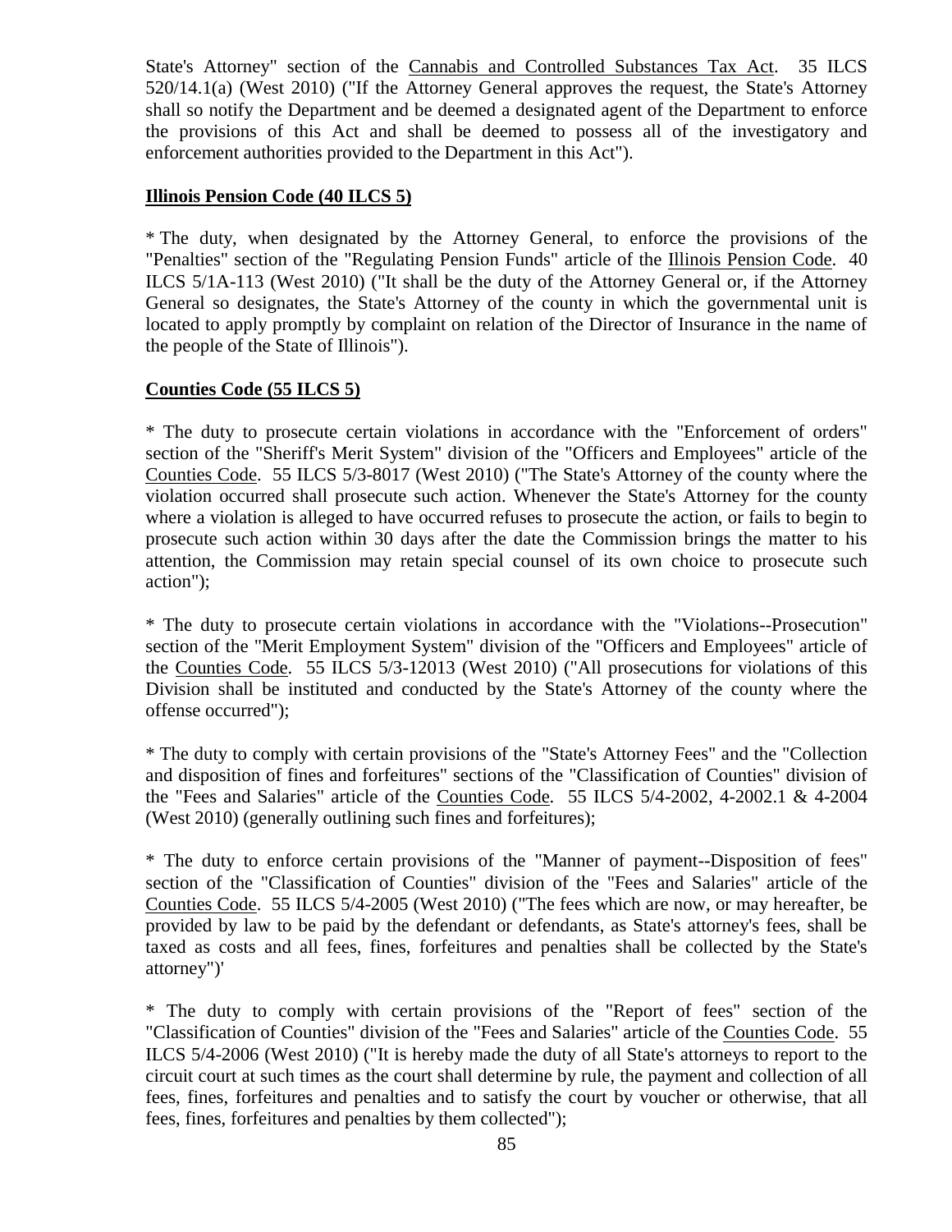State's Attorney" section of the Cannabis and Controlled Substances Tax Act. 35 ILCS 520/14.1(a) (West 2010) ("If the Attorney General approves the request, the State's Attorney shall so notify the Department and be deemed a designated agent of the Department to enforce the provisions of this Act and shall be deemed to possess all of the investigatory and enforcement authorities provided to the Department in this Act").

**Illinois Pension Code (40 ILCS 5)**

* The duty, when designated by the Attorney General, to enforce the provisions of the "Penalties" section of the "Regulating Pension Funds" article of the Illinois Pension Code. 40 ILCS 5/1A-113 (West 2010) ("It shall be the duty of the Attorney General or, if the Attorney General so designates, the State's Attorney of the county in which the governmental unit is located to apply promptly by complaint on relation of the Director of Insurance in the name of the people of the State of Illinois").

**Counties Code (55 ILCS 5)**

* The duty to prosecute certain violations in accordance with the "Enforcement of orders" section of the "Sheriff's Merit System" division of the "Officers and Employees" article of the Counties Code. 55 ILCS 5/3-8017 (West 2010) ("The State's Attorney of the county where the violation occurred shall prosecute such action. Whenever the State's Attorney for the county where a violation is alleged to have occurred refuses to prosecute the action, or fails to begin to prosecute such action within 30 days after the date the Commission brings the matter to his attention, the Commission may retain special counsel of its own choice to prosecute such action");

* The duty to prosecute certain violations in accordance with the "Violations--Prosecution" section of the "Merit Employment System" division of the "Officers and Employees" article of the Counties Code. 55 ILCS 5/3-12013 (West 2010) ("All prosecutions for violations of this Division shall be instituted and conducted by the State's Attorney of the county where the offense occurred");

* The duty to comply with certain provisions of the "State's Attorney Fees" and the "Collection and disposition of fines and forfeitures" sections of the "Classification of Counties" division of the "Fees and Salaries" article of the Counties Code. 55 ILCS 5/4-2002, 4-2002.1 & 4-2004 (West 2010) (generally outlining such fines and forfeitures);

* The duty to enforce certain provisions of the "Manner of payment--Disposition of fees" section of the "Classification of Counties" division of the "Fees and Salaries" article of the Counties Code. 55 ILCS 5/4-2005 (West 2010) ("The fees which are now, or may hereafter, be provided by law to be paid by the defendant or defendants, as State's attorney's fees, shall be taxed as costs and all fees, fines, forfeitures and penalties shall be collected by the State's attorney")'

* The duty to comply with certain provisions of the "Report of fees" section of the "Classification of Counties" division of the "Fees and Salaries" article of the Counties Code. 55 ILCS 5/4-2006 (West 2010) ("It is hereby made the duty of all State's attorneys to report to the circuit court at such times as the court shall determine by rule, the payment and collection of all fees, fines, forfeitures and penalties and to satisfy the court by voucher or otherwise, that all fees, fines, forfeitures and penalties by them collected");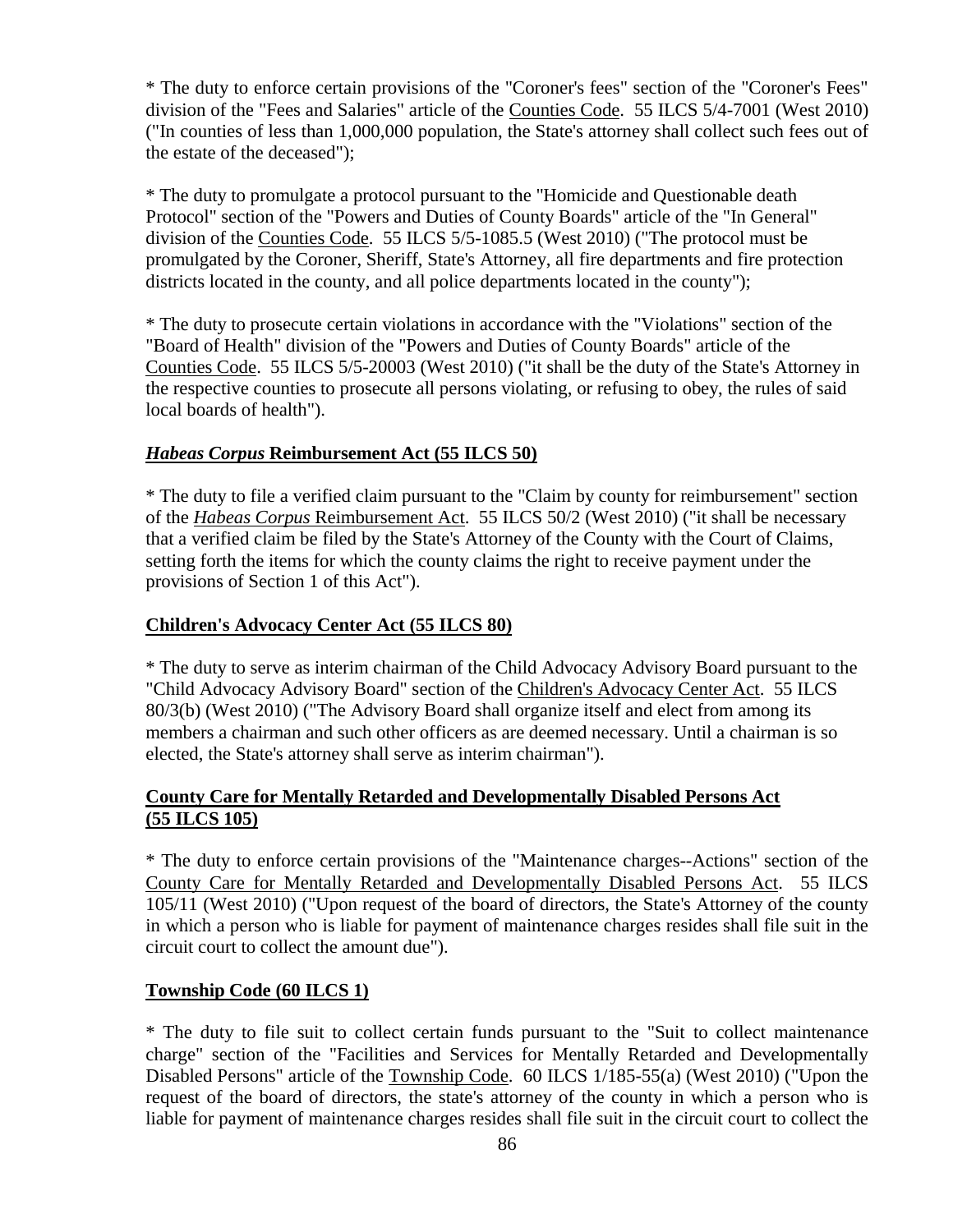* The duty to enforce certain provisions of the "Coroner's fees" section of the "Coroner's Fees" division of the "Fees and Salaries" article of the Counties Code. 55 ILCS 5/4-7001 (West 2010) ("In counties of less than 1,000,000 population, the State's attorney shall collect such fees out of the estate of the deceased");

* The duty to promulgate a protocol pursuant to the "Homicide and Questionable death Protocol" section of the "Powers and Duties of County Boards" article of the "In General" division of the Counties Code. 55 ILCS 5/5-1085.5 (West 2010) ("The protocol must be promulgated by the Coroner, Sheriff, State's Attorney, all fire departments and fire protection districts located in the county, and all police departments located in the county");

* The duty to prosecute certain violations in accordance with the "Violations" section of the "Board of Health" division of the "Powers and Duties of County Boards" article of the Counties Code. 55 ILCS 5/5-20003 (West 2010) ("it shall be the duty of the State's Attorney in the respective counties to prosecute all persons violating, or refusing to obey, the rules of said local boards of health").

## ***Habeas Corpus*** **Reimbursement Act (55 ILCS 50)**

* The duty to file a verified claim pursuant to the "Claim by county for reimbursement" section of the *Habeas Corpus* Reimbursement Act. 55 ILCS 50/2 (West 2010) ("it shall be necessary that a verified claim be filed by the State's Attorney of the County with the Court of Claims, setting forth the items for which the county claims the right to receive payment under the provisions of Section 1 of this Act").

## **Children's Advocacy Center Act (55 ILCS 80)**

* The duty to serve as interim chairman of the Child Advocacy Advisory Board pursuant to the "Child Advocacy Advisory Board" section of the Children's Advocacy Center Act. 55 ILCS 80/3(b) (West 2010) ("The Advisory Board shall organize itself and elect from among its members a chairman and such other officers as are deemed necessary. Until a chairman is so elected, the State's attorney shall serve as interim chairman").

## **County Care for Mentally Retarded and Developmentally Disabled Persons Act (55 ILCS 105)**

* The duty to enforce certain provisions of the "Maintenance charges--Actions" section of the County Care for Mentally Retarded and Developmentally Disabled Persons Act. 55 ILCS 105/11 (West 2010) ("Upon request of the board of directors, the State's Attorney of the county in which a person who is liable for payment of maintenance charges resides shall file suit in the circuit court to collect the amount due").

## **Township Code (60 ILCS 1)**

* The duty to file suit to collect certain funds pursuant to the "Suit to collect maintenance charge" section of the "Facilities and Services for Mentally Retarded and Developmentally Disabled Persons" article of the Township Code. 60 ILCS 1/185-55(a) (West 2010) ("Upon the request of the board of directors, the state's attorney of the county in which a person who is liable for payment of maintenance charges resides shall file suit in the circuit court to collect the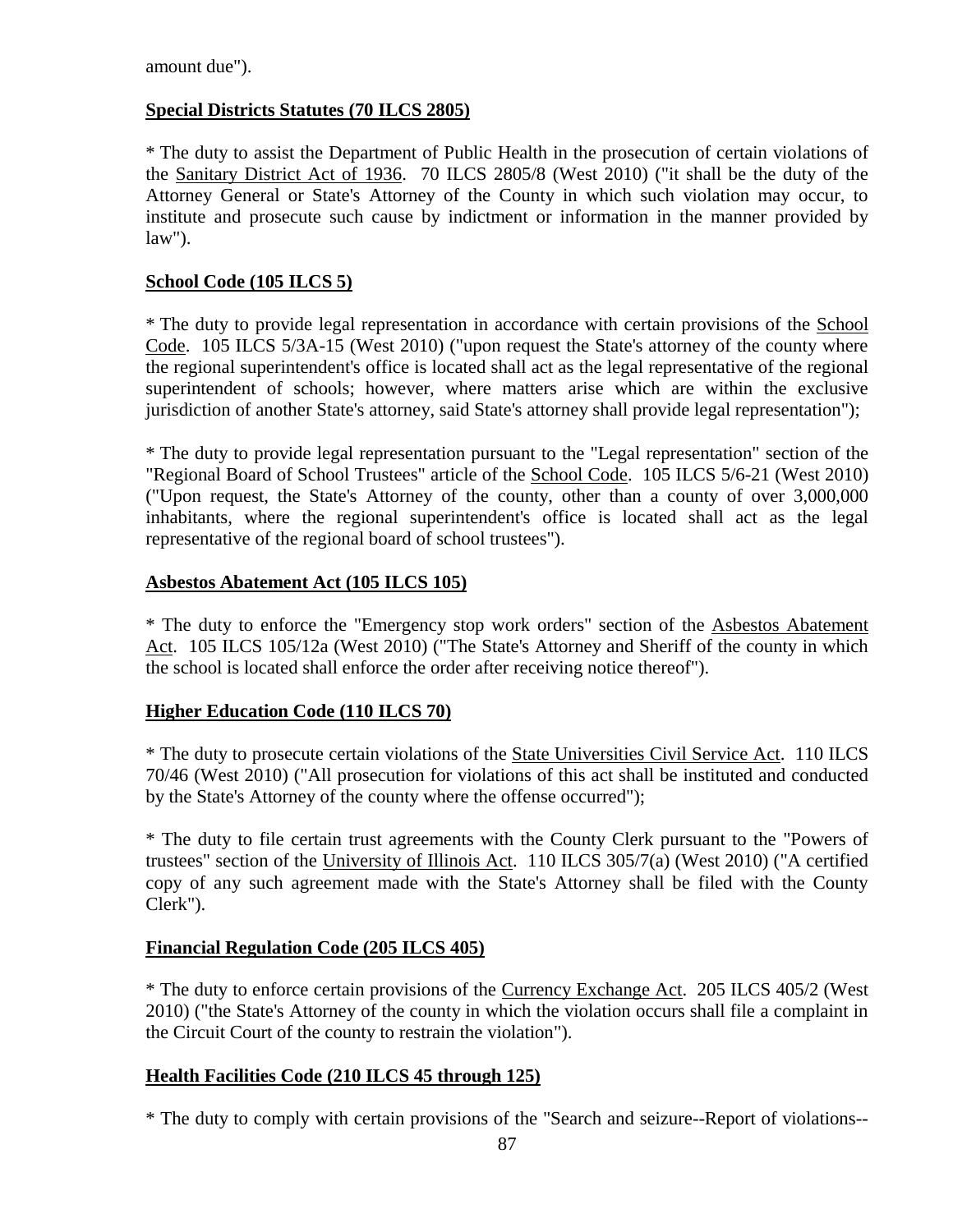amount due").

**Special Districts Statutes (70 ILCS 2805)**

* The duty to assist the Department of Public Health in the prosecution of certain violations of the Sanitary District Act of 1936. 70 ILCS 2805/8 (West 2010) ("it shall be the duty of the Attorney General or State's Attorney of the County in which such violation may occur, to institute and prosecute such cause by indictment or information in the manner provided by law").

**School Code (105 ILCS 5)**

* The duty to provide legal representation in accordance with certain provisions of the School Code. 105 ILCS 5/3A-15 (West 2010) ("upon request the State's attorney of the county where the regional superintendent's office is located shall act as the legal representative of the regional superintendent of schools; however, where matters arise which are within the exclusive jurisdiction of another State's attorney, said State's attorney shall provide legal representation");

* The duty to provide legal representation pursuant to the "Legal representation" section of the "Regional Board of School Trustees" article of the School Code. 105 ILCS 5/6-21 (West 2010) ("Upon request, the State's Attorney of the county, other than a county of over 3,000,000 inhabitants, where the regional superintendent's office is located shall act as the legal representative of the regional board of school trustees").

**Asbestos Abatement Act (105 ILCS 105)**

* The duty to enforce the "Emergency stop work orders" section of the Asbestos Abatement Act. 105 ILCS 105/12a (West 2010) ("The State's Attorney and Sheriff of the county in which the school is located shall enforce the order after receiving notice thereof").

**Higher Education Code (110 ILCS 70)**

* The duty to prosecute certain violations of the State Universities Civil Service Act. 110 ILCS 70/46 (West 2010) ("All prosecution for violations of this act shall be instituted and conducted by the State's Attorney of the county where the offense occurred");

* The duty to file certain trust agreements with the County Clerk pursuant to the "Powers of trustees" section of the University of Illinois Act. 110 ILCS 305/7(a) (West 2010) ("A certified copy of any such agreement made with the State's Attorney shall be filed with the County Clerk").

**Financial Regulation Code (205 ILCS 405)**

* The duty to enforce certain provisions of the Currency Exchange Act. 205 ILCS 405/2 (West 2010) ("the State's Attorney of the county in which the violation occurs shall file a complaint in the Circuit Court of the county to restrain the violation").

**Health Facilities Code (210 ILCS 45 through 125)**

* The duty to comply with certain provisions of the "Search and seizure--Report of violations--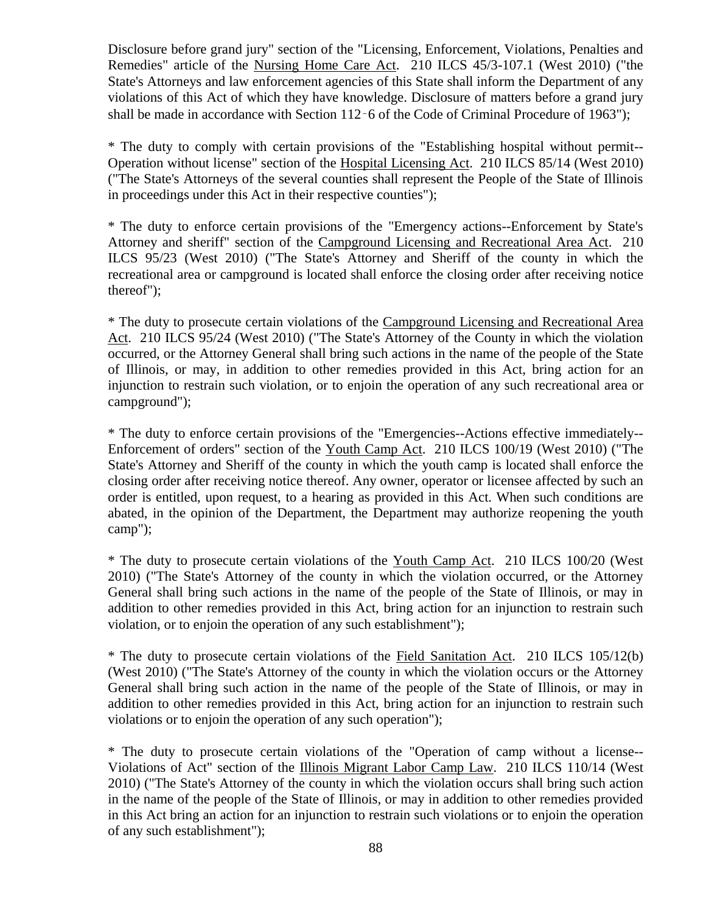Disclosure before grand jury" section of the "Licensing, Enforcement, Violations, Penalties and Remedies" article of the Nursing Home Care Act. 210 ILCS 45/3-107.1 (West 2010) ("the State's Attorneys and law enforcement agencies of this State shall inform the Department of any violations of this Act of which they have knowledge. Disclosure of matters before a grand jury shall be made in accordance with Section 112‑6 of the Code of Criminal Procedure of 1963");

* The duty to comply with certain provisions of the "Establishing hospital without permit--Operation without license" section of the Hospital Licensing Act. 210 ILCS 85/14 (West 2010) ("The State's Attorneys of the several counties shall represent the People of the State of Illinois in proceedings under this Act in their respective counties");

* The duty to enforce certain provisions of the "Emergency actions--Enforcement by State's Attorney and sheriff" section of the Campground Licensing and Recreational Area Act. 210 ILCS 95/23 (West 2010) ("The State's Attorney and Sheriff of the county in which the recreational area or campground is located shall enforce the closing order after receiving notice thereof");

* The duty to prosecute certain violations of the Campground Licensing and Recreational Area Act. 210 ILCS 95/24 (West 2010) ("The State's Attorney of the County in which the violation occurred, or the Attorney General shall bring such actions in the name of the people of the State of Illinois, or may, in addition to other remedies provided in this Act, bring action for an injunction to restrain such violation, or to enjoin the operation of any such recreational area or campground");

* The duty to enforce certain provisions of the "Emergencies--Actions effective immediately--Enforcement of orders" section of the Youth Camp Act. 210 ILCS 100/19 (West 2010) ("The State's Attorney and Sheriff of the county in which the youth camp is located shall enforce the closing order after receiving notice thereof. Any owner, operator or licensee affected by such an order is entitled, upon request, to a hearing as provided in this Act. When such conditions are abated, in the opinion of the Department, the Department may authorize reopening the youth camp");

* The duty to prosecute certain violations of the Youth Camp Act. 210 ILCS 100/20 (West 2010) ("The State's Attorney of the county in which the violation occurred, or the Attorney General shall bring such actions in the name of the people of the State of Illinois, or may in addition to other remedies provided in this Act, bring action for an injunction to restrain such violation, or to enjoin the operation of any such establishment");

* The duty to prosecute certain violations of the Field Sanitation Act. 210 ILCS 105/12(b) (West 2010) ("The State's Attorney of the county in which the violation occurs or the Attorney General shall bring such action in the name of the people of the State of Illinois, or may in addition to other remedies provided in this Act, bring action for an injunction to restrain such violations or to enjoin the operation of any such operation");

* The duty to prosecute certain violations of the "Operation of camp without a license--Violations of Act" section of the Illinois Migrant Labor Camp Law. 210 ILCS 110/14 (West 2010) ("The State's Attorney of the county in which the violation occurs shall bring such action in the name of the people of the State of Illinois, or may in addition to other remedies provided in this Act bring an action for an injunction to restrain such violations or to enjoin the operation of any such establishment");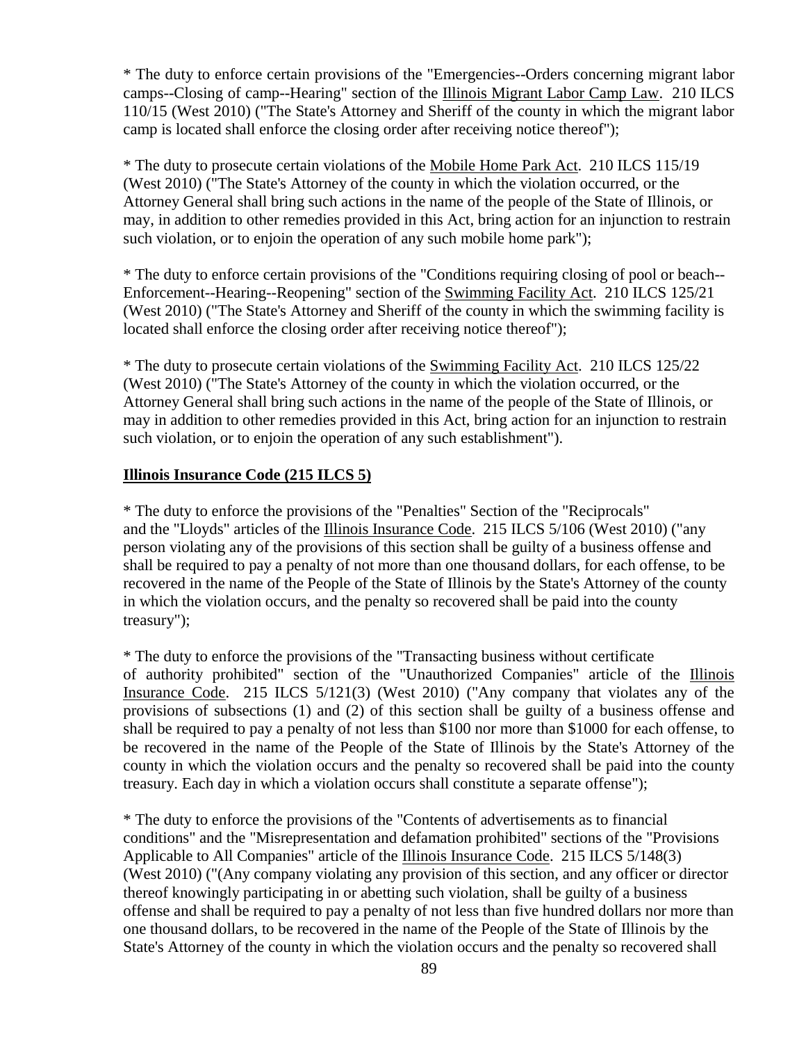* The duty to enforce certain provisions of the "Emergencies--Orders concerning migrant labor camps--Closing of camp--Hearing" section of the Illinois Migrant Labor Camp Law. 210 ILCS 110/15 (West 2010) ("The State's Attorney and Sheriff of the county in which the migrant labor camp is located shall enforce the closing order after receiving notice thereof");

* The duty to prosecute certain violations of the Mobile Home Park Act. 210 ILCS 115/19 (West 2010) ("The State's Attorney of the county in which the violation occurred, or the Attorney General shall bring such actions in the name of the people of the State of Illinois, or may, in addition to other remedies provided in this Act, bring action for an injunction to restrain such violation, or to enjoin the operation of any such mobile home park");

* The duty to enforce certain provisions of the "Conditions requiring closing of pool or beach--Enforcement--Hearing--Reopening" section of the Swimming Facility Act. 210 ILCS 125/21 (West 2010) ("The State's Attorney and Sheriff of the county in which the swimming facility is located shall enforce the closing order after receiving notice thereof");

* The duty to prosecute certain violations of the Swimming Facility Act. 210 ILCS 125/22 (West 2010) ("The State's Attorney of the county in which the violation occurred, or the Attorney General shall bring such actions in the name of the people of the State of Illinois, or may in addition to other remedies provided in this Act, bring action for an injunction to restrain such violation, or to enjoin the operation of any such establishment").

**Illinois Insurance Code (215 ILCS 5)**

* The duty to enforce the provisions of the "Penalties" Section of the "Reciprocals" and the "Lloyds" articles of the Illinois Insurance Code. 215 ILCS 5/106 (West 2010) ("any person violating any of the provisions of this section shall be guilty of a business offense and shall be required to pay a penalty of not more than one thousand dollars, for each offense, to be recovered in the name of the People of the State of Illinois by the State's Attorney of the county in which the violation occurs, and the penalty so recovered shall be paid into the county treasury");

* The duty to enforce the provisions of the "Transacting business without certificate of authority prohibited" section of the "Unauthorized Companies" article of the Illinois Insurance Code. 215 ILCS 5/121(3) (West 2010) ("Any company that violates any of the provisions of subsections (1) and (2) of this section shall be guilty of a business offense and shall be required to pay a penalty of not less than $100 nor more than $1000 for each offense, to be recovered in the name of the People of the State of Illinois by the State's Attorney of the county in which the violation occurs and the penalty so recovered shall be paid into the county treasury. Each day in which a violation occurs shall constitute a separate offense");

* The duty to enforce the provisions of the "Contents of advertisements as to financial conditions" and the "Misrepresentation and defamation prohibited" sections of the "Provisions Applicable to All Companies" article of the Illinois Insurance Code. 215 ILCS 5/148(3) (West 2010) ("(Any company violating any provision of this section, and any officer or director thereof knowingly participating in or abetting such violation, shall be guilty of a business offense and shall be required to pay a penalty of not less than five hundred dollars nor more than one thousand dollars, to be recovered in the name of the People of the State of Illinois by the State's Attorney of the county in which the violation occurs and the penalty so recovered shall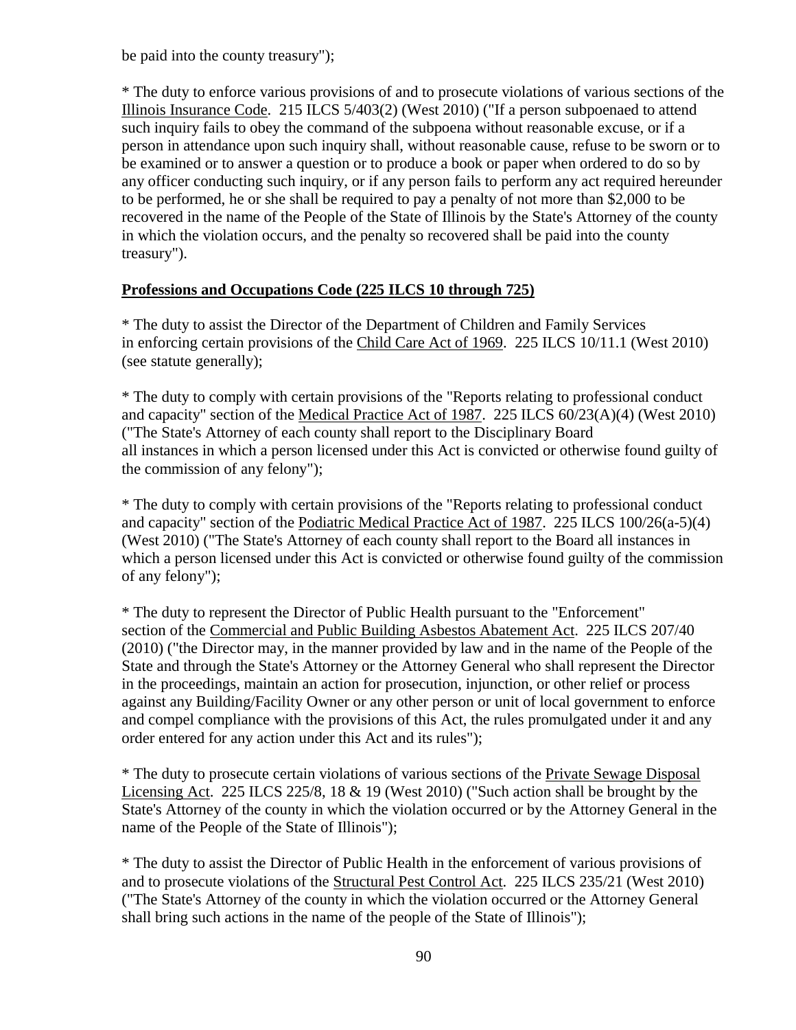be paid into the county treasury");

* The duty to enforce various provisions of and to prosecute violations of various sections of the Illinois Insurance Code. 215 ILCS 5/403(2) (West 2010) ("If a person subpoenaed to attend such inquiry fails to obey the command of the subpoena without reasonable excuse, or if a person in attendance upon such inquiry shall, without reasonable cause, refuse to be sworn or to be examined or to answer a question or to produce a book or paper when ordered to do so by any officer conducting such inquiry, or if any person fails to perform any act required hereunder to be performed, he or she shall be required to pay a penalty of not more than $2,000 to be recovered in the name of the People of the State of Illinois by the State's Attorney of the county in which the violation occurs, and the penalty so recovered shall be paid into the county treasury").

**Professions and Occupations Code (225 ILCS 10 through 725)**

* The duty to assist the Director of the Department of Children and Family Services in enforcing certain provisions of the Child Care Act of 1969. 225 ILCS 10/11.1 (West 2010) (see statute generally);

* The duty to comply with certain provisions of the "Reports relating to professional conduct and capacity" section of the Medical Practice Act of 1987. 225 ILCS 60/23(A)(4) (West 2010) ("The State's Attorney of each county shall report to the Disciplinary Board all instances in which a person licensed under this Act is convicted or otherwise found guilty of the commission of any felony");

* The duty to comply with certain provisions of the "Reports relating to professional conduct and capacity" section of the Podiatric Medical Practice Act of 1987. 225 ILCS 100/26(a-5)(4) (West 2010) ("The State's Attorney of each county shall report to the Board all instances in which a person licensed under this Act is convicted or otherwise found guilty of the commission of any felony");

* The duty to represent the Director of Public Health pursuant to the "Enforcement" section of the Commercial and Public Building Asbestos Abatement Act. 225 ILCS 207/40 (2010) ("the Director may, in the manner provided by law and in the name of the People of the State and through the State's Attorney or the Attorney General who shall represent the Director in the proceedings, maintain an action for prosecution, injunction, or other relief or process against any Building/Facility Owner or any other person or unit of local government to enforce and compel compliance with the provisions of this Act, the rules promulgated under it and any order entered for any action under this Act and its rules");

* The duty to prosecute certain violations of various sections of the Private Sewage Disposal Licensing Act. 225 ILCS 225/8, 18 & 19 (West 2010) ("Such action shall be brought by the State's Attorney of the county in which the violation occurred or by the Attorney General in the name of the People of the State of Illinois");

* The duty to assist the Director of Public Health in the enforcement of various provisions of and to prosecute violations of the Structural Pest Control Act. 225 ILCS 235/21 (West 2010) ("The State's Attorney of the county in which the violation occurred or the Attorney General shall bring such actions in the name of the people of the State of Illinois");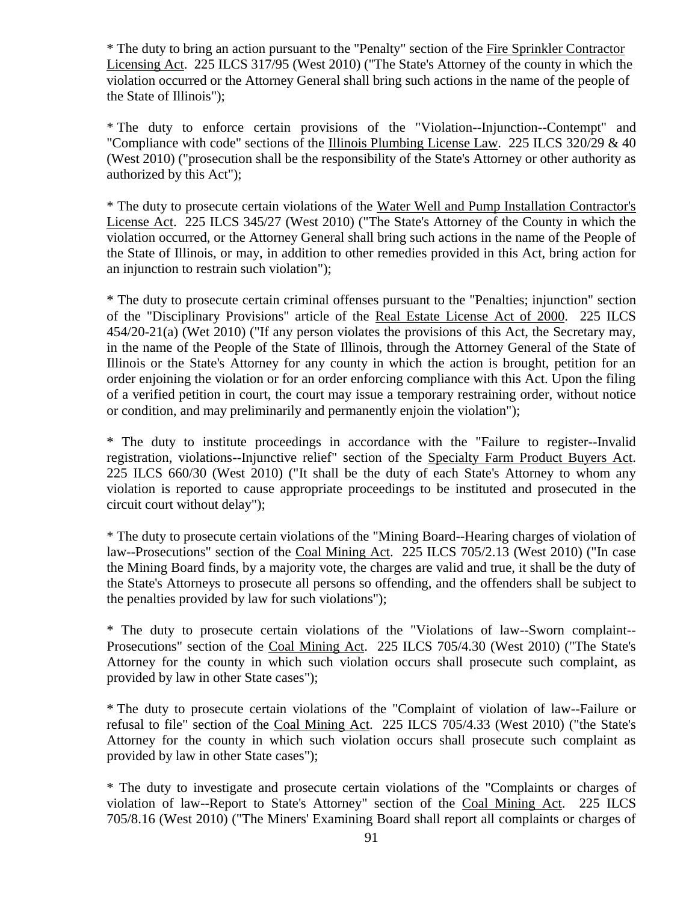* The duty to bring an action pursuant to the "Penalty" section of the Fire Sprinkler Contractor Licensing Act. 225 ILCS 317/95 (West 2010) ("The State's Attorney of the county in which the violation occurred or the Attorney General shall bring such actions in the name of the people of the State of Illinois");

* The duty to enforce certain provisions of the "Violation--Injunction--Contempt" and "Compliance with code" sections of the Illinois Plumbing License Law. 225 ILCS 320/29 & 40 (West 2010) ("prosecution shall be the responsibility of the State's Attorney or other authority as authorized by this Act");

* The duty to prosecute certain violations of the Water Well and Pump Installation Contractor's License Act. 225 ILCS 345/27 (West 2010) ("The State's Attorney of the County in which the violation occurred, or the Attorney General shall bring such actions in the name of the People of the State of Illinois, or may, in addition to other remedies provided in this Act, bring action for an injunction to restrain such violation");

* The duty to prosecute certain criminal offenses pursuant to the "Penalties; injunction" section of the "Disciplinary Provisions" article of the Real Estate License Act of 2000. 225 ILCS 454/20-21(a) (Wet 2010) ("If any person violates the provisions of this Act, the Secretary may, in the name of the People of the State of Illinois, through the Attorney General of the State of Illinois or the State's Attorney for any county in which the action is brought, petition for an order enjoining the violation or for an order enforcing compliance with this Act. Upon the filing of a verified petition in court, the court may issue a temporary restraining order, without notice or condition, and may preliminarily and permanently enjoin the violation");

* The duty to institute proceedings in accordance with the "Failure to register--Invalid registration, violations--Injunctive relief" section of the Specialty Farm Product Buyers Act. 225 ILCS 660/30 (West 2010) ("It shall be the duty of each State's Attorney to whom any violation is reported to cause appropriate proceedings to be instituted and prosecuted in the circuit court without delay");

* The duty to prosecute certain violations of the "Mining Board--Hearing charges of violation of law--Prosecutions" section of the Coal Mining Act. 225 ILCS 705/2.13 (West 2010) ("In case the Mining Board finds, by a majority vote, the charges are valid and true, it shall be the duty of the State's Attorneys to prosecute all persons so offending, and the offenders shall be subject to the penalties provided by law for such violations");

* The duty to prosecute certain violations of the "Violations of law--Sworn complaint--Prosecutions" section of the Coal Mining Act. 225 ILCS 705/4.30 (West 2010) ("The State's Attorney for the county in which such violation occurs shall prosecute such complaint, as provided by law in other State cases");

* The duty to prosecute certain violations of the "Complaint of violation of law--Failure or refusal to file" section of the Coal Mining Act. 225 ILCS 705/4.33 (West 2010) ("the State's Attorney for the county in which such violation occurs shall prosecute such complaint as provided by law in other State cases");

* The duty to investigate and prosecute certain violations of the "Complaints or charges of violation of law--Report to State's Attorney" section of the Coal Mining Act. 225 ILCS 705/8.16 (West 2010) ("The Miners' Examining Board shall report all complaints or charges of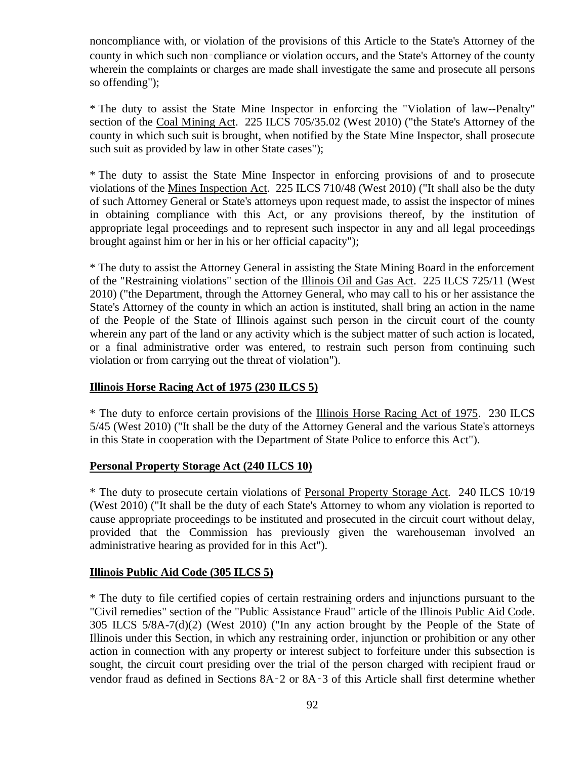noncompliance with, or violation of the provisions of this Article to the State's Attorney of the county in which such non-compliance or violation occurs, and the State's Attorney of the county wherein the complaints or charges are made shall investigate the same and prosecute all persons so offending");

* The duty to assist the State Mine Inspector in enforcing the "Violation of law--Penalty" section of the Coal Mining Act. 225 ILCS 705/35.02 (West 2010) ("the State's Attorney of the county in which such suit is brought, when notified by the State Mine Inspector, shall prosecute such suit as provided by law in other State cases");

* The duty to assist the State Mine Inspector in enforcing provisions of and to prosecute violations of the Mines Inspection Act. 225 ILCS 710/48 (West 2010) ("It shall also be the duty of such Attorney General or State's attorneys upon request made, to assist the inspector of mines in obtaining compliance with this Act, or any provisions thereof, by the institution of appropriate legal proceedings and to represent such inspector in any and all legal proceedings brought against him or her in his or her official capacity");

* The duty to assist the Attorney General in assisting the State Mining Board in the enforcement of the "Restraining violations" section of the Illinois Oil and Gas Act. 225 ILCS 725/11 (West 2010) ("the Department, through the Attorney General, who may call to his or her assistance the State's Attorney of the county in which an action is instituted, shall bring an action in the name of the People of the State of Illinois against such person in the circuit court of the county wherein any part of the land or any activity which is the subject matter of such action is located, or a final administrative order was entered, to restrain such person from continuing such violation or from carrying out the threat of violation").

**Illinois Horse Racing Act of 1975 (230 ILCS 5)**

* The duty to enforce certain provisions of the Illinois Horse Racing Act of 1975. 230 ILCS 5/45 (West 2010) ("It shall be the duty of the Attorney General and the various State's attorneys in this State in cooperation with the Department of State Police to enforce this Act").

**Personal Property Storage Act (240 ILCS 10)**

* The duty to prosecute certain violations of Personal Property Storage Act. 240 ILCS 10/19 (West 2010) ("It shall be the duty of each State's Attorney to whom any violation is reported to cause appropriate proceedings to be instituted and prosecuted in the circuit court without delay, provided that the Commission has previously given the warehouseman involved an administrative hearing as provided for in this Act").

**Illinois Public Aid Code (305 ILCS 5)**

* The duty to file certified copies of certain restraining orders and injunctions pursuant to the "Civil remedies" section of the "Public Assistance Fraud" article of the Illinois Public Aid Code. 305 ILCS 5/8A-7(d)(2) (West 2010) ("In any action brought by the People of the State of Illinois under this Section, in which any restraining order, injunction or prohibition or any other action in connection with any property or interest subject to forfeiture under this subsection is sought, the circuit court presiding over the trial of the person charged with recipient fraud or vendor fraud as defined in Sections 8A-2 or 8A-3 of this Article shall first determine whether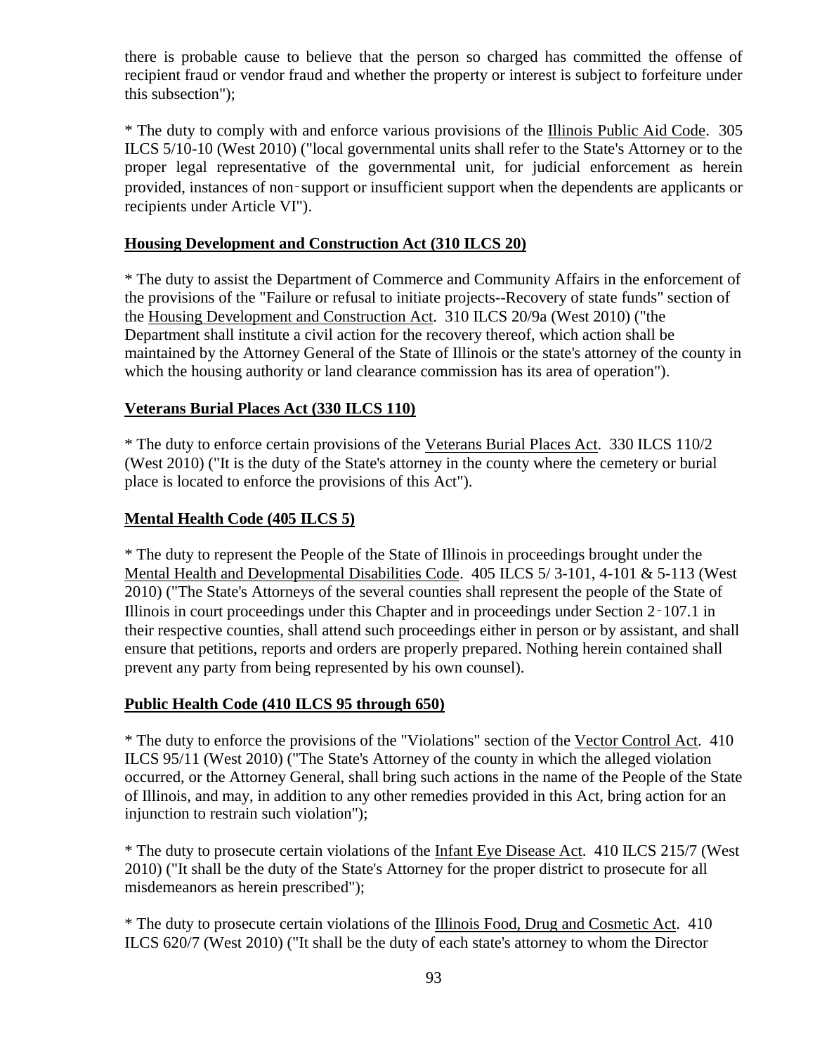there is probable cause to believe that the person so charged has committed the offense of recipient fraud or vendor fraud and whether the property or interest is subject to forfeiture under this subsection");

* The duty to comply with and enforce various provisions of the Illinois Public Aid Code. 305 ILCS 5/10-10 (West 2010) ("local governmental units shall refer to the State's Attorney or to the proper legal representative of the governmental unit, for judicial enforcement as herein provided, instances of non‑support or insufficient support when the dependents are applicants or recipients under Article VI").

**Housing Development and Construction Act (310 ILCS 20)**

* The duty to assist the Department of Commerce and Community Affairs in the enforcement of the provisions of the "Failure or refusal to initiate projects--Recovery of state funds" section of the Housing Development and Construction Act. 310 ILCS 20/9a (West 2010) ("the Department shall institute a civil action for the recovery thereof, which action shall be maintained by the Attorney General of the State of Illinois or the state's attorney of the county in which the housing authority or land clearance commission has its area of operation").

**Veterans Burial Places Act (330 ILCS 110)**

* The duty to enforce certain provisions of the Veterans Burial Places Act. 330 ILCS 110/2 (West 2010) ("It is the duty of the State's attorney in the county where the cemetery or burial place is located to enforce the provisions of this Act").

**Mental Health Code (405 ILCS 5)**

* The duty to represent the People of the State of Illinois in proceedings brought under the Mental Health and Developmental Disabilities Code. 405 ILCS 5/ 3-101, 4-101 & 5-113 (West 2010) ("The State's Attorneys of the several counties shall represent the people of the State of Illinois in court proceedings under this Chapter and in proceedings under Section 2‑107.1 in their respective counties, shall attend such proceedings either in person or by assistant, and shall ensure that petitions, reports and orders are properly prepared. Nothing herein contained shall prevent any party from being represented by his own counsel).

**Public Health Code (410 ILCS 95 through 650)**

* The duty to enforce the provisions of the "Violations" section of the Vector Control Act. 410 ILCS 95/11 (West 2010) ("The State's Attorney of the county in which the alleged violation occurred, or the Attorney General, shall bring such actions in the name of the People of the State of Illinois, and may, in addition to any other remedies provided in this Act, bring action for an injunction to restrain such violation");

* The duty to prosecute certain violations of the Infant Eye Disease Act. 410 ILCS 215/7 (West 2010) ("It shall be the duty of the State's Attorney for the proper district to prosecute for all misdemeanors as herein prescribed");

* The duty to prosecute certain violations of the Illinois Food, Drug and Cosmetic Act. 410 ILCS 620/7 (West 2010) ("It shall be the duty of each state's attorney to whom the Director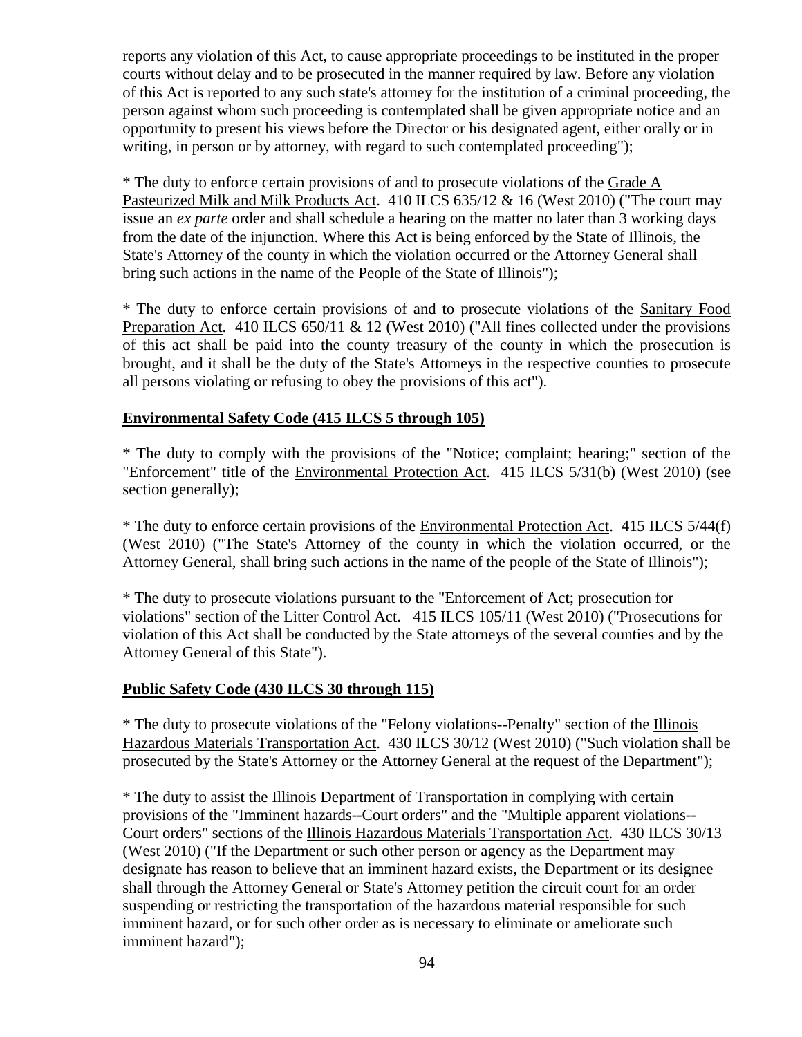reports any violation of this Act, to cause appropriate proceedings to be instituted in the proper courts without delay and to be prosecuted in the manner required by law. Before any violation of this Act is reported to any such state's attorney for the institution of a criminal proceeding, the person against whom such proceeding is contemplated shall be given appropriate notice and an opportunity to present his views before the Director or his designated agent, either orally or in writing, in person or by attorney, with regard to such contemplated proceeding");

* The duty to enforce certain provisions of and to prosecute violations of the Grade A Pasteurized Milk and Milk Products Act. 410 ILCS 635/12 & 16 (West 2010) ("The court may issue an *ex parte* order and shall schedule a hearing on the matter no later than 3 working days from the date of the injunction. Where this Act is being enforced by the State of Illinois, the State's Attorney of the county in which the violation occurred or the Attorney General shall bring such actions in the name of the People of the State of Illinois");

* The duty to enforce certain provisions of and to prosecute violations of the Sanitary Food Preparation Act. 410 ILCS 650/11 & 12 (West 2010) ("All fines collected under the provisions of this act shall be paid into the county treasury of the county in which the prosecution is brought, and it shall be the duty of the State's Attorneys in the respective counties to prosecute all persons violating or refusing to obey the provisions of this act").

**Environmental Safety Code (415 ILCS 5 through 105)**

* The duty to comply with the provisions of the "Notice; complaint; hearing;" section of the "Enforcement" title of the Environmental Protection Act. 415 ILCS 5/31(b) (West 2010) (see section generally);

* The duty to enforce certain provisions of the Environmental Protection Act. 415 ILCS 5/44(f) (West 2010) ("The State's Attorney of the county in which the violation occurred, or the Attorney General, shall bring such actions in the name of the people of the State of Illinois");

* The duty to prosecute violations pursuant to the "Enforcement of Act; prosecution for violations" section of the Litter Control Act. 415 ILCS 105/11 (West 2010) ("Prosecutions for violation of this Act shall be conducted by the State attorneys of the several counties and by the Attorney General of this State").

**Public Safety Code (430 ILCS 30 through 115)**

* The duty to prosecute violations of the "Felony violations--Penalty" section of the Illinois Hazardous Materials Transportation Act. 430 ILCS 30/12 (West 2010) ("Such violation shall be prosecuted by the State's Attorney or the Attorney General at the request of the Department");

* The duty to assist the Illinois Department of Transportation in complying with certain provisions of the "Imminent hazards--Court orders" and the "Multiple apparent violations--Court orders" sections of the Illinois Hazardous Materials Transportation Act. 430 ILCS 30/13 (West 2010) ("If the Department or such other person or agency as the Department may designate has reason to believe that an imminent hazard exists, the Department or its designee shall through the Attorney General or State's Attorney petition the circuit court for an order suspending or restricting the transportation of the hazardous material responsible for such imminent hazard, or for such other order as is necessary to eliminate or ameliorate such imminent hazard");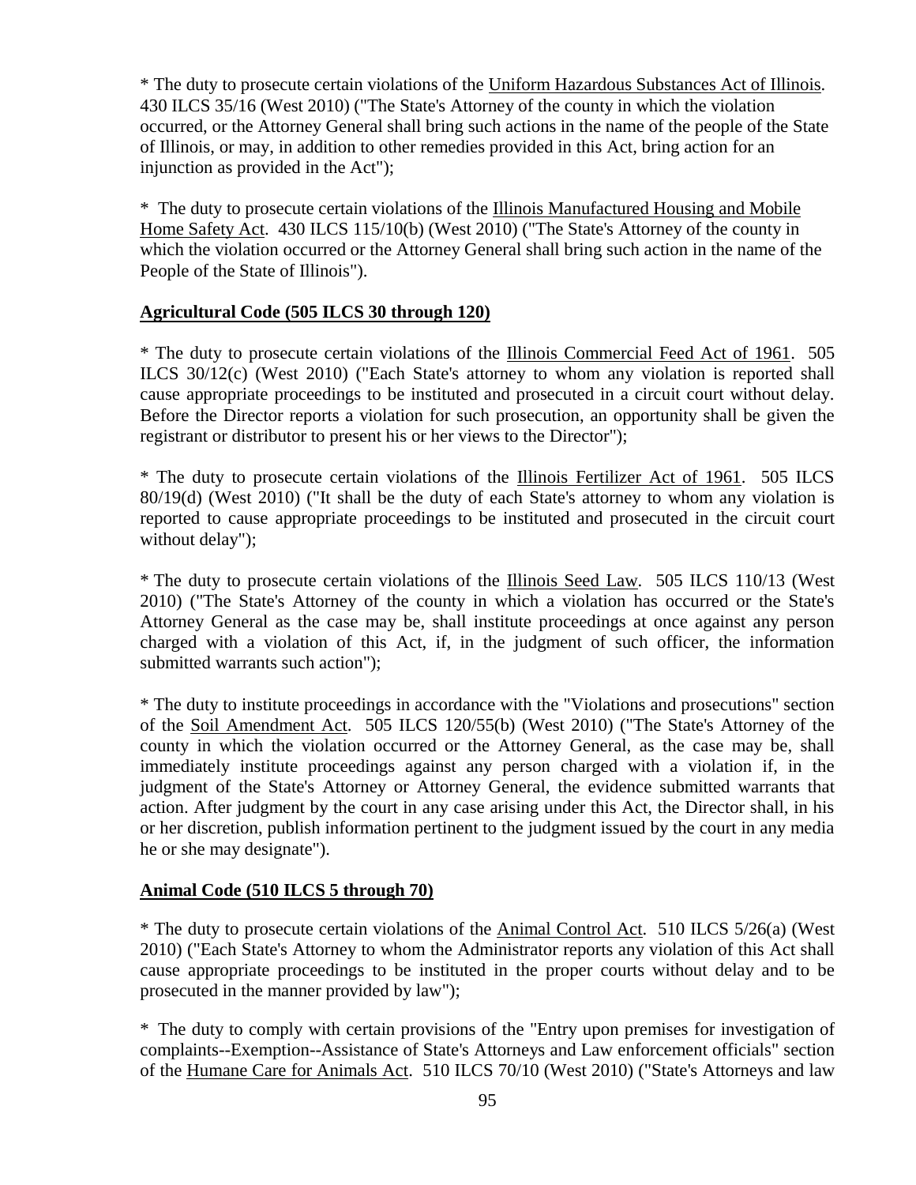* The duty to prosecute certain violations of the Uniform Hazardous Substances Act of Illinois. 430 ILCS 35/16 (West 2010) ("The State's Attorney of the county in which the violation occurred, or the Attorney General shall bring such actions in the name of the people of the State of Illinois, or may, in addition to other remedies provided in this Act, bring action for an injunction as provided in the Act");

* The duty to prosecute certain violations of the Illinois Manufactured Housing and Mobile Home Safety Act. 430 ILCS 115/10(b) (West 2010) ("The State's Attorney of the county in which the violation occurred or the Attorney General shall bring such action in the name of the People of the State of Illinois").

**Agricultural Code (505 ILCS 30 through 120)**

* The duty to prosecute certain violations of the Illinois Commercial Feed Act of 1961. 505 ILCS 30/12(c) (West 2010) ("Each State's attorney to whom any violation is reported shall cause appropriate proceedings to be instituted and prosecuted in a circuit court without delay. Before the Director reports a violation for such prosecution, an opportunity shall be given the registrant or distributor to present his or her views to the Director");

* The duty to prosecute certain violations of the Illinois Fertilizer Act of 1961. 505 ILCS 80/19(d) (West 2010) ("It shall be the duty of each State's attorney to whom any violation is reported to cause appropriate proceedings to be instituted and prosecuted in the circuit court without delay");

* The duty to prosecute certain violations of the Illinois Seed Law. 505 ILCS 110/13 (West 2010) ("The State's Attorney of the county in which a violation has occurred or the State's Attorney General as the case may be, shall institute proceedings at once against any person charged with a violation of this Act, if, in the judgment of such officer, the information submitted warrants such action");

* The duty to institute proceedings in accordance with the "Violations and prosecutions" section of the Soil Amendment Act. 505 ILCS 120/55(b) (West 2010) ("The State's Attorney of the county in which the violation occurred or the Attorney General, as the case may be, shall immediately institute proceedings against any person charged with a violation if, in the judgment of the State's Attorney or Attorney General, the evidence submitted warrants that action. After judgment by the court in any case arising under this Act, the Director shall, in his or her discretion, publish information pertinent to the judgment issued by the court in any media he or she may designate").

**Animal Code (510 ILCS 5 through 70)**

* The duty to prosecute certain violations of the Animal Control Act. 510 ILCS 5/26(a) (West 2010) ("Each State's Attorney to whom the Administrator reports any violation of this Act shall cause appropriate proceedings to be instituted in the proper courts without delay and to be prosecuted in the manner provided by law");

* The duty to comply with certain provisions of the "Entry upon premises for investigation of complaints--Exemption--Assistance of State's Attorneys and Law enforcement officials" section of the Humane Care for Animals Act. 510 ILCS 70/10 (West 2010) ("State's Attorneys and law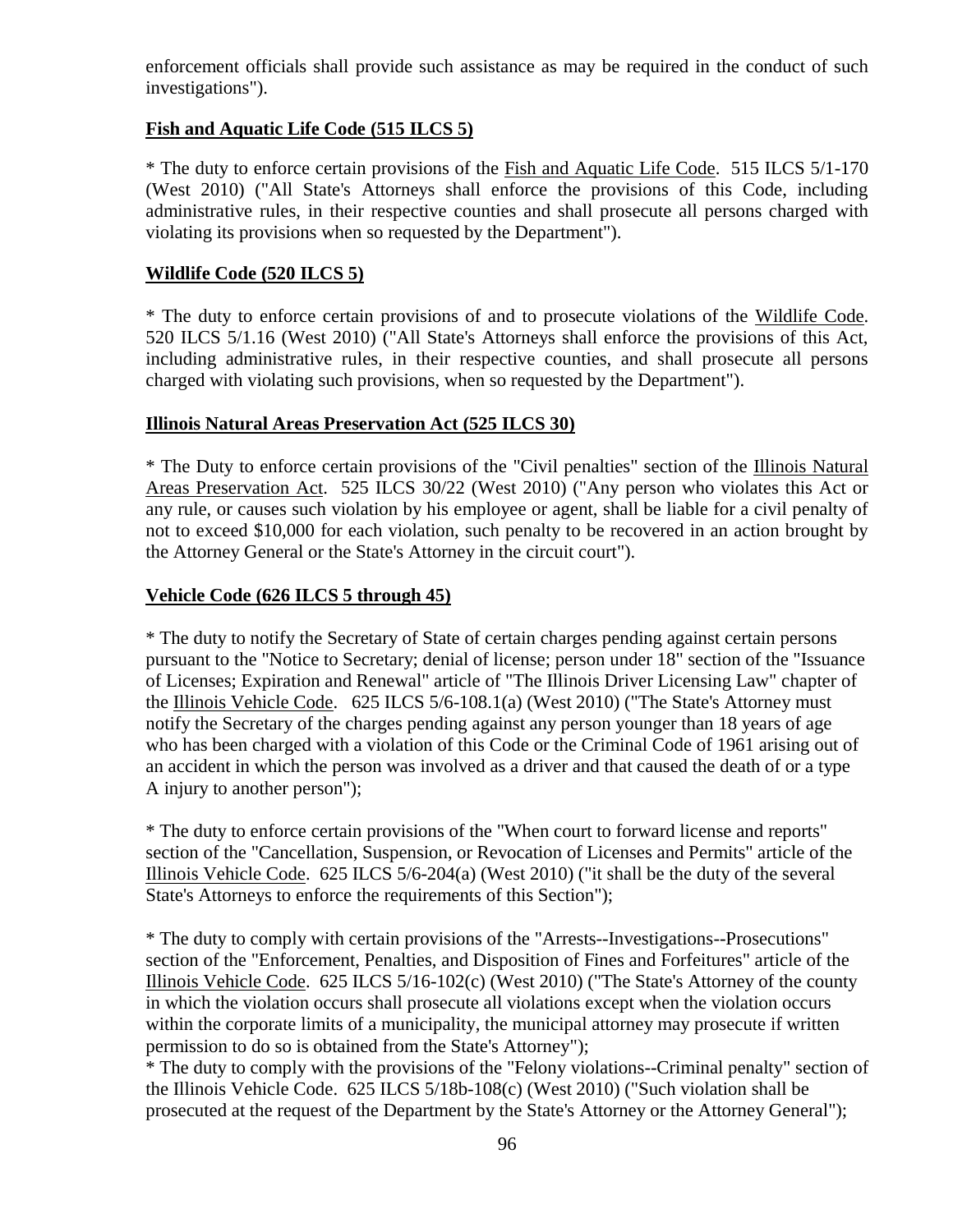enforcement officials shall provide such assistance as may be required in the conduct of such investigations").

**Fish and Aquatic Life Code (515 ILCS 5)**

* The duty to enforce certain provisions of the Fish and Aquatic Life Code. 515 ILCS 5/1-170 (West 2010) ("All State's Attorneys shall enforce the provisions of this Code, including administrative rules, in their respective counties and shall prosecute all persons charged with violating its provisions when so requested by the Department").

**Wildlife Code (520 ILCS 5)**

* The duty to enforce certain provisions of and to prosecute violations of the Wildlife Code. 520 ILCS 5/1.16 (West 2010) ("All State's Attorneys shall enforce the provisions of this Act, including administrative rules, in their respective counties, and shall prosecute all persons charged with violating such provisions, when so requested by the Department").

**Illinois Natural Areas Preservation Act (525 ILCS 30)**

* The Duty to enforce certain provisions of the "Civil penalties" section of the Illinois Natural Areas Preservation Act. 525 ILCS 30/22 (West 2010) ("Any person who violates this Act or any rule, or causes such violation by his employee or agent, shall be liable for a civil penalty of not to exceed $10,000 for each violation, such penalty to be recovered in an action brought by the Attorney General or the State's Attorney in the circuit court").

**Vehicle Code (626 ILCS 5 through 45)**

* The duty to notify the Secretary of State of certain charges pending against certain persons pursuant to the "Notice to Secretary; denial of license; person under 18" section of the "Issuance of Licenses; Expiration and Renewal" article of "The Illinois Driver Licensing Law" chapter of the Illinois Vehicle Code. 625 ILCS 5/6-108.1(a) (West 2010) ("The State's Attorney must notify the Secretary of the charges pending against any person younger than 18 years of age who has been charged with a violation of this Code or the Criminal Code of 1961 arising out of an accident in which the person was involved as a driver and that caused the death of or a type A injury to another person");

* The duty to enforce certain provisions of the "When court to forward license and reports" section of the "Cancellation, Suspension, or Revocation of Licenses and Permits" article of the Illinois Vehicle Code. 625 ILCS 5/6-204(a) (West 2010) ("it shall be the duty of the several State's Attorneys to enforce the requirements of this Section");

* The duty to comply with certain provisions of the "Arrests--Investigations--Prosecutions" section of the "Enforcement, Penalties, and Disposition of Fines and Forfeitures" article of the Illinois Vehicle Code. 625 ILCS 5/16-102(c) (West 2010) ("The State's Attorney of the county in which the violation occurs shall prosecute all violations except when the violation occurs within the corporate limits of a municipality, the municipal attorney may prosecute if written permission to do so is obtained from the State's Attorney");

* The duty to comply with the provisions of the "Felony violations--Criminal penalty" section of the Illinois Vehicle Code. 625 ILCS 5/18b-108(c) (West 2010) ("Such violation shall be prosecuted at the request of the Department by the State's Attorney or the Attorney General");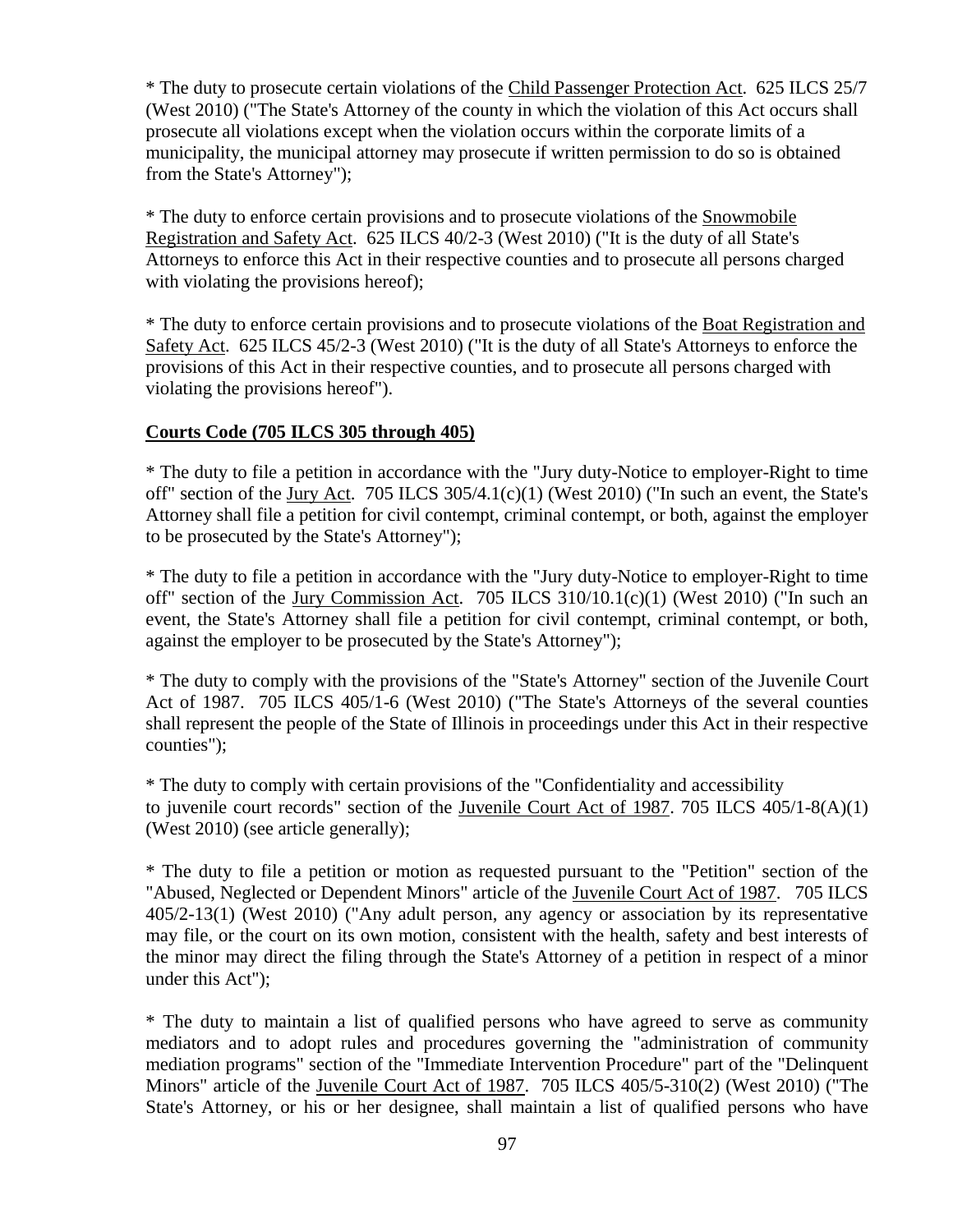* The duty to prosecute certain violations of the Child Passenger Protection Act. 625 ILCS 25/7 (West 2010) ("The State's Attorney of the county in which the violation of this Act occurs shall prosecute all violations except when the violation occurs within the corporate limits of a municipality, the municipal attorney may prosecute if written permission to do so is obtained from the State's Attorney");

* The duty to enforce certain provisions and to prosecute violations of the Snowmobile Registration and Safety Act. 625 ILCS 40/2-3 (West 2010) ("It is the duty of all State's Attorneys to enforce this Act in their respective counties and to prosecute all persons charged with violating the provisions hereof);

* The duty to enforce certain provisions and to prosecute violations of the Boat Registration and Safety Act. 625 ILCS 45/2-3 (West 2010) ("It is the duty of all State's Attorneys to enforce the provisions of this Act in their respective counties, and to prosecute all persons charged with violating the provisions hereof").

**Courts Code (705 ILCS 305 through 405)**

* The duty to file a petition in accordance with the "Jury duty-Notice to employer-Right to time off" section of the Jury Act. 705 ILCS 305/4.1(c)(1) (West 2010) ("In such an event, the State's Attorney shall file a petition for civil contempt, criminal contempt, or both, against the employer to be prosecuted by the State's Attorney");

* The duty to file a petition in accordance with the "Jury duty-Notice to employer-Right to time off" section of the Jury Commission Act. 705 ILCS 310/10.1(c)(1) (West 2010) ("In such an event, the State's Attorney shall file a petition for civil contempt, criminal contempt, or both, against the employer to be prosecuted by the State's Attorney");

* The duty to comply with the provisions of the "State's Attorney" section of the Juvenile Court Act of 1987. 705 ILCS 405/1-6 (West 2010) ("The State's Attorneys of the several counties shall represent the people of the State of Illinois in proceedings under this Act in their respective counties");

* The duty to comply with certain provisions of the "Confidentiality and accessibility to juvenile court records" section of the Juvenile Court Act of 1987. 705 ILCS 405/1-8(A)(1) (West 2010) (see article generally);

* The duty to file a petition or motion as requested pursuant to the "Petition" section of the "Abused, Neglected or Dependent Minors" article of the Juvenile Court Act of 1987. 705 ILCS 405/2-13(1) (West 2010) ("Any adult person, any agency or association by its representative may file, or the court on its own motion, consistent with the health, safety and best interests of the minor may direct the filing through the State's Attorney of a petition in respect of a minor under this Act");

* The duty to maintain a list of qualified persons who have agreed to serve as community mediators and to adopt rules and procedures governing the "administration of community mediation programs" section of the "Immediate Intervention Procedure" part of the "Delinquent Minors" article of the Juvenile Court Act of 1987. 705 ILCS 405/5-310(2) (West 2010) ("The State's Attorney, or his or her designee, shall maintain a list of qualified persons who have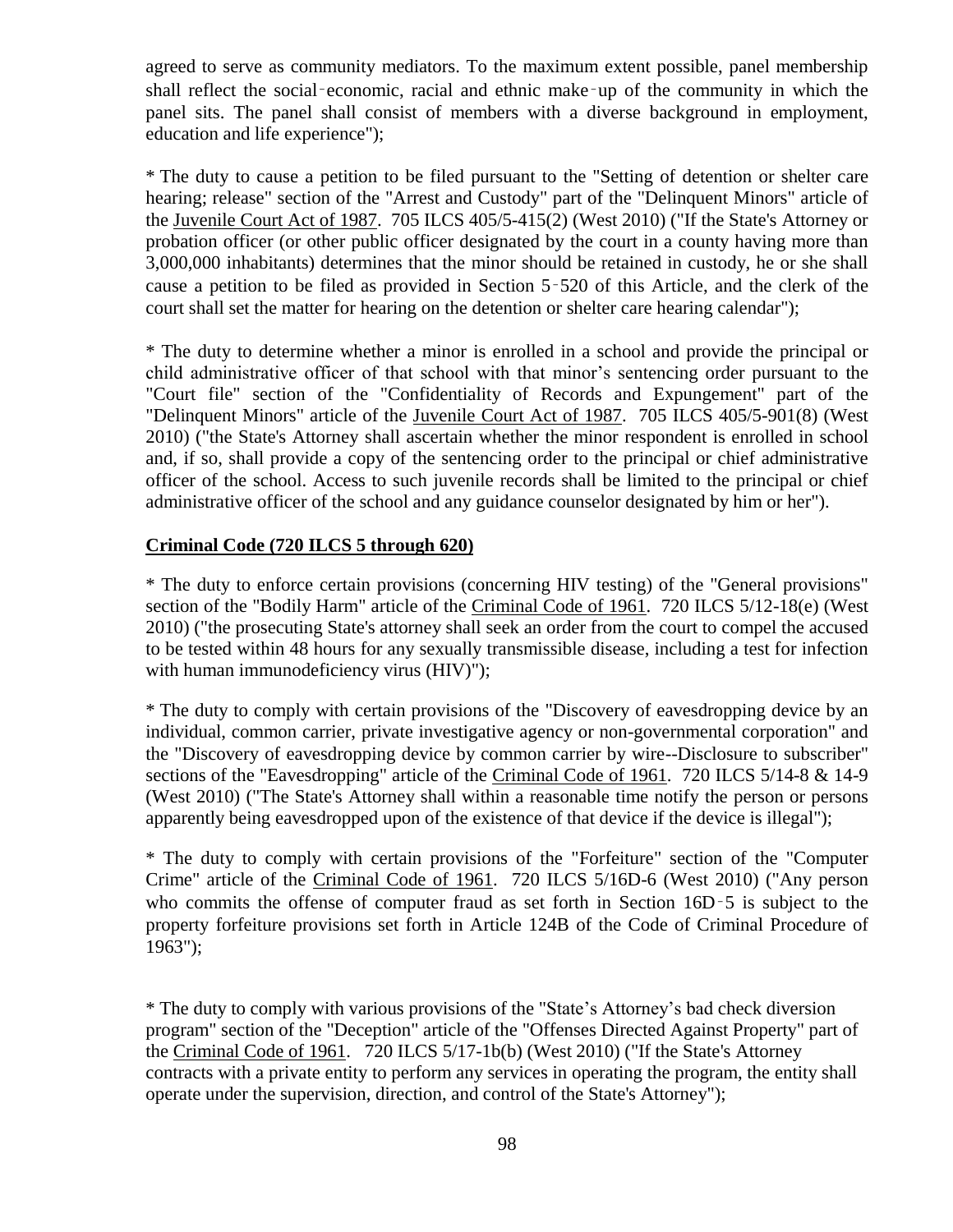agreed to serve as community mediators. To the maximum extent possible, panel membership shall reflect the social‑economic, racial and ethnic make‑up of the community in which the panel sits. The panel shall consist of members with a diverse background in employment, education and life experience");

* The duty to cause a petition to be filed pursuant to the "Setting of detention or shelter care hearing; release" section of the "Arrest and Custody" part of the "Delinquent Minors" article of the Juvenile Court Act of 1987. 705 ILCS 405/5-415(2) (West 2010) ("If the State's Attorney or probation officer (or other public officer designated by the court in a county having more than 3,000,000 inhabitants) determines that the minor should be retained in custody, he or she shall cause a petition to be filed as provided in Section 5‑520 of this Article, and the clerk of the court shall set the matter for hearing on the detention or shelter care hearing calendar");

* The duty to determine whether a minor is enrolled in a school and provide the principal or child administrative officer of that school with that minor's sentencing order pursuant to the "Court file" section of the "Confidentiality of Records and Expungement" part of the "Delinquent Minors" article of the Juvenile Court Act of 1987. 705 ILCS 405/5-901(8) (West 2010) ("the State's Attorney shall ascertain whether the minor respondent is enrolled in school and, if so, shall provide a copy of the sentencing order to the principal or chief administrative officer of the school. Access to such juvenile records shall be limited to the principal or chief administrative officer of the school and any guidance counselor designated by him or her").

**Criminal Code (720 ILCS 5 through 620)**

* The duty to enforce certain provisions (concerning HIV testing) of the "General provisions" section of the "Bodily Harm" article of the Criminal Code of 1961. 720 ILCS 5/12-18(e) (West 2010) ("the prosecuting State's attorney shall seek an order from the court to compel the accused to be tested within 48 hours for any sexually transmissible disease, including a test for infection with human immunodeficiency virus (HIV)");

* The duty to comply with certain provisions of the "Discovery of eavesdropping device by an individual, common carrier, private investigative agency or non-governmental corporation" and the "Discovery of eavesdropping device by common carrier by wire--Disclosure to subscriber" sections of the "Eavesdropping" article of the Criminal Code of 1961. 720 ILCS 5/14-8 & 14-9 (West 2010) ("The State's Attorney shall within a reasonable time notify the person or persons apparently being eavesdropped upon of the existence of that device if the device is illegal");

* The duty to comply with certain provisions of the "Forfeiture" section of the "Computer Crime" article of the Criminal Code of 1961. 720 ILCS 5/16D-6 (West 2010) ("Any person who commits the offense of computer fraud as set forth in Section 16D‑5 is subject to the property forfeiture provisions set forth in Article 124B of the Code of Criminal Procedure of 1963");

* The duty to comply with various provisions of the "State's Attorney's bad check diversion program" section of the "Deception" article of the "Offenses Directed Against Property" part of the Criminal Code of 1961. 720 ILCS 5/17-1b(b) (West 2010) ("If the State's Attorney contracts with a private entity to perform any services in operating the program, the entity shall operate under the supervision, direction, and control of the State's Attorney");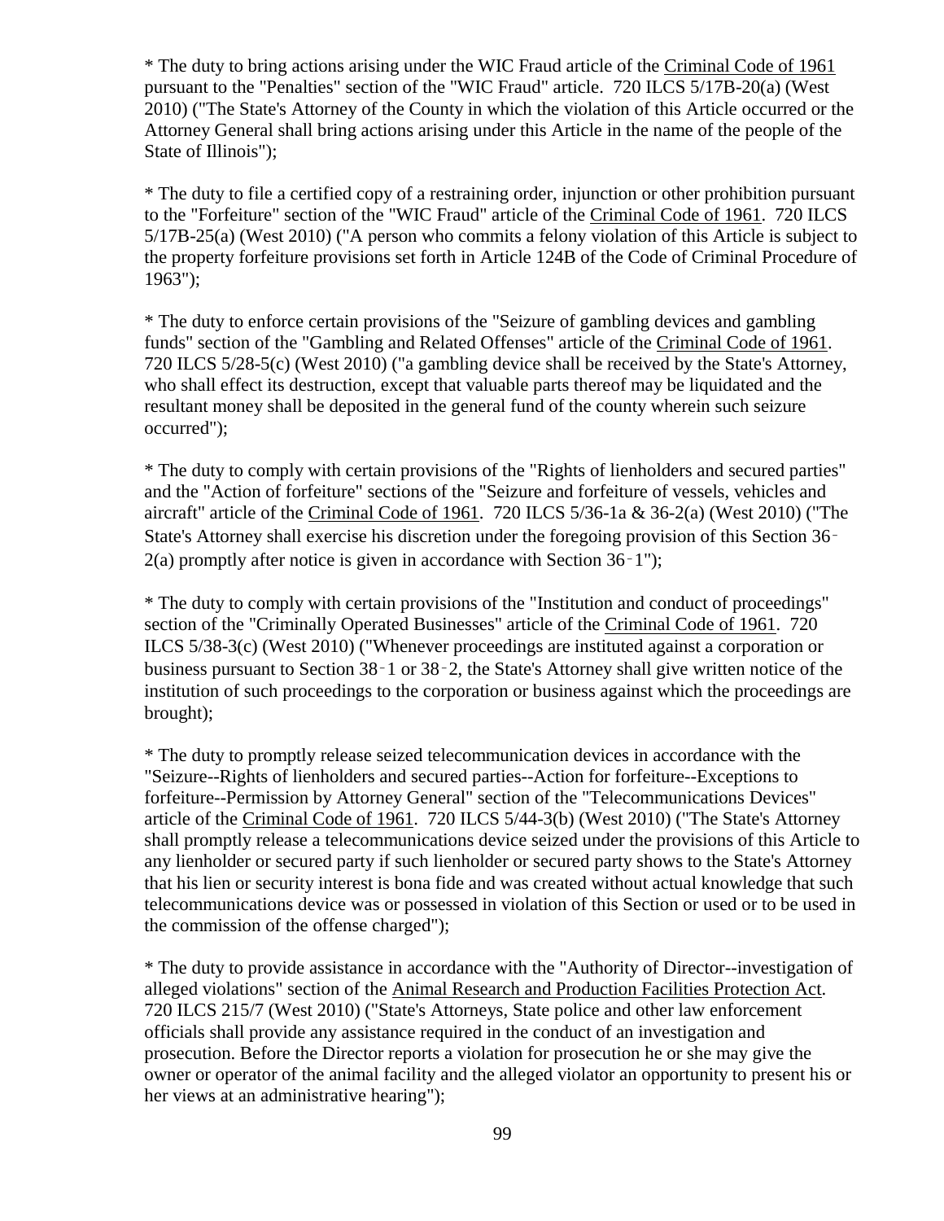* The duty to bring actions arising under the WIC Fraud article of the Criminal Code of 1961 pursuant to the "Penalties" section of the "WIC Fraud" article. 720 ILCS 5/17B-20(a) (West 2010) ("The State's Attorney of the County in which the violation of this Article occurred or the Attorney General shall bring actions arising under this Article in the name of the people of the State of Illinois");

* The duty to file a certified copy of a restraining order, injunction or other prohibition pursuant to the "Forfeiture" section of the "WIC Fraud" article of the Criminal Code of 1961. 720 ILCS 5/17B-25(a) (West 2010) ("A person who commits a felony violation of this Article is subject to the property forfeiture provisions set forth in Article 124B of the Code of Criminal Procedure of 1963");

* The duty to enforce certain provisions of the "Seizure of gambling devices and gambling funds" section of the "Gambling and Related Offenses" article of the Criminal Code of 1961. 720 ILCS 5/28-5(c) (West 2010) ("a gambling device shall be received by the State's Attorney, who shall effect its destruction, except that valuable parts thereof may be liquidated and the resultant money shall be deposited in the general fund of the county wherein such seizure occurred");

* The duty to comply with certain provisions of the "Rights of lienholders and secured parties" and the "Action of forfeiture" sections of the "Seizure and forfeiture of vessels, vehicles and aircraft" article of the Criminal Code of 1961. 720 ILCS 5/36-1a & 36-2(a) (West 2010) ("The State's Attorney shall exercise his discretion under the foregoing provision of this Section 36‑2(a) promptly after notice is given in accordance with Section 36‑1");

* The duty to comply with certain provisions of the "Institution and conduct of proceedings" section of the "Criminally Operated Businesses" article of the Criminal Code of 1961. 720 ILCS 5/38-3(c) (West 2010) ("Whenever proceedings are instituted against a corporation or business pursuant to Section 38‑1 or 38‑2, the State's Attorney shall give written notice of the institution of such proceedings to the corporation or business against which the proceedings are brought);

* The duty to promptly release seized telecommunication devices in accordance with the "Seizure--Rights of lienholders and secured parties--Action for forfeiture--Exceptions to forfeiture--Permission by Attorney General" section of the "Telecommunications Devices" article of the Criminal Code of 1961. 720 ILCS 5/44-3(b) (West 2010) ("The State's Attorney shall promptly release a telecommunications device seized under the provisions of this Article to any lienholder or secured party if such lienholder or secured party shows to the State's Attorney that his lien or security interest is bona fide and was created without actual knowledge that such telecommunications device was or possessed in violation of this Section or used or to be used in the commission of the offense charged");

* The duty to provide assistance in accordance with the "Authority of Director--investigation of alleged violations" section of the Animal Research and Production Facilities Protection Act. 720 ILCS 215/7 (West 2010) ("State's Attorneys, State police and other law enforcement officials shall provide any assistance required in the conduct of an investigation and prosecution. Before the Director reports a violation for prosecution he or she may give the owner or operator of the animal facility and the alleged violator an opportunity to present his or her views at an administrative hearing");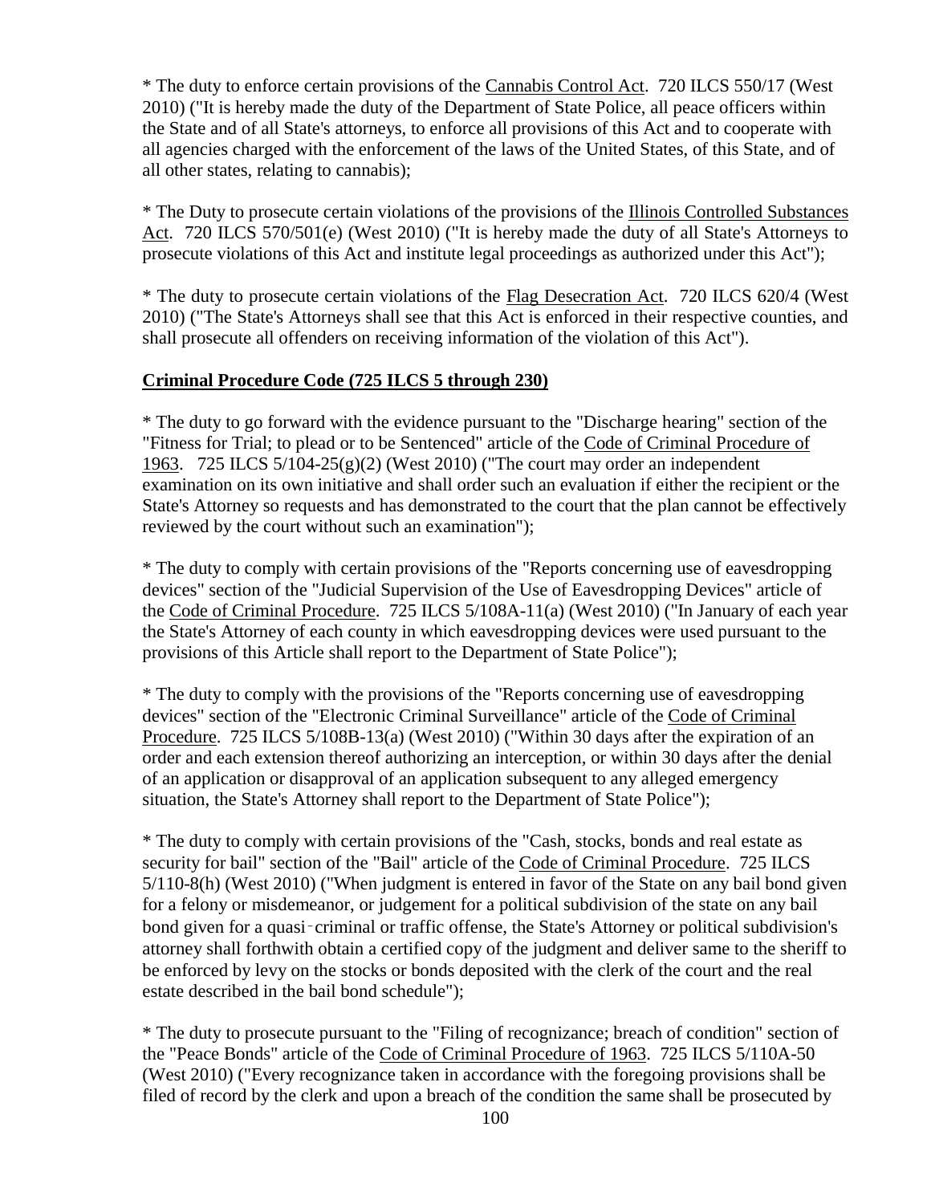* The duty to enforce certain provisions of the Cannabis Control Act. 720 ILCS 550/17 (West 2010) ("It is hereby made the duty of the Department of State Police, all peace officers within the State and of all State's attorneys, to enforce all provisions of this Act and to cooperate with all agencies charged with the enforcement of the laws of the United States, of this State, and of all other states, relating to cannabis);

* The Duty to prosecute certain violations of the provisions of the Illinois Controlled Substances Act. 720 ILCS 570/501(e) (West 2010) ("It is hereby made the duty of all State's Attorneys to prosecute violations of this Act and institute legal proceedings as authorized under this Act");

* The duty to prosecute certain violations of the Flag Desecration Act. 720 ILCS 620/4 (West 2010) ("The State's Attorneys shall see that this Act is enforced in their respective counties, and shall prosecute all offenders on receiving information of the violation of this Act").

**Criminal Procedure Code (725 ILCS 5 through 230)**

* The duty to go forward with the evidence pursuant to the "Discharge hearing" section of the "Fitness for Trial; to plead or to be Sentenced" article of the Code of Criminal Procedure of 1963. 725 ILCS 5/104-25(g)(2) (West 2010) ("The court may order an independent examination on its own initiative and shall order such an evaluation if either the recipient or the State's Attorney so requests and has demonstrated to the court that the plan cannot be effectively reviewed by the court without such an examination");

* The duty to comply with certain provisions of the "Reports concerning use of eavesdropping devices" section of the "Judicial Supervision of the Use of Eavesdropping Devices" article of the Code of Criminal Procedure. 725 ILCS 5/108A-11(a) (West 2010) ("In January of each year the State's Attorney of each county in which eavesdropping devices were used pursuant to the provisions of this Article shall report to the Department of State Police");

* The duty to comply with the provisions of the "Reports concerning use of eavesdropping devices" section of the "Electronic Criminal Surveillance" article of the Code of Criminal Procedure. 725 ILCS 5/108B-13(a) (West 2010) ("Within 30 days after the expiration of an order and each extension thereof authorizing an interception, or within 30 days after the denial of an application or disapproval of an application subsequent to any alleged emergency situation, the State's Attorney shall report to the Department of State Police");

* The duty to comply with certain provisions of the "Cash, stocks, bonds and real estate as security for bail" section of the "Bail" article of the Code of Criminal Procedure. 725 ILCS 5/110-8(h) (West 2010) ("When judgment is entered in favor of the State on any bail bond given for a felony or misdemeanor, or judgement for a political subdivision of the state on any bail bond given for a quasi-criminal or traffic offense, the State's Attorney or political subdivision's attorney shall forthwith obtain a certified copy of the judgment and deliver same to the sheriff to be enforced by levy on the stocks or bonds deposited with the clerk of the court and the real estate described in the bail bond schedule");

* The duty to prosecute pursuant to the "Filing of recognizance; breach of condition" section of the "Peace Bonds" article of the Code of Criminal Procedure of 1963. 725 ILCS 5/110A-50 (West 2010) ("Every recognizance taken in accordance with the foregoing provisions shall be filed of record by the clerk and upon a breach of the condition the same shall be prosecuted by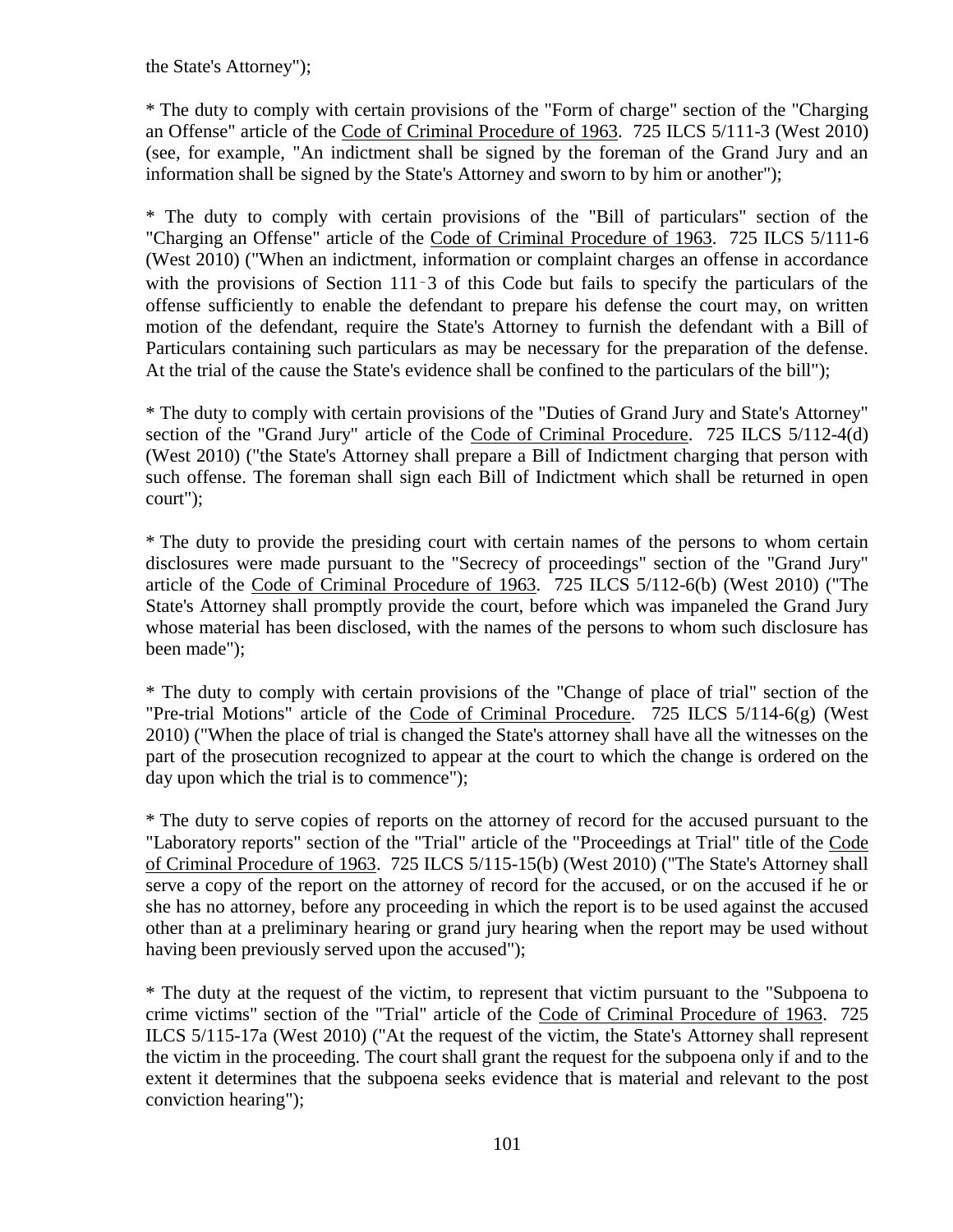the State's Attorney");

* The duty to comply with certain provisions of the "Form of charge" section of the "Charging an Offense" article of the Code of Criminal Procedure of 1963. 725 ILCS 5/111-3 (West 2010) (see, for example, "An indictment shall be signed by the foreman of the Grand Jury and an information shall be signed by the State's Attorney and sworn to by him or another");

* The duty to comply with certain provisions of the "Bill of particulars" section of the "Charging an Offense" article of the Code of Criminal Procedure of 1963. 725 ILCS 5/111-6 (West 2010) ("When an indictment, information or complaint charges an offense in accordance with the provisions of Section 111‑3 of this Code but fails to specify the particulars of the offense sufficiently to enable the defendant to prepare his defense the court may, on written motion of the defendant, require the State's Attorney to furnish the defendant with a Bill of Particulars containing such particulars as may be necessary for the preparation of the defense. At the trial of the cause the State's evidence shall be confined to the particulars of the bill");

* The duty to comply with certain provisions of the "Duties of Grand Jury and State's Attorney" section of the "Grand Jury" article of the Code of Criminal Procedure. 725 ILCS 5/112-4(d) (West 2010) ("the State's Attorney shall prepare a Bill of Indictment charging that person with such offense. The foreman shall sign each Bill of Indictment which shall be returned in open court");

* The duty to provide the presiding court with certain names of the persons to whom certain disclosures were made pursuant to the "Secrecy of proceedings" section of the "Grand Jury" article of the Code of Criminal Procedure of 1963. 725 ILCS 5/112-6(b) (West 2010) ("The State's Attorney shall promptly provide the court, before which was impaneled the Grand Jury whose material has been disclosed, with the names of the persons to whom such disclosure has been made");

* The duty to comply with certain provisions of the "Change of place of trial" section of the "Pre-trial Motions" article of the Code of Criminal Procedure. 725 ILCS 5/114-6(g) (West 2010) ("When the place of trial is changed the State's attorney shall have all the witnesses on the part of the prosecution recognized to appear at the court to which the change is ordered on the day upon which the trial is to commence");

* The duty to serve copies of reports on the attorney of record for the accused pursuant to the "Laboratory reports" section of the "Trial" article of the "Proceedings at Trial" title of the Code of Criminal Procedure of 1963. 725 ILCS 5/115-15(b) (West 2010) ("The State's Attorney shall serve a copy of the report on the attorney of record for the accused, or on the accused if he or she has no attorney, before any proceeding in which the report is to be used against the accused other than at a preliminary hearing or grand jury hearing when the report may be used without having been previously served upon the accused");

* The duty at the request of the victim, to represent that victim pursuant to the "Subpoena to crime victims" section of the "Trial" article of the Code of Criminal Procedure of 1963. 725 ILCS 5/115-17a (West 2010) ("At the request of the victim, the State's Attorney shall represent the victim in the proceeding. The court shall grant the request for the subpoena only if and to the extent it determines that the subpoena seeks evidence that is material and relevant to the post conviction hearing");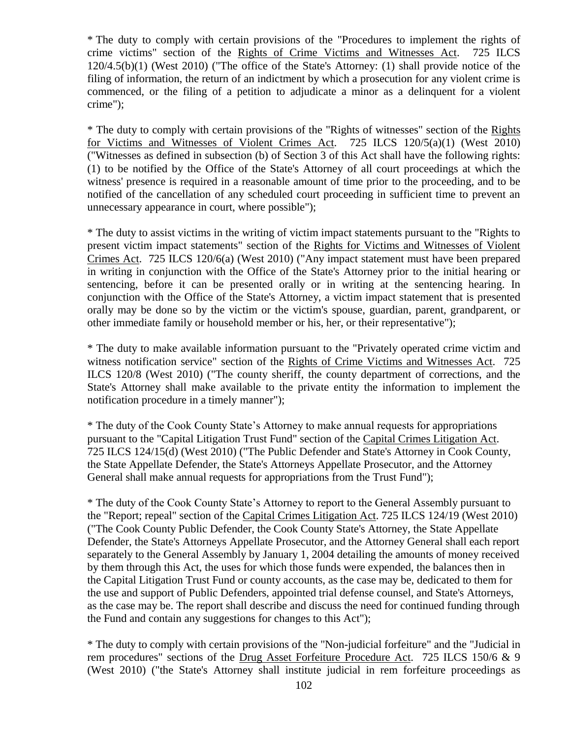* The duty to comply with certain provisions of the "Procedures to implement the rights of crime victims" section of the Rights of Crime Victims and Witnesses Act. 725 ILCS 120/4.5(b)(1) (West 2010) ("The office of the State's Attorney: (1) shall provide notice of the filing of information, the return of an indictment by which a prosecution for any violent crime is commenced, or the filing of a petition to adjudicate a minor as a delinquent for a violent crime");

* The duty to comply with certain provisions of the "Rights of witnesses" section of the Rights for Victims and Witnesses of Violent Crimes Act. 725 ILCS 120/5(a)(1) (West 2010) ("Witnesses as defined in subsection (b) of Section 3 of this Act shall have the following rights: (1) to be notified by the Office of the State's Attorney of all court proceedings at which the witness' presence is required in a reasonable amount of time prior to the proceeding, and to be notified of the cancellation of any scheduled court proceeding in sufficient time to prevent an unnecessary appearance in court, where possible");

* The duty to assist victims in the writing of victim impact statements pursuant to the "Rights to present victim impact statements" section of the Rights for Victims and Witnesses of Violent Crimes Act. 725 ILCS 120/6(a) (West 2010) ("Any impact statement must have been prepared in writing in conjunction with the Office of the State's Attorney prior to the initial hearing or sentencing, before it can be presented orally or in writing at the sentencing hearing. In conjunction with the Office of the State's Attorney, a victim impact statement that is presented orally may be done so by the victim or the victim's spouse, guardian, parent, grandparent, or other immediate family or household member or his, her, or their representative");

* The duty to make available information pursuant to the "Privately operated crime victim and witness notification service" section of the Rights of Crime Victims and Witnesses Act. 725 ILCS 120/8 (West 2010) ("The county sheriff, the county department of corrections, and the State's Attorney shall make available to the private entity the information to implement the notification procedure in a timely manner");

* The duty of the Cook County State's Attorney to make annual requests for appropriations pursuant to the "Capital Litigation Trust Fund" section of the Capital Crimes Litigation Act. 725 ILCS 124/15(d) (West 2010) ("The Public Defender and State's Attorney in Cook County, the State Appellate Defender, the State's Attorneys Appellate Prosecutor, and the Attorney General shall make annual requests for appropriations from the Trust Fund");

* The duty of the Cook County State's Attorney to report to the General Assembly pursuant to the "Report; repeal" section of the Capital Crimes Litigation Act. 725 ILCS 124/19 (West 2010) ("The Cook County Public Defender, the Cook County State's Attorney, the State Appellate Defender, the State's Attorneys Appellate Prosecutor, and the Attorney General shall each report separately to the General Assembly by January 1, 2004 detailing the amounts of money received by them through this Act, the uses for which those funds were expended, the balances then in the Capital Litigation Trust Fund or county accounts, as the case may be, dedicated to them for the use and support of Public Defenders, appointed trial defense counsel, and State's Attorneys, as the case may be. The report shall describe and discuss the need for continued funding through the Fund and contain any suggestions for changes to this Act");

* The duty to comply with certain provisions of the "Non-judicial forfeiture" and the "Judicial in rem procedures" sections of the Drug Asset Forfeiture Procedure Act. 725 ILCS 150/6 & 9 (West 2010) ("the State's Attorney shall institute judicial in rem forfeiture proceedings as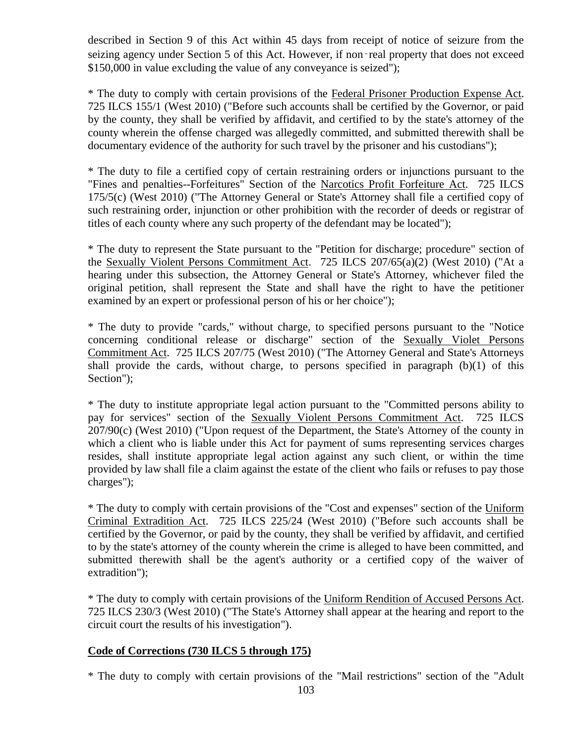described in Section 9 of this Act within 45 days from receipt of notice of seizure from the seizing agency under Section 5 of this Act. However, if non‑real property that does not exceed $150,000 in value excluding the value of any conveyance is seized");

* The duty to comply with certain provisions of the Federal Prisoner Production Expense Act. 725 ILCS 155/1 (West 2010) ("Before such accounts shall be certified by the Governor, or paid by the county, they shall be verified by affidavit, and certified to by the state's attorney of the county wherein the offense charged was allegedly committed, and submitted therewith shall be documentary evidence of the authority for such travel by the prisoner and his custodians");

* The duty to file a certified copy of certain restraining orders or injunctions pursuant to the "Fines and penalties--Forfeitures" Section of the Narcotics Profit Forfeiture Act. 725 ILCS 175/5(c) (West 2010) ("The Attorney General or State's Attorney shall file a certified copy of such restraining order, injunction or other prohibition with the recorder of deeds or registrar of titles of each county where any such property of the defendant may be located");

* The duty to represent the State pursuant to the "Petition for discharge; procedure" section of the Sexually Violent Persons Commitment Act. 725 ILCS 207/65(a)(2) (West 2010) ("At a hearing under this subsection, the Attorney General or State's Attorney, whichever filed the original petition, shall represent the State and shall have the right to have the petitioner examined by an expert or professional person of his or her choice");

* The duty to provide "cards," without charge, to specified persons pursuant to the "Notice concerning conditional release or discharge" section of the Sexually Violet Persons Commitment Act. 725 ILCS 207/75 (West 2010) ("The Attorney General and State's Attorneys shall provide the cards, without charge, to persons specified in paragraph (b)(1) of this Section");

* The duty to institute appropriate legal action pursuant to the "Committed persons ability to pay for services" section of the Sexually Violent Persons Commitment Act. 725 ILCS 207/90(c) (West 2010) ("Upon request of the Department, the State's Attorney of the county in which a client who is liable under this Act for payment of sums representing services charges resides, shall institute appropriate legal action against any such client, or within the time provided by law shall file a claim against the estate of the client who fails or refuses to pay those charges");

* The duty to comply with certain provisions of the "Cost and expenses" section of the Uniform Criminal Extradition Act. 725 ILCS 225/24 (West 2010) ("Before such accounts shall be certified by the Governor, or paid by the county, they shall be verified by affidavit, and certified to by the state's attorney of the county wherein the crime is alleged to have been committed, and submitted therewith shall be the agent's authority or a certified copy of the waiver of extradition");

* The duty to comply with certain provisions of the Uniform Rendition of Accused Persons Act. 725 ILCS 230/3 (West 2010) ("The State's Attorney shall appear at the hearing and report to the circuit court the results of his investigation").

**Code of Corrections (730 ILCS 5 through 175)**

* The duty to comply with certain provisions of the "Mail restrictions" section of the "Adult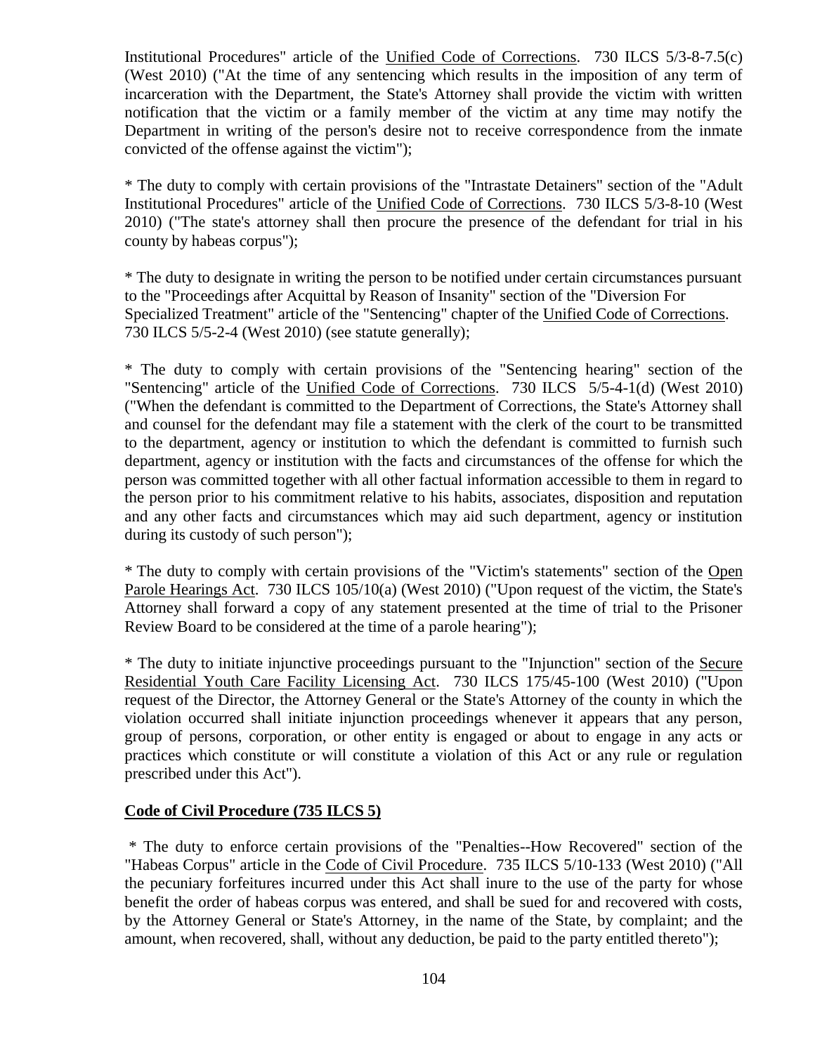Institutional Procedures" article of the Unified Code of Corrections. 730 ILCS 5/3-8-7.5(c) (West 2010) ("At the time of any sentencing which results in the imposition of any term of incarceration with the Department, the State's Attorney shall provide the victim with written notification that the victim or a family member of the victim at any time may notify the Department in writing of the person's desire not to receive correspondence from the inmate convicted of the offense against the victim");

* The duty to comply with certain provisions of the "Intrastate Detainers" section of the "Adult Institutional Procedures" article of the Unified Code of Corrections. 730 ILCS 5/3-8-10 (West 2010) ("The state's attorney shall then procure the presence of the defendant for trial in his county by habeas corpus");

* The duty to designate in writing the person to be notified under certain circumstances pursuant to the "Proceedings after Acquittal by Reason of Insanity" section of the "Diversion For Specialized Treatment" article of the "Sentencing" chapter of the Unified Code of Corrections. 730 ILCS 5/5-2-4 (West 2010) (see statute generally);

* The duty to comply with certain provisions of the "Sentencing hearing" section of the "Sentencing" article of the Unified Code of Corrections. 730 ILCS 5/5-4-1(d) (West 2010) ("When the defendant is committed to the Department of Corrections, the State's Attorney shall and counsel for the defendant may file a statement with the clerk of the court to be transmitted to the department, agency or institution to which the defendant is committed to furnish such department, agency or institution with the facts and circumstances of the offense for which the person was committed together with all other factual information accessible to them in regard to the person prior to his commitment relative to his habits, associates, disposition and reputation and any other facts and circumstances which may aid such department, agency or institution during its custody of such person");

* The duty to comply with certain provisions of the "Victim's statements" section of the Open Parole Hearings Act. 730 ILCS 105/10(a) (West 2010) ("Upon request of the victim, the State's Attorney shall forward a copy of any statement presented at the time of trial to the Prisoner Review Board to be considered at the time of a parole hearing");

* The duty to initiate injunctive proceedings pursuant to the "Injunction" section of the Secure Residential Youth Care Facility Licensing Act. 730 ILCS 175/45-100 (West 2010) ("Upon request of the Director, the Attorney General or the State's Attorney of the county in which the violation occurred shall initiate injunction proceedings whenever it appears that any person, group of persons, corporation, or other entity is engaged or about to engage in any acts or practices which constitute or will constitute a violation of this Act or any rule or regulation prescribed under this Act").

**Code of Civil Procedure (735 ILCS 5)**

* The duty to enforce certain provisions of the "Penalties--How Recovered" section of the "Habeas Corpus" article in the Code of Civil Procedure. 735 ILCS 5/10-133 (West 2010) ("All the pecuniary forfeitures incurred under this Act shall inure to the use of the party for whose benefit the order of habeas corpus was entered, and shall be sued for and recovered with costs, by the Attorney General or State's Attorney, in the name of the State, by complaint; and the amount, when recovered, shall, without any deduction, be paid to the party entitled thereto");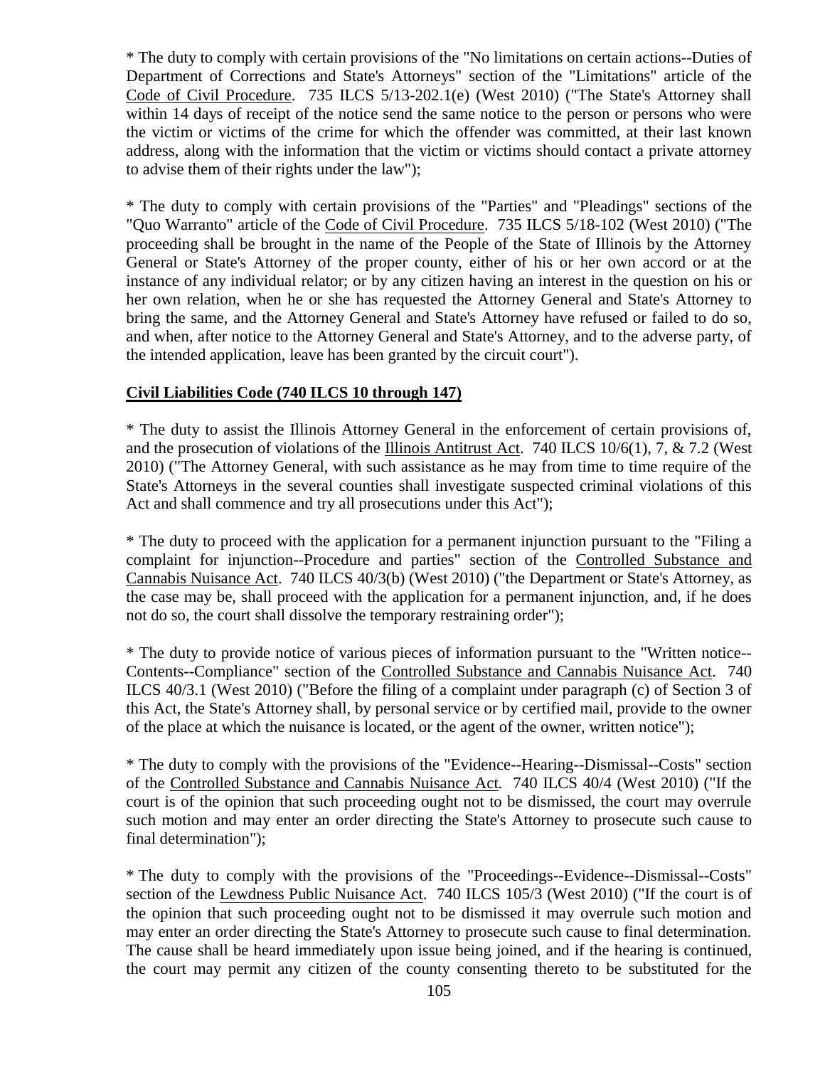* The duty to comply with certain provisions of the "No limitations on certain actions--Duties of Department of Corrections and State's Attorneys" section of the "Limitations" article of the Code of Civil Procedure. 735 ILCS 5/13-202.1(e) (West 2010) ("The State's Attorney shall within 14 days of receipt of the notice send the same notice to the person or persons who were the victim or victims of the crime for which the offender was committed, at their last known address, along with the information that the victim or victims should contact a private attorney to advise them of their rights under the law");

* The duty to comply with certain provisions of the "Parties" and "Pleadings" sections of the "Quo Warranto" article of the Code of Civil Procedure. 735 ILCS 5/18-102 (West 2010) ("The proceeding shall be brought in the name of the People of the State of Illinois by the Attorney General or State's Attorney of the proper county, either of his or her own accord or at the instance of any individual relator; or by any citizen having an interest in the question on his or her own relation, when he or she has requested the Attorney General and State's Attorney to bring the same, and the Attorney General and State's Attorney have refused or failed to do so, and when, after notice to the Attorney General and State's Attorney, and to the adverse party, of the intended application, leave has been granted by the circuit court").

**Civil Liabilities Code (740 ILCS 10 through 147)**

* The duty to assist the Illinois Attorney General in the enforcement of certain provisions of, and the prosecution of violations of the Illinois Antitrust Act. 740 ILCS 10/6(1), 7, & 7.2 (West 2010) ("The Attorney General, with such assistance as he may from time to time require of the State's Attorneys in the several counties shall investigate suspected criminal violations of this Act and shall commence and try all prosecutions under this Act");

* The duty to proceed with the application for a permanent injunction pursuant to the "Filing a complaint for injunction--Procedure and parties" section of the Controlled Substance and Cannabis Nuisance Act. 740 ILCS 40/3(b) (West 2010) ("the Department or State's Attorney, as the case may be, shall proceed with the application for a permanent injunction, and, if he does not do so, the court shall dissolve the temporary restraining order");

* The duty to provide notice of various pieces of information pursuant to the "Written notice--Contents--Compliance" section of the Controlled Substance and Cannabis Nuisance Act. 740 ILCS 40/3.1 (West 2010) ("Before the filing of a complaint under paragraph (c) of Section 3 of this Act, the State's Attorney shall, by personal service or by certified mail, provide to the owner of the place at which the nuisance is located, or the agent of the owner, written notice");

* The duty to comply with the provisions of the "Evidence--Hearing--Dismissal--Costs" section of the Controlled Substance and Cannabis Nuisance Act. 740 ILCS 40/4 (West 2010) ("If the court is of the opinion that such proceeding ought not to be dismissed, the court may overrule such motion and may enter an order directing the State's Attorney to prosecute such cause to final determination");

* The duty to comply with the provisions of the "Proceedings--Evidence--Dismissal--Costs" section of the Lewdness Public Nuisance Act. 740 ILCS 105/3 (West 2010) ("If the court is of the opinion that such proceeding ought not to be dismissed it may overrule such motion and may enter an order directing the State's Attorney to prosecute such cause to final determination. The cause shall be heard immediately upon issue being joined, and if the hearing is continued, the court may permit any citizen of the county consenting thereto to be substituted for the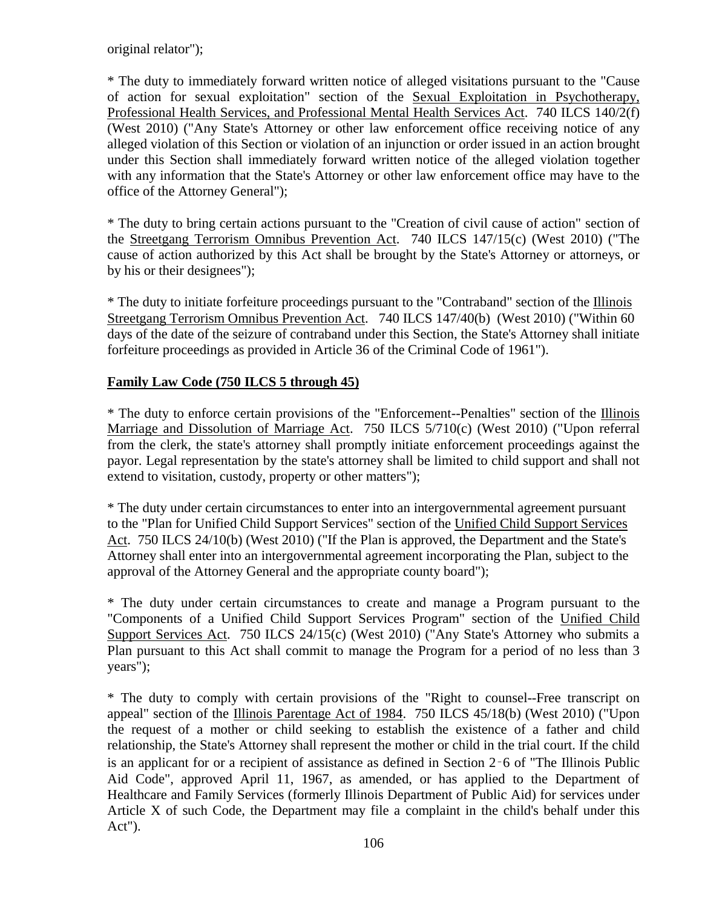original relator");

* The duty to immediately forward written notice of alleged visitations pursuant to the "Cause of action for sexual exploitation" section of the Sexual Exploitation in Psychotherapy, Professional Health Services, and Professional Mental Health Services Act. 740 ILCS 140/2(f) (West 2010) ("Any State's Attorney or other law enforcement office receiving notice of any alleged violation of this Section or violation of an injunction or order issued in an action brought under this Section shall immediately forward written notice of the alleged violation together with any information that the State's Attorney or other law enforcement office may have to the office of the Attorney General");

* The duty to bring certain actions pursuant to the "Creation of civil cause of action" section of the Streetgang Terrorism Omnibus Prevention Act. 740 ILCS 147/15(c) (West 2010) ("The cause of action authorized by this Act shall be brought by the State's Attorney or attorneys, or by his or their designees");

* The duty to initiate forfeiture proceedings pursuant to the "Contraband" section of the Illinois Streetgang Terrorism Omnibus Prevention Act. 740 ILCS 147/40(b) (West 2010) ("Within 60 days of the date of the seizure of contraband under this Section, the State's Attorney shall initiate forfeiture proceedings as provided in Article 36 of the Criminal Code of 1961").

**Family Law Code (750 ILCS 5 through 45)**

* The duty to enforce certain provisions of the "Enforcement--Penalties" section of the Illinois Marriage and Dissolution of Marriage Act. 750 ILCS 5/710(c) (West 2010) ("Upon referral from the clerk, the state's attorney shall promptly initiate enforcement proceedings against the payor. Legal representation by the state's attorney shall be limited to child support and shall not extend to visitation, custody, property or other matters");

* The duty under certain circumstances to enter into an intergovernmental agreement pursuant to the "Plan for Unified Child Support Services" section of the Unified Child Support Services Act. 750 ILCS 24/10(b) (West 2010) ("If the Plan is approved, the Department and the State's Attorney shall enter into an intergovernmental agreement incorporating the Plan, subject to the approval of the Attorney General and the appropriate county board");

* The duty under certain circumstances to create and manage a Program pursuant to the "Components of a Unified Child Support Services Program" section of the Unified Child Support Services Act. 750 ILCS 24/15(c) (West 2010) ("Any State's Attorney who submits a Plan pursuant to this Act shall commit to manage the Program for a period of no less than 3 years");

* The duty to comply with certain provisions of the "Right to counsel--Free transcript on appeal" section of the Illinois Parentage Act of 1984. 750 ILCS 45/18(b) (West 2010) ("Upon the request of a mother or child seeking to establish the existence of a father and child relationship, the State's Attorney shall represent the mother or child in the trial court. If the child is an applicant for or a recipient of assistance as defined in Section 2-6 of "The Illinois Public Aid Code", approved April 11, 1967, as amended, or has applied to the Department of Healthcare and Family Services (formerly Illinois Department of Public Aid) for services under Article X of such Code, the Department may file a complaint in the child's behalf under this Act").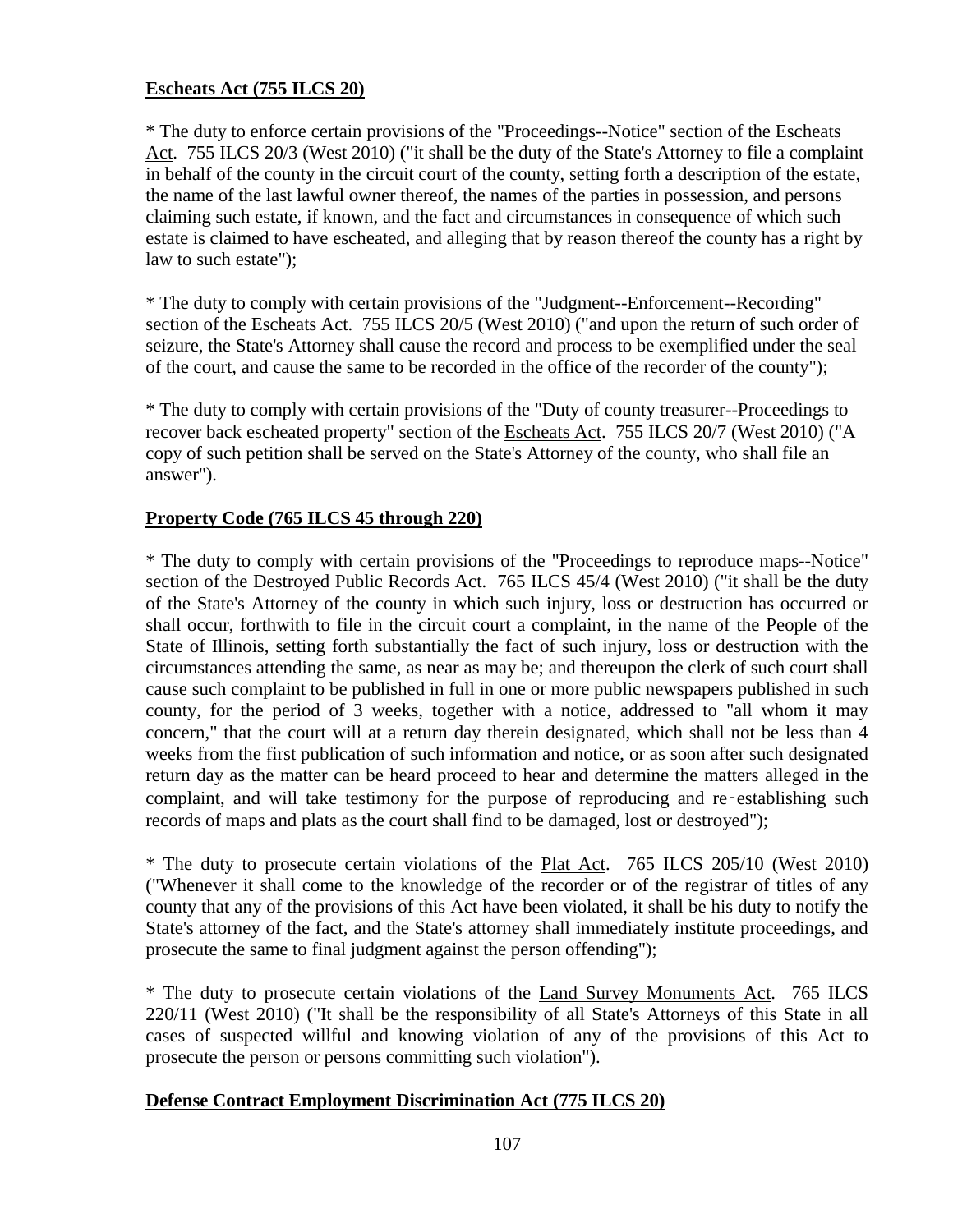**Escheats Act (755 ILCS 20)**

* The duty to enforce certain provisions of the "Proceedings--Notice" section of the Escheats Act. 755 ILCS 20/3 (West 2010) ("it shall be the duty of the State's Attorney to file a complaint in behalf of the county in the circuit court of the county, setting forth a description of the estate, the name of the last lawful owner thereof, the names of the parties in possession, and persons claiming such estate, if known, and the fact and circumstances in consequence of which such estate is claimed to have escheated, and alleging that by reason thereof the county has a right by law to such estate");

* The duty to comply with certain provisions of the "Judgment--Enforcement--Recording" section of the Escheats Act. 755 ILCS 20/5 (West 2010) ("and upon the return of such order of seizure, the State's Attorney shall cause the record and process to be exemplified under the seal of the court, and cause the same to be recorded in the office of the recorder of the county");

* The duty to comply with certain provisions of the "Duty of county treasurer--Proceedings to recover back escheated property" section of the Escheats Act. 755 ILCS 20/7 (West 2010) ("A copy of such petition shall be served on the State's Attorney of the county, who shall file an answer").

**Property Code (765 ILCS 45 through 220)**

* The duty to comply with certain provisions of the "Proceedings to reproduce maps--Notice" section of the Destroyed Public Records Act. 765 ILCS 45/4 (West 2010) ("it shall be the duty of the State's Attorney of the county in which such injury, loss or destruction has occurred or shall occur, forthwith to file in the circuit court a complaint, in the name of the People of the State of Illinois, setting forth substantially the fact of such injury, loss or destruction with the circumstances attending the same, as near as may be; and thereupon the clerk of such court shall cause such complaint to be published in full in one or more public newspapers published in such county, for the period of 3 weeks, together with a notice, addressed to "all whom it may concern," that the court will at a return day therein designated, which shall not be less than 4 weeks from the first publication of such information and notice, or as soon after such designated return day as the matter can be heard proceed to hear and determine the matters alleged in the complaint, and will take testimony for the purpose of reproducing and re-establishing such records of maps and plats as the court shall find to be damaged, lost or destroyed");

* The duty to prosecute certain violations of the Plat Act. 765 ILCS 205/10 (West 2010) ("Whenever it shall come to the knowledge of the recorder or of the registrar of titles of any county that any of the provisions of this Act have been violated, it shall be his duty to notify the State's attorney of the fact, and the State's attorney shall immediately institute proceedings, and prosecute the same to final judgment against the person offending");

* The duty to prosecute certain violations of the Land Survey Monuments Act. 765 ILCS 220/11 (West 2010) ("It shall be the responsibility of all State's Attorneys of this State in all cases of suspected willful and knowing violation of any of the provisions of this Act to prosecute the person or persons committing such violation").

**Defense Contract Employment Discrimination Act (775 ILCS 20)**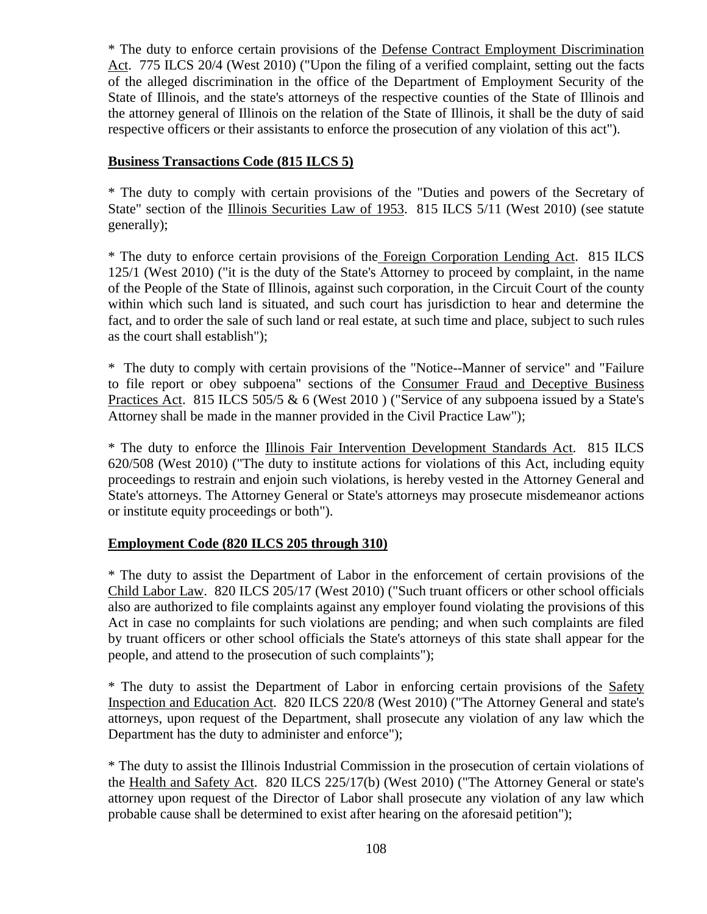* The duty to enforce certain provisions of the Defense Contract Employment Discrimination Act. 775 ILCS 20/4 (West 2010) ("Upon the filing of a verified complaint, setting out the facts of the alleged discrimination in the office of the Department of Employment Security of the State of Illinois, and the state's attorneys of the respective counties of the State of Illinois and the attorney general of Illinois on the relation of the State of Illinois, it shall be the duty of said respective officers or their assistants to enforce the prosecution of any violation of this act").

**Business Transactions Code (815 ILCS 5)**

* The duty to comply with certain provisions of the "Duties and powers of the Secretary of State" section of the Illinois Securities Law of 1953. 815 ILCS 5/11 (West 2010) (see statute generally);

* The duty to enforce certain provisions of the Foreign Corporation Lending Act. 815 ILCS 125/1 (West 2010) ("it is the duty of the State's Attorney to proceed by complaint, in the name of the People of the State of Illinois, against such corporation, in the Circuit Court of the county within which such land is situated, and such court has jurisdiction to hear and determine the fact, and to order the sale of such land or real estate, at such time and place, subject to such rules as the court shall establish");

* The duty to comply with certain provisions of the "Notice--Manner of service" and "Failure to file report or obey subpoena" sections of the Consumer Fraud and Deceptive Business Practices Act. 815 ILCS 505/5 & 6 (West 2010 ) ("Service of any subpoena issued by a State's Attorney shall be made in the manner provided in the Civil Practice Law");

* The duty to enforce the Illinois Fair Intervention Development Standards Act. 815 ILCS 620/508 (West 2010) ("The duty to institute actions for violations of this Act, including equity proceedings to restrain and enjoin such violations, is hereby vested in the Attorney General and State's attorneys. The Attorney General or State's attorneys may prosecute misdemeanor actions or institute equity proceedings or both").

**Employment Code (820 ILCS 205 through 310)**

* The duty to assist the Department of Labor in the enforcement of certain provisions of the Child Labor Law. 820 ILCS 205/17 (West 2010) ("Such truant officers or other school officials also are authorized to file complaints against any employer found violating the provisions of this Act in case no complaints for such violations are pending; and when such complaints are filed by truant officers or other school officials the State's attorneys of this state shall appear for the people, and attend to the prosecution of such complaints");

* The duty to assist the Department of Labor in enforcing certain provisions of the Safety Inspection and Education Act. 820 ILCS 220/8 (West 2010) ("The Attorney General and state's attorneys, upon request of the Department, shall prosecute any violation of any law which the Department has the duty to administer and enforce");

* The duty to assist the Illinois Industrial Commission in the prosecution of certain violations of the Health and Safety Act. 820 ILCS 225/17(b) (West 2010) ("The Attorney General or state's attorney upon request of the Director of Labor shall prosecute any violation of any law which probable cause shall be determined to exist after hearing on the aforesaid petition");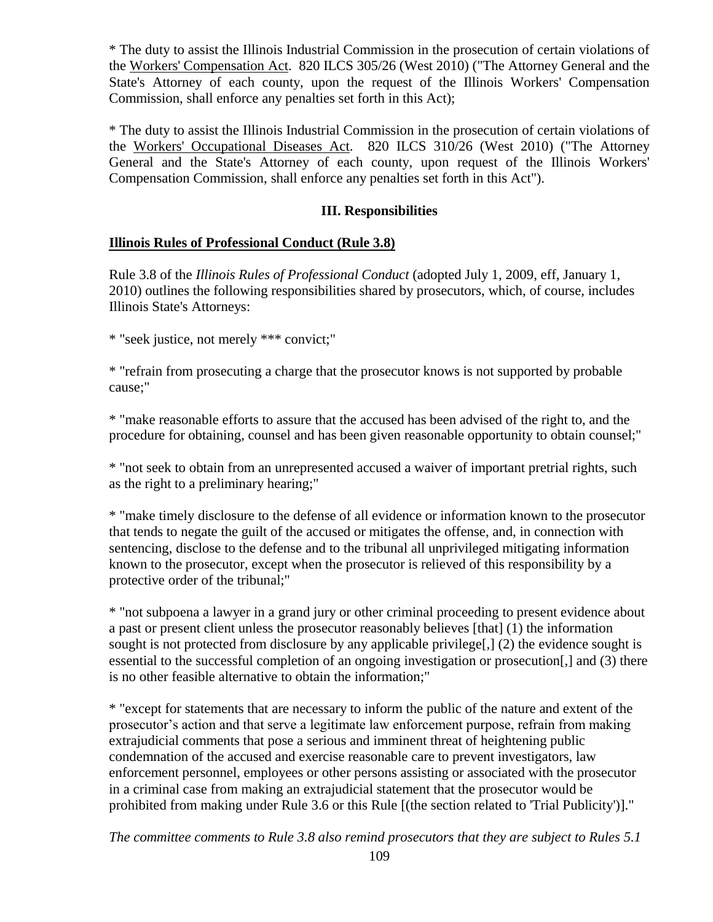\* The duty to assist the Illinois Industrial Commission in the prosecution of certain violations of the <u>Workers' Compensation Act</u>. 820 ILCS 305/26 (West 2010) ("The Attorney General and the State's Attorney of each county, upon the request of the Illinois Workers' Compensation Commission, shall enforce any penalties set forth in this Act);

\* The duty to assist the Illinois Industrial Commission in the prosecution of certain violations of the <u>Workers' Occupational Diseases Act</u>. 820 ILCS 310/26 (West 2010) ("The Attorney General and the State's Attorney of each county, upon request of the Illinois Workers' Compensation Commission, shall enforce any penalties set forth in this Act").

## III. Responsibilities

### <u>Illinois Rules of Professional Conduct (Rule 3.8)</u>

Rule 3.8 of the *Illinois Rules of Professional Conduct* (adopted July 1, 2009, eff, January 1, 2010) outlines the following responsibilities shared by prosecutors, which, of course, includes Illinois State's Attorneys:

\* "seek justice, not merely \*\*\* convict;"

\* "refrain from prosecuting a charge that the prosecutor knows is not supported by probable cause;"

\* "make reasonable efforts to assure that the accused has been advised of the right to, and the procedure for obtaining, counsel and has been given reasonable opportunity to obtain counsel;"

\* "not seek to obtain from an unrepresented accused a waiver of important pretrial rights, such as the right to a preliminary hearing;"

\* "make timely disclosure to the defense of all evidence or information known to the prosecutor that tends to negate the guilt of the accused or mitigates the offense, and, in connection with sentencing, disclose to the defense and to the tribunal all unprivileged mitigating information known to the prosecutor, except when the prosecutor is relieved of this responsibility by a protective order of the tribunal;"

\* "not subpoena a lawyer in a grand jury or other criminal proceeding to present evidence about a past or present client unless the prosecutor reasonably believes [that] (1) the information sought is not protected from disclosure by any applicable privilege[,] (2) the evidence sought is essential to the successful completion of an ongoing investigation or prosecution[,] and (3) there is no other feasible alternative to obtain the information;"

\* "except for statements that are necessary to inform the public of the nature and extent of the prosecutor's action and that serve a legitimate law enforcement purpose, refrain from making extrajudicial comments that pose a serious and imminent threat of heightening public condemnation of the accused and exercise reasonable care to prevent investigators, law enforcement personnel, employees or other persons assisting or associated with the prosecutor in a criminal case from making an extrajudicial statement that the prosecutor would be prohibited from making under Rule 3.6 or this Rule [(the section related to 'Trial Publicity')]."

*The committee comments to Rule 3.8 also remind prosecutors that they are subject to Rules 5.1*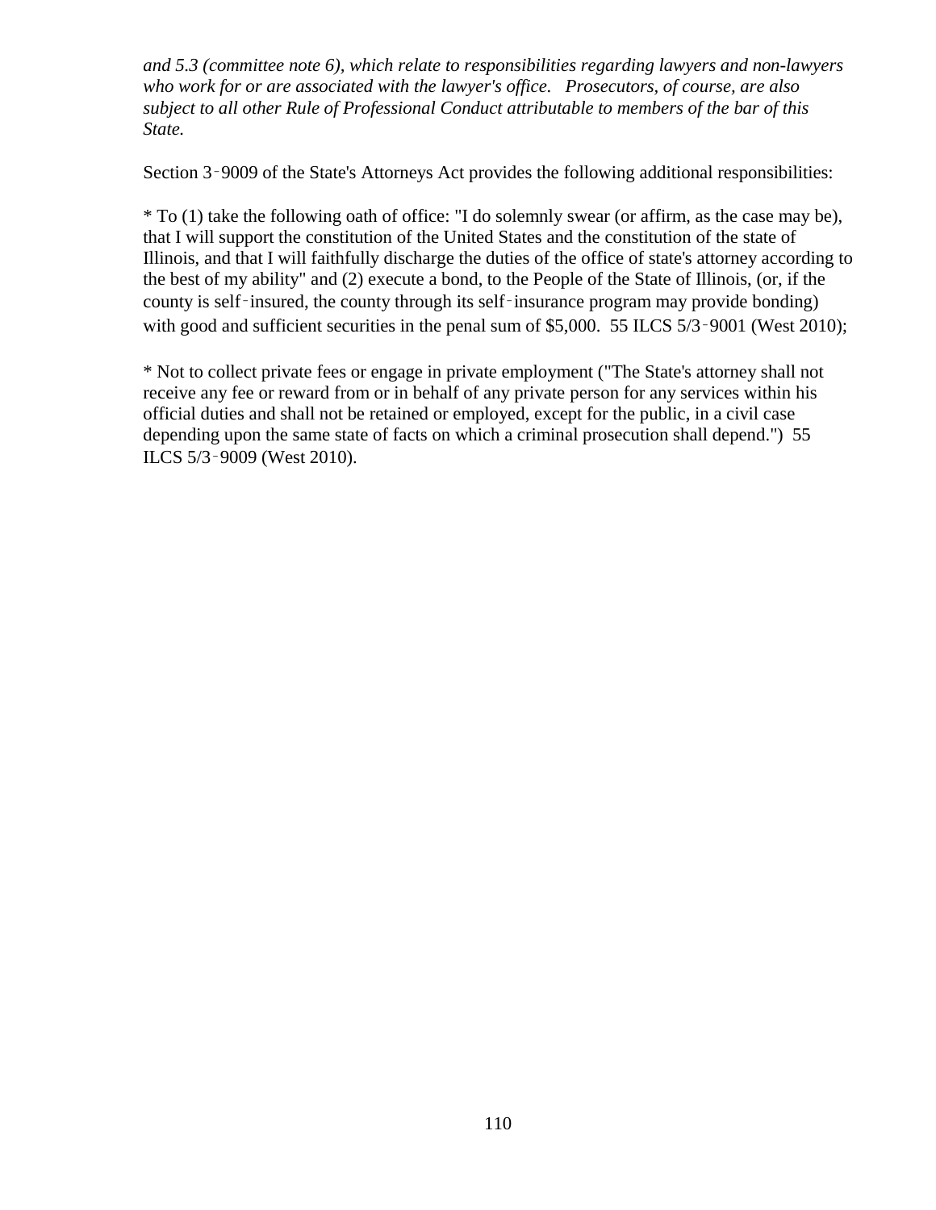*and 5.3 (committee note 6), which relate to responsibilities regarding lawyers and non-lawyers who work for or are associated with the lawyer's office. Prosecutors, of course, are also subject to all other Rule of Professional Conduct attributable to members of the bar of this State.*

Section 3‑9009 of the State's Attorneys Act provides the following additional responsibilities:

* To (1) take the following oath of office: "I do solemnly swear (or affirm, as the case may be), that I will support the constitution of the United States and the constitution of the state of Illinois, and that I will faithfully discharge the duties of the office of state's attorney according to the best of my ability" and (2) execute a bond, to the People of the State of Illinois, (or, if the county is self‑insured, the county through its self‑insurance program may provide bonding) with good and sufficient securities in the penal sum of $5,000. 55 ILCS 5/3‑9001 (West 2010);

* Not to collect private fees or engage in private employment ("The State's attorney shall not receive any fee or reward from or in behalf of any private person for any services within his official duties and shall not be retained or employed, except for the public, in a civil case depending upon the same state of facts on which a criminal prosecution shall depend.") 55 ILCS 5/3‑9009 (West 2010).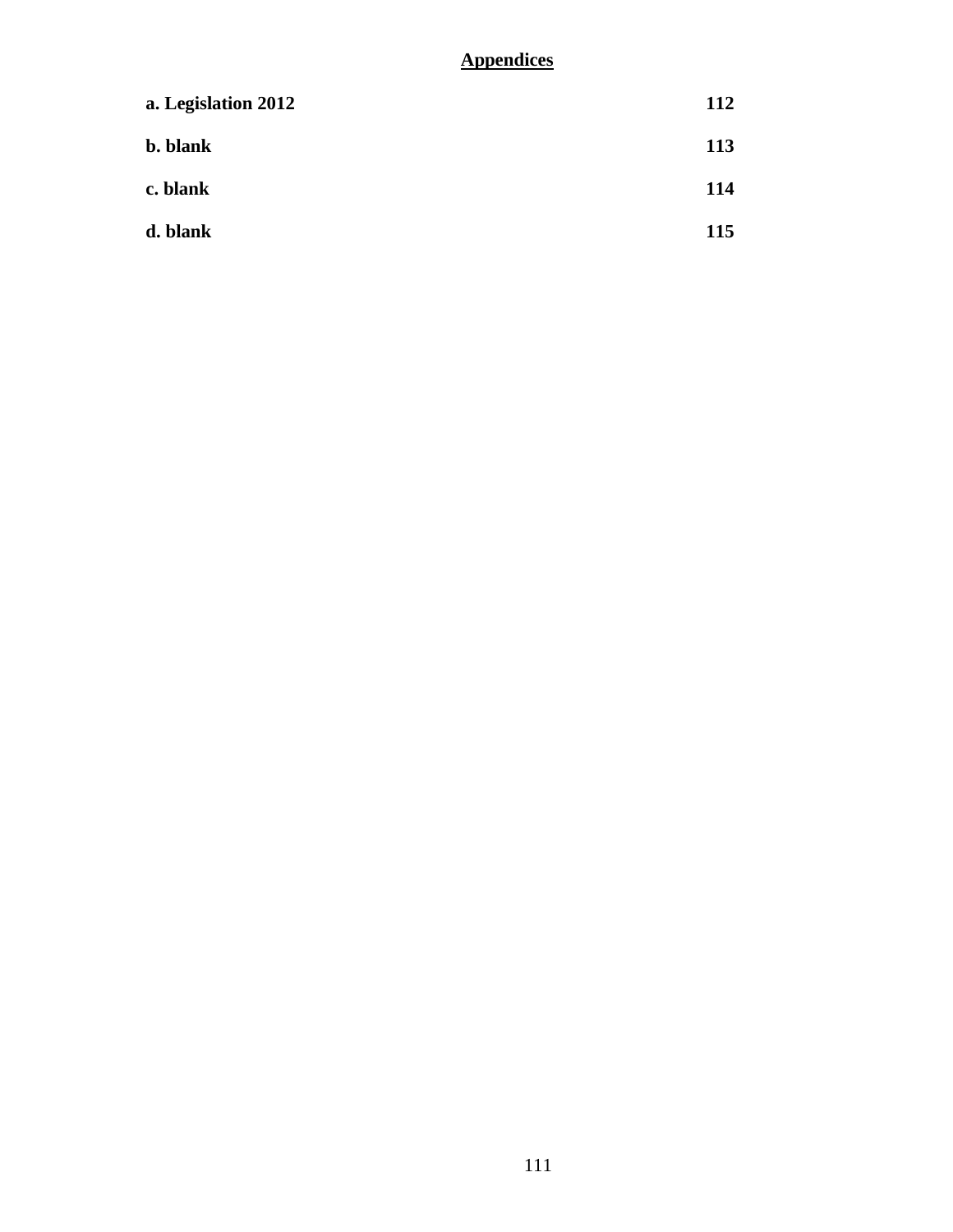## Appendices

| | |
|---|---|
| **a. Legislation 2012** | **112** |
| **b. blank** | **113** |
| **c. blank** | **114** |
| **d. blank** | **115** |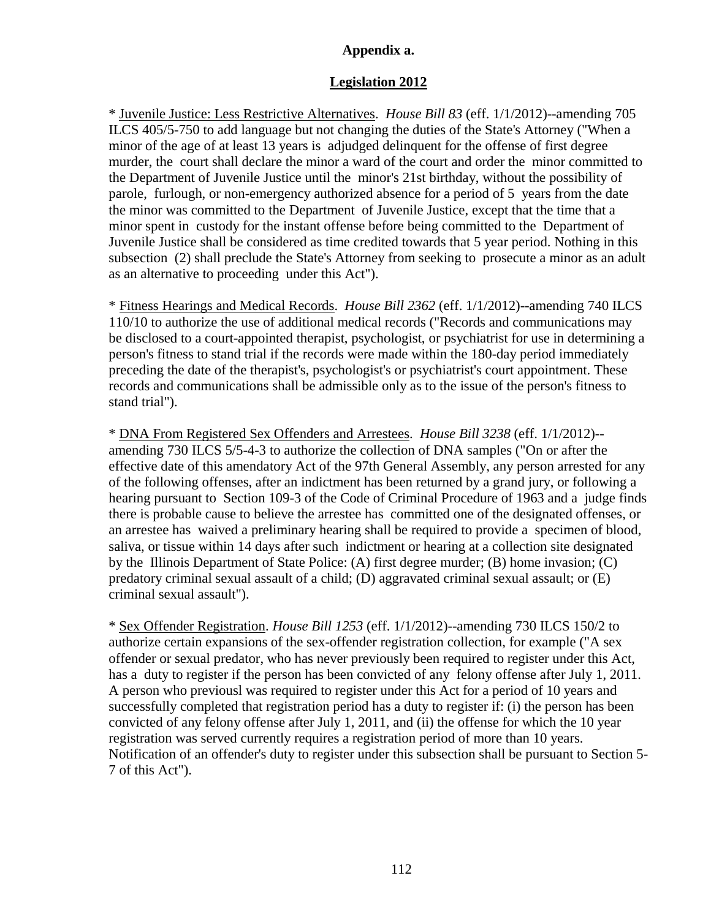**Appendix a.**

**Legislation 2012**

* Juvenile Justice: Less Restrictive Alternatives. *House Bill 83* (eff. 1/1/2012)--amending 705 ILCS 405/5-750 to add language but not changing the duties of the State's Attorney ("When a minor of the age of at least 13 years is adjudged delinquent for the offense of first degree murder, the court shall declare the minor a ward of the court and order the minor committed to the Department of Juvenile Justice until the minor's 21st birthday, without the possibility of parole, furlough, or non-emergency authorized absence for a period of 5 years from the date the minor was committed to the Department of Juvenile Justice, except that the time that a minor spent in custody for the instant offense before being committed to the Department of Juvenile Justice shall be considered as time credited towards that 5 year period. Nothing in this subsection (2) shall preclude the State's Attorney from seeking to prosecute a minor as an adult as an alternative to proceeding under this Act").

* Fitness Hearings and Medical Records. *House Bill 2362* (eff. 1/1/2012)--amending 740 ILCS 110/10 to authorize the use of additional medical records ("Records and communications may be disclosed to a court-appointed therapist, psychologist, or psychiatrist for use in determining a person's fitness to stand trial if the records were made within the 180-day period immediately preceding the date of the therapist's, psychologist's or psychiatrist's court appointment. These records and communications shall be admissible only as to the issue of the person's fitness to stand trial").

* DNA From Registered Sex Offenders and Arrestees. *House Bill 3238* (eff. 1/1/2012)--amending 730 ILCS 5/5-4-3 to authorize the collection of DNA samples ("On or after the effective date of this amendatory Act of the 97th General Assembly, any person arrested for any of the following offenses, after an indictment has been returned by a grand jury, or following a hearing pursuant to Section 109-3 of the Code of Criminal Procedure of 1963 and a judge finds there is probable cause to believe the arrestee has committed one of the designated offenses, or an arrestee has waived a preliminary hearing shall be required to provide a specimen of blood, saliva, or tissue within 14 days after such indictment or hearing at a collection site designated by the Illinois Department of State Police: (A) first degree murder; (B) home invasion; (C) predatory criminal sexual assault of a child; (D) aggravated criminal sexual assault; or (E) criminal sexual assault").

* Sex Offender Registration. *House Bill 1253* (eff. 1/1/2012)--amending 730 ILCS 150/2 to authorize certain expansions of the sex-offender registration collection, for example ("A sex offender or sexual predator, who has never previously been required to register under this Act, has a duty to register if the person has been convicted of any felony offense after July 1, 2011. A person who previousl was required to register under this Act for a period of 10 years and successfully completed that registration period has a duty to register if: (i) the person has been convicted of any felony offense after July 1, 2011, and (ii) the offense for which the 10 year registration was served currently requires a registration period of more than 10 years. Notification of an offender's duty to register under this subsection shall be pursuant to Section 5-7 of this Act").